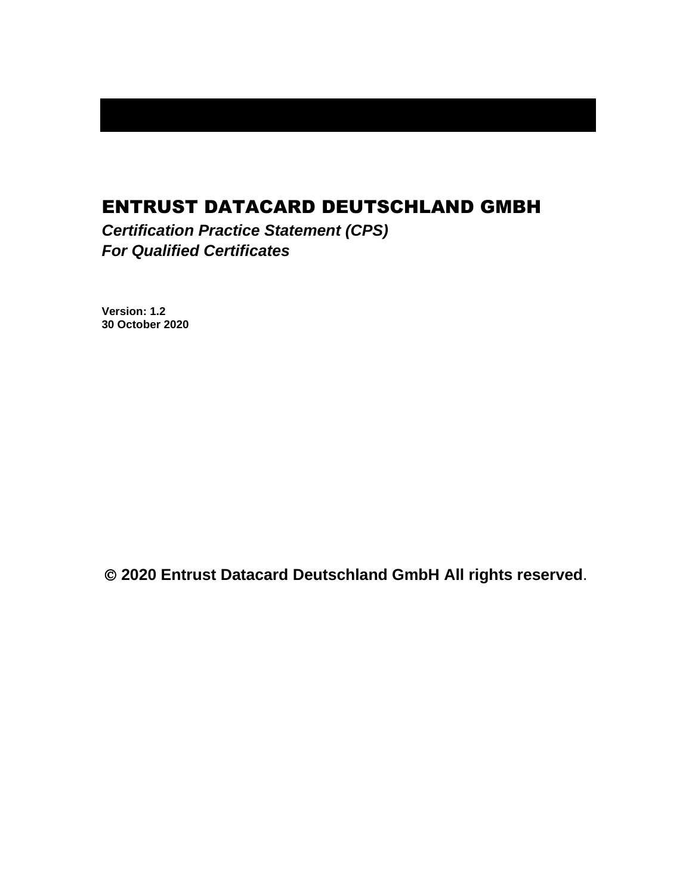# ENTRUST DATACARD DEUTSCHLAND GMBH

***Certification Practice Statement (CPS)***
***For Qualified Certificates***

**Version: 1.2**
**30 October 2020**

**© 2020 Entrust Datacard Deutschland GmbH All rights reserved**.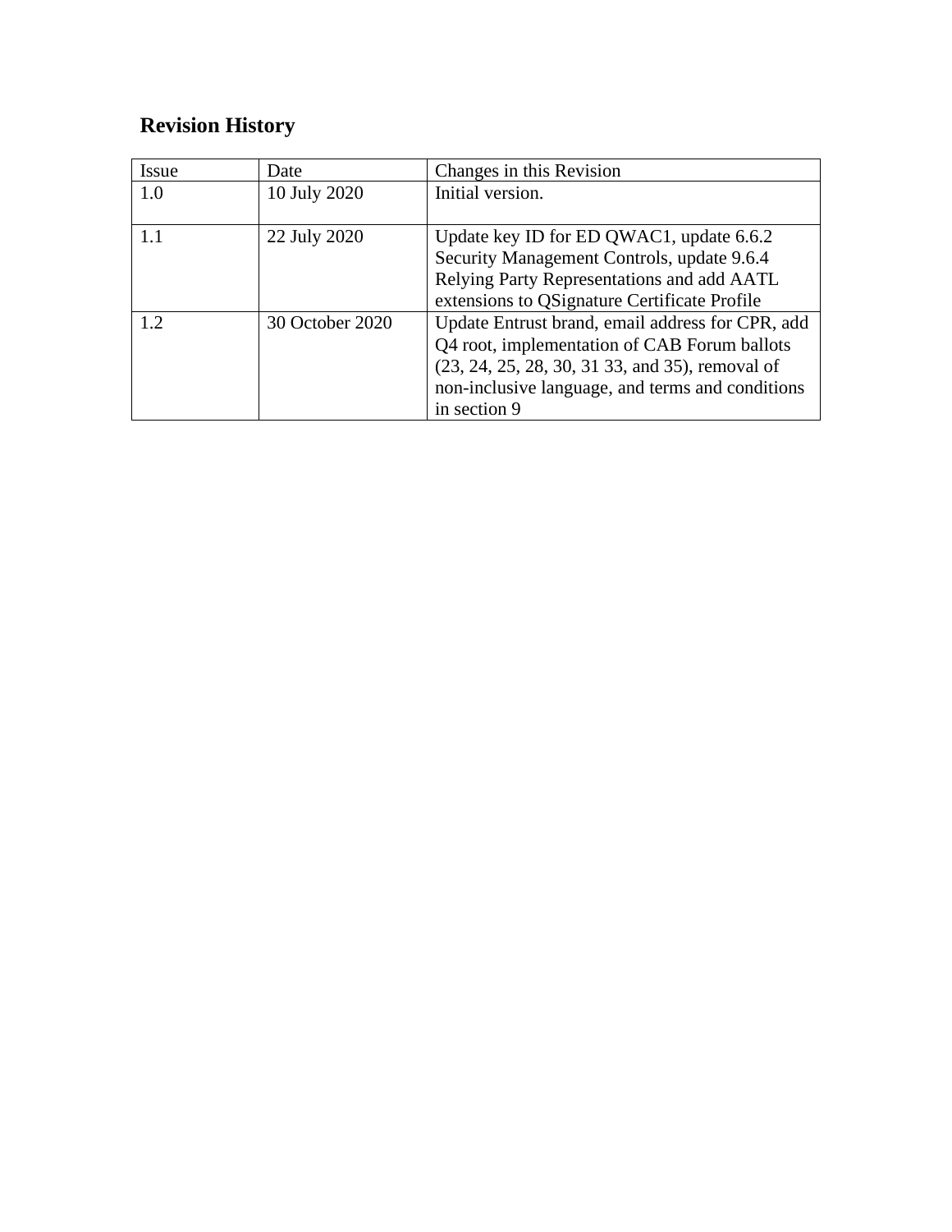## Revision History

| Issue | Date | Changes in this Revision |
| --- | --- | --- |
| 1.0 | 10 July 2020 | Initial version. |
| 1.1 | 22 July 2020 | Update key ID for ED QWAC1, update 6.6.2 Security Management Controls, update 9.6.4 Relying Party Representations and add AATL extensions to QSignature Certificate Profile |
| 1.2 | 30 October 2020 | Update Entrust brand, email address for CPR, add Q4 root, implementation of CAB Forum ballots (23, 24, 25, 28, 30, 31 33, and 35), removal of non-inclusive language, and terms and conditions in section 9 |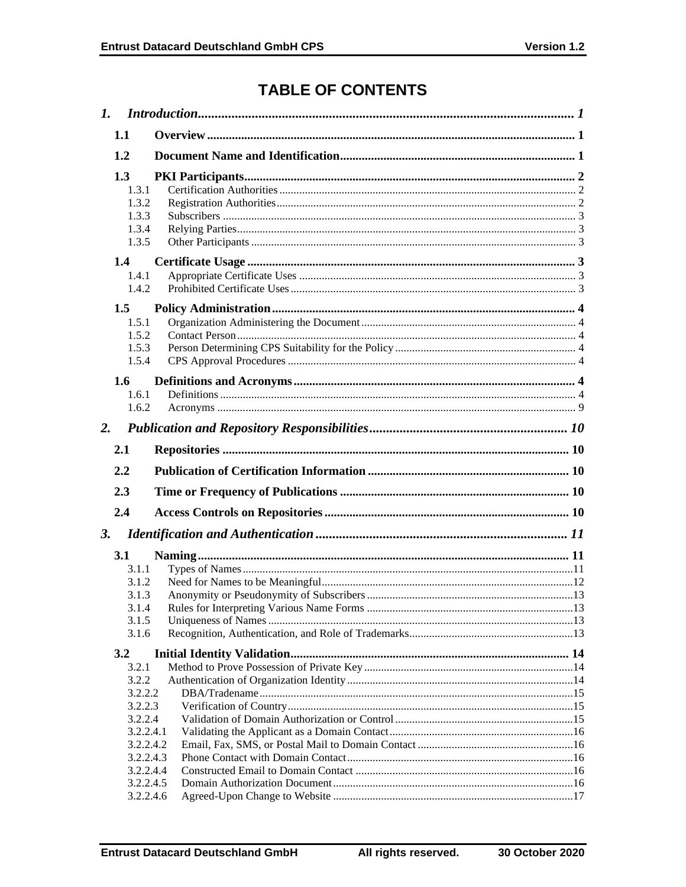# TABLE OF CONTENTS

*1. Introduction ... 1*

**1.1 Overview ... 1**

**1.2 Document Name and Identification ... 1**

**1.3 PKI Participants ... 2**

- 1.3.1 Certification Authorities ... 2
- 1.3.2 Registration Authorities ... 2
- 1.3.3 Subscribers ... 3
- 1.3.4 Relying Parties ... 3
- 1.3.5 Other Participants ... 3

**1.4 Certificate Usage ... 3**

- 1.4.1 Appropriate Certificate Uses ... 3
- 1.4.2 Prohibited Certificate Uses ... 3

**1.5 Policy Administration ... 4**

- 1.5.1 Organization Administering the Document ... 4
- 1.5.2 Contact Person ... 4
- 1.5.3 Person Determining CPS Suitability for the Policy ... 4
- 1.5.4 CPS Approval Procedures ... 4

**1.6 Definitions and Acronyms ... 4**

- 1.6.1 Definitions ... 4
- 1.6.2 Acronyms ... 9

*2. Publication and Repository Responsibilities ... 10*

**2.1 Repositories ... 10**

**2.2 Publication of Certification Information ... 10**

**2.3 Time or Frequency of Publications ... 10**

**2.4 Access Controls on Repositories ... 10**

*3. Identification and Authentication ... 11*

**3.1 Naming ... 11**

- 3.1.1 Types of Names ... 11
- 3.1.2 Need for Names to be Meaningful ... 12
- 3.1.3 Anonymity or Pseudonymity of Subscribers ... 13
- 3.1.4 Rules for Interpreting Various Name Forms ... 13
- 3.1.5 Uniqueness of Names ... 13
- 3.1.6 Recognition, Authentication, and Role of Trademarks ... 13

**3.2 Initial Identity Validation ... 14**

- 3.2.1 Method to Prove Possession of Private Key ... 14
- 3.2.2 Authentication of Organization Identity ... 14
- 3.2.2.2 DBA/Tradename ... 15
- 3.2.2.3 Verification of Country ... 15
- 3.2.2.4 Validation of Domain Authorization or Control ... 15
- 3.2.2.4.1 Validating the Applicant as a Domain Contact ... 16
- 3.2.2.4.2 Email, Fax, SMS, or Postal Mail to Domain Contact ... 16
- 3.2.2.4.3 Phone Contact with Domain Contact ... 16
- 3.2.2.4.4 Constructed Email to Domain Contact ... 16
- 3.2.2.4.5 Domain Authorization Document ... 16
- 3.2.2.4.6 Agreed-Upon Change to Website ... 17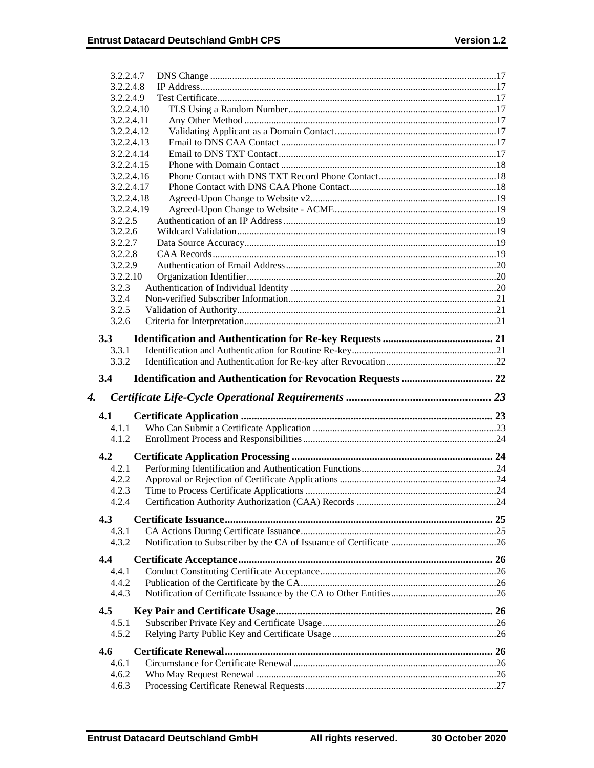3.2.2.4.7 DNS Change ....17
3.2.2.4.8 IP Address....17
3.2.2.4.9 Test Certificate....17
3.2.2.4.10 TLS Using a Random Number....17
3.2.2.4.11 Any Other Method ....17
3.2.2.4.12 Validating Applicant as a Domain Contact....17
3.2.2.4.13 Email to DNS CAA Contact ....17
3.2.2.4.14 Email to DNS TXT Contact....17
3.2.2.4.15 Phone with Domain Contact ....18
3.2.2.4.16 Phone Contact with DNS TXT Record Phone Contact....18
3.2.2.4.17 Phone Contact with DNS CAA Phone Contact....18
3.2.2.4.18 Agreed-Upon Change to Website v2....19
3.2.2.4.19 Agreed-Upon Change to Website - ACME....19
3.2.2.5 Authentication of an IP Address....19
3.2.2.6 Wildcard Validation....19
3.2.2.7 Data Source Accuracy....19
3.2.2.8 CAA Records....19
3.2.2.9 Authentication of Email Address....20
3.2.2.10 Organization Identifier....20
3.2.3 Authentication of Individual Identity ....20
3.2.4 Non-verified Subscriber Information....21
3.2.5 Validation of Authority....21
3.2.6 Criteria for Interpretation....21

**3.3 Identification and Authentication for Re-key Requests .... 21**
3.3.1 Identification and Authentication for Routine Re-key....21
3.3.2 Identification and Authentication for Re-key after Revocation....22

**3.4 Identification and Authentication for Revocation Requests .... 22**

***4. Certificate Life-Cycle Operational Requirements .... 23***

**4.1 Certificate Application .... 23**
4.1.1 Who Can Submit a Certificate Application ....23
4.1.2 Enrollment Process and Responsibilities....24

**4.2 Certificate Application Processing .... 24**
4.2.1 Performing Identification and Authentication Functions....24
4.2.2 Approval or Rejection of Certificate Applications ....24
4.2.3 Time to Process Certificate Applications ....24
4.2.4 Certification Authority Authorization (CAA) Records ....24

**4.3 Certificate Issuance.... 25**
4.3.1 CA Actions During Certificate Issuance....25
4.3.2 Notification to Subscriber by the CA of Issuance of Certificate ....26

**4.4 Certificate Acceptance.... 26**
4.4.1 Conduct Constituting Certificate Acceptance....26
4.4.2 Publication of the Certificate by the CA....26
4.4.3 Notification of Certificate Issuance by the CA to Other Entities....26

**4.5 Key Pair and Certificate Usage.... 26**
4.5.1 Subscriber Private Key and Certificate Usage....26
4.5.2 Relying Party Public Key and Certificate Usage....26

**4.6 Certificate Renewal.... 26**
4.6.1 Circumstance for Certificate Renewal....26
4.6.2 Who May Request Renewal ....26
4.6.3 Processing Certificate Renewal Requests....27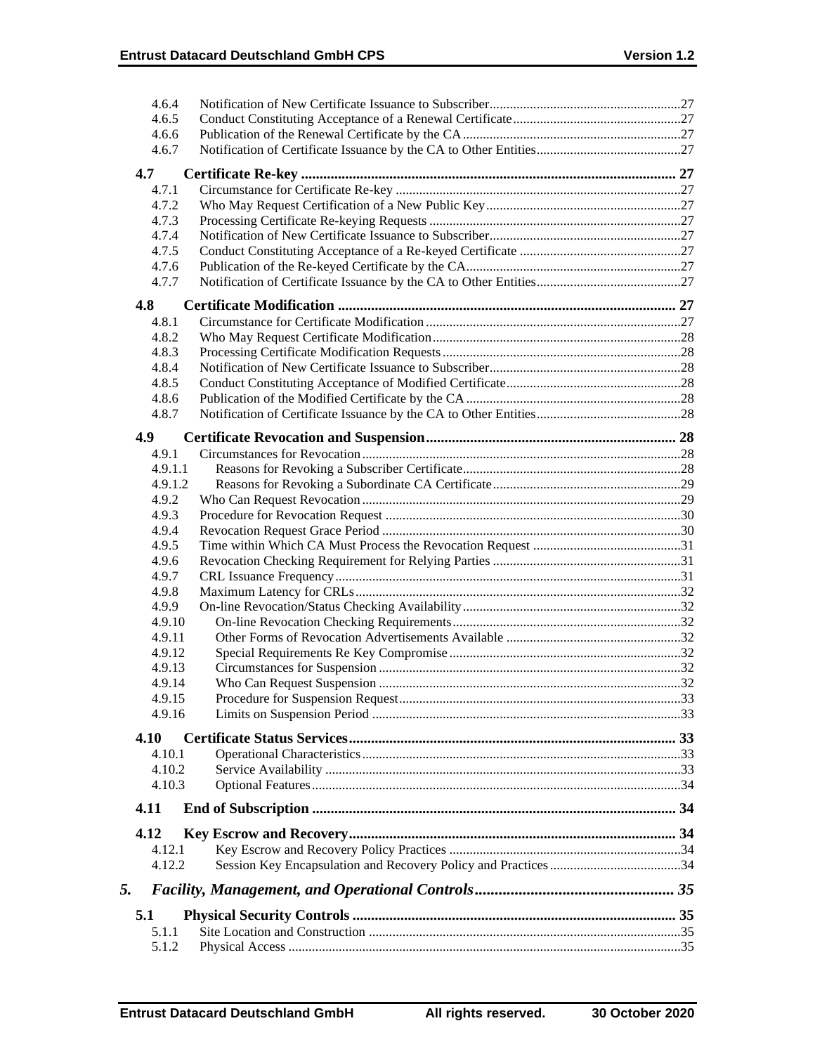| | | |
|---|---|---|
| 4.6.4 | Notification of New Certificate Issuance to Subscriber | 27 |
| 4.6.5 | Conduct Constituting Acceptance of a Renewal Certificate | 27 |
| 4.6.6 | Publication of the Renewal Certificate by the CA | 27 |
| 4.6.7 | Notification of Certificate Issuance by the CA to Other Entities | 27 |
| **4.7** | **Certificate Re-key** | **27** |
| 4.7.1 | Circumstance for Certificate Re-key | 27 |
| 4.7.2 | Who May Request Certification of a New Public Key | 27 |
| 4.7.3 | Processing Certificate Re-keying Requests | 27 |
| 4.7.4 | Notification of New Certificate Issuance to Subscriber | 27 |
| 4.7.5 | Conduct Constituting Acceptance of a Re-keyed Certificate | 27 |
| 4.7.6 | Publication of the Re-keyed Certificate by the CA | 27 |
| 4.7.7 | Notification of Certificate Issuance by the CA to Other Entities | 27 |
| **4.8** | **Certificate Modification** | **27** |
| 4.8.1 | Circumstance for Certificate Modification | 27 |
| 4.8.2 | Who May Request Certificate Modification | 28 |
| 4.8.3 | Processing Certificate Modification Requests | 28 |
| 4.8.4 | Notification of New Certificate Issuance to Subscriber | 28 |
| 4.8.5 | Conduct Constituting Acceptance of Modified Certificate | 28 |
| 4.8.6 | Publication of the Modified Certificate by the CA | 28 |
| 4.8.7 | Notification of Certificate Issuance by the CA to Other Entities | 28 |
| **4.9** | **Certificate Revocation and Suspension** | **28** |
| 4.9.1 | Circumstances for Revocation | 28 |
| 4.9.1.1 | Reasons for Revoking a Subscriber Certificate | 28 |
| 4.9.1.2 | Reasons for Revoking a Subordinate CA Certificate | 29 |
| 4.9.2 | Who Can Request Revocation | 29 |
| 4.9.3 | Procedure for Revocation Request | 30 |
| 4.9.4 | Revocation Request Grace Period | 30 |
| 4.9.5 | Time within Which CA Must Process the Revocation Request | 31 |
| 4.9.6 | Revocation Checking Requirement for Relying Parties | 31 |
| 4.9.7 | CRL Issuance Frequency | 31 |
| 4.9.8 | Maximum Latency for CRLs | 32 |
| 4.9.9 | On-line Revocation/Status Checking Availability | 32 |
| 4.9.10 | On-line Revocation Checking Requirements | 32 |
| 4.9.11 | Other Forms of Revocation Advertisements Available | 32 |
| 4.9.12 | Special Requirements Re Key Compromise | 32 |
| 4.9.13 | Circumstances for Suspension | 32 |
| 4.9.14 | Who Can Request Suspension | 32 |
| 4.9.15 | Procedure for Suspension Request | 33 |
| 4.9.16 | Limits on Suspension Period | 33 |
| **4.10** | **Certificate Status Services** | **33** |
| 4.10.1 | Operational Characteristics | 33 |
| 4.10.2 | Service Availability | 33 |
| 4.10.3 | Optional Features | 34 |
| **4.11** | **End of Subscription** | **34** |
| **4.12** | **Key Escrow and Recovery** | **34** |
| 4.12.1 | Key Escrow and Recovery Policy Practices | 34 |
| 4.12.2 | Session Key Encapsulation and Recovery Policy and Practices | 34 |
| ***5.*** | ***Facility, Management, and Operational Controls*** | ***35*** |
| **5.1** | **Physical Security Controls** | **35** |
| 5.1.1 | Site Location and Construction | 35 |
| 5.1.2 | Physical Access | 35 |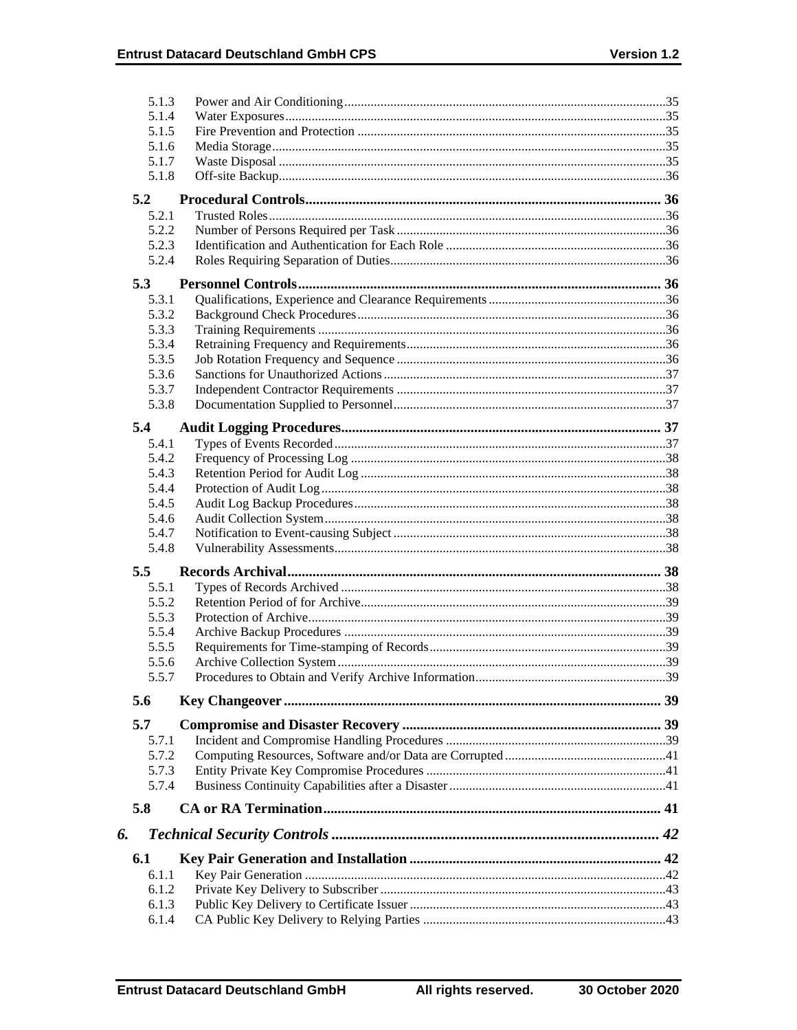5.1.3 Power and Air Conditioning ........ 35
5.1.4 Water Exposures ........ 35
5.1.5 Fire Prevention and Protection ........ 35
5.1.6 Media Storage ........ 35
5.1.7 Waste Disposal ........ 35
5.1.8 Off-site Backup ........ 36

**5.2 Procedural Controls ........ 36**

5.2.1 Trusted Roles ........ 36
5.2.2 Number of Persons Required per Task ........ 36
5.2.3 Identification and Authentication for Each Role ........ 36
5.2.4 Roles Requiring Separation of Duties ........ 36

**5.3 Personnel Controls ........ 36**

5.3.1 Qualifications, Experience and Clearance Requirements ........ 36
5.3.2 Background Check Procedures ........ 36
5.3.3 Training Requirements ........ 36
5.3.4 Retraining Frequency and Requirements ........ 36
5.3.5 Job Rotation Frequency and Sequence ........ 36
5.3.6 Sanctions for Unauthorized Actions ........ 37
5.3.7 Independent Contractor Requirements ........ 37
5.3.8 Documentation Supplied to Personnel ........ 37

**5.4 Audit Logging Procedures ........ 37**

5.4.1 Types of Events Recorded ........ 37
5.4.2 Frequency of Processing Log ........ 38
5.4.3 Retention Period for Audit Log ........ 38
5.4.4 Protection of Audit Log ........ 38
5.4.5 Audit Log Backup Procedures ........ 38
5.4.6 Audit Collection System ........ 38
5.4.7 Notification to Event-causing Subject ........ 38
5.4.8 Vulnerability Assessments ........ 38

**5.5 Records Archival ........ 38**

5.5.1 Types of Records Archived ........ 38
5.5.2 Retention Period of for Archive ........ 39
5.5.3 Protection of Archive ........ 39
5.5.4 Archive Backup Procedures ........ 39
5.5.5 Requirements for Time-stamping of Records ........ 39
5.5.6 Archive Collection System ........ 39
5.5.7 Procedures to Obtain and Verify Archive Information ........ 39

**5.6 Key Changeover ........ 39**

**5.7 Compromise and Disaster Recovery ........ 39**

5.7.1 Incident and Compromise Handling Procedures ........ 39
5.7.2 Computing Resources, Software and/or Data are Corrupted ........ 41
5.7.3 Entity Private Key Compromise Procedures ........ 41
5.7.4 Business Continuity Capabilities after a Disaster ........ 41

**5.8 CA or RA Termination ........ 41**

***6. Technical Security Controls ........ 42***

**6.1 Key Pair Generation and Installation ........ 42**

6.1.1 Key Pair Generation ........ 42
6.1.2 Private Key Delivery to Subscriber ........ 43
6.1.3 Public Key Delivery to Certificate Issuer ........ 43
6.1.4 CA Public Key Delivery to Relying Parties ........ 43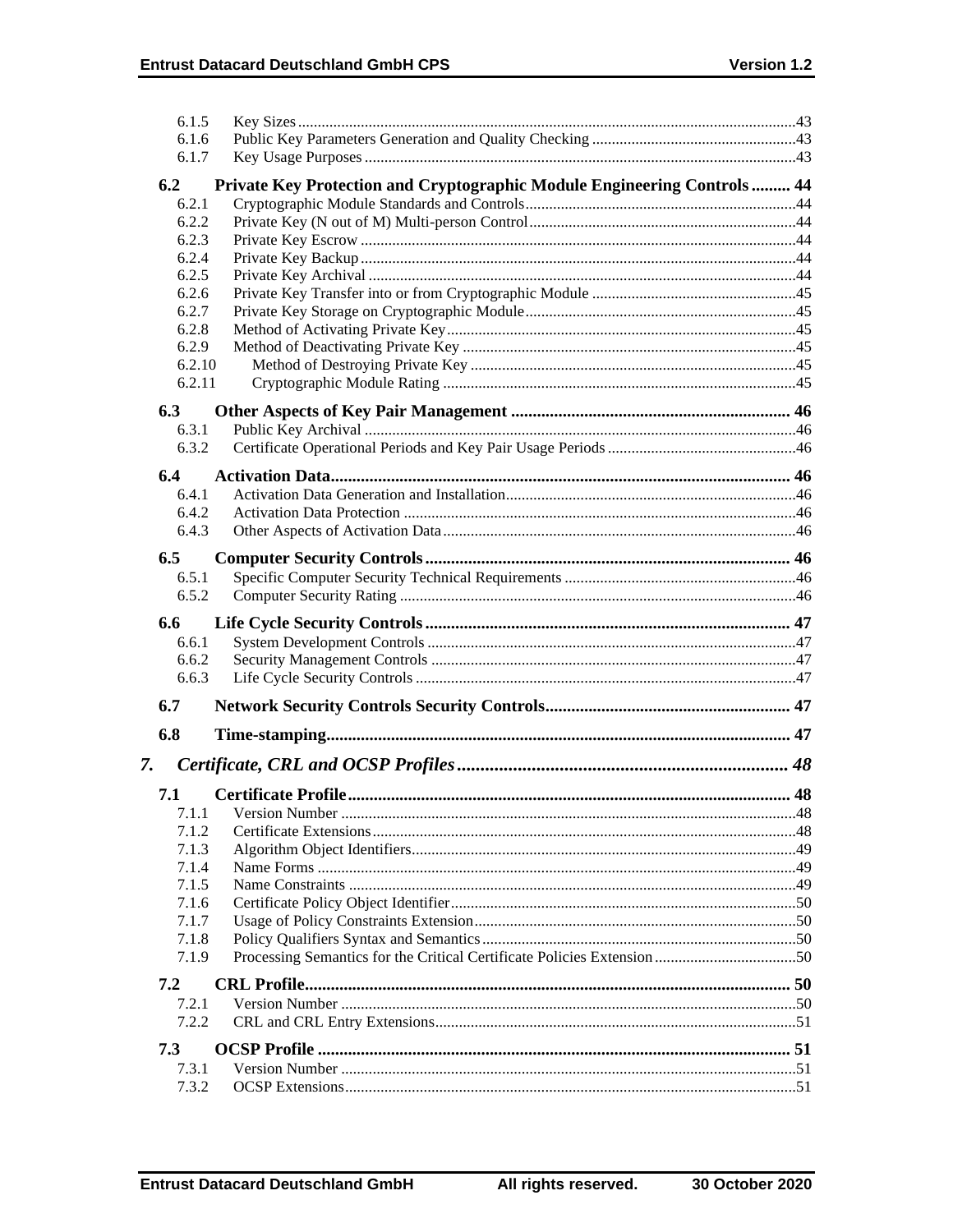6.1.5 Key Sizes ....................................................................................................................43
6.1.6 Public Key Parameters Generation and Quality Checking ....................................................43
6.1.7 Key Usage Purposes ...................................................................................................43

**6.2 Private Key Protection and Cryptographic Module Engineering Controls ......... 44**

6.2.1 Cryptographic Module Standards and Controls....................................................................44
6.2.2 Private Key (N out of M) Multi-person Control...................................................................44
6.2.3 Private Key Escrow ....................................................................................................44
6.2.4 Private Key Backup.....................................................................................................44
6.2.5 Private Key Archival ...................................................................................................44
6.2.6 Private Key Transfer into or from Cryptographic Module ....................................................45
6.2.7 Private Key Storage on Cryptographic Module....................................................................45
6.2.8 Method of Activating Private Key......................................................................................45
6.2.9 Method of Deactivating Private Key ..................................................................................45
6.2.10 Method of Destroying Private Key .................................................................................45
6.2.11 Cryptographic Module Rating ........................................................................................45

**6.3 Other Aspects of Key Pair Management ................................................................ 46**

6.3.1 Public Key Archival ....................................................................................................46
6.3.2 Certificate Operational Periods and Key Pair Usage Periods ...............................................46

**6.4 Activation Data.......................................................................................................... 46**

6.4.1 Activation Data Generation and Installation.........................................................................46
6.4.2 Activation Data Protection .............................................................................................46
6.4.3 Other Aspects of Activation Data.......................................................................................46

**6.5 Computer Security Controls .................................................................................... 46**

6.5.1 Specific Computer Security Technical Requirements ..........................................................46
6.5.2 Computer Security Rating ..............................................................................................46

**6.6 Life Cycle Security Controls .................................................................................... 47**

6.6.1 System Development Controls .........................................................................................47
6.6.2 Security Management Controls .........................................................................................47
6.6.3 Life Cycle Security Controls ...........................................................................................47

**6.7 Network Security Controls Security Controls......................................................... 47**

**6.8 Time-stamping........................................................................................................... 47**

***7. Certificate, CRL and OCSP Profiles ......................................................................... 48***

**7.1 Certificate Profile...................................................................................................... 48**

7.1.1 Version Number ..........................................................................................................48
7.1.2 Certificate Extensions....................................................................................................48
7.1.3 Algorithm Object Identifiers.............................................................................................49
7.1.4 Name Forms .................................................................................................................49
7.1.5 Name Constraints ..........................................................................................................49
7.1.6 Certificate Policy Object Identifier......................................................................................50
7.1.7 Usage of Policy Constraints Extension..................................................................................50
7.1.8 Policy Qualifiers Syntax and Semantics...............................................................................50
7.1.9 Processing Semantics for the Critical Certificate Policies Extension ....................................50

**7.2 CRL Profile................................................................................................................. 50**

7.2.1 Version Number ..........................................................................................................50
7.2.2 CRL and CRL Entry Extensions........................................................................................51

**7.3 OCSP Profile ............................................................................................................. 51**

7.3.1 Version Number ..........................................................................................................51
7.3.2 OCSP Extensions..........................................................................................................51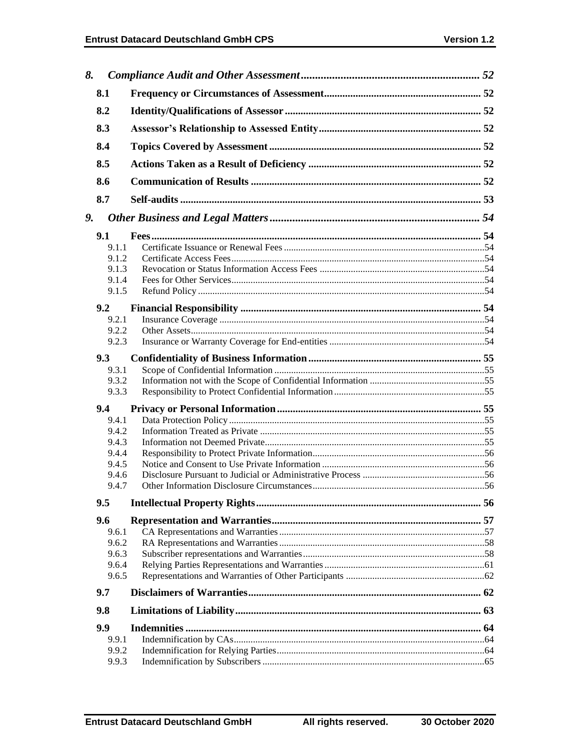*8.* ***Compliance Audit and Other Assessment*** ........................................................................ 52

**8.1 Frequency or Circumstances of Assessment** ........................................................................ 52

**8.2 Identity/Qualifications of Assessor** ........................................................................ 52

**8.3 Assessor's Relationship to Assessed Entity** ........................................................................ 52

**8.4 Topics Covered by Assessment** ........................................................................ 52

**8.5 Actions Taken as a Result of Deficiency** ........................................................................ 52

**8.6 Communication of Results** ........................................................................ 52

**8.7 Self-audits** ........................................................................ 53

*9.* ***Other Business and Legal Matters*** ........................................................................ 54

**9.1 Fees** ........................................................................ 54

9.1.1 Certificate Issuance or Renewal Fees ........................................................................ 54
9.1.2 Certificate Access Fees ........................................................................ 54
9.1.3 Revocation or Status Information Access Fees ........................................................................ 54
9.1.4 Fees for Other Services ........................................................................ 54
9.1.5 Refund Policy ........................................................................ 54

**9.2 Financial Responsibility** ........................................................................ 54

9.2.1 Insurance Coverage ........................................................................ 54
9.2.2 Other Assets ........................................................................ 54
9.2.3 Insurance or Warranty Coverage for End-entities ........................................................................ 54

**9.3 Confidentiality of Business Information** ........................................................................ 55

9.3.1 Scope of Confidential Information ........................................................................ 55
9.3.2 Information not with the Scope of Confidential Information ........................................................................ 55
9.3.3 Responsibility to Protect Confidential Information ........................................................................ 55

**9.4 Privacy or Personal Information** ........................................................................ 55

9.4.1 Data Protection Policy ........................................................................ 55
9.4.2 Information Treated as Private ........................................................................ 55
9.4.3 Information not Deemed Private ........................................................................ 55
9.4.4 Responsibility to Protect Private Information ........................................................................ 56
9.4.5 Notice and Consent to Use Private Information ........................................................................ 56
9.4.6 Disclosure Pursuant to Judicial or Administrative Process ........................................................................ 56
9.4.7 Other Information Disclosure Circumstances ........................................................................ 56

**9.5 Intellectual Property Rights** ........................................................................ 56

**9.6 Representation and Warranties** ........................................................................ 57

9.6.1 CA Representations and Warranties ........................................................................ 57
9.6.2 RA Representations and Warranties ........................................................................ 58
9.6.3 Subscriber representations and Warranties ........................................................................ 58
9.6.4 Relying Parties Representations and Warranties ........................................................................ 61
9.6.5 Representations and Warranties of Other Participants ........................................................................ 62

**9.7 Disclaimers of Warranties** ........................................................................ 62

**9.8 Limitations of Liability** ........................................................................ 63

**9.9 Indemnities** ........................................................................ 64

9.9.1 Indemnification by CAs ........................................................................ 64
9.9.2 Indemnification for Relying Parties ........................................................................ 64
9.9.3 Indemnification by Subscribers ........................................................................ 65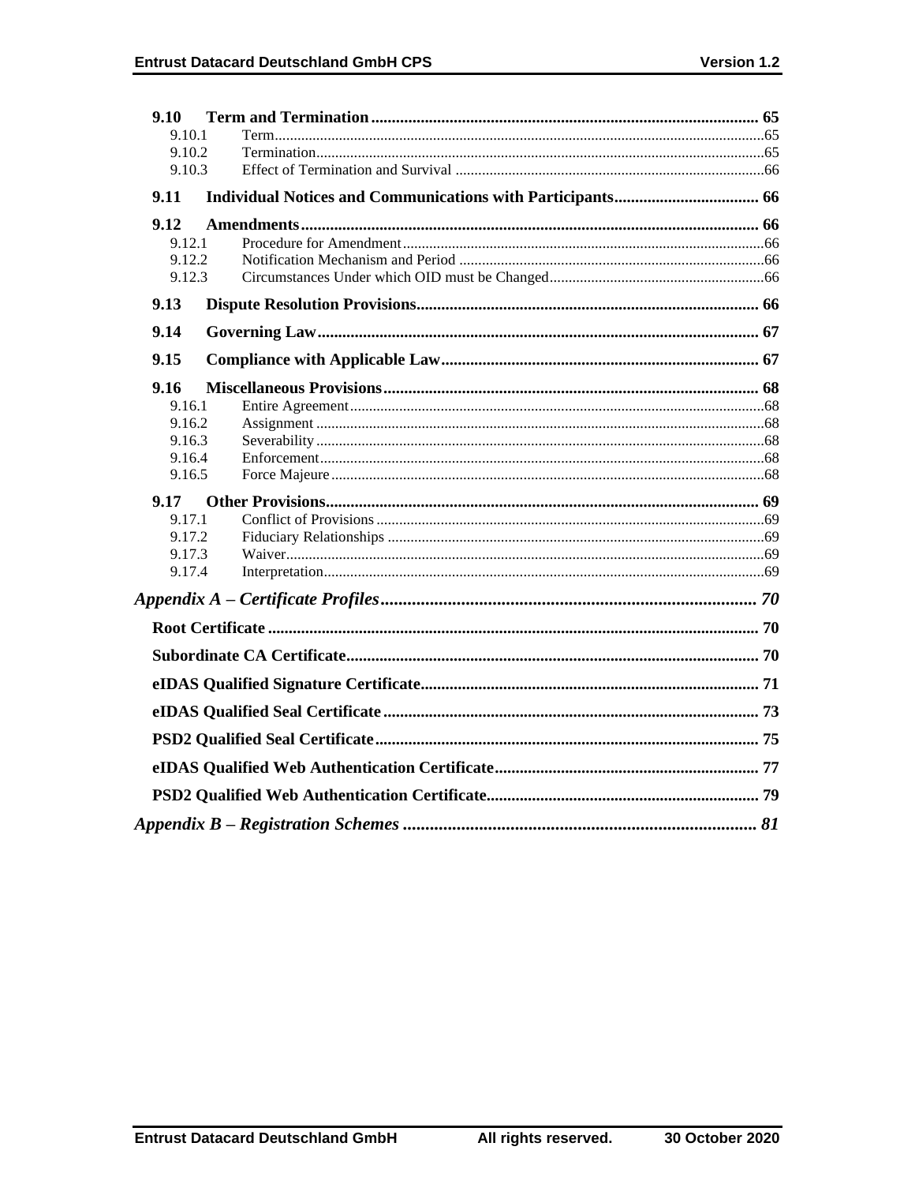**9.10 Term and Termination** ..... 65
- 9.10.1 Term ..... 65
- 9.10.2 Termination ..... 65
- 9.10.3 Effect of Termination and Survival ..... 66

**9.11 Individual Notices and Communications with Participants** ..... 66

**9.12 Amendments** ..... 66
- 9.12.1 Procedure for Amendment ..... 66
- 9.12.2 Notification Mechanism and Period ..... 66
- 9.12.3 Circumstances Under which OID must be Changed ..... 66

**9.13 Dispute Resolution Provisions** ..... 66

**9.14 Governing Law** ..... 67

**9.15 Compliance with Applicable Law** ..... 67

**9.16 Miscellaneous Provisions** ..... 68
- 9.16.1 Entire Agreement ..... 68
- 9.16.2 Assignment ..... 68
- 9.16.3 Severability ..... 68
- 9.16.4 Enforcement ..... 68
- 9.16.5 Force Majeure ..... 68

**9.17 Other Provisions** ..... 69
- 9.17.1 Conflict of Provisions ..... 69
- 9.17.2 Fiduciary Relationships ..... 69
- 9.17.3 Waiver ..... 69
- 9.17.4 Interpretation ..... 69

***Appendix A – Certificate Profiles*** ..... 70

**Root Certificate** ..... 70

**Subordinate CA Certificate** ..... 70

**eIDAS Qualified Signature Certificate** ..... 71

**eIDAS Qualified Seal Certificate** ..... 73

**PSD2 Qualified Seal Certificate** ..... 75

**eIDAS Qualified Web Authentication Certificate** ..... 77

**PSD2 Qualified Web Authentication Certificate** ..... 79

***Appendix B – Registration Schemes*** ..... 81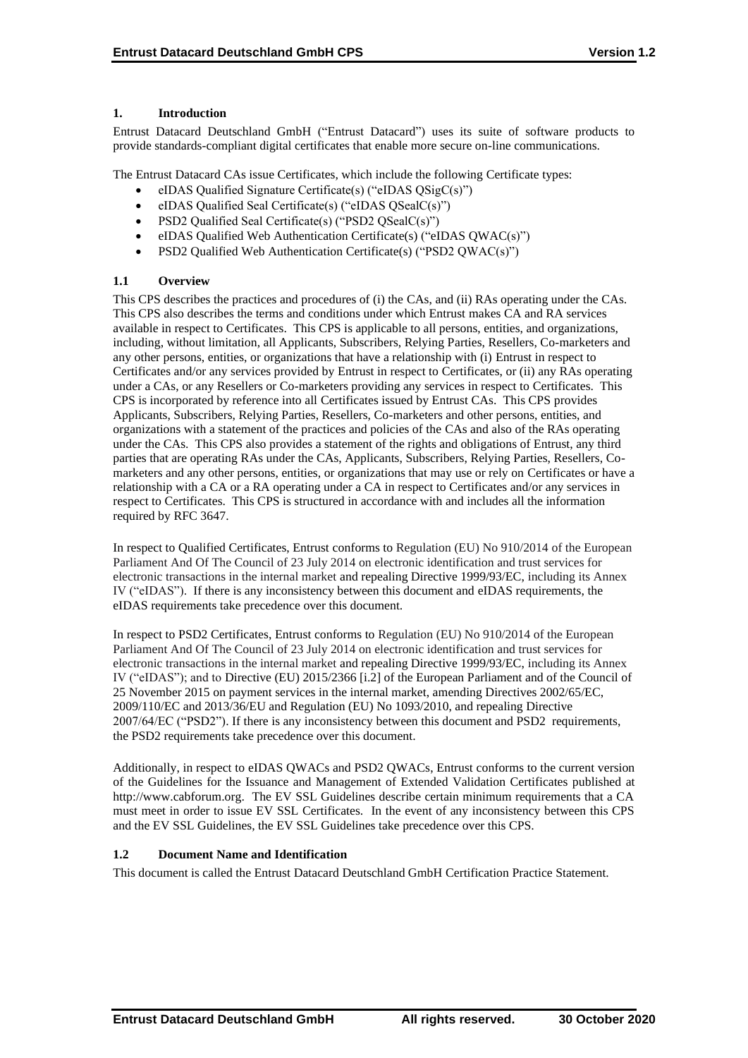## 1. Introduction

Entrust Datacard Deutschland GmbH ("Entrust Datacard") uses its suite of software products to provide standards-compliant digital certificates that enable more secure on-line communications.

The Entrust Datacard CAs issue Certificates, which include the following Certificate types:

- eIDAS Qualified Signature Certificate(s) ("eIDAS QSigC(s)")
- eIDAS Qualified Seal Certificate(s) ("eIDAS QSealC(s)")
- PSD2 Qualified Seal Certificate(s) ("PSD2 QSealC(s)")
- eIDAS Qualified Web Authentication Certificate(s) ("eIDAS QWAC(s)")
- PSD2 Qualified Web Authentication Certificate(s) ("PSD2 QWAC(s)")

### 1.1 Overview

This CPS describes the practices and procedures of (i) the CAs, and (ii) RAs operating under the CAs. This CPS also describes the terms and conditions under which Entrust makes CA and RA services available in respect to Certificates. This CPS is applicable to all persons, entities, and organizations, including, without limitation, all Applicants, Subscribers, Relying Parties, Resellers, Co-marketers and any other persons, entities, or organizations that have a relationship with (i) Entrust in respect to Certificates and/or any services provided by Entrust in respect to Certificates, or (ii) any RAs operating under a CAs, or any Resellers or Co-marketers providing any services in respect to Certificates. This CPS is incorporated by reference into all Certificates issued by Entrust CAs. This CPS provides Applicants, Subscribers, Relying Parties, Resellers, Co-marketers and other persons, entities, and organizations with a statement of the practices and policies of the CAs and also of the RAs operating under the CAs. This CPS also provides a statement of the rights and obligations of Entrust, any third parties that are operating RAs under the CAs, Applicants, Subscribers, Relying Parties, Resellers, Co-marketers and any other persons, entities, or organizations that may use or rely on Certificates or have a relationship with a CA or a RA operating under a CA in respect to Certificates and/or any services in respect to Certificates. This CPS is structured in accordance with and includes all the information required by RFC 3647.

In respect to Qualified Certificates, Entrust conforms to Regulation (EU) No 910/2014 of the European Parliament And Of The Council of 23 July 2014 on electronic identification and trust services for electronic transactions in the internal market and repealing Directive 1999/93/EC, including its Annex IV ("eIDAS"). If there is any inconsistency between this document and eIDAS requirements, the eIDAS requirements take precedence over this document.

In respect to PSD2 Certificates, Entrust conforms to Regulation (EU) No 910/2014 of the European Parliament And Of The Council of 23 July 2014 on electronic identification and trust services for electronic transactions in the internal market and repealing Directive 1999/93/EC, including its Annex IV ("eIDAS"); and to Directive (EU) 2015/2366 [i.2] of the European Parliament and of the Council of 25 November 2015 on payment services in the internal market, amending Directives 2002/65/EC, 2009/110/EC and 2013/36/EU and Regulation (EU) No 1093/2010, and repealing Directive 2007/64/EC ("PSD2"). If there is any inconsistency between this document and PSD2 requirements, the PSD2 requirements take precedence over this document.

Additionally, in respect to eIDAS QWACs and PSD2 QWACs, Entrust conforms to the current version of the Guidelines for the Issuance and Management of Extended Validation Certificates published at http://www.cabforum.org. The EV SSL Guidelines describe certain minimum requirements that a CA must meet in order to issue EV SSL Certificates. In the event of any inconsistency between this CPS and the EV SSL Guidelines, the EV SSL Guidelines take precedence over this CPS.

### 1.2 Document Name and Identification

This document is called the Entrust Datacard Deutschland GmbH Certification Practice Statement.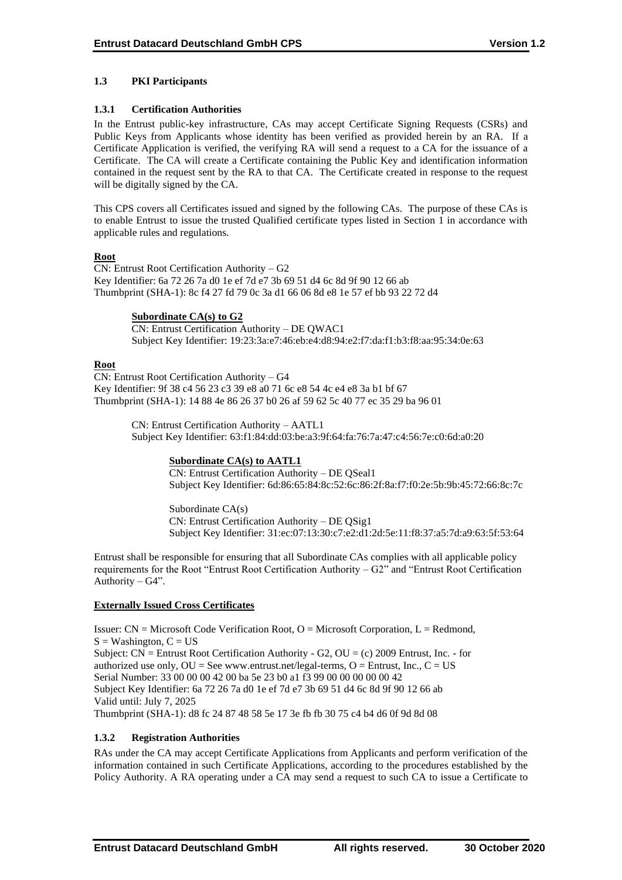### 1.3 PKI Participants

#### 1.3.1 Certification Authorities

In the Entrust public-key infrastructure, CAs may accept Certificate Signing Requests (CSRs) and Public Keys from Applicants whose identity has been verified as provided herein by an RA. If a Certificate Application is verified, the verifying RA will send a request to a CA for the issuance of a Certificate. The CA will create a Certificate containing the Public Key and identification information contained in the request sent by the RA to that CA. The Certificate created in response to the request will be digitally signed by the CA.

This CPS covers all Certificates issued and signed by the following CAs. The purpose of these CAs is to enable Entrust to issue the trusted Qualified certificate types listed in Section 1 in accordance with applicable rules and regulations.

**Root**

CN: Entrust Root Certification Authority – G2
Key Identifier: 6a 72 26 7a d0 1e ef 7d e7 3b 69 51 d4 6c 8d 9f 90 12 66 ab
Thumbprint (SHA-1): 8c f4 27 fd 79 0c 3a d1 66 06 8d e8 1e 57 ef bb 93 22 72 d4

> **Subordinate CA(s) to G2**
>
> CN: Entrust Certification Authority – DE QWAC1
> Subject Key Identifier: 19:23:3a:e7:46:eb:e4:d8:94:e2:f7:da:f1:b3:f8:aa:95:34:0e:63

**Root**

CN: Entrust Root Certification Authority – G4
Key Identifier: 9f 38 c4 56 23 c3 39 e8 a0 71 6c e8 54 4c e4 e8 3a b1 bf 67
Thumbprint (SHA-1): 14 88 4e 86 26 37 b0 26 af 59 62 5c 40 77 ec 35 29 ba 96 01

> CN: Entrust Certification Authority – AATL1
> Subject Key Identifier: 63:f1:84:dd:03:be:a3:9f:64:fa:76:7a:47:c4:56:7e:c0:6d:a0:20
>
> > **Subordinate CA(s) to AATL1**
> >
> > CN: Entrust Certification Authority – DE QSeal1
> > Subject Key Identifier: 6d:86:65:84:8c:52:6c:86:2f:8a:f7:f0:2e:5b:9b:45:72:66:8c:7c
> >
> > Subordinate CA(s)
> > CN: Entrust Certification Authority – DE QSig1
> > Subject Key Identifier: 31:ec:07:13:30:c7:e2:d1:2d:5e:11:f8:37:a5:7d:a9:63:5f:53:64

Entrust shall be responsible for ensuring that all Subordinate CAs complies with all applicable policy requirements for the Root "Entrust Root Certification Authority – G2" and "Entrust Root Certification Authority – G4".

**Externally Issued Cross Certificates**

Issuer: CN = Microsoft Code Verification Root, O = Microsoft Corporation, L = Redmond, S = Washington, C = US
Subject: CN = Entrust Root Certification Authority - G2, OU = (c) 2009 Entrust, Inc. - for authorized use only, OU = See www.entrust.net/legal-terms, O = Entrust, Inc., C = US
Serial Number: 33 00 00 00 42 00 ba 5e 23 b0 a1 f3 99 00 00 00 00 00 42
Subject Key Identifier: 6a 72 26 7a d0 1e ef 7d e7 3b 69 51 d4 6c 8d 9f 90 12 66 ab
Valid until: July 7, 2025
Thumbprint (SHA-1): d8 fc 24 87 48 58 5e 17 3e fb fb 30 75 c4 b4 d6 0f 9d 8d 08

#### 1.3.2 Registration Authorities

RAs under the CA may accept Certificate Applications from Applicants and perform verification of the information contained in such Certificate Applications, according to the procedures established by the Policy Authority. A RA operating under a CA may send a request to such CA to issue a Certificate to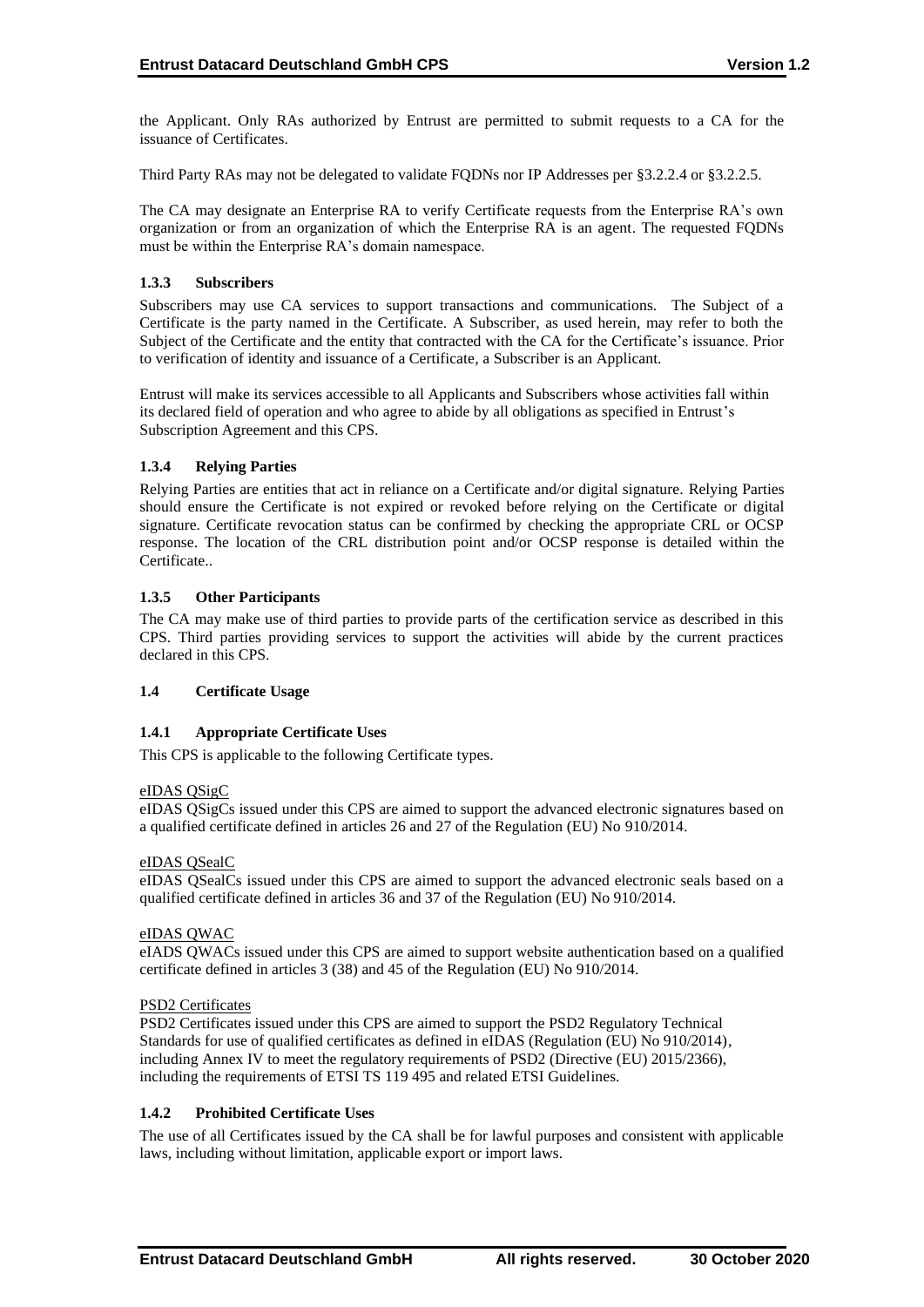the Applicant. Only RAs authorized by Entrust are permitted to submit requests to a CA for the issuance of Certificates.

Third Party RAs may not be delegated to validate FQDNs nor IP Addresses per §3.2.2.4 or §3.2.2.5.

The CA may designate an Enterprise RA to verify Certificate requests from the Enterprise RA's own organization or from an organization of which the Enterprise RA is an agent. The requested FQDNs must be within the Enterprise RA's domain namespace.

### 1.3.3 Subscribers

Subscribers may use CA services to support transactions and communications. The Subject of a Certificate is the party named in the Certificate. A Subscriber, as used herein, may refer to both the Subject of the Certificate and the entity that contracted with the CA for the Certificate's issuance. Prior to verification of identity and issuance of a Certificate, a Subscriber is an Applicant.

Entrust will make its services accessible to all Applicants and Subscribers whose activities fall within its declared field of operation and who agree to abide by all obligations as specified in Entrust's Subscription Agreement and this CPS.

### 1.3.4 Relying Parties

Relying Parties are entities that act in reliance on a Certificate and/or digital signature. Relying Parties should ensure the Certificate is not expired or revoked before relying on the Certificate or digital signature. Certificate revocation status can be confirmed by checking the appropriate CRL or OCSP response. The location of the CRL distribution point and/or OCSP response is detailed within the Certificate..

### 1.3.5 Other Participants

The CA may make use of third parties to provide parts of the certification service as described in this CPS. Third parties providing services to support the activities will abide by the current practices declared in this CPS.

## 1.4 Certificate Usage

### 1.4.1 Appropriate Certificate Uses

This CPS is applicable to the following Certificate types.

eIDAS QSigC

eIDAS QSigCs issued under this CPS are aimed to support the advanced electronic signatures based on a qualified certificate defined in articles 26 and 27 of the Regulation (EU) No 910/2014.

eIDAS QSealC

eIDAS QSealCs issued under this CPS are aimed to support the advanced electronic seals based on a qualified certificate defined in articles 36 and 37 of the Regulation (EU) No 910/2014.

eIDAS QWAC

eIADS QWACs issued under this CPS are aimed to support website authentication based on a qualified certificate defined in articles 3 (38) and 45 of the Regulation (EU) No 910/2014.

PSD2 Certificates

PSD2 Certificates issued under this CPS are aimed to support the PSD2 Regulatory Technical Standards for use of qualified certificates as defined in eIDAS (Regulation (EU) No 910/2014), including Annex IV to meet the regulatory requirements of PSD2 (Directive (EU) 2015/2366), including the requirements of ETSI TS 119 495 and related ETSI Guidelines.

### 1.4.2 Prohibited Certificate Uses

The use of all Certificates issued by the CA shall be for lawful purposes and consistent with applicable laws, including without limitation, applicable export or import laws.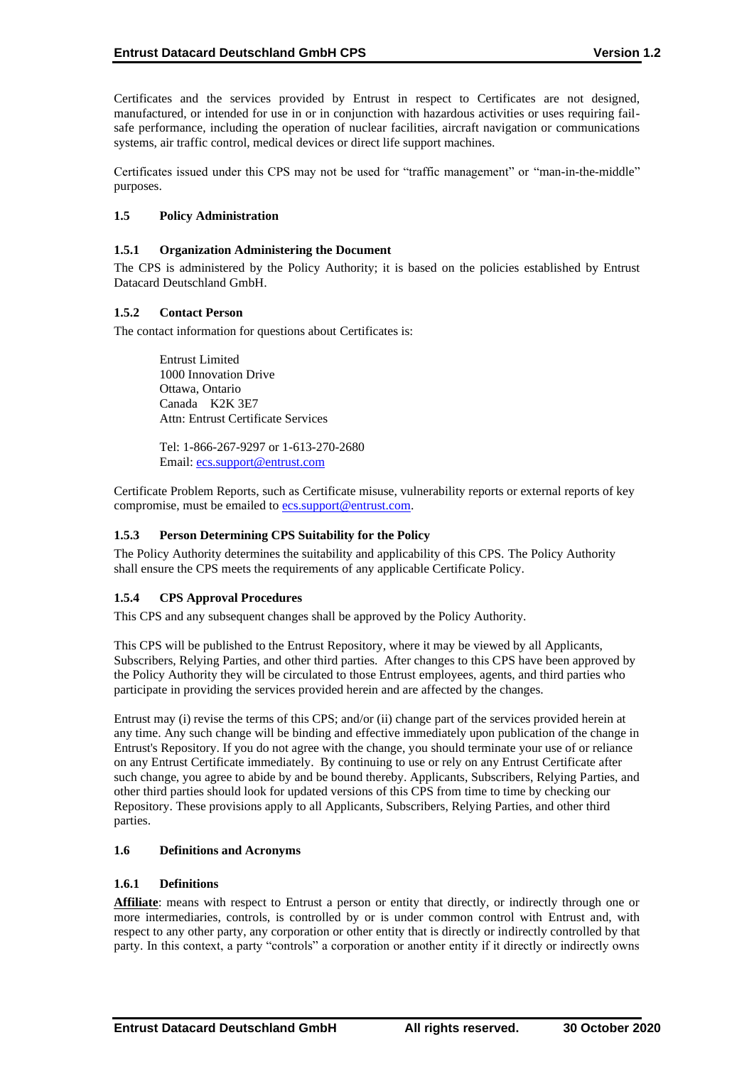Certificates and the services provided by Entrust in respect to Certificates are not designed, manufactured, or intended for use in or in conjunction with hazardous activities or uses requiring fail-safe performance, including the operation of nuclear facilities, aircraft navigation or communications systems, air traffic control, medical devices or direct life support machines.

Certificates issued under this CPS may not be used for "traffic management" or "man-in-the-middle" purposes.

### 1.5 Policy Administration

#### 1.5.1 Organization Administering the Document

The CPS is administered by the Policy Authority; it is based on the policies established by Entrust Datacard Deutschland GmbH.

#### 1.5.2 Contact Person

The contact information for questions about Certificates is:

> Entrust Limited
> 1000 Innovation Drive
> Ottawa, Ontario
> Canada K2K 3E7
> Attn: Entrust Certificate Services
>
> Tel: 1-866-267-9297 or 1-613-270-2680
> Email: ecs.support@entrust.com

Certificate Problem Reports, such as Certificate misuse, vulnerability reports or external reports of key compromise, must be emailed to ecs.support@entrust.com.

#### 1.5.3 Person Determining CPS Suitability for the Policy

The Policy Authority determines the suitability and applicability of this CPS. The Policy Authority shall ensure the CPS meets the requirements of any applicable Certificate Policy.

#### 1.5.4 CPS Approval Procedures

This CPS and any subsequent changes shall be approved by the Policy Authority.

This CPS will be published to the Entrust Repository, where it may be viewed by all Applicants, Subscribers, Relying Parties, and other third parties. After changes to this CPS have been approved by the Policy Authority they will be circulated to those Entrust employees, agents, and third parties who participate in providing the services provided herein and are affected by the changes.

Entrust may (i) revise the terms of this CPS; and/or (ii) change part of the services provided herein at any time. Any such change will be binding and effective immediately upon publication of the change in Entrust's Repository. If you do not agree with the change, you should terminate your use of or reliance on any Entrust Certificate immediately. By continuing to use or rely on any Entrust Certificate after such change, you agree to abide by and be bound thereby. Applicants, Subscribers, Relying Parties, and other third parties should look for updated versions of this CPS from time to time by checking our Repository. These provisions apply to all Applicants, Subscribers, Relying Parties, and other third parties.

### 1.6 Definitions and Acronyms

#### 1.6.1 Definitions

**Affiliate**: means with respect to Entrust a person or entity that directly, or indirectly through one or more intermediaries, controls, is controlled by or is under common control with Entrust and, with respect to any other party, any corporation or other entity that is directly or indirectly controlled by that party. In this context, a party "controls" a corporation or another entity if it directly or indirectly owns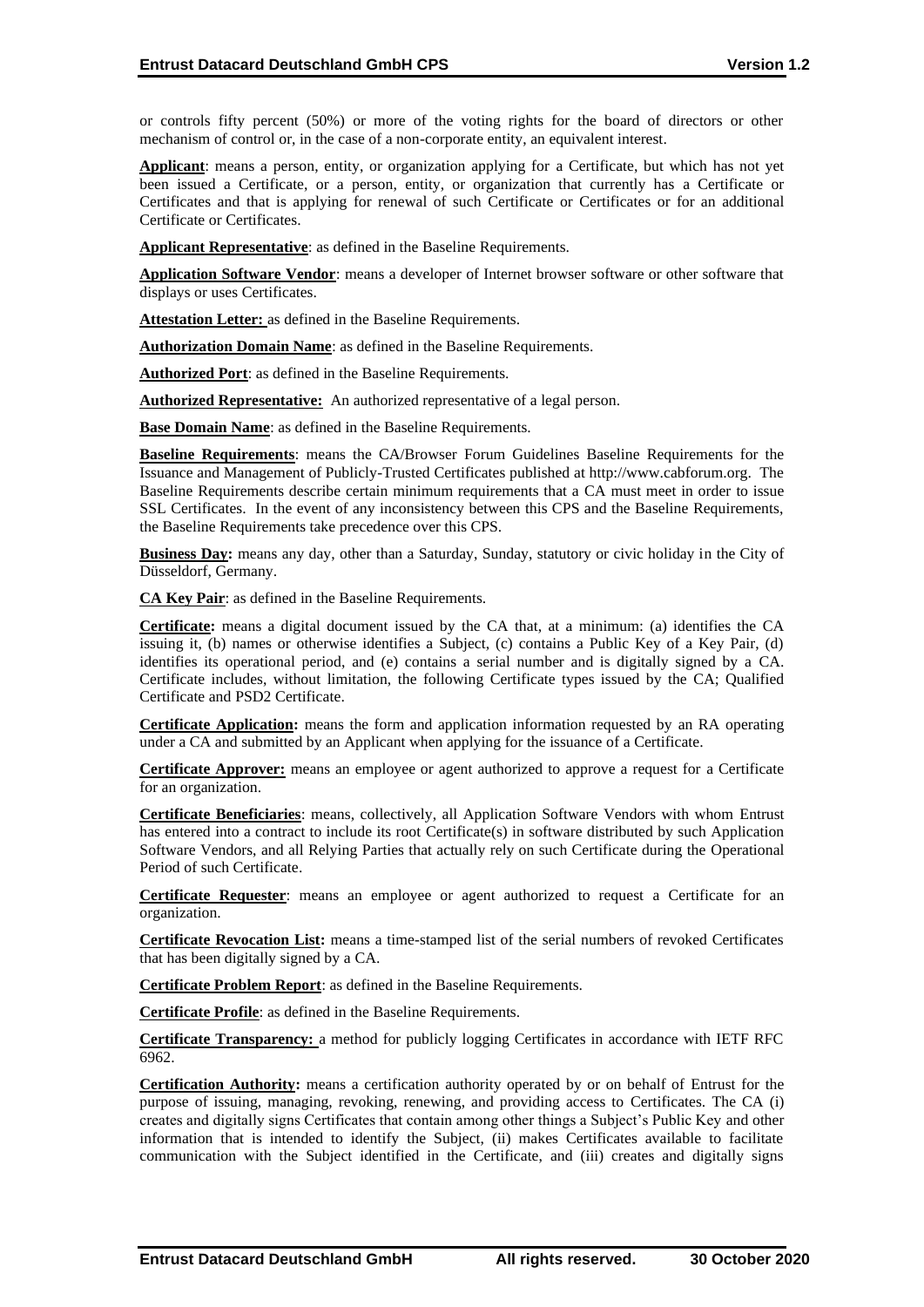or controls fifty percent (50%) or more of the voting rights for the board of directors or other mechanism of control or, in the case of a non-corporate entity, an equivalent interest.

**Applicant**: means a person, entity, or organization applying for a Certificate, but which has not yet been issued a Certificate, or a person, entity, or organization that currently has a Certificate or Certificates and that is applying for renewal of such Certificate or Certificates or for an additional Certificate or Certificates.

**Applicant Representative**: as defined in the Baseline Requirements.

**Application Software Vendor**: means a developer of Internet browser software or other software that displays or uses Certificates.

**Attestation Letter:** as defined in the Baseline Requirements.

**Authorization Domain Name**: as defined in the Baseline Requirements.

**Authorized Port**: as defined in the Baseline Requirements.

**Authorized Representative:** An authorized representative of a legal person.

**Base Domain Name**: as defined in the Baseline Requirements.

**Baseline Requirements**: means the CA/Browser Forum Guidelines Baseline Requirements for the Issuance and Management of Publicly-Trusted Certificates published at http://www.cabforum.org. The Baseline Requirements describe certain minimum requirements that a CA must meet in order to issue SSL Certificates. In the event of any inconsistency between this CPS and the Baseline Requirements, the Baseline Requirements take precedence over this CPS.

**Business Day:** means any day, other than a Saturday, Sunday, statutory or civic holiday in the City of Düsseldorf, Germany.

**CA Key Pair**: as defined in the Baseline Requirements.

**Certificate:** means a digital document issued by the CA that, at a minimum: (a) identifies the CA issuing it, (b) names or otherwise identifies a Subject, (c) contains a Public Key of a Key Pair, (d) identifies its operational period, and (e) contains a serial number and is digitally signed by a CA. Certificate includes, without limitation, the following Certificate types issued by the CA; Qualified Certificate and PSD2 Certificate.

**Certificate Application:** means the form and application information requested by an RA operating under a CA and submitted by an Applicant when applying for the issuance of a Certificate.

**Certificate Approver:** means an employee or agent authorized to approve a request for a Certificate for an organization.

**Certificate Beneficiaries**: means, collectively, all Application Software Vendors with whom Entrust has entered into a contract to include its root Certificate(s) in software distributed by such Application Software Vendors, and all Relying Parties that actually rely on such Certificate during the Operational Period of such Certificate.

**Certificate Requester**: means an employee or agent authorized to request a Certificate for an organization.

**Certificate Revocation List:** means a time-stamped list of the serial numbers of revoked Certificates that has been digitally signed by a CA.

**Certificate Problem Report**: as defined in the Baseline Requirements.

**Certificate Profile**: as defined in the Baseline Requirements.

**Certificate Transparency:** a method for publicly logging Certificates in accordance with IETF RFC 6962.

**Certification Authority:** means a certification authority operated by or on behalf of Entrust for the purpose of issuing, managing, revoking, renewing, and providing access to Certificates. The CA (i) creates and digitally signs Certificates that contain among other things a Subject's Public Key and other information that is intended to identify the Subject, (ii) makes Certificates available to facilitate communication with the Subject identified in the Certificate, and (iii) creates and digitally signs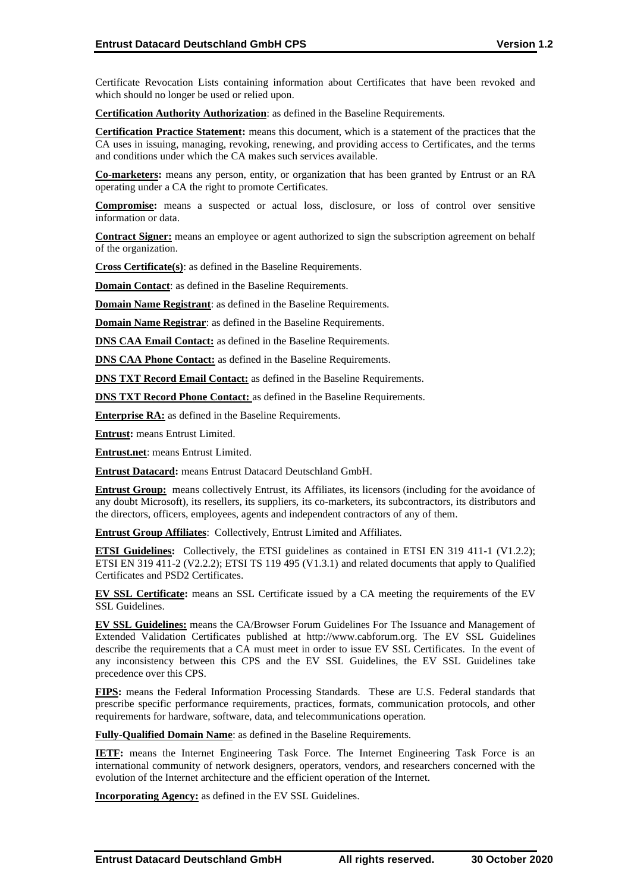Certificate Revocation Lists containing information about Certificates that have been revoked and which should no longer be used or relied upon.

**Certification Authority Authorization**: as defined in the Baseline Requirements.

**Certification Practice Statement:** means this document, which is a statement of the practices that the CA uses in issuing, managing, revoking, renewing, and providing access to Certificates, and the terms and conditions under which the CA makes such services available.

**Co-marketers:** means any person, entity, or organization that has been granted by Entrust or an RA operating under a CA the right to promote Certificates.

**Compromise:** means a suspected or actual loss, disclosure, or loss of control over sensitive information or data.

**Contract Signer:** means an employee or agent authorized to sign the subscription agreement on behalf of the organization.

**Cross Certificate(s)**: as defined in the Baseline Requirements.

**Domain Contact**: as defined in the Baseline Requirements.

**Domain Name Registrant**: as defined in the Baseline Requirements.

**Domain Name Registrar**: as defined in the Baseline Requirements.

**DNS CAA Email Contact:** as defined in the Baseline Requirements.

**DNS CAA Phone Contact:** as defined in the Baseline Requirements.

**DNS TXT Record Email Contact:** as defined in the Baseline Requirements.

**DNS TXT Record Phone Contact:** as defined in the Baseline Requirements.

**Enterprise RA:** as defined in the Baseline Requirements.

**Entrust:** means Entrust Limited.

**Entrust.net**: means Entrust Limited.

**Entrust Datacard:** means Entrust Datacard Deutschland GmbH.

**Entrust Group:** means collectively Entrust, its Affiliates, its licensors (including for the avoidance of any doubt Microsoft), its resellers, its suppliers, its co-marketers, its subcontractors, its distributors and the directors, officers, employees, agents and independent contractors of any of them.

**Entrust Group Affiliates**: Collectively, Entrust Limited and Affiliates.

**ETSI Guidelines:** Collectively, the ETSI guidelines as contained in ETSI EN 319 411-1 (V1.2.2); ETSI EN 319 411-2 (V2.2.2); ETSI TS 119 495 (V1.3.1) and related documents that apply to Qualified Certificates and PSD2 Certificates.

**EV SSL Certificate:** means an SSL Certificate issued by a CA meeting the requirements of the EV SSL Guidelines.

**EV SSL Guidelines:** means the CA/Browser Forum Guidelines For The Issuance and Management of Extended Validation Certificates published at http://www.cabforum.org. The EV SSL Guidelines describe the requirements that a CA must meet in order to issue EV SSL Certificates. In the event of any inconsistency between this CPS and the EV SSL Guidelines, the EV SSL Guidelines take precedence over this CPS.

**FIPS:** means the Federal Information Processing Standards. These are U.S. Federal standards that prescribe specific performance requirements, practices, formats, communication protocols, and other requirements for hardware, software, data, and telecommunications operation.

**Fully-Qualified Domain Name**: as defined in the Baseline Requirements.

**IETF:** means the Internet Engineering Task Force. The Internet Engineering Task Force is an international community of network designers, operators, vendors, and researchers concerned with the evolution of the Internet architecture and the efficient operation of the Internet.

**Incorporating Agency:** as defined in the EV SSL Guidelines.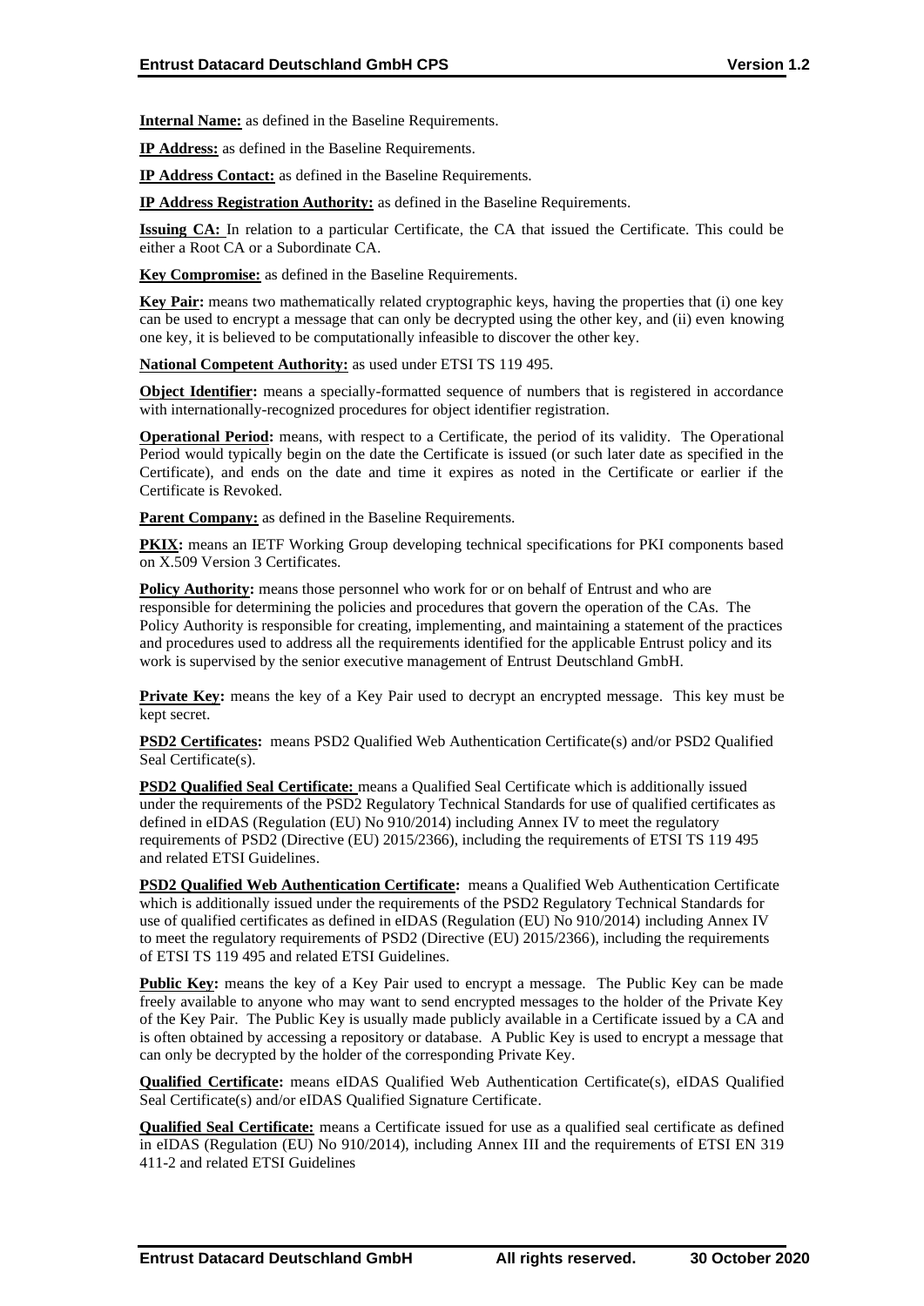**Internal Name:** as defined in the Baseline Requirements.

**IP Address:** as defined in the Baseline Requirements.

**IP Address Contact:** as defined in the Baseline Requirements.

**IP Address Registration Authority:** as defined in the Baseline Requirements.

**Issuing CA:** In relation to a particular Certificate, the CA that issued the Certificate. This could be either a Root CA or a Subordinate CA.

**Key Compromise:** as defined in the Baseline Requirements.

**Key Pair:** means two mathematically related cryptographic keys, having the properties that (i) one key can be used to encrypt a message that can only be decrypted using the other key, and (ii) even knowing one key, it is believed to be computationally infeasible to discover the other key.

**National Competent Authority:** as used under ETSI TS 119 495.

**Object Identifier:** means a specially-formatted sequence of numbers that is registered in accordance with internationally-recognized procedures for object identifier registration.

**Operational Period:** means, with respect to a Certificate, the period of its validity. The Operational Period would typically begin on the date the Certificate is issued (or such later date as specified in the Certificate), and ends on the date and time it expires as noted in the Certificate or earlier if the Certificate is Revoked.

**Parent Company:** as defined in the Baseline Requirements.

**PKIX:** means an IETF Working Group developing technical specifications for PKI components based on X.509 Version 3 Certificates.

**Policy Authority:** means those personnel who work for or on behalf of Entrust and who are responsible for determining the policies and procedures that govern the operation of the CAs. The Policy Authority is responsible for creating, implementing, and maintaining a statement of the practices and procedures used to address all the requirements identified for the applicable Entrust policy and its work is supervised by the senior executive management of Entrust Deutschland GmbH.

**Private Key:** means the key of a Key Pair used to decrypt an encrypted message. This key must be kept secret.

**PSD2 Certificates:** means PSD2 Qualified Web Authentication Certificate(s) and/or PSD2 Qualified Seal Certificate(s).

**PSD2 Qualified Seal Certificate:** means a Qualified Seal Certificate which is additionally issued under the requirements of the PSD2 Regulatory Technical Standards for use of qualified certificates as defined in eIDAS (Regulation (EU) No 910/2014) including Annex IV to meet the regulatory requirements of PSD2 (Directive (EU) 2015/2366), including the requirements of ETSI TS 119 495 and related ETSI Guidelines.

**PSD2 Qualified Web Authentication Certificate:** means a Qualified Web Authentication Certificate which is additionally issued under the requirements of the PSD2 Regulatory Technical Standards for use of qualified certificates as defined in eIDAS (Regulation (EU) No 910/2014) including Annex IV to meet the regulatory requirements of PSD2 (Directive (EU) 2015/2366), including the requirements of ETSI TS 119 495 and related ETSI Guidelines.

**Public Key:** means the key of a Key Pair used to encrypt a message. The Public Key can be made freely available to anyone who may want to send encrypted messages to the holder of the Private Key of the Key Pair. The Public Key is usually made publicly available in a Certificate issued by a CA and is often obtained by accessing a repository or database. A Public Key is used to encrypt a message that can only be decrypted by the holder of the corresponding Private Key.

**Qualified Certificate:** means eIDAS Qualified Web Authentication Certificate(s), eIDAS Qualified Seal Certificate(s) and/or eIDAS Qualified Signature Certificate.

**Qualified Seal Certificate:** means a Certificate issued for use as a qualified seal certificate as defined in eIDAS (Regulation (EU) No 910/2014), including Annex III and the requirements of ETSI EN 319 411-2 and related ETSI Guidelines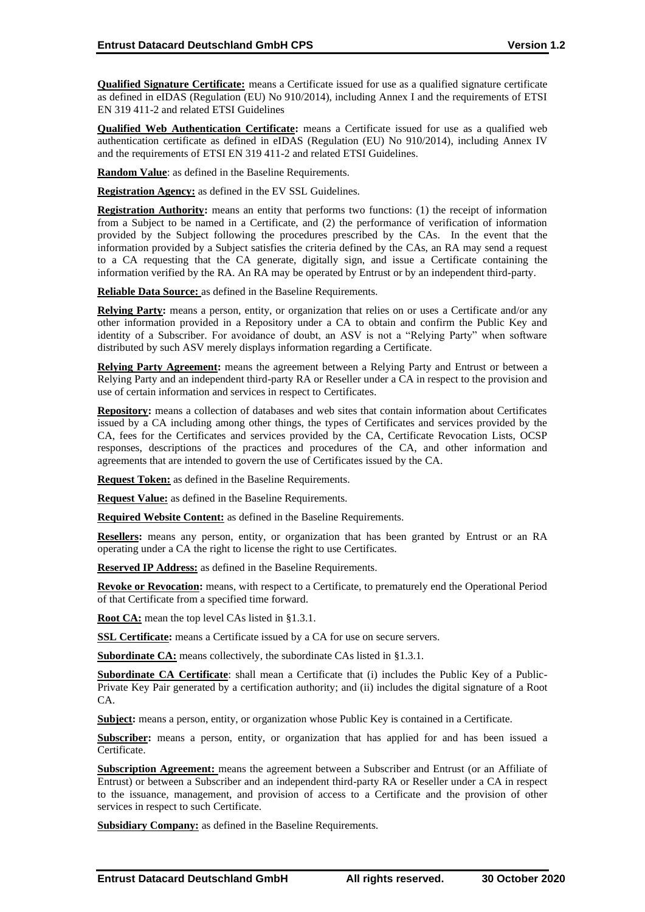**Qualified Signature Certificate:** means a Certificate issued for use as a qualified signature certificate as defined in eIDAS (Regulation (EU) No 910/2014), including Annex I and the requirements of ETSI EN 319 411-2 and related ETSI Guidelines

**Qualified Web Authentication Certificate:** means a Certificate issued for use as a qualified web authentication certificate as defined in eIDAS (Regulation (EU) No 910/2014), including Annex IV and the requirements of ETSI EN 319 411-2 and related ETSI Guidelines.

**Random Value**: as defined in the Baseline Requirements.

**Registration Agency:** as defined in the EV SSL Guidelines.

**Registration Authority:** means an entity that performs two functions: (1) the receipt of information from a Subject to be named in a Certificate, and (2) the performance of verification of information provided by the Subject following the procedures prescribed by the CAs. In the event that the information provided by a Subject satisfies the criteria defined by the CAs, an RA may send a request to a CA requesting that the CA generate, digitally sign, and issue a Certificate containing the information verified by the RA. An RA may be operated by Entrust or by an independent third-party.

**Reliable Data Source:** as defined in the Baseline Requirements.

**Relying Party:** means a person, entity, or organization that relies on or uses a Certificate and/or any other information provided in a Repository under a CA to obtain and confirm the Public Key and identity of a Subscriber. For avoidance of doubt, an ASV is not a "Relying Party" when software distributed by such ASV merely displays information regarding a Certificate.

**Relying Party Agreement:** means the agreement between a Relying Party and Entrust or between a Relying Party and an independent third-party RA or Reseller under a CA in respect to the provision and use of certain information and services in respect to Certificates.

**Repository:** means a collection of databases and web sites that contain information about Certificates issued by a CA including among other things, the types of Certificates and services provided by the CA, fees for the Certificates and services provided by the CA, Certificate Revocation Lists, OCSP responses, descriptions of the practices and procedures of the CA, and other information and agreements that are intended to govern the use of Certificates issued by the CA.

**Request Token:** as defined in the Baseline Requirements.

**Request Value:** as defined in the Baseline Requirements.

**Required Website Content:** as defined in the Baseline Requirements.

**Resellers:** means any person, entity, or organization that has been granted by Entrust or an RA operating under a CA the right to license the right to use Certificates.

**Reserved IP Address:** as defined in the Baseline Requirements.

**Revoke or Revocation:** means, with respect to a Certificate, to prematurely end the Operational Period of that Certificate from a specified time forward.

**Root CA:** mean the top level CAs listed in §1.3.1.

**SSL Certificate:** means a Certificate issued by a CA for use on secure servers.

**Subordinate CA:** means collectively, the subordinate CAs listed in §1.3.1.

**Subordinate CA Certificate**: shall mean a Certificate that (i) includes the Public Key of a Public-Private Key Pair generated by a certification authority; and (ii) includes the digital signature of a Root CA.

**Subject:** means a person, entity, or organization whose Public Key is contained in a Certificate.

**Subscriber:** means a person, entity, or organization that has applied for and has been issued a Certificate.

**Subscription Agreement:** means the agreement between a Subscriber and Entrust (or an Affiliate of Entrust) or between a Subscriber and an independent third-party RA or Reseller under a CA in respect to the issuance, management, and provision of access to a Certificate and the provision of other services in respect to such Certificate.

**Subsidiary Company:** as defined in the Baseline Requirements.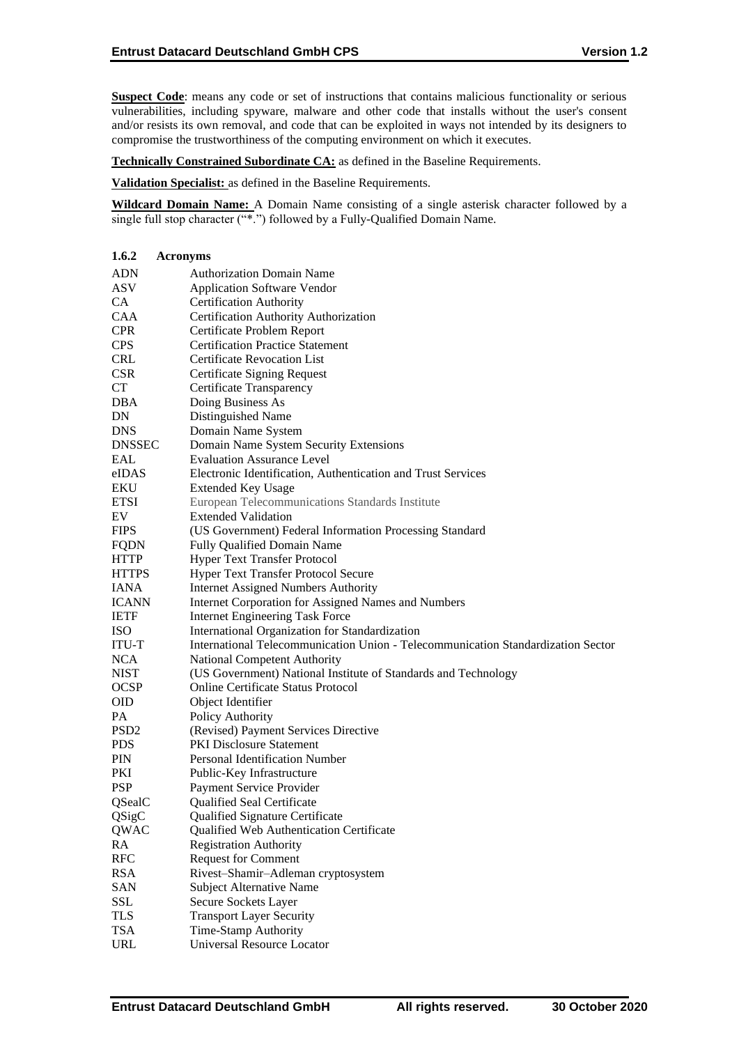**Suspect Code**: means any code or set of instructions that contains malicious functionality or serious vulnerabilities, including spyware, malware and other code that installs without the user's consent and/or resists its own removal, and code that can be exploited in ways not intended by its designers to compromise the trustworthiness of the computing environment on which it executes.

**Technically Constrained Subordinate CA:** as defined in the Baseline Requirements.

**Validation Specialist:** as defined in the Baseline Requirements.

**Wildcard Domain Name:** A Domain Name consisting of a single asterisk character followed by a single full stop character ("*.") followed by a Fully-Qualified Domain Name.

### 1.6.2 Acronyms

| | |
|---|---|
| ADN | Authorization Domain Name |
| ASV | Application Software Vendor |
| CA | Certification Authority |
| CAA | Certification Authority Authorization |
| CPR | Certificate Problem Report |
| CPS | Certification Practice Statement |
| CRL | Certificate Revocation List |
| CSR | Certificate Signing Request |
| CT | Certificate Transparency |
| DBA | Doing Business As |
| DN | Distinguished Name |
| DNS | Domain Name System |
| DNSSEC | Domain Name System Security Extensions |
| EAL | Evaluation Assurance Level |
| eIDAS | Electronic Identification, Authentication and Trust Services |
| EKU | Extended Key Usage |
| ETSI | European Telecommunications Standards Institute |
| EV | Extended Validation |
| FIPS | (US Government) Federal Information Processing Standard |
| FQDN | Fully Qualified Domain Name |
| HTTP | Hyper Text Transfer Protocol |
| HTTPS | Hyper Text Transfer Protocol Secure |
| IANA | Internet Assigned Numbers Authority |
| ICANN | Internet Corporation for Assigned Names and Numbers |
| IETF | Internet Engineering Task Force |
| ISO | International Organization for Standardization |
| ITU-T | International Telecommunication Union - Telecommunication Standardization Sector |
| NCA | National Competent Authority |
| NIST | (US Government) National Institute of Standards and Technology |
| OCSP | Online Certificate Status Protocol |
| OID | Object Identifier |
| PA | Policy Authority |
| PSD2 | (Revised) Payment Services Directive |
| PDS | PKI Disclosure Statement |
| PIN | Personal Identification Number |
| PKI | Public-Key Infrastructure |
| PSP | Payment Service Provider |
| QSealC | Qualified Seal Certificate |
| QSigC | Qualified Signature Certificate |
| QWAC | Qualified Web Authentication Certificate |
| RA | Registration Authority |
| RFC | Request for Comment |
| RSA | Rivest–Shamir–Adleman cryptosystem |
| SAN | Subject Alternative Name |
| SSL | Secure Sockets Layer |
| TLS | Transport Layer Security |
| TSA | Time-Stamp Authority |
| URL | Universal Resource Locator |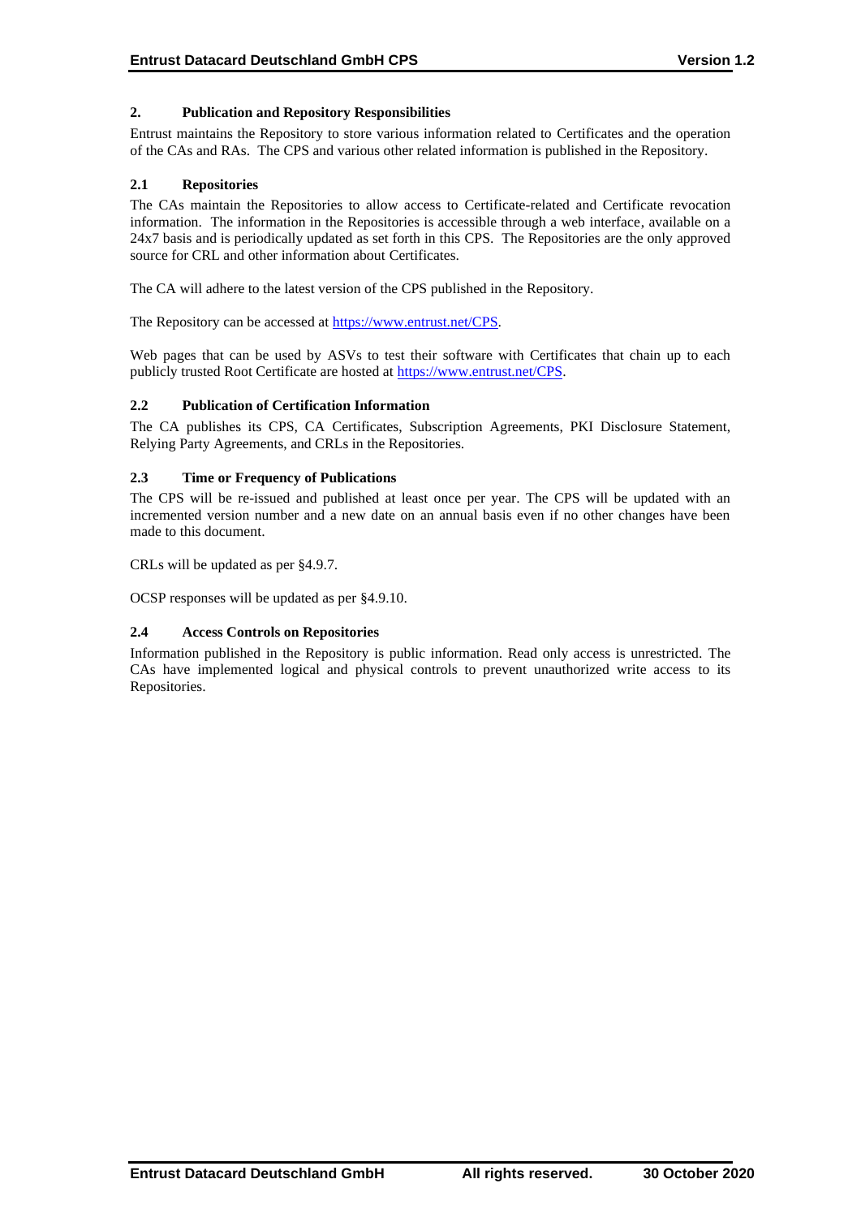## 2. Publication and Repository Responsibilities

Entrust maintains the Repository to store various information related to Certificates and the operation of the CAs and RAs. The CPS and various other related information is published in the Repository.

### 2.1 Repositories

The CAs maintain the Repositories to allow access to Certificate-related and Certificate revocation information. The information in the Repositories is accessible through a web interface, available on a 24x7 basis and is periodically updated as set forth in this CPS. The Repositories are the only approved source for CRL and other information about Certificates.

The CA will adhere to the latest version of the CPS published in the Repository.

The Repository can be accessed at https://www.entrust.net/CPS.

Web pages that can be used by ASVs to test their software with Certificates that chain up to each publicly trusted Root Certificate are hosted at https://www.entrust.net/CPS.

### 2.2 Publication of Certification Information

The CA publishes its CPS, CA Certificates, Subscription Agreements, PKI Disclosure Statement, Relying Party Agreements, and CRLs in the Repositories.

### 2.3 Time or Frequency of Publications

The CPS will be re-issued and published at least once per year. The CPS will be updated with an incremented version number and a new date on an annual basis even if no other changes have been made to this document.

CRLs will be updated as per §4.9.7.

OCSP responses will be updated as per §4.9.10.

### 2.4 Access Controls on Repositories

Information published in the Repository is public information. Read only access is unrestricted. The CAs have implemented logical and physical controls to prevent unauthorized write access to its Repositories.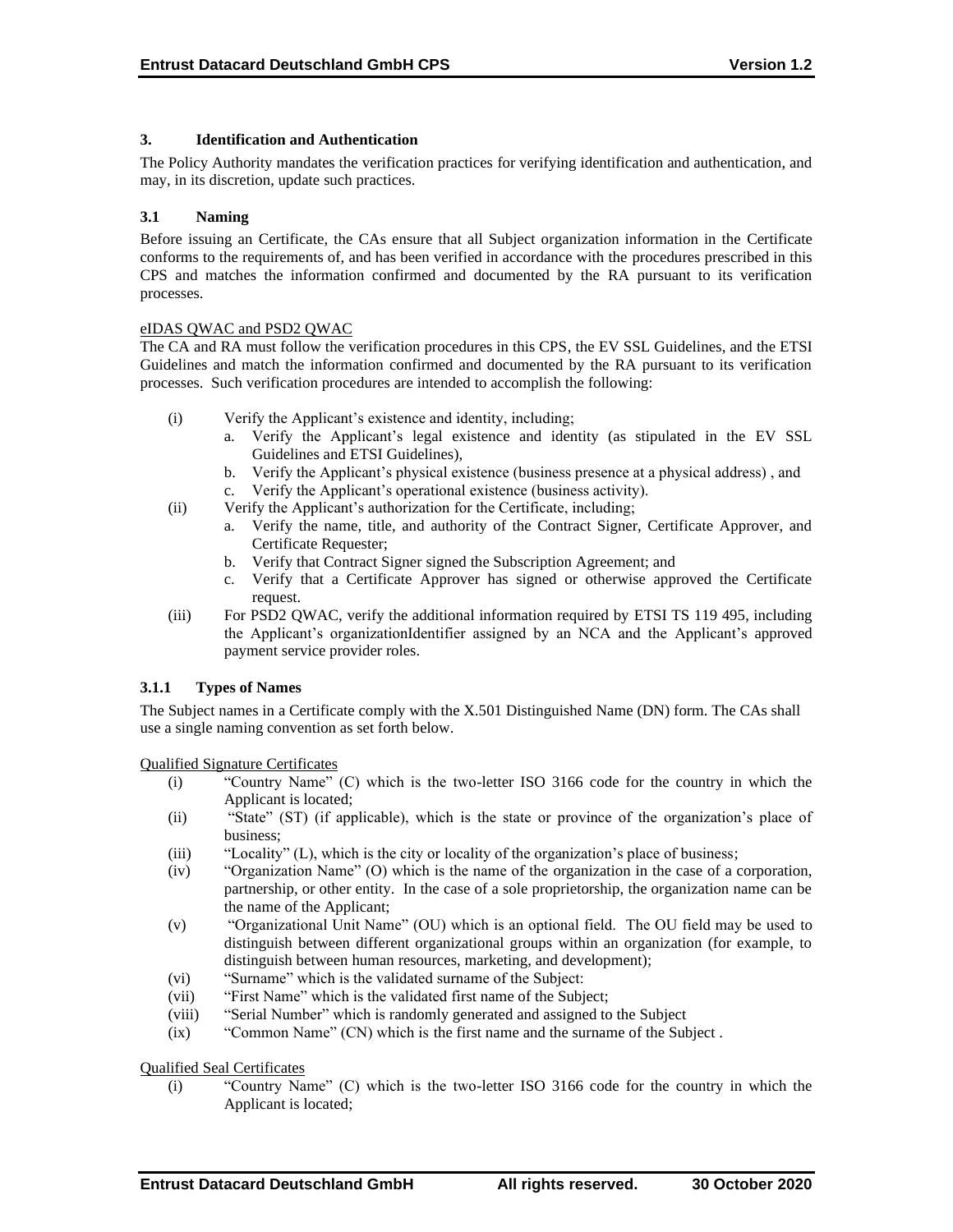## 3. Identification and Authentication

The Policy Authority mandates the verification practices for verifying identification and authentication, and may, in its discretion, update such practices.

### 3.1 Naming

Before issuing an Certificate, the CAs ensure that all Subject organization information in the Certificate conforms to the requirements of, and has been verified in accordance with the procedures prescribed in this CPS and matches the information confirmed and documented by the RA pursuant to its verification processes.

eIDAS QWAC and PSD2 QWAC

The CA and RA must follow the verification procedures in this CPS, the EV SSL Guidelines, and the ETSI Guidelines and match the information confirmed and documented by the RA pursuant to its verification processes. Such verification procedures are intended to accomplish the following:

(i) Verify the Applicant's existence and identity, including;
   a. Verify the Applicant's legal existence and identity (as stipulated in the EV SSL Guidelines and ETSI Guidelines),
   b. Verify the Applicant's physical existence (business presence at a physical address) , and
   c. Verify the Applicant's operational existence (business activity).

(ii) Verify the Applicant's authorization for the Certificate, including;
   a. Verify the name, title, and authority of the Contract Signer, Certificate Approver, and Certificate Requester;
   b. Verify that Contract Signer signed the Subscription Agreement; and
   c. Verify that a Certificate Approver has signed or otherwise approved the Certificate request.

(iii) For PSD2 QWAC, verify the additional information required by ETSI TS 119 495, including the Applicant's organizationIdentifier assigned by an NCA and the Applicant's approved payment service provider roles.

#### 3.1.1 Types of Names

The Subject names in a Certificate comply with the X.501 Distinguished Name (DN) form. The CAs shall use a single naming convention as set forth below.

Qualified Signature Certificates

(i) "Country Name" (C) which is the two-letter ISO 3166 code for the country in which the Applicant is located;
(ii) "State" (ST) (if applicable), which is the state or province of the organization's place of business;
(iii) "Locality" (L), which is the city or locality of the organization's place of business;
(iv) "Organization Name" (O) which is the name of the organization in the case of a corporation, partnership, or other entity. In the case of a sole proprietorship, the organization name can be the name of the Applicant;
(v) "Organizational Unit Name" (OU) which is an optional field. The OU field may be used to distinguish between different organizational groups within an organization (for example, to distinguish between human resources, marketing, and development);
(vi) "Surname" which is the validated surname of the Subject:
(vii) "First Name" which is the validated first name of the Subject;
(viii) "Serial Number" which is randomly generated and assigned to the Subject
(ix) "Common Name" (CN) which is the first name and the surname of the Subject .

Qualified Seal Certificates

(i) "Country Name" (C) which is the two-letter ISO 3166 code for the country in which the Applicant is located;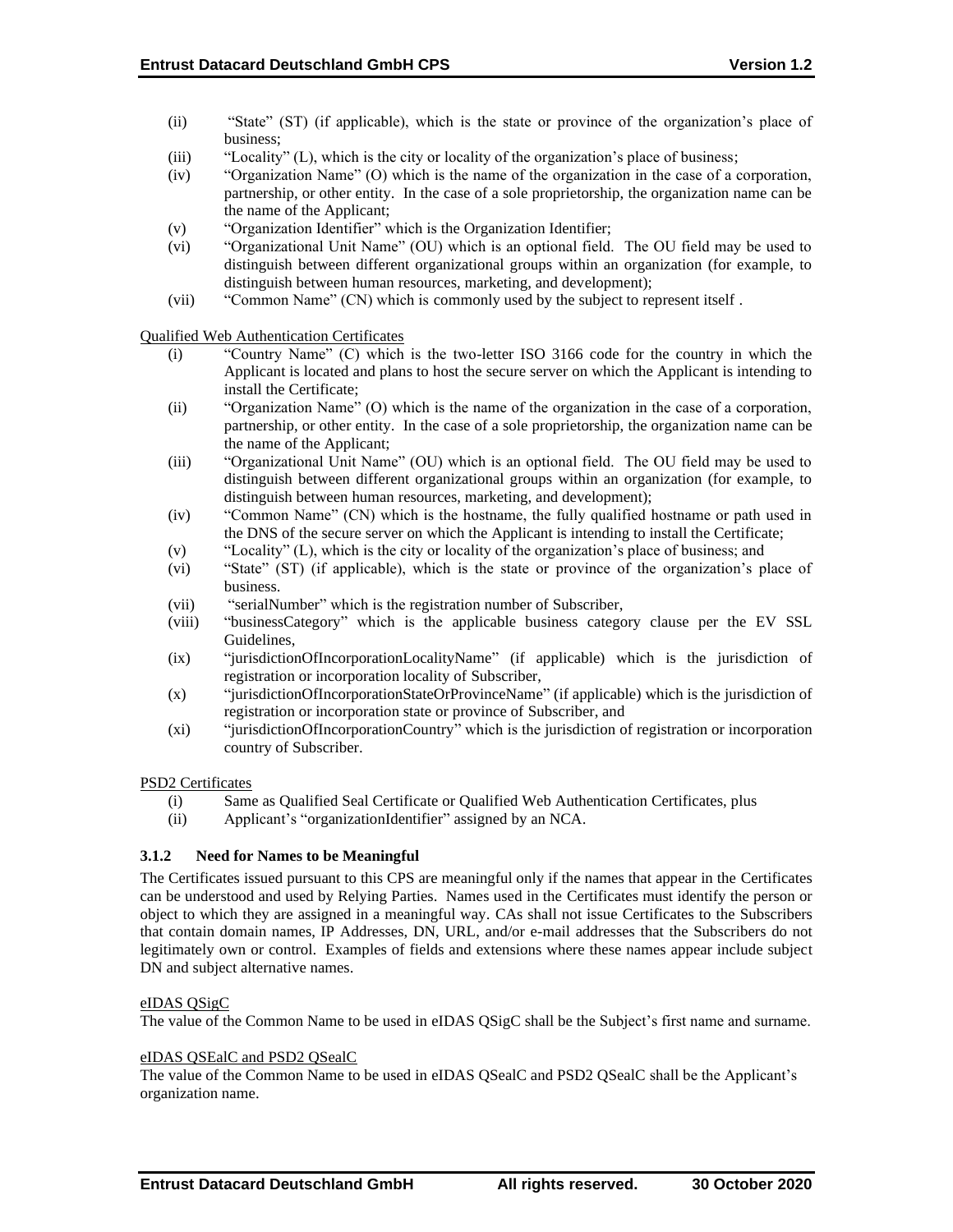(ii) "State" (ST) (if applicable), which is the state or province of the organization's place of business;
(iii) "Locality" (L), which is the city or locality of the organization's place of business;
(iv) "Organization Name" (O) which is the name of the organization in the case of a corporation, partnership, or other entity. In the case of a sole proprietorship, the organization name can be the name of the Applicant;
(v) "Organization Identifier" which is the Organization Identifier;
(vi) "Organizational Unit Name" (OU) which is an optional field. The OU field may be used to distinguish between different organizational groups within an organization (for example, to distinguish between human resources, marketing, and development);
(vii) "Common Name" (CN) which is commonly used by the subject to represent itself .

<u>Qualified Web Authentication Certificates</u>

(i) "Country Name" (C) which is the two-letter ISO 3166 code for the country in which the Applicant is located and plans to host the secure server on which the Applicant is intending to install the Certificate;
(ii) "Organization Name" (O) which is the name of the organization in the case of a corporation, partnership, or other entity. In the case of a sole proprietorship, the organization name can be the name of the Applicant;
(iii) "Organizational Unit Name" (OU) which is an optional field. The OU field may be used to distinguish between different organizational groups within an organization (for example, to distinguish between human resources, marketing, and development);
(iv) "Common Name" (CN) which is the hostname, the fully qualified hostname or path used in the DNS of the secure server on which the Applicant is intending to install the Certificate;
(v) "Locality" (L), which is the city or locality of the organization's place of business; and
(vi) "State" (ST) (if applicable), which is the state or province of the organization's place of business.
(vii) "serialNumber" which is the registration number of Subscriber,
(viii) "businessCategory" which is the applicable business category clause per the EV SSL Guidelines,
(ix) "jurisdictionOfIncorporationLocalityName" (if applicable) which is the jurisdiction of registration or incorporation locality of Subscriber,
(x) "jurisdictionOfIncorporationStateOrProvinceName" (if applicable) which is the jurisdiction of registration or incorporation state or province of Subscriber, and
(xi) "jurisdictionOfIncorporationCountry" which is the jurisdiction of registration or incorporation country of Subscriber.

<u>PSD2 Certificates</u>

(i) Same as Qualified Seal Certificate or Qualified Web Authentication Certificates, plus
(ii) Applicant's "organizationIdentifier" assigned by an NCA.

### 3.1.2 Need for Names to be Meaningful

The Certificates issued pursuant to this CPS are meaningful only if the names that appear in the Certificates can be understood and used by Relying Parties. Names used in the Certificates must identify the person or object to which they are assigned in a meaningful way. CAs shall not issue Certificates to the Subscribers that contain domain names, IP Addresses, DN, URL, and/or e-mail addresses that the Subscribers do not legitimately own or control. Examples of fields and extensions where these names appear include subject DN and subject alternative names.

<u>eIDAS QSigC</u>

The value of the Common Name to be used in eIDAS QSigC shall be the Subject's first name and surname.

<u>eIDAS QSEalC and PSD2 QSealC</u>

The value of the Common Name to be used in eIDAS QSealC and PSD2 QSealC shall be the Applicant's organization name.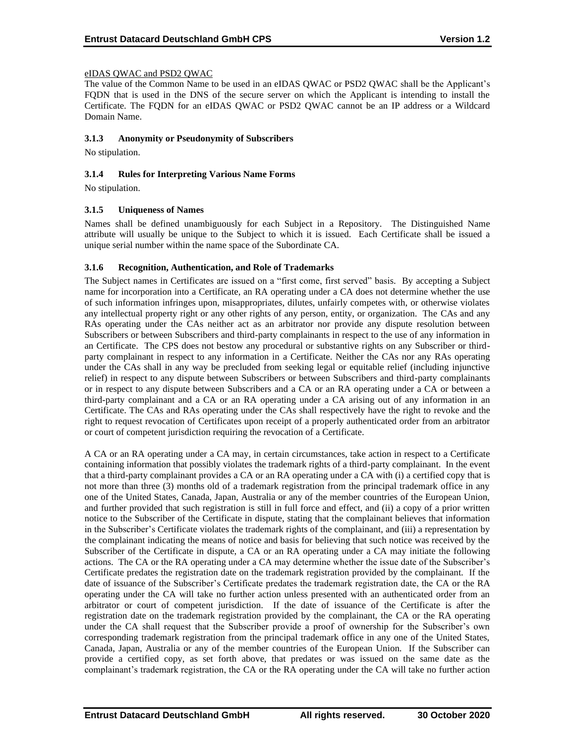eIDAS QWAC and PSD2 QWAC

The value of the Common Name to be used in an eIDAS QWAC or PSD2 QWAC shall be the Applicant's FQDN that is used in the DNS of the secure server on which the Applicant is intending to install the Certificate. The FQDN for an eIDAS QWAC or PSD2 QWAC cannot be an IP address or a Wildcard Domain Name.

### 3.1.3 Anonymity or Pseudonymity of Subscribers

No stipulation.

### 3.1.4 Rules for Interpreting Various Name Forms

No stipulation.

### 3.1.5 Uniqueness of Names

Names shall be defined unambiguously for each Subject in a Repository. The Distinguished Name attribute will usually be unique to the Subject to which it is issued. Each Certificate shall be issued a unique serial number within the name space of the Subordinate CA.

### 3.1.6 Recognition, Authentication, and Role of Trademarks

The Subject names in Certificates are issued on a "first come, first served" basis. By accepting a Subject name for incorporation into a Certificate, an RA operating under a CA does not determine whether the use of such information infringes upon, misappropriates, dilutes, unfairly competes with, or otherwise violates any intellectual property right or any other rights of any person, entity, or organization. The CAs and any RAs operating under the CAs neither act as an arbitrator nor provide any dispute resolution between Subscribers or between Subscribers and third-party complainants in respect to the use of any information in an Certificate. The CPS does not bestow any procedural or substantive rights on any Subscriber or third-party complainant in respect to any information in a Certificate. Neither the CAs nor any RAs operating under the CAs shall in any way be precluded from seeking legal or equitable relief (including injunctive relief) in respect to any dispute between Subscribers or between Subscribers and third-party complainants or in respect to any dispute between Subscribers and a CA or an RA operating under a CA or between a third-party complainant and a CA or an RA operating under a CA arising out of any information in an Certificate. The CAs and RAs operating under the CAs shall respectively have the right to revoke and the right to request revocation of Certificates upon receipt of a properly authenticated order from an arbitrator or court of competent jurisdiction requiring the revocation of a Certificate.

A CA or an RA operating under a CA may, in certain circumstances, take action in respect to a Certificate containing information that possibly violates the trademark rights of a third-party complainant. In the event that a third-party complainant provides a CA or an RA operating under a CA with (i) a certified copy that is not more than three (3) months old of a trademark registration from the principal trademark office in any one of the United States, Canada, Japan, Australia or any of the member countries of the European Union, and further provided that such registration is still in full force and effect, and (ii) a copy of a prior written notice to the Subscriber of the Certificate in dispute, stating that the complainant believes that information in the Subscriber's Certificate violates the trademark rights of the complainant, and (iii) a representation by the complainant indicating the means of notice and basis for believing that such notice was received by the Subscriber of the Certificate in dispute, a CA or an RA operating under a CA may initiate the following actions. The CA or the RA operating under a CA may determine whether the issue date of the Subscriber's Certificate predates the registration date on the trademark registration provided by the complainant. If the date of issuance of the Subscriber's Certificate predates the trademark registration date, the CA or the RA operating under the CA will take no further action unless presented with an authenticated order from an arbitrator or court of competent jurisdiction. If the date of issuance of the Certificate is after the registration date on the trademark registration provided by the complainant, the CA or the RA operating under the CA shall request that the Subscriber provide a proof of ownership for the Subscriber's own corresponding trademark registration from the principal trademark office in any one of the United States, Canada, Japan, Australia or any of the member countries of the European Union. If the Subscriber can provide a certified copy, as set forth above, that predates or was issued on the same date as the complainant's trademark registration, the CA or the RA operating under the CA will take no further action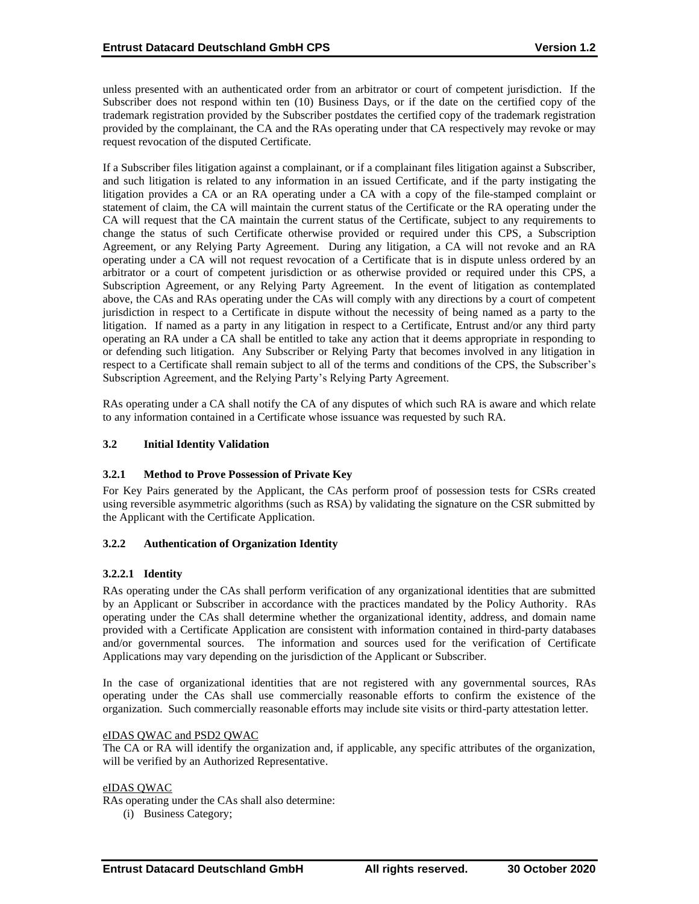unless presented with an authenticated order from an arbitrator or court of competent jurisdiction. If the Subscriber does not respond within ten (10) Business Days, or if the date on the certified copy of the trademark registration provided by the Subscriber postdates the certified copy of the trademark registration provided by the complainant, the CA and the RAs operating under that CA respectively may revoke or may request revocation of the disputed Certificate.

If a Subscriber files litigation against a complainant, or if a complainant files litigation against a Subscriber, and such litigation is related to any information in an issued Certificate, and if the party instigating the litigation provides a CA or an RA operating under a CA with a copy of the file-stamped complaint or statement of claim, the CA will maintain the current status of the Certificate or the RA operating under the CA will request that the CA maintain the current status of the Certificate, subject to any requirements to change the status of such Certificate otherwise provided or required under this CPS, a Subscription Agreement, or any Relying Party Agreement. During any litigation, a CA will not revoke and an RA operating under a CA will not request revocation of a Certificate that is in dispute unless ordered by an arbitrator or a court of competent jurisdiction or as otherwise provided or required under this CPS, a Subscription Agreement, or any Relying Party Agreement. In the event of litigation as contemplated above, the CAs and RAs operating under the CAs will comply with any directions by a court of competent jurisdiction in respect to a Certificate in dispute without the necessity of being named as a party to the litigation. If named as a party in any litigation in respect to a Certificate, Entrust and/or any third party operating an RA under a CA shall be entitled to take any action that it deems appropriate in responding to or defending such litigation. Any Subscriber or Relying Party that becomes involved in any litigation in respect to a Certificate shall remain subject to all of the terms and conditions of the CPS, the Subscriber's Subscription Agreement, and the Relying Party's Relying Party Agreement.

RAs operating under a CA shall notify the CA of any disputes of which such RA is aware and which relate to any information contained in a Certificate whose issuance was requested by such RA.

## 3.2 Initial Identity Validation

### 3.2.1 Method to Prove Possession of Private Key

For Key Pairs generated by the Applicant, the CAs perform proof of possession tests for CSRs created using reversible asymmetric algorithms (such as RSA) by validating the signature on the CSR submitted by the Applicant with the Certificate Application.

### 3.2.2 Authentication of Organization Identity

#### 3.2.2.1 Identity

RAs operating under the CAs shall perform verification of any organizational identities that are submitted by an Applicant or Subscriber in accordance with the practices mandated by the Policy Authority. RAs operating under the CAs shall determine whether the organizational identity, address, and domain name provided with a Certificate Application are consistent with information contained in third-party databases and/or governmental sources. The information and sources used for the verification of Certificate Applications may vary depending on the jurisdiction of the Applicant or Subscriber.

In the case of organizational identities that are not registered with any governmental sources, RAs operating under the CAs shall use commercially reasonable efforts to confirm the existence of the organization. Such commercially reasonable efforts may include site visits or third-party attestation letter.

eIDAS QWAC and PSD2 QWAC

The CA or RA will identify the organization and, if applicable, any specific attributes of the organization, will be verified by an Authorized Representative.

eIDAS QWAC

RAs operating under the CAs shall also determine:

(i) Business Category;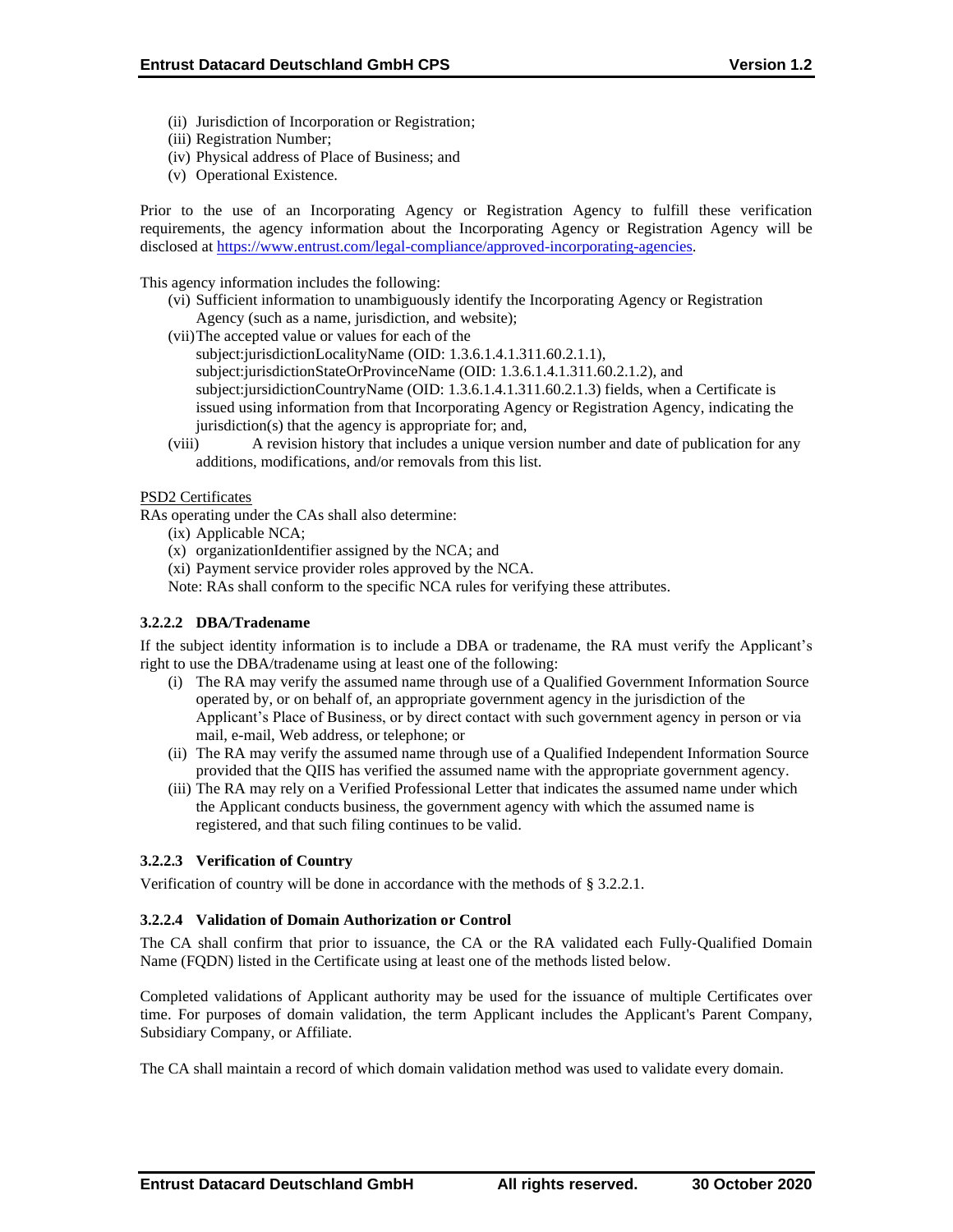(ii) Jurisdiction of Incorporation or Registration;
(iii) Registration Number;
(iv) Physical address of Place of Business; and
(v) Operational Existence.

Prior to the use of an Incorporating Agency or Registration Agency to fulfill these verification requirements, the agency information about the Incorporating Agency or Registration Agency will be disclosed at https://www.entrust.com/legal-compliance/approved-incorporating-agencies.

This agency information includes the following:

(vi) Sufficient information to unambiguously identify the Incorporating Agency or Registration Agency (such as a name, jurisdiction, and website);
(vii) The accepted value or values for each of the subject:jurisdictionLocalityName (OID: 1.3.6.1.4.1.311.60.2.1.1), subject:jurisdictionStateOrProvinceName (OID: 1.3.6.1.4.1.311.60.2.1.2), and subject:jursidictionCountryName (OID: 1.3.6.1.4.1.311.60.2.1.3) fields, when a Certificate is issued using information from that Incorporating Agency or Registration Agency, indicating the jurisdiction(s) that the agency is appropriate for; and,
(viii) A revision history that includes a unique version number and date of publication for any additions, modifications, and/or removals from this list.

PSD2 Certificates

RAs operating under the CAs shall also determine:

(ix) Applicable NCA;
(x) organizationIdentifier assigned by the NCA; and
(xi) Payment service provider roles approved by the NCA.

Note: RAs shall conform to the specific NCA rules for verifying these attributes.

#### 3.2.2.2 DBA/Tradename

If the subject identity information is to include a DBA or tradename, the RA must verify the Applicant's right to use the DBA/tradename using at least one of the following:

(i) The RA may verify the assumed name through use of a Qualified Government Information Source operated by, or on behalf of, an appropriate government agency in the jurisdiction of the Applicant's Place of Business, or by direct contact with such government agency in person or via mail, e-mail, Web address, or telephone; or
(ii) The RA may verify the assumed name through use of a Qualified Independent Information Source provided that the QIIS has verified the assumed name with the appropriate government agency.
(iii) The RA may rely on a Verified Professional Letter that indicates the assumed name under which the Applicant conducts business, the government agency with which the assumed name is registered, and that such filing continues to be valid.

#### 3.2.2.3 Verification of Country

Verification of country will be done in accordance with the methods of § 3.2.2.1.

#### 3.2.2.4 Validation of Domain Authorization or Control

The CA shall confirm that prior to issuance, the CA or the RA validated each Fully‐Qualified Domain Name (FQDN) listed in the Certificate using at least one of the methods listed below.

Completed validations of Applicant authority may be used for the issuance of multiple Certificates over time. For purposes of domain validation, the term Applicant includes the Applicant's Parent Company, Subsidiary Company, or Affiliate.

The CA shall maintain a record of which domain validation method was used to validate every domain.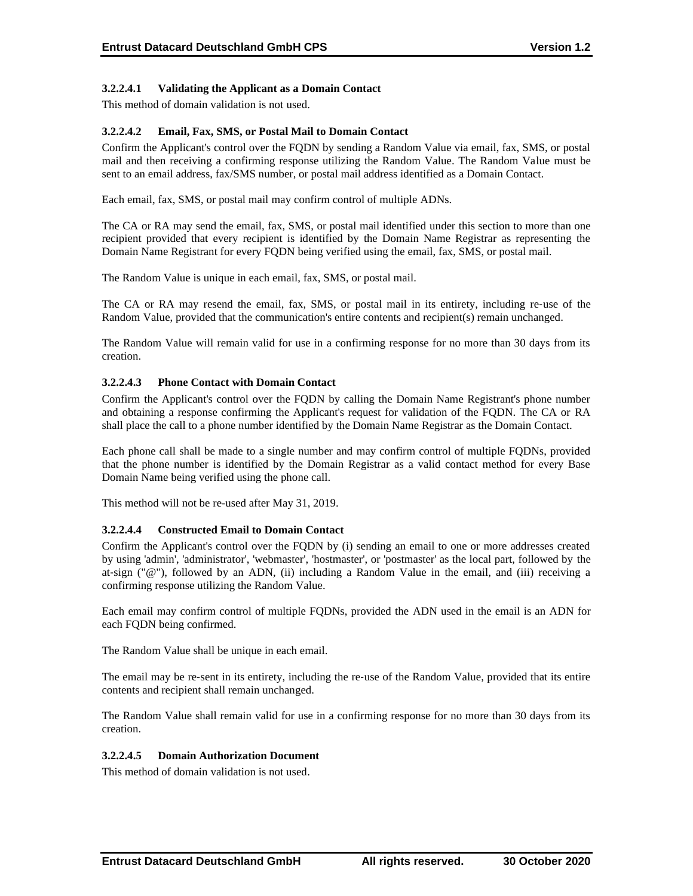#### 3.2.2.4.1 Validating the Applicant as a Domain Contact

This method of domain validation is not used.

#### 3.2.2.4.2 Email, Fax, SMS, or Postal Mail to Domain Contact

Confirm the Applicant's control over the FQDN by sending a Random Value via email, fax, SMS, or postal mail and then receiving a confirming response utilizing the Random Value. The Random Value must be sent to an email address, fax/SMS number, or postal mail address identified as a Domain Contact.

Each email, fax, SMS, or postal mail may confirm control of multiple ADNs.

The CA or RA may send the email, fax, SMS, or postal mail identified under this section to more than one recipient provided that every recipient is identified by the Domain Name Registrar as representing the Domain Name Registrant for every FQDN being verified using the email, fax, SMS, or postal mail.

The Random Value is unique in each email, fax, SMS, or postal mail.

The CA or RA may resend the email, fax, SMS, or postal mail in its entirety, including re-use of the Random Value, provided that the communication's entire contents and recipient(s) remain unchanged.

The Random Value will remain valid for use in a confirming response for no more than 30 days from its creation.

#### 3.2.2.4.3 Phone Contact with Domain Contact

Confirm the Applicant's control over the FQDN by calling the Domain Name Registrant's phone number and obtaining a response confirming the Applicant's request for validation of the FQDN. The CA or RA shall place the call to a phone number identified by the Domain Name Registrar as the Domain Contact.

Each phone call shall be made to a single number and may confirm control of multiple FQDNs, provided that the phone number is identified by the Domain Registrar as a valid contact method for every Base Domain Name being verified using the phone call.

This method will not be re-used after May 31, 2019.

#### 3.2.2.4.4 Constructed Email to Domain Contact

Confirm the Applicant's control over the FQDN by (i) sending an email to one or more addresses created by using 'admin', 'administrator', 'webmaster', 'hostmaster', or 'postmaster' as the local part, followed by the at-sign ("@"), followed by an ADN, (ii) including a Random Value in the email, and (iii) receiving a confirming response utilizing the Random Value.

Each email may confirm control of multiple FQDNs, provided the ADN used in the email is an ADN for each FQDN being confirmed.

The Random Value shall be unique in each email.

The email may be re-sent in its entirety, including the re-use of the Random Value, provided that its entire contents and recipient shall remain unchanged.

The Random Value shall remain valid for use in a confirming response for no more than 30 days from its creation.

#### 3.2.2.4.5 Domain Authorization Document

This method of domain validation is not used.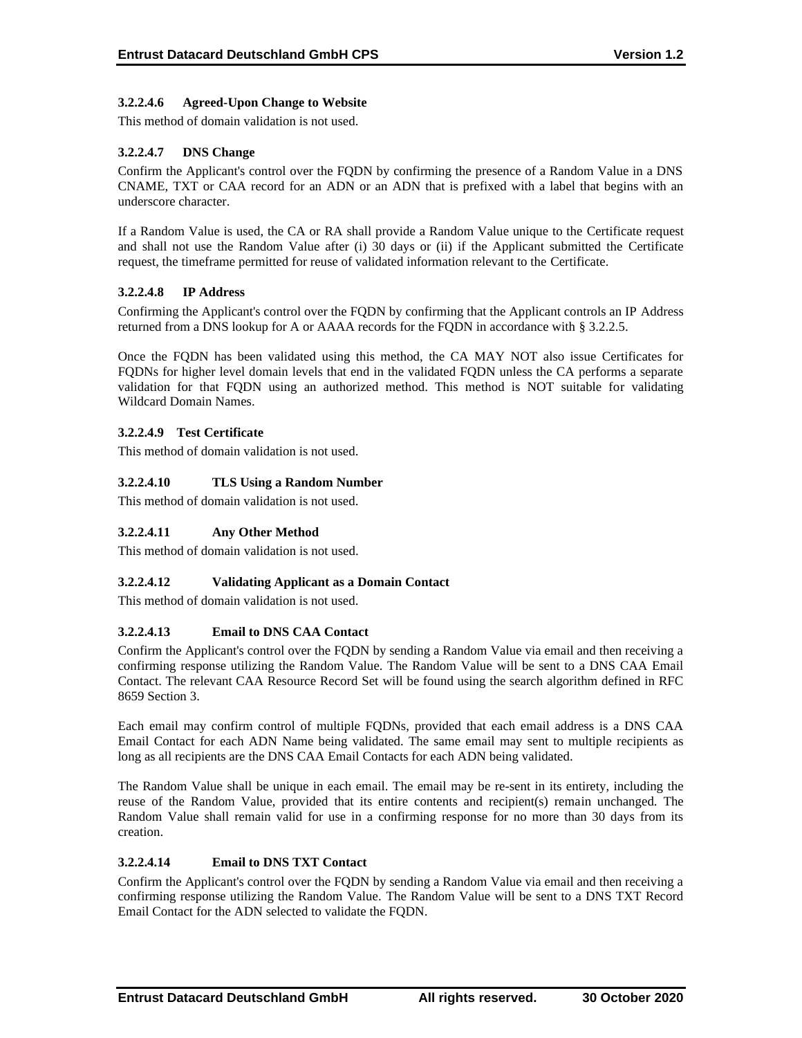#### 3.2.2.4.6 Agreed-Upon Change to Website

This method of domain validation is not used.

#### 3.2.2.4.7 DNS Change

Confirm the Applicant's control over the FQDN by confirming the presence of a Random Value in a DNS CNAME, TXT or CAA record for an ADN or an ADN that is prefixed with a label that begins with an underscore character.

If a Random Value is used, the CA or RA shall provide a Random Value unique to the Certificate request and shall not use the Random Value after (i) 30 days or (ii) if the Applicant submitted the Certificate request, the timeframe permitted for reuse of validated information relevant to the Certificate.

#### 3.2.2.4.8 IP Address

Confirming the Applicant's control over the FQDN by confirming that the Applicant controls an IP Address returned from a DNS lookup for A or AAAA records for the FQDN in accordance with § 3.2.2.5.

Once the FQDN has been validated using this method, the CA MAY NOT also issue Certificates for FQDNs for higher level domain levels that end in the validated FQDN unless the CA performs a separate validation for that FQDN using an authorized method. This method is NOT suitable for validating Wildcard Domain Names.

#### 3.2.2.4.9 Test Certificate

This method of domain validation is not used.

#### 3.2.2.4.10 TLS Using a Random Number

This method of domain validation is not used.

#### 3.2.2.4.11 Any Other Method

This method of domain validation is not used.

#### 3.2.2.4.12 Validating Applicant as a Domain Contact

This method of domain validation is not used.

#### 3.2.2.4.13 Email to DNS CAA Contact

Confirm the Applicant's control over the FQDN by sending a Random Value via email and then receiving a confirming response utilizing the Random Value. The Random Value will be sent to a DNS CAA Email Contact. The relevant CAA Resource Record Set will be found using the search algorithm defined in RFC 8659 Section 3.

Each email may confirm control of multiple FQDNs, provided that each email address is a DNS CAA Email Contact for each ADN Name being validated. The same email may sent to multiple recipients as long as all recipients are the DNS CAA Email Contacts for each ADN being validated.

The Random Value shall be unique in each email. The email may be re-sent in its entirety, including the reuse of the Random Value, provided that its entire contents and recipient(s) remain unchanged. The Random Value shall remain valid for use in a confirming response for no more than 30 days from its creation.

#### 3.2.2.4.14 Email to DNS TXT Contact

Confirm the Applicant's control over the FQDN by sending a Random Value via email and then receiving a confirming response utilizing the Random Value. The Random Value will be sent to a DNS TXT Record Email Contact for the ADN selected to validate the FQDN.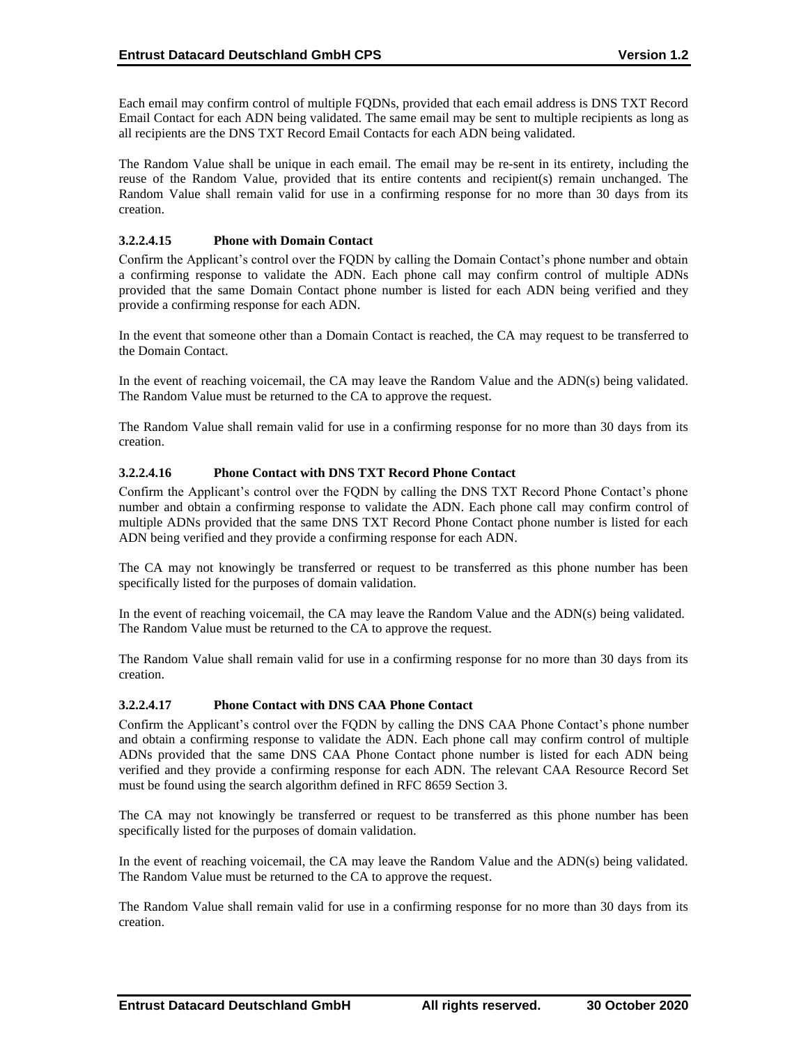Each email may confirm control of multiple FQDNs, provided that each email address is DNS TXT Record Email Contact for each ADN being validated. The same email may be sent to multiple recipients as long as all recipients are the DNS TXT Record Email Contacts for each ADN being validated.

The Random Value shall be unique in each email. The email may be re-sent in its entirety, including the reuse of the Random Value, provided that its entire contents and recipient(s) remain unchanged. The Random Value shall remain valid for use in a confirming response for no more than 30 days from its creation.

#### 3.2.2.4.15 Phone with Domain Contact

Confirm the Applicant's control over the FQDN by calling the Domain Contact's phone number and obtain a confirming response to validate the ADN. Each phone call may confirm control of multiple ADNs provided that the same Domain Contact phone number is listed for each ADN being verified and they provide a confirming response for each ADN.

In the event that someone other than a Domain Contact is reached, the CA may request to be transferred to the Domain Contact.

In the event of reaching voicemail, the CA may leave the Random Value and the ADN(s) being validated. The Random Value must be returned to the CA to approve the request.

The Random Value shall remain valid for use in a confirming response for no more than 30 days from its creation.

#### 3.2.2.4.16 Phone Contact with DNS TXT Record Phone Contact

Confirm the Applicant's control over the FQDN by calling the DNS TXT Record Phone Contact's phone number and obtain a confirming response to validate the ADN. Each phone call may confirm control of multiple ADNs provided that the same DNS TXT Record Phone Contact phone number is listed for each ADN being verified and they provide a confirming response for each ADN.

The CA may not knowingly be transferred or request to be transferred as this phone number has been specifically listed for the purposes of domain validation.

In the event of reaching voicemail, the CA may leave the Random Value and the ADN(s) being validated. The Random Value must be returned to the CA to approve the request.

The Random Value shall remain valid for use in a confirming response for no more than 30 days from its creation.

#### 3.2.2.4.17 Phone Contact with DNS CAA Phone Contact

Confirm the Applicant's control over the FQDN by calling the DNS CAA Phone Contact's phone number and obtain a confirming response to validate the ADN. Each phone call may confirm control of multiple ADNs provided that the same DNS CAA Phone Contact phone number is listed for each ADN being verified and they provide a confirming response for each ADN. The relevant CAA Resource Record Set must be found using the search algorithm defined in RFC 8659 Section 3.

The CA may not knowingly be transferred or request to be transferred as this phone number has been specifically listed for the purposes of domain validation.

In the event of reaching voicemail, the CA may leave the Random Value and the ADN(s) being validated. The Random Value must be returned to the CA to approve the request.

The Random Value shall remain valid for use in a confirming response for no more than 30 days from its creation.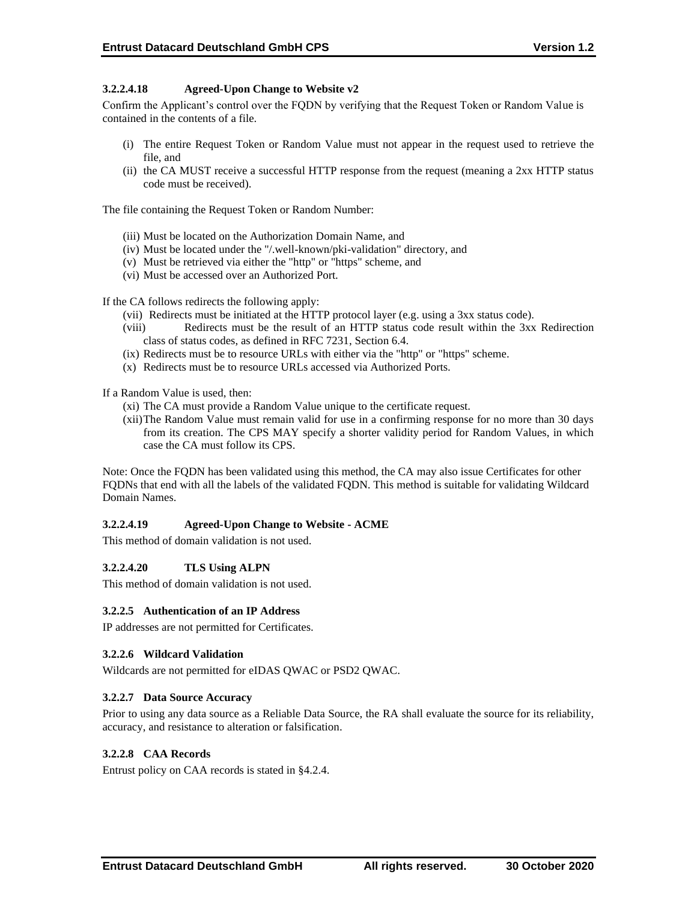#### 3.2.2.4.18 Agreed-Upon Change to Website v2

Confirm the Applicant's control over the FQDN by verifying that the Request Token or Random Value is contained in the contents of a file.

(i) The entire Request Token or Random Value must not appear in the request used to retrieve the file, and
(ii) the CA MUST receive a successful HTTP response from the request (meaning a 2xx HTTP status code must be received).

The file containing the Request Token or Random Number:

(iii) Must be located on the Authorization Domain Name, and
(iv) Must be located under the "/.well-known/pki-validation" directory, and
(v) Must be retrieved via either the "http" or "https" scheme, and
(vi) Must be accessed over an Authorized Port.

If the CA follows redirects the following apply:

(vii) Redirects must be initiated at the HTTP protocol layer (e.g. using a 3xx status code).
(viii) Redirects must be the result of an HTTP status code result within the 3xx Redirection class of status codes, as defined in RFC 7231, Section 6.4.
(ix) Redirects must be to resource URLs with either via the "http" or "https" scheme.
(x) Redirects must be to resource URLs accessed via Authorized Ports.

If a Random Value is used, then:

(xi) The CA must provide a Random Value unique to the certificate request.
(xii) The Random Value must remain valid for use in a confirming response for no more than 30 days from its creation. The CPS MAY specify a shorter validity period for Random Values, in which case the CA must follow its CPS.

Note: Once the FQDN has been validated using this method, the CA may also issue Certificates for other FQDNs that end with all the labels of the validated FQDN. This method is suitable for validating Wildcard Domain Names.

#### 3.2.2.4.19 Agreed-Upon Change to Website - ACME

This method of domain validation is not used.

#### 3.2.2.4.20 TLS Using ALPN

This method of domain validation is not used.

### 3.2.2.5 Authentication of an IP Address

IP addresses are not permitted for Certificates.

### 3.2.2.6 Wildcard Validation

Wildcards are not permitted for eIDAS QWAC or PSD2 QWAC.

### 3.2.2.7 Data Source Accuracy

Prior to using any data source as a Reliable Data Source, the RA shall evaluate the source for its reliability, accuracy, and resistance to alteration or falsification.

### 3.2.2.8 CAA Records

Entrust policy on CAA records is stated in §4.2.4.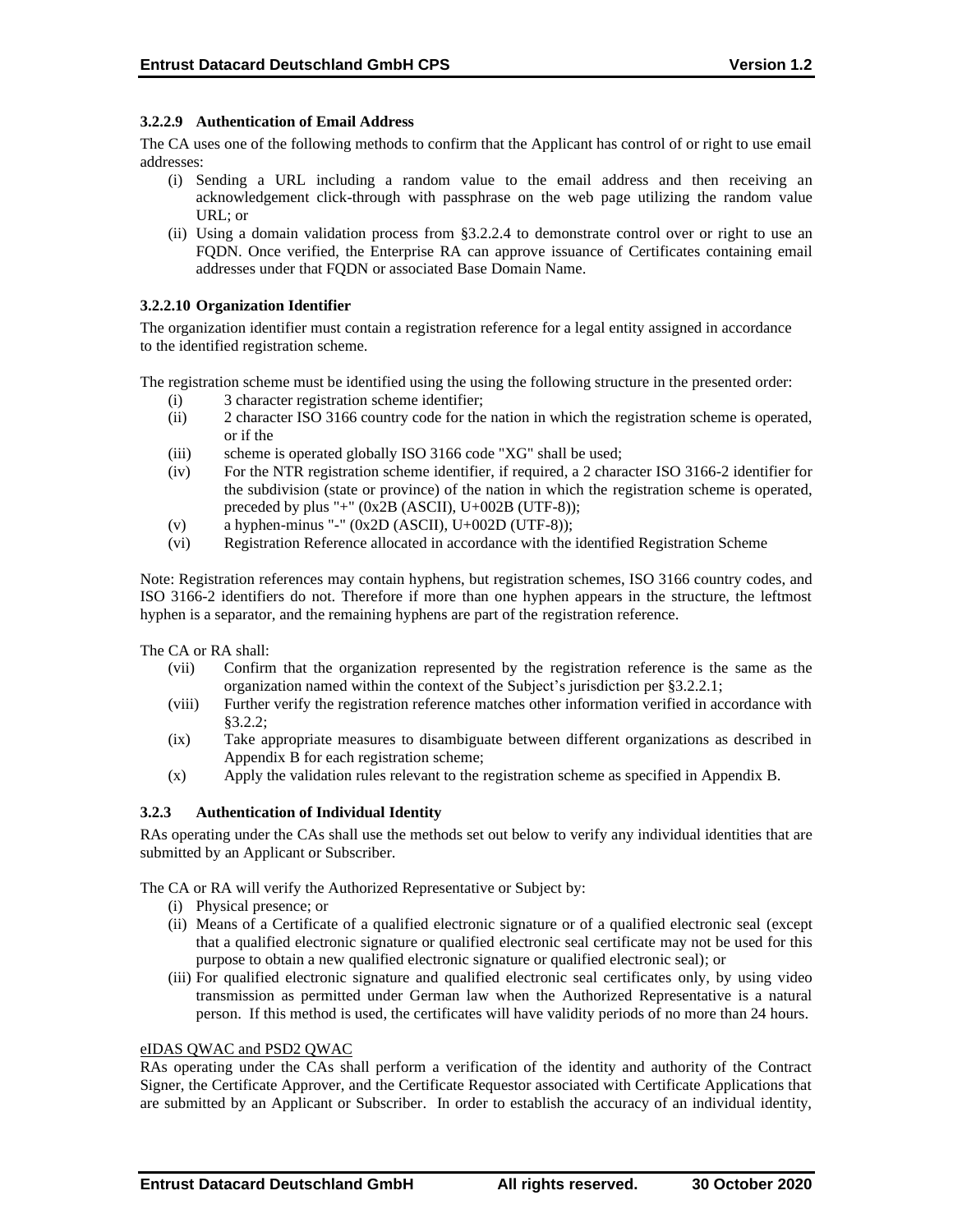#### 3.2.2.9 Authentication of Email Address

The CA uses one of the following methods to confirm that the Applicant has control of or right to use email addresses:

(i) Sending a URL including a random value to the email address and then receiving an acknowledgement click-through with passphrase on the web page utilizing the random value URL; or
(ii) Using a domain validation process from §3.2.2.4 to demonstrate control over or right to use an FQDN. Once verified, the Enterprise RA can approve issuance of Certificates containing email addresses under that FQDN or associated Base Domain Name.

#### 3.2.2.10 Organization Identifier

The organization identifier must contain a registration reference for a legal entity assigned in accordance to the identified registration scheme.

The registration scheme must be identified using the using the following structure in the presented order:

(i) 3 character registration scheme identifier;
(ii) 2 character ISO 3166 country code for the nation in which the registration scheme is operated, or if the
(iii) scheme is operated globally ISO 3166 code "XG" shall be used;
(iv) For the NTR registration scheme identifier, if required, a 2 character ISO 3166-2 identifier for the subdivision (state or province) of the nation in which the registration scheme is operated, preceded by plus "+" (0x2B (ASCII), U+002B (UTF-8));
(v) a hyphen-minus "-" (0x2D (ASCII), U+002D (UTF-8));
(vi) Registration Reference allocated in accordance with the identified Registration Scheme

Note: Registration references may contain hyphens, but registration schemes, ISO 3166 country codes, and ISO 3166-2 identifiers do not. Therefore if more than one hyphen appears in the structure, the leftmost hyphen is a separator, and the remaining hyphens are part of the registration reference.

The CA or RA shall:

(vii) Confirm that the organization represented by the registration reference is the same as the organization named within the context of the Subject's jurisdiction per §3.2.2.1;
(viii) Further verify the registration reference matches other information verified in accordance with §3.2.2;
(ix) Take appropriate measures to disambiguate between different organizations as described in Appendix B for each registration scheme;
(x) Apply the validation rules relevant to the registration scheme as specified in Appendix B.

### 3.2.3 Authentication of Individual Identity

RAs operating under the CAs shall use the methods set out below to verify any individual identities that are submitted by an Applicant or Subscriber.

The CA or RA will verify the Authorized Representative or Subject by:

(i) Physical presence; or
(ii) Means of a Certificate of a qualified electronic signature or of a qualified electronic seal (except that a qualified electronic signature or qualified electronic seal certificate may not be used for this purpose to obtain a new qualified electronic signature or qualified electronic seal); or
(iii) For qualified electronic signature and qualified electronic seal certificates only, by using video transmission as permitted under German law when the Authorized Representative is a natural person. If this method is used, the certificates will have validity periods of no more than 24 hours.

<u>eIDAS QWAC and PSD2 QWAC</u>

RAs operating under the CAs shall perform a verification of the identity and authority of the Contract Signer, the Certificate Approver, and the Certificate Requestor associated with Certificate Applications that are submitted by an Applicant or Subscriber. In order to establish the accuracy of an individual identity,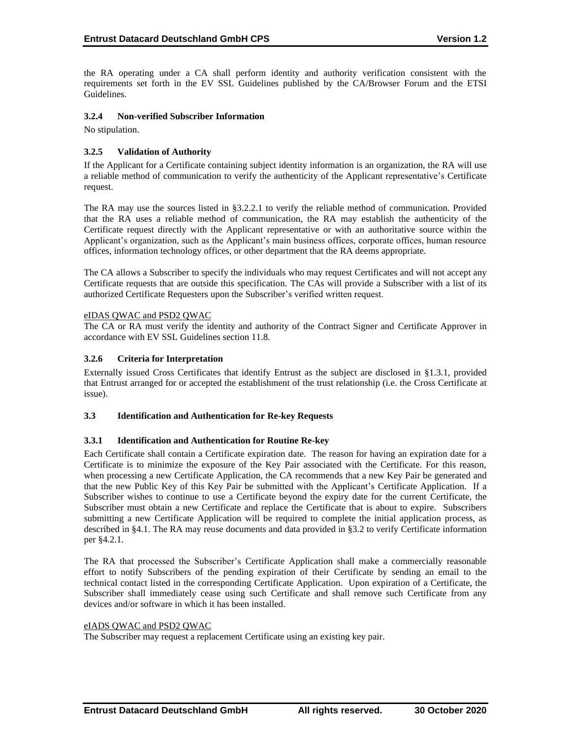the RA operating under a CA shall perform identity and authority verification consistent with the requirements set forth in the EV SSL Guidelines published by the CA/Browser Forum and the ETSI Guidelines.

### 3.2.4 Non-verified Subscriber Information

No stipulation.

### 3.2.5 Validation of Authority

If the Applicant for a Certificate containing subject identity information is an organization, the RA will use a reliable method of communication to verify the authenticity of the Applicant representative's Certificate request.

The RA may use the sources listed in §3.2.2.1 to verify the reliable method of communication. Provided that the RA uses a reliable method of communication, the RA may establish the authenticity of the Certificate request directly with the Applicant representative or with an authoritative source within the Applicant's organization, such as the Applicant's main business offices, corporate offices, human resource offices, information technology offices, or other department that the RA deems appropriate.

The CA allows a Subscriber to specify the individuals who may request Certificates and will not accept any Certificate requests that are outside this specification. The CAs will provide a Subscriber with a list of its authorized Certificate Requesters upon the Subscriber's verified written request.

<u>eIDAS QWAC and PSD2 QWAC</u>

The CA or RA must verify the identity and authority of the Contract Signer and Certificate Approver in accordance with EV SSL Guidelines section 11.8.

### 3.2.6 Criteria for Interpretation

Externally issued Cross Certificates that identify Entrust as the subject are disclosed in §1.3.1, provided that Entrust arranged for or accepted the establishment of the trust relationship (i.e. the Cross Certificate at issue).

## 3.3 Identification and Authentication for Re-key Requests

### 3.3.1 Identification and Authentication for Routine Re-key

Each Certificate shall contain a Certificate expiration date. The reason for having an expiration date for a Certificate is to minimize the exposure of the Key Pair associated with the Certificate. For this reason, when processing a new Certificate Application, the CA recommends that a new Key Pair be generated and that the new Public Key of this Key Pair be submitted with the Applicant's Certificate Application. If a Subscriber wishes to continue to use a Certificate beyond the expiry date for the current Certificate, the Subscriber must obtain a new Certificate and replace the Certificate that is about to expire. Subscribers submitting a new Certificate Application will be required to complete the initial application process, as described in §4.1. The RA may reuse documents and data provided in §3.2 to verify Certificate information per §4.2.1.

The RA that processed the Subscriber's Certificate Application shall make a commercially reasonable effort to notify Subscribers of the pending expiration of their Certificate by sending an email to the technical contact listed in the corresponding Certificate Application. Upon expiration of a Certificate, the Subscriber shall immediately cease using such Certificate and shall remove such Certificate from any devices and/or software in which it has been installed.

<u>eIADS QWAC and PSD2 QWAC</u>

The Subscriber may request a replacement Certificate using an existing key pair.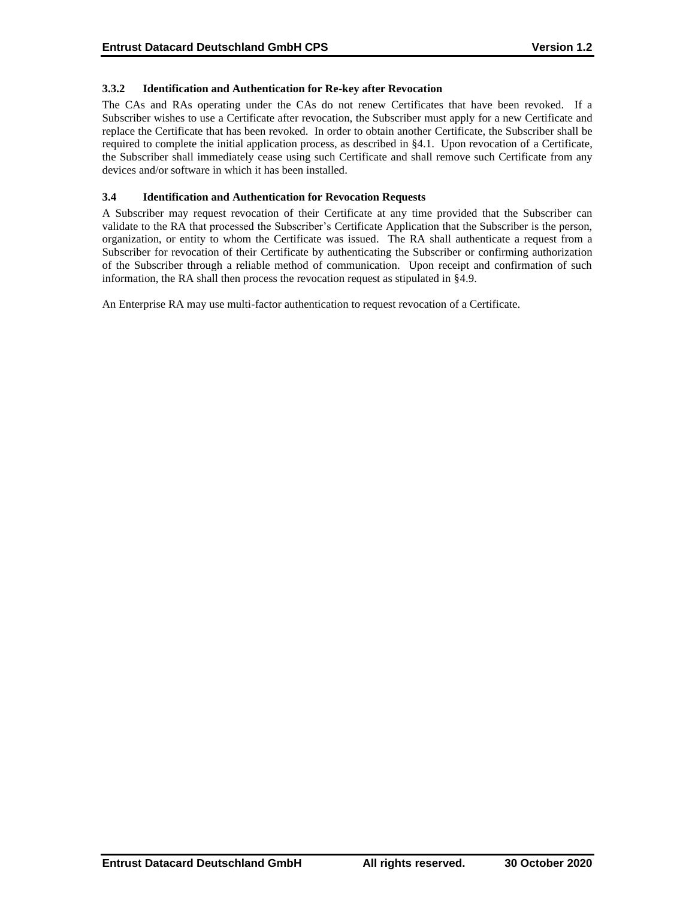### 3.3.2 Identification and Authentication for Re-key after Revocation

The CAs and RAs operating under the CAs do not renew Certificates that have been revoked. If a Subscriber wishes to use a Certificate after revocation, the Subscriber must apply for a new Certificate and replace the Certificate that has been revoked. In order to obtain another Certificate, the Subscriber shall be required to complete the initial application process, as described in §4.1. Upon revocation of a Certificate, the Subscriber shall immediately cease using such Certificate and shall remove such Certificate from any devices and/or software in which it has been installed.

## 3.4 Identification and Authentication for Revocation Requests

A Subscriber may request revocation of their Certificate at any time provided that the Subscriber can validate to the RA that processed the Subscriber's Certificate Application that the Subscriber is the person, organization, or entity to whom the Certificate was issued. The RA shall authenticate a request from a Subscriber for revocation of their Certificate by authenticating the Subscriber or confirming authorization of the Subscriber through a reliable method of communication. Upon receipt and confirmation of such information, the RA shall then process the revocation request as stipulated in §4.9.

An Enterprise RA may use multi-factor authentication to request revocation of a Certificate.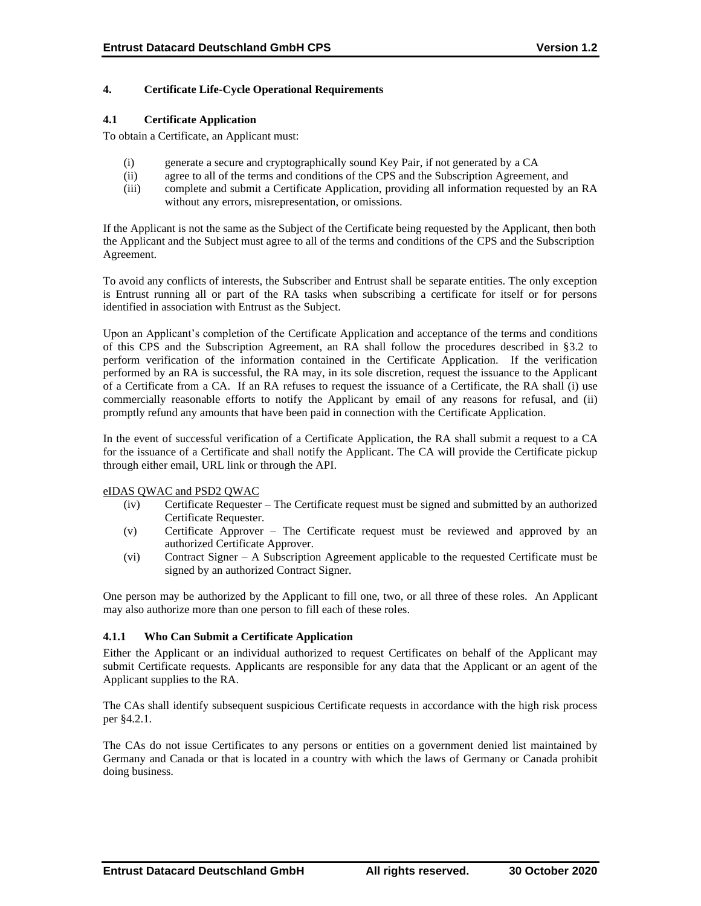# 4. Certificate Life-Cycle Operational Requirements

## 4.1 Certificate Application

To obtain a Certificate, an Applicant must:

- (i) generate a secure and cryptographically sound Key Pair, if not generated by a CA
- (ii) agree to all of the terms and conditions of the CPS and the Subscription Agreement, and
- (iii) complete and submit a Certificate Application, providing all information requested by an RA without any errors, misrepresentation, or omissions.

If the Applicant is not the same as the Subject of the Certificate being requested by the Applicant, then both the Applicant and the Subject must agree to all of the terms and conditions of the CPS and the Subscription Agreement.

To avoid any conflicts of interests, the Subscriber and Entrust shall be separate entities. The only exception is Entrust running all or part of the RA tasks when subscribing a certificate for itself or for persons identified in association with Entrust as the Subject.

Upon an Applicant's completion of the Certificate Application and acceptance of the terms and conditions of this CPS and the Subscription Agreement, an RA shall follow the procedures described in §3.2 to perform verification of the information contained in the Certificate Application. If the verification performed by an RA is successful, the RA may, in its sole discretion, request the issuance to the Applicant of a Certificate from a CA. If an RA refuses to request the issuance of a Certificate, the RA shall (i) use commercially reasonable efforts to notify the Applicant by email of any reasons for refusal, and (ii) promptly refund any amounts that have been paid in connection with the Certificate Application.

In the event of successful verification of a Certificate Application, the RA shall submit a request to a CA for the issuance of a Certificate and shall notify the Applicant. The CA will provide the Certificate pickup through either email, URL link or through the API.

<u>eIDAS QWAC and PSD2 QWAC</u>

- (iv) Certificate Requester – The Certificate request must be signed and submitted by an authorized Certificate Requester.
- (v) Certificate Approver – The Certificate request must be reviewed and approved by an authorized Certificate Approver.
- (vi) Contract Signer – A Subscription Agreement applicable to the requested Certificate must be signed by an authorized Contract Signer.

One person may be authorized by the Applicant to fill one, two, or all three of these roles. An Applicant may also authorize more than one person to fill each of these roles.

### 4.1.1 Who Can Submit a Certificate Application

Either the Applicant or an individual authorized to request Certificates on behalf of the Applicant may submit Certificate requests. Applicants are responsible for any data that the Applicant or an agent of the Applicant supplies to the RA.

The CAs shall identify subsequent suspicious Certificate requests in accordance with the high risk process per §4.2.1.

The CAs do not issue Certificates to any persons or entities on a government denied list maintained by Germany and Canada or that is located in a country with which the laws of Germany or Canada prohibit doing business.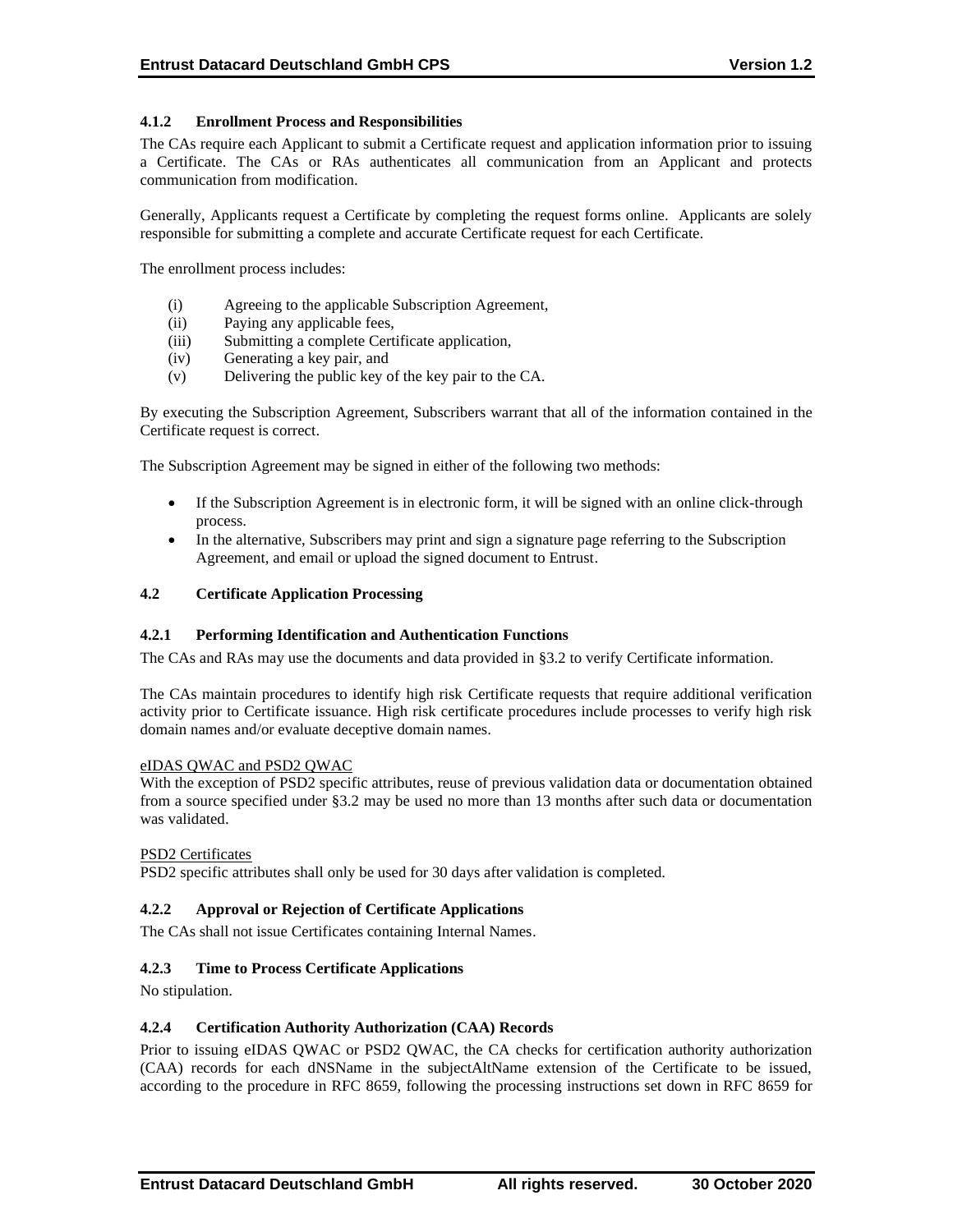#### 4.1.2 Enrollment Process and Responsibilities

The CAs require each Applicant to submit a Certificate request and application information prior to issuing a Certificate. The CAs or RAs authenticates all communication from an Applicant and protects communication from modification.

Generally, Applicants request a Certificate by completing the request forms online. Applicants are solely responsible for submitting a complete and accurate Certificate request for each Certificate.

The enrollment process includes:

(i) Agreeing to the applicable Subscription Agreement,
(ii) Paying any applicable fees,
(iii) Submitting a complete Certificate application,
(iv) Generating a key pair, and
(v) Delivering the public key of the key pair to the CA.

By executing the Subscription Agreement, Subscribers warrant that all of the information contained in the Certificate request is correct.

The Subscription Agreement may be signed in either of the following two methods:

- If the Subscription Agreement is in electronic form, it will be signed with an online click-through process.
- In the alternative, Subscribers may print and sign a signature page referring to the Subscription Agreement, and email or upload the signed document to Entrust.

### 4.2 Certificate Application Processing

#### 4.2.1 Performing Identification and Authentication Functions

The CAs and RAs may use the documents and data provided in §3.2 to verify Certificate information.

The CAs maintain procedures to identify high risk Certificate requests that require additional verification activity prior to Certificate issuance. High risk certificate procedures include processes to verify high risk domain names and/or evaluate deceptive domain names.

<u>eIDAS QWAC and PSD2 QWAC</u>
With the exception of PSD2 specific attributes, reuse of previous validation data or documentation obtained from a source specified under §3.2 may be used no more than 13 months after such data or documentation was validated.

<u>PSD2 Certificates</u>
PSD2 specific attributes shall only be used for 30 days after validation is completed.

#### 4.2.2 Approval or Rejection of Certificate Applications

The CAs shall not issue Certificates containing Internal Names.

#### 4.2.3 Time to Process Certificate Applications

No stipulation.

#### 4.2.4 Certification Authority Authorization (CAA) Records

Prior to issuing eIDAS QWAC or PSD2 QWAC, the CA checks for certification authority authorization (CAA) records for each dNSName in the subjectAltName extension of the Certificate to be issued, according to the procedure in RFC 8659, following the processing instructions set down in RFC 8659 for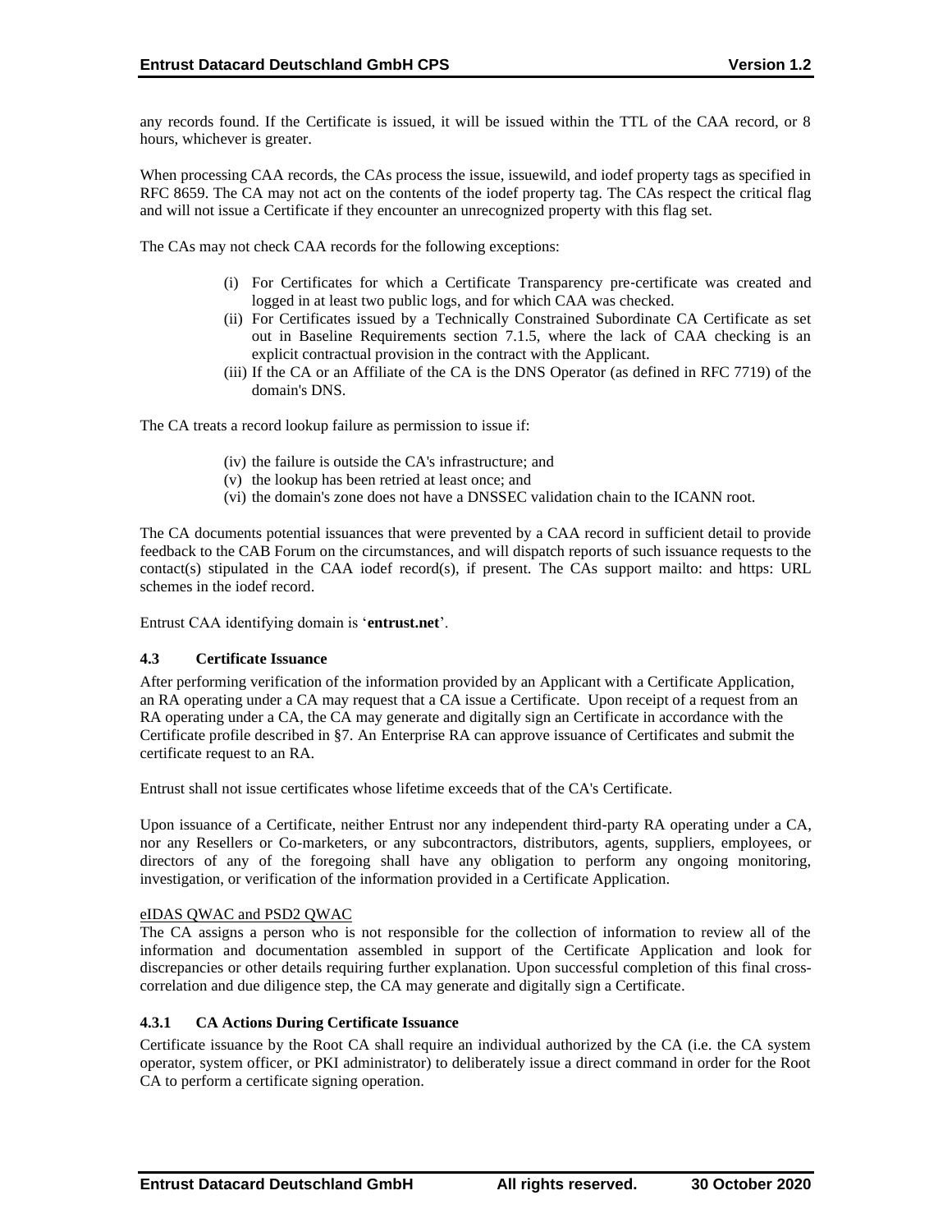any records found. If the Certificate is issued, it will be issued within the TTL of the CAA record, or 8 hours, whichever is greater.

When processing CAA records, the CAs process the issue, issuewild, and iodef property tags as specified in RFC 8659. The CA may not act on the contents of the iodef property tag. The CAs respect the critical flag and will not issue a Certificate if they encounter an unrecognized property with this flag set.

The CAs may not check CAA records for the following exceptions:

(i) For Certificates for which a Certificate Transparency pre-certificate was created and logged in at least two public logs, and for which CAA was checked.
(ii) For Certificates issued by a Technically Constrained Subordinate CA Certificate as set out in Baseline Requirements section 7.1.5, where the lack of CAA checking is an explicit contractual provision in the contract with the Applicant.
(iii) If the CA or an Affiliate of the CA is the DNS Operator (as defined in RFC 7719) of the domain's DNS.

The CA treats a record lookup failure as permission to issue if:

(iv) the failure is outside the CA's infrastructure; and
(v) the lookup has been retried at least once; and
(vi) the domain's zone does not have a DNSSEC validation chain to the ICANN root.

The CA documents potential issuances that were prevented by a CAA record in sufficient detail to provide feedback to the CAB Forum on the circumstances, and will dispatch reports of such issuance requests to the contact(s) stipulated in the CAA iodef record(s), if present. The CAs support mailto: and https: URL schemes in the iodef record.

Entrust CAA identifying domain is '**entrust.net**'.

### 4.3 Certificate Issuance

After performing verification of the information provided by an Applicant with a Certificate Application, an RA operating under a CA may request that a CA issue a Certificate. Upon receipt of a request from an RA operating under a CA, the CA may generate and digitally sign an Certificate in accordance with the Certificate profile described in §7. An Enterprise RA can approve issuance of Certificates and submit the certificate request to an RA.

Entrust shall not issue certificates whose lifetime exceeds that of the CA's Certificate.

Upon issuance of a Certificate, neither Entrust nor any independent third-party RA operating under a CA, nor any Resellers or Co-marketers, or any subcontractors, distributors, agents, suppliers, employees, or directors of any of the foregoing shall have any obligation to perform any ongoing monitoring, investigation, or verification of the information provided in a Certificate Application.

eIDAS QWAC and PSD2 QWAC

The CA assigns a person who is not responsible for the collection of information to review all of the information and documentation assembled in support of the Certificate Application and look for discrepancies or other details requiring further explanation. Upon successful completion of this final cross-correlation and due diligence step, the CA may generate and digitally sign a Certificate.

#### 4.3.1 CA Actions During Certificate Issuance

Certificate issuance by the Root CA shall require an individual authorized by the CA (i.e. the CA system operator, system officer, or PKI administrator) to deliberately issue a direct command in order for the Root CA to perform a certificate signing operation.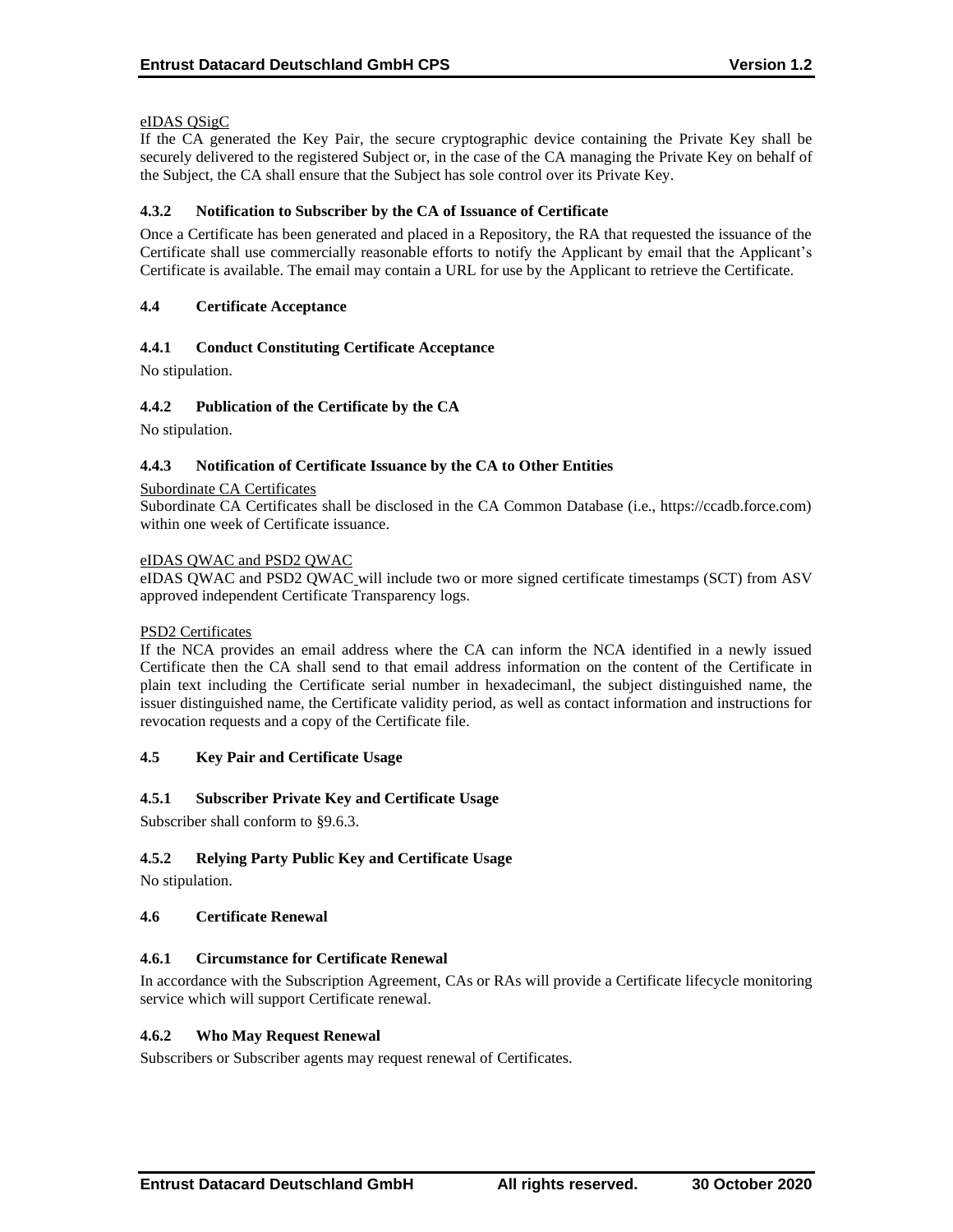eIDAS QSigC

If the CA generated the Key Pair, the secure cryptographic device containing the Private Key shall be securely delivered to the registered Subject or, in the case of the CA managing the Private Key on behalf of the Subject, the CA shall ensure that the Subject has sole control over its Private Key.

### 4.3.2 Notification to Subscriber by the CA of Issuance of Certificate

Once a Certificate has been generated and placed in a Repository, the RA that requested the issuance of the Certificate shall use commercially reasonable efforts to notify the Applicant by email that the Applicant's Certificate is available. The email may contain a URL for use by the Applicant to retrieve the Certificate.

## 4.4 Certificate Acceptance

### 4.4.1 Conduct Constituting Certificate Acceptance

No stipulation.

### 4.4.2 Publication of the Certificate by the CA

No stipulation.

### 4.4.3 Notification of Certificate Issuance by the CA to Other Entities

Subordinate CA Certificates

Subordinate CA Certificates shall be disclosed in the CA Common Database (i.e., https://ccadb.force.com) within one week of Certificate issuance.

eIDAS QWAC and PSD2 QWAC

eIDAS QWAC and PSD2 QWAC will include two or more signed certificate timestamps (SCT) from ASV approved independent Certificate Transparency logs.

PSD2 Certificates

If the NCA provides an email address where the CA can inform the NCA identified in a newly issued Certificate then the CA shall send to that email address information on the content of the Certificate in plain text including the Certificate serial number in hexadecimanl, the subject distinguished name, the issuer distinguished name, the Certificate validity period, as well as contact information and instructions for revocation requests and a copy of the Certificate file.

## 4.5 Key Pair and Certificate Usage

### 4.5.1 Subscriber Private Key and Certificate Usage

Subscriber shall conform to §9.6.3.

### 4.5.2 Relying Party Public Key and Certificate Usage

No stipulation.

## 4.6 Certificate Renewal

### 4.6.1 Circumstance for Certificate Renewal

In accordance with the Subscription Agreement, CAs or RAs will provide a Certificate lifecycle monitoring service which will support Certificate renewal.

### 4.6.2 Who May Request Renewal

Subscribers or Subscriber agents may request renewal of Certificates.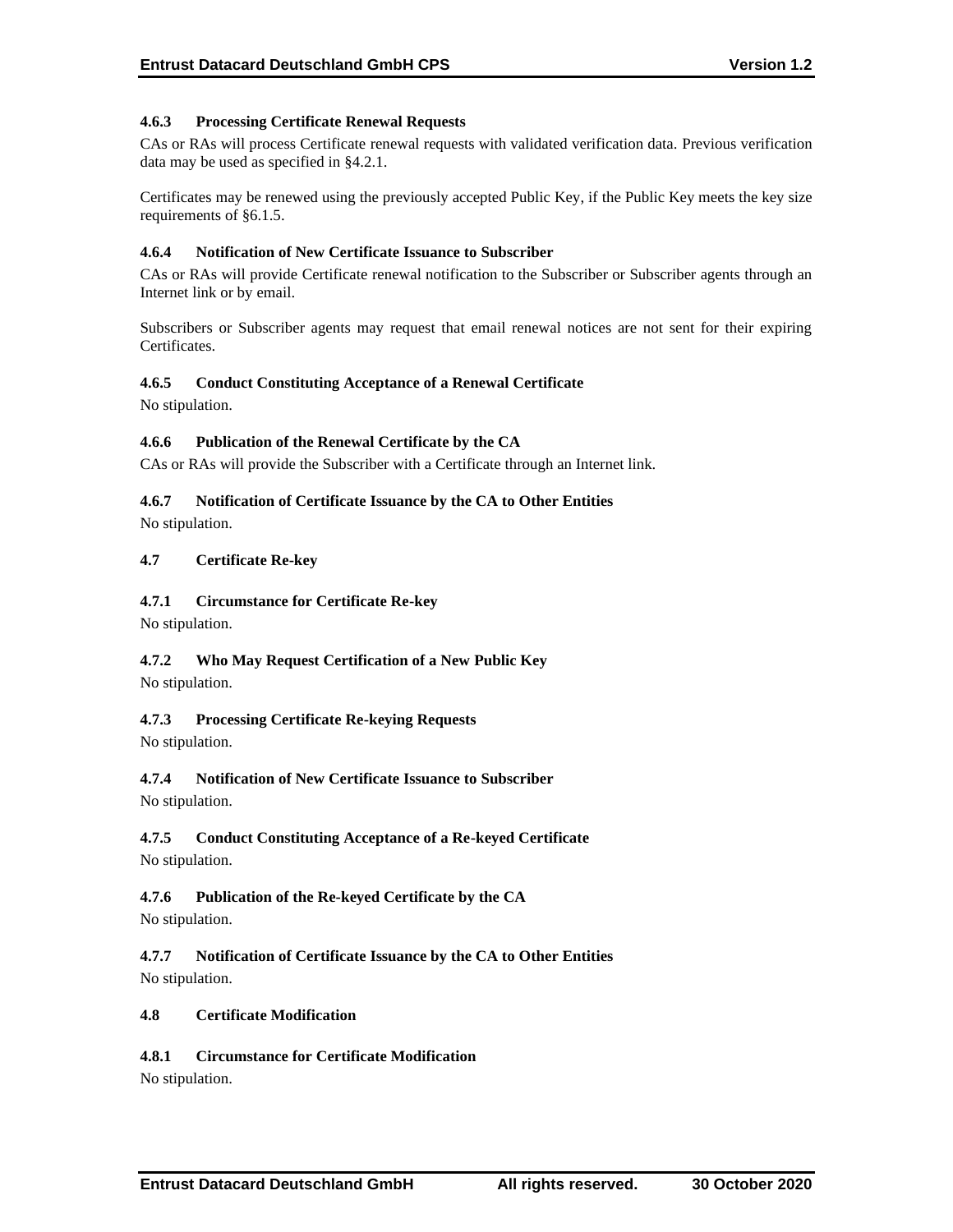#### 4.6.3 Processing Certificate Renewal Requests

CAs or RAs will process Certificate renewal requests with validated verification data. Previous verification data may be used as specified in §4.2.1.

Certificates may be renewed using the previously accepted Public Key, if the Public Key meets the key size requirements of §6.1.5.

#### 4.6.4 Notification of New Certificate Issuance to Subscriber

CAs or RAs will provide Certificate renewal notification to the Subscriber or Subscriber agents through an Internet link or by email.

Subscribers or Subscriber agents may request that email renewal notices are not sent for their expiring Certificates.

#### 4.6.5 Conduct Constituting Acceptance of a Renewal Certificate

No stipulation.

#### 4.6.6 Publication of the Renewal Certificate by the CA

CAs or RAs will provide the Subscriber with a Certificate through an Internet link.

#### 4.6.7 Notification of Certificate Issuance by the CA to Other Entities

No stipulation.

### 4.7 Certificate Re-key

#### 4.7.1 Circumstance for Certificate Re-key

No stipulation.

#### 4.7.2 Who May Request Certification of a New Public Key

No stipulation.

#### 4.7.3 Processing Certificate Re-keying Requests

No stipulation.

#### 4.7.4 Notification of New Certificate Issuance to Subscriber

No stipulation.

#### 4.7.5 Conduct Constituting Acceptance of a Re-keyed Certificate

No stipulation.

#### 4.7.6 Publication of the Re-keyed Certificate by the CA

No stipulation.

#### 4.7.7 Notification of Certificate Issuance by the CA to Other Entities

No stipulation.

### 4.8 Certificate Modification

#### 4.8.1 Circumstance for Certificate Modification

No stipulation.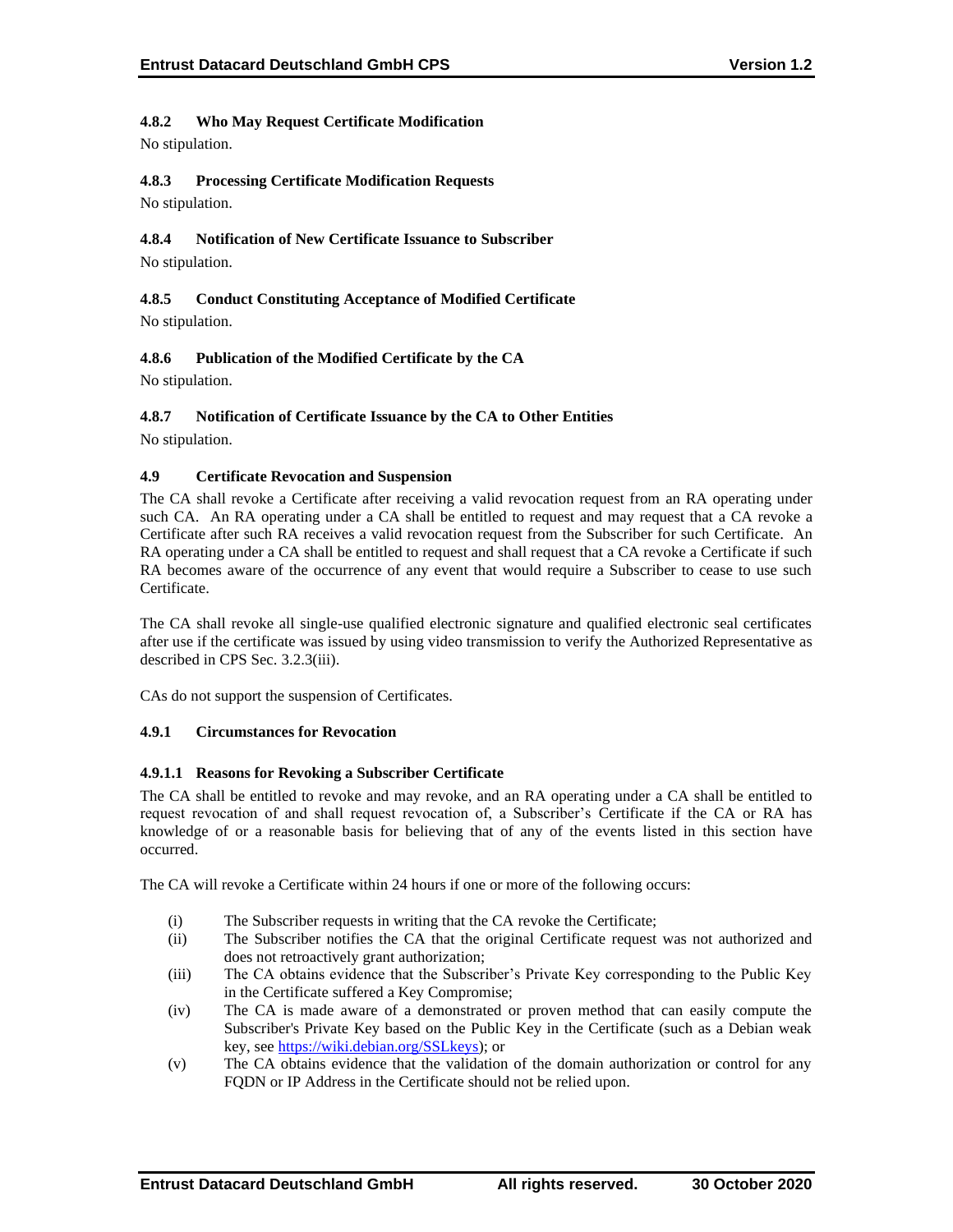#### 4.8.2 Who May Request Certificate Modification

No stipulation.

#### 4.8.3 Processing Certificate Modification Requests

No stipulation.

#### 4.8.4 Notification of New Certificate Issuance to Subscriber

No stipulation.

#### 4.8.5 Conduct Constituting Acceptance of Modified Certificate

No stipulation.

#### 4.8.6 Publication of the Modified Certificate by the CA

No stipulation.

#### 4.8.7 Notification of Certificate Issuance by the CA to Other Entities

No stipulation.

### 4.9 Certificate Revocation and Suspension

The CA shall revoke a Certificate after receiving a valid revocation request from an RA operating under such CA. An RA operating under a CA shall be entitled to request and may request that a CA revoke a Certificate after such RA receives a valid revocation request from the Subscriber for such Certificate. An RA operating under a CA shall be entitled to request and shall request that a CA revoke a Certificate if such RA becomes aware of the occurrence of any event that would require a Subscriber to cease to use such Certificate.

The CA shall revoke all single-use qualified electronic signature and qualified electronic seal certificates after use if the certificate was issued by using video transmission to verify the Authorized Representative as described in CPS Sec. 3.2.3(iii).

CAs do not support the suspension of Certificates.

#### 4.9.1 Circumstances for Revocation

##### 4.9.1.1 Reasons for Revoking a Subscriber Certificate

The CA shall be entitled to revoke and may revoke, and an RA operating under a CA shall be entitled to request revocation of and shall request revocation of, a Subscriber's Certificate if the CA or RA has knowledge of or a reasonable basis for believing that of any of the events listed in this section have occurred.

The CA will revoke a Certificate within 24 hours if one or more of the following occurs:

- (i) The Subscriber requests in writing that the CA revoke the Certificate;
- (ii) The Subscriber notifies the CA that the original Certificate request was not authorized and does not retroactively grant authorization;
- (iii) The CA obtains evidence that the Subscriber's Private Key corresponding to the Public Key in the Certificate suffered a Key Compromise;
- (iv) The CA is made aware of a demonstrated or proven method that can easily compute the Subscriber's Private Key based on the Public Key in the Certificate (such as a Debian weak key, see https://wiki.debian.org/SSLkeys); or
- (v) The CA obtains evidence that the validation of the domain authorization or control for any FQDN or IP Address in the Certificate should not be relied upon.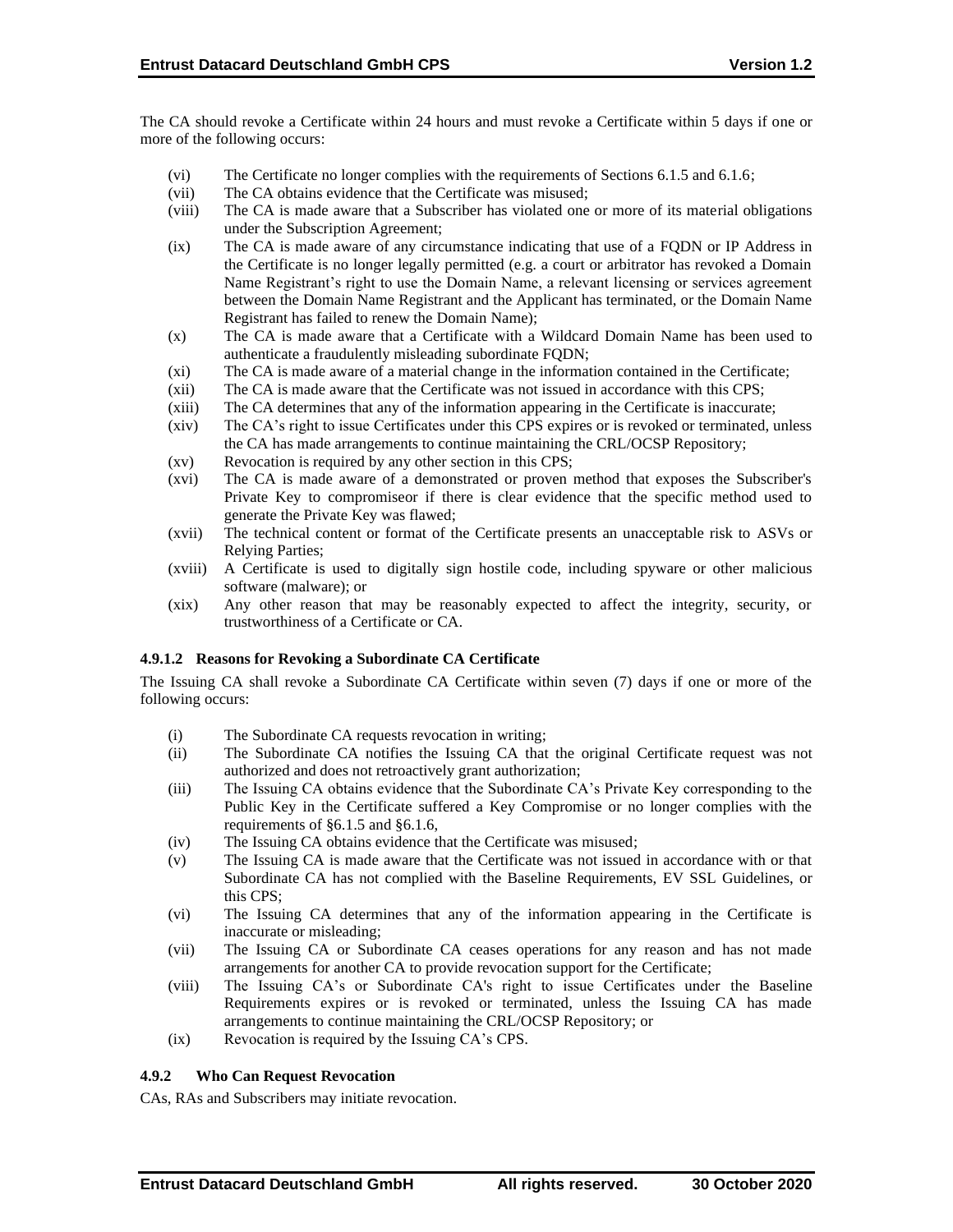The CA should revoke a Certificate within 24 hours and must revoke a Certificate within 5 days if one or more of the following occurs:

- (vi) The Certificate no longer complies with the requirements of Sections 6.1.5 and 6.1.6;
- (vii) The CA obtains evidence that the Certificate was misused;
- (viii) The CA is made aware that a Subscriber has violated one or more of its material obligations under the Subscription Agreement;
- (ix) The CA is made aware of any circumstance indicating that use of a FQDN or IP Address in the Certificate is no longer legally permitted (e.g. a court or arbitrator has revoked a Domain Name Registrant's right to use the Domain Name, a relevant licensing or services agreement between the Domain Name Registrant and the Applicant has terminated, or the Domain Name Registrant has failed to renew the Domain Name);
- (x) The CA is made aware that a Certificate with a Wildcard Domain Name has been used to authenticate a fraudulently misleading subordinate FQDN;
- (xi) The CA is made aware of a material change in the information contained in the Certificate;
- (xii) The CA is made aware that the Certificate was not issued in accordance with this CPS;
- (xiii) The CA determines that any of the information appearing in the Certificate is inaccurate;
- (xiv) The CA's right to issue Certificates under this CPS expires or is revoked or terminated, unless the CA has made arrangements to continue maintaining the CRL/OCSP Repository;
- (xv) Revocation is required by any other section in this CPS;
- (xvi) The CA is made aware of a demonstrated or proven method that exposes the Subscriber's Private Key to compromiseor if there is clear evidence that the specific method used to generate the Private Key was flawed;
- (xvii) The technical content or format of the Certificate presents an unacceptable risk to ASVs or Relying Parties;
- (xviii) A Certificate is used to digitally sign hostile code, including spyware or other malicious software (malware); or
- (xix) Any other reason that may be reasonably expected to affect the integrity, security, or trustworthiness of a Certificate or CA.

#### 4.9.1.2 Reasons for Revoking a Subordinate CA Certificate

The Issuing CA shall revoke a Subordinate CA Certificate within seven (7) days if one or more of the following occurs:

- (i) The Subordinate CA requests revocation in writing;
- (ii) The Subordinate CA notifies the Issuing CA that the original Certificate request was not authorized and does not retroactively grant authorization;
- (iii) The Issuing CA obtains evidence that the Subordinate CA's Private Key corresponding to the Public Key in the Certificate suffered a Key Compromise or no longer complies with the requirements of §6.1.5 and §6.1.6,
- (iv) The Issuing CA obtains evidence that the Certificate was misused;
- (v) The Issuing CA is made aware that the Certificate was not issued in accordance with or that Subordinate CA has not complied with the Baseline Requirements, EV SSL Guidelines, or this CPS;
- (vi) The Issuing CA determines that any of the information appearing in the Certificate is inaccurate or misleading;
- (vii) The Issuing CA or Subordinate CA ceases operations for any reason and has not made arrangements for another CA to provide revocation support for the Certificate;
- (viii) The Issuing CA's or Subordinate CA's right to issue Certificates under the Baseline Requirements expires or is revoked or terminated, unless the Issuing CA has made arrangements to continue maintaining the CRL/OCSP Repository; or
- (ix) Revocation is required by the Issuing CA's CPS.

### 4.9.2 Who Can Request Revocation

CAs, RAs and Subscribers may initiate revocation.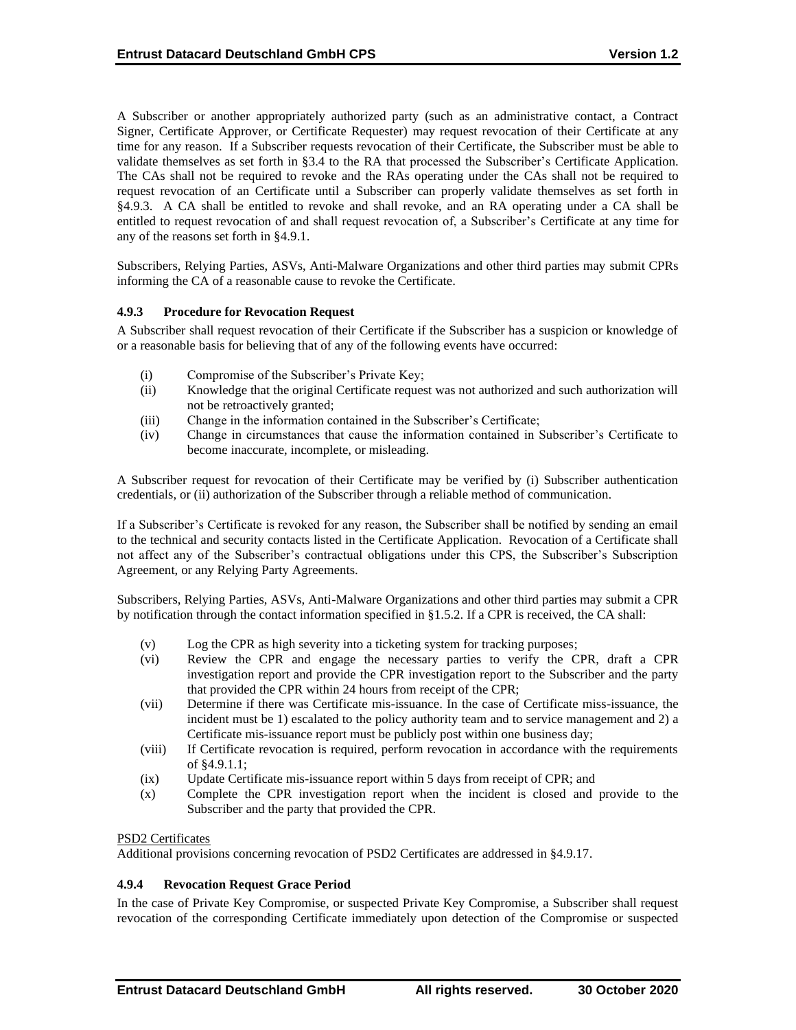A Subscriber or another appropriately authorized party (such as an administrative contact, a Contract Signer, Certificate Approver, or Certificate Requester) may request revocation of their Certificate at any time for any reason. If a Subscriber requests revocation of their Certificate, the Subscriber must be able to validate themselves as set forth in §3.4 to the RA that processed the Subscriber's Certificate Application. The CAs shall not be required to revoke and the RAs operating under the CAs shall not be required to request revocation of an Certificate until a Subscriber can properly validate themselves as set forth in §4.9.3. A CA shall be entitled to revoke and shall revoke, and an RA operating under a CA shall be entitled to request revocation of and shall request revocation of, a Subscriber's Certificate at any time for any of the reasons set forth in §4.9.1.

Subscribers, Relying Parties, ASVs, Anti-Malware Organizations and other third parties may submit CPRs informing the CA of a reasonable cause to revoke the Certificate.

### 4.9.3 Procedure for Revocation Request

A Subscriber shall request revocation of their Certificate if the Subscriber has a suspicion or knowledge of or a reasonable basis for believing that of any of the following events have occurred:

(i) Compromise of the Subscriber's Private Key;
(ii) Knowledge that the original Certificate request was not authorized and such authorization will not be retroactively granted;
(iii) Change in the information contained in the Subscriber's Certificate;
(iv) Change in circumstances that cause the information contained in Subscriber's Certificate to become inaccurate, incomplete, or misleading.

A Subscriber request for revocation of their Certificate may be verified by (i) Subscriber authentication credentials, or (ii) authorization of the Subscriber through a reliable method of communication.

If a Subscriber's Certificate is revoked for any reason, the Subscriber shall be notified by sending an email to the technical and security contacts listed in the Certificate Application. Revocation of a Certificate shall not affect any of the Subscriber's contractual obligations under this CPS, the Subscriber's Subscription Agreement, or any Relying Party Agreements.

Subscribers, Relying Parties, ASVs, Anti-Malware Organizations and other third parties may submit a CPR by notification through the contact information specified in §1.5.2. If a CPR is received, the CA shall:

(v) Log the CPR as high severity into a ticketing system for tracking purposes;
(vi) Review the CPR and engage the necessary parties to verify the CPR, draft a CPR investigation report and provide the CPR investigation report to the Subscriber and the party that provided the CPR within 24 hours from receipt of the CPR;
(vii) Determine if there was Certificate mis-issuance. In the case of Certificate miss-issuance, the incident must be 1) escalated to the policy authority team and to service management and 2) a Certificate mis-issuance report must be publicly post within one business day;
(viii) If Certificate revocation is required, perform revocation in accordance with the requirements of §4.9.1.1;
(ix) Update Certificate mis-issuance report within 5 days from receipt of CPR; and
(x) Complete the CPR investigation report when the incident is closed and provide to the Subscriber and the party that provided the CPR.

PSD2 Certificates

Additional provisions concerning revocation of PSD2 Certificates are addressed in §4.9.17.

### 4.9.4 Revocation Request Grace Period

In the case of Private Key Compromise, or suspected Private Key Compromise, a Subscriber shall request revocation of the corresponding Certificate immediately upon detection of the Compromise or suspected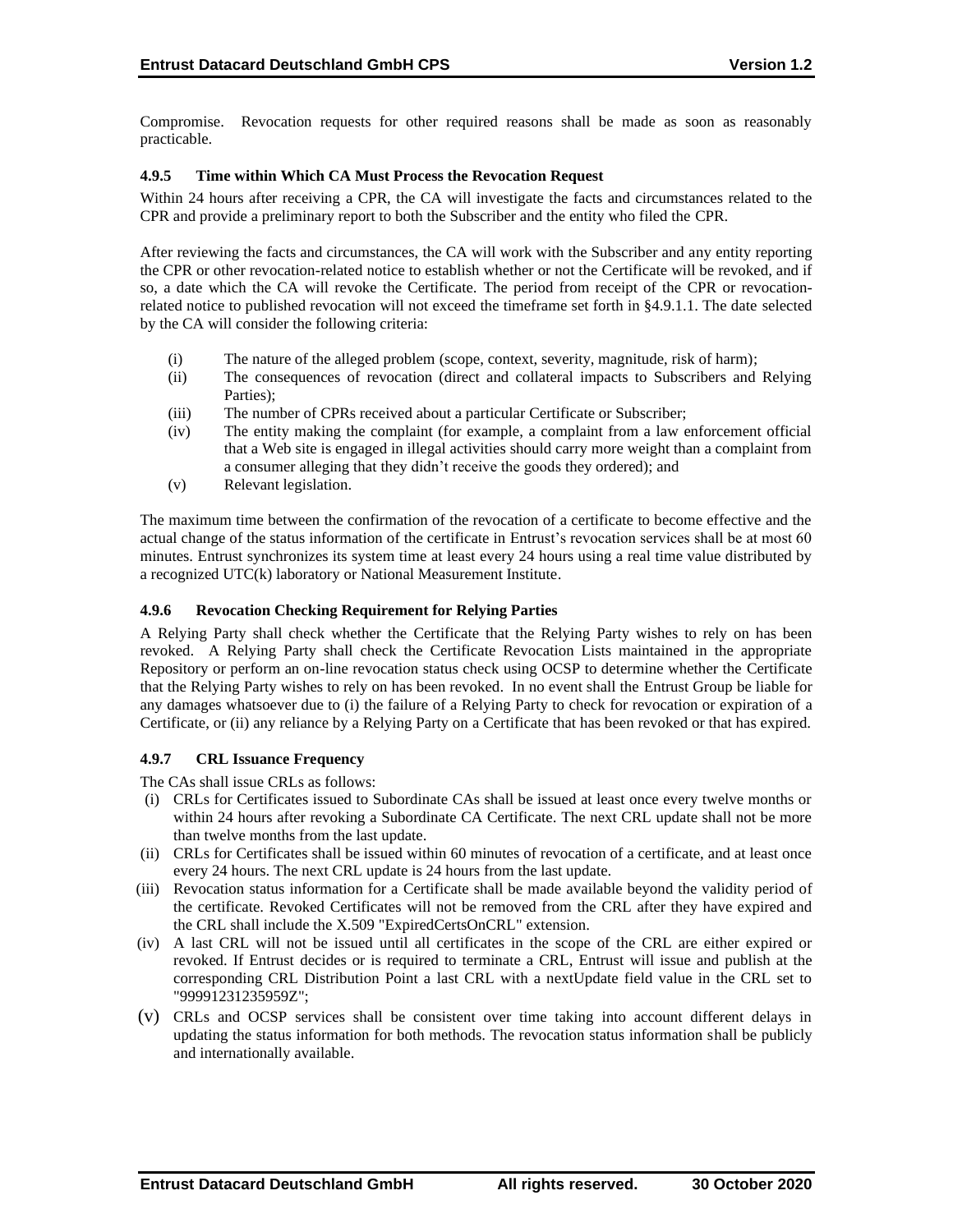Compromise. Revocation requests for other required reasons shall be made as soon as reasonably practicable.

#### 4.9.5 Time within Which CA Must Process the Revocation Request

Within 24 hours after receiving a CPR, the CA will investigate the facts and circumstances related to the CPR and provide a preliminary report to both the Subscriber and the entity who filed the CPR.

After reviewing the facts and circumstances, the CA will work with the Subscriber and any entity reporting the CPR or other revocation-related notice to establish whether or not the Certificate will be revoked, and if so, a date which the CA will revoke the Certificate. The period from receipt of the CPR or revocation-related notice to published revocation will not exceed the timeframe set forth in §4.9.1.1. The date selected by the CA will consider the following criteria:

- (i) The nature of the alleged problem (scope, context, severity, magnitude, risk of harm);
- (ii) The consequences of revocation (direct and collateral impacts to Subscribers and Relying Parties);
- (iii) The number of CPRs received about a particular Certificate or Subscriber;
- (iv) The entity making the complaint (for example, a complaint from a law enforcement official that a Web site is engaged in illegal activities should carry more weight than a complaint from a consumer alleging that they didn't receive the goods they ordered); and
- (v) Relevant legislation.

The maximum time between the confirmation of the revocation of a certificate to become effective and the actual change of the status information of the certificate in Entrust's revocation services shall be at most 60 minutes. Entrust synchronizes its system time at least every 24 hours using a real time value distributed by a recognized UTC(k) laboratory or National Measurement Institute.

#### 4.9.6 Revocation Checking Requirement for Relying Parties

A Relying Party shall check whether the Certificate that the Relying Party wishes to rely on has been revoked. A Relying Party shall check the Certificate Revocation Lists maintained in the appropriate Repository or perform an on-line revocation status check using OCSP to determine whether the Certificate that the Relying Party wishes to rely on has been revoked. In no event shall the Entrust Group be liable for any damages whatsoever due to (i) the failure of a Relying Party to check for revocation or expiration of a Certificate, or (ii) any reliance by a Relying Party on a Certificate that has been revoked or that has expired.

#### 4.9.7 CRL Issuance Frequency

The CAs shall issue CRLs as follows:

- (i) CRLs for Certificates issued to Subordinate CAs shall be issued at least once every twelve months or within 24 hours after revoking a Subordinate CA Certificate. The next CRL update shall not be more than twelve months from the last update.
- (ii) CRLs for Certificates shall be issued within 60 minutes of revocation of a certificate, and at least once every 24 hours. The next CRL update is 24 hours from the last update.
- (iii) Revocation status information for a Certificate shall be made available beyond the validity period of the certificate. Revoked Certificates will not be removed from the CRL after they have expired and the CRL shall include the X.509 "ExpiredCertsOnCRL" extension.
- (iv) A last CRL will not be issued until all certificates in the scope of the CRL are either expired or revoked. If Entrust decides or is required to terminate a CRL, Entrust will issue and publish at the corresponding CRL Distribution Point a last CRL with a nextUpdate field value in the CRL set to "99991231235959Z";
- (v) CRLs and OCSP services shall be consistent over time taking into account different delays in updating the status information for both methods. The revocation status information shall be publicly and internationally available.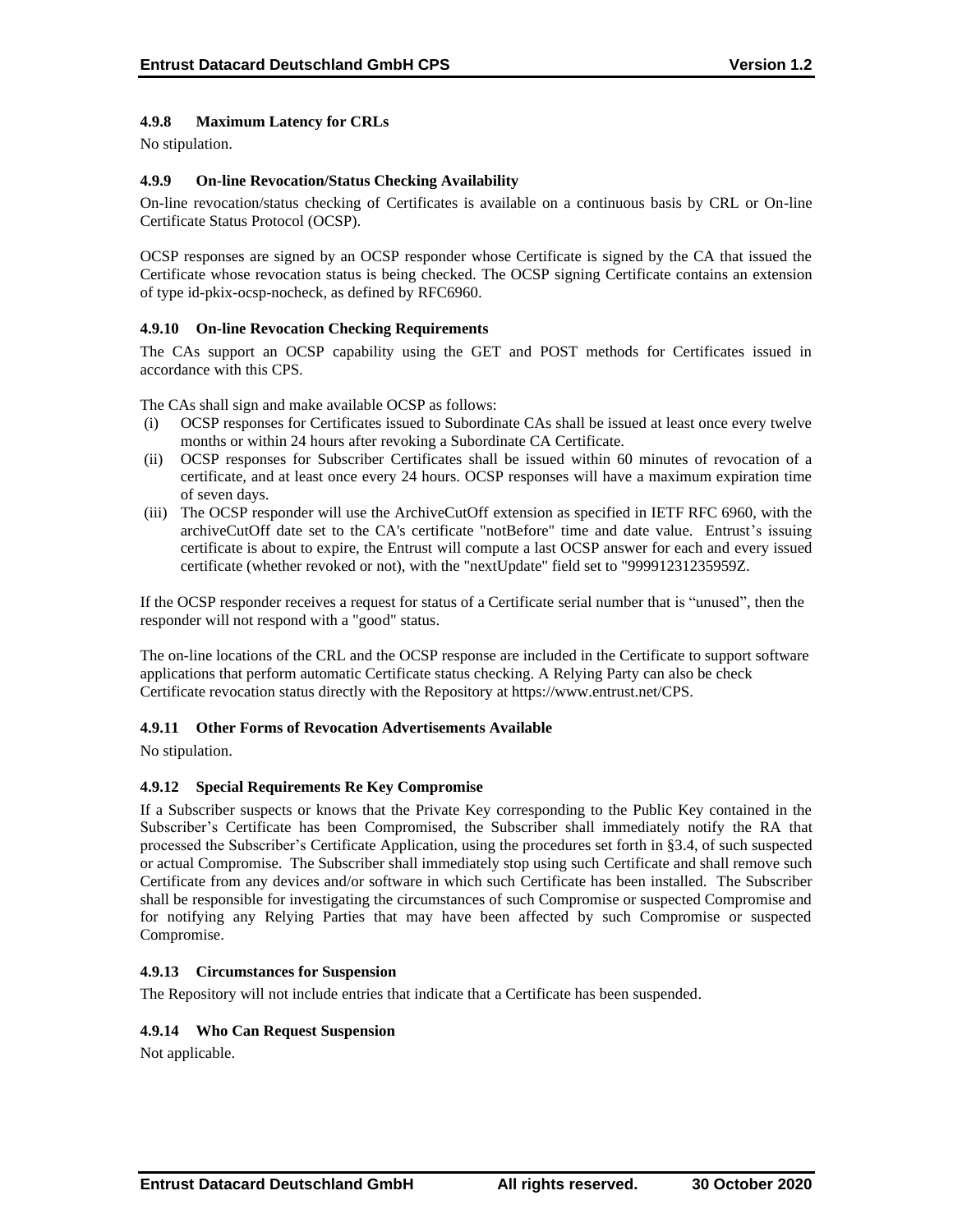#### 4.9.8 Maximum Latency for CRLs

No stipulation.

#### 4.9.9 On-line Revocation/Status Checking Availability

On-line revocation/status checking of Certificates is available on a continuous basis by CRL or On-line Certificate Status Protocol (OCSP).

OCSP responses are signed by an OCSP responder whose Certificate is signed by the CA that issued the Certificate whose revocation status is being checked. The OCSP signing Certificate contains an extension of type id-pkix-ocsp-nocheck, as defined by RFC6960.

#### 4.9.10 On-line Revocation Checking Requirements

The CAs support an OCSP capability using the GET and POST methods for Certificates issued in accordance with this CPS.

The CAs shall sign and make available OCSP as follows:

(i) OCSP responses for Certificates issued to Subordinate CAs shall be issued at least once every twelve months or within 24 hours after revoking a Subordinate CA Certificate.

(ii) OCSP responses for Subscriber Certificates shall be issued within 60 minutes of revocation of a certificate, and at least once every 24 hours. OCSP responses will have a maximum expiration time of seven days.

(iii) The OCSP responder will use the ArchiveCutOff extension as specified in IETF RFC 6960, with the archiveCutOff date set to the CA's certificate "notBefore" time and date value. Entrust's issuing certificate is about to expire, the Entrust will compute a last OCSP answer for each and every issued certificate (whether revoked or not), with the "nextUpdate" field set to "99991231235959Z.

If the OCSP responder receives a request for status of a Certificate serial number that is "unused", then the responder will not respond with a "good" status.

The on-line locations of the CRL and the OCSP response are included in the Certificate to support software applications that perform automatic Certificate status checking. A Relying Party can also be check Certificate revocation status directly with the Repository at https://www.entrust.net/CPS.

#### 4.9.11 Other Forms of Revocation Advertisements Available

No stipulation.

#### 4.9.12 Special Requirements Re Key Compromise

If a Subscriber suspects or knows that the Private Key corresponding to the Public Key contained in the Subscriber's Certificate has been Compromised, the Subscriber shall immediately notify the RA that processed the Subscriber's Certificate Application, using the procedures set forth in §3.4, of such suspected or actual Compromise. The Subscriber shall immediately stop using such Certificate and shall remove such Certificate from any devices and/or software in which such Certificate has been installed. The Subscriber shall be responsible for investigating the circumstances of such Compromise or suspected Compromise and for notifying any Relying Parties that may have been affected by such Compromise or suspected Compromise.

#### 4.9.13 Circumstances for Suspension

The Repository will not include entries that indicate that a Certificate has been suspended.

#### 4.9.14 Who Can Request Suspension

Not applicable.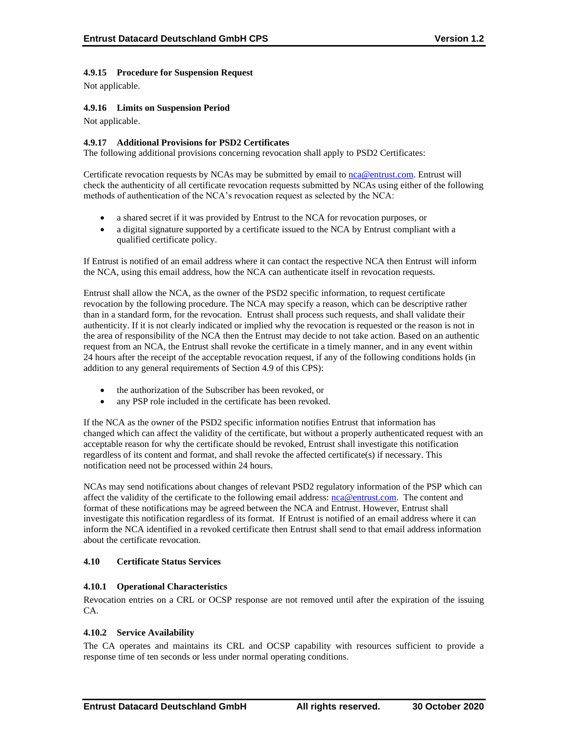#### 4.9.15 Procedure for Suspension Request

Not applicable.

#### 4.9.16 Limits on Suspension Period

Not applicable.

#### 4.9.17 Additional Provisions for PSD2 Certificates

The following additional provisions concerning revocation shall apply to PSD2 Certificates:

Certificate revocation requests by NCAs may be submitted by email to nca@entrust.com. Entrust will check the authenticity of all certificate revocation requests submitted by NCAs using either of the following methods of authentication of the NCA's revocation request as selected by the NCA:

- a shared secret if it was provided by Entrust to the NCA for revocation purposes, or
- a digital signature supported by a certificate issued to the NCA by Entrust compliant with a qualified certificate policy.

If Entrust is notified of an email address where it can contact the respective NCA then Entrust will inform the NCA, using this email address, how the NCA can authenticate itself in revocation requests.

Entrust shall allow the NCA, as the owner of the PSD2 specific information, to request certificate revocation by the following procedure. The NCA may specify a reason, which can be descriptive rather than in a standard form, for the revocation. Entrust shall process such requests, and shall validate their authenticity. If it is not clearly indicated or implied why the revocation is requested or the reason is not in the area of responsibility of the NCA then the Entrust may decide to not take action. Based on an authentic request from an NCA, the Entrust shall revoke the certificate in a timely manner, and in any event within 24 hours after the receipt of the acceptable revocation request, if any of the following conditions holds (in addition to any general requirements of Section 4.9 of this CPS):

- the authorization of the Subscriber has been revoked, or
- any PSP role included in the certificate has been revoked.

If the NCA as the owner of the PSD2 specific information notifies Entrust that information has changed which can affect the validity of the certificate, but without a properly authenticated request with an acceptable reason for why the certificate should be revoked, Entrust shall investigate this notification regardless of its content and format, and shall revoke the affected certificate(s) if necessary. This notification need not be processed within 24 hours.

NCAs may send notifications about changes of relevant PSD2 regulatory information of the PSP which can affect the validity of the certificate to the following email address: nca@entrust.com. The content and format of these notifications may be agreed between the NCA and Entrust. However, Entrust shall investigate this notification regardless of its format. If Entrust is notified of an email address where it can inform the NCA identified in a revoked certificate then Entrust shall send to that email address information about the certificate revocation.

### 4.10 Certificate Status Services

#### 4.10.1 Operational Characteristics

Revocation entries on a CRL or OCSP response are not removed until after the expiration of the issuing CA.

#### 4.10.2 Service Availability

The CA operates and maintains its CRL and OCSP capability with resources sufficient to provide a response time of ten seconds or less under normal operating conditions.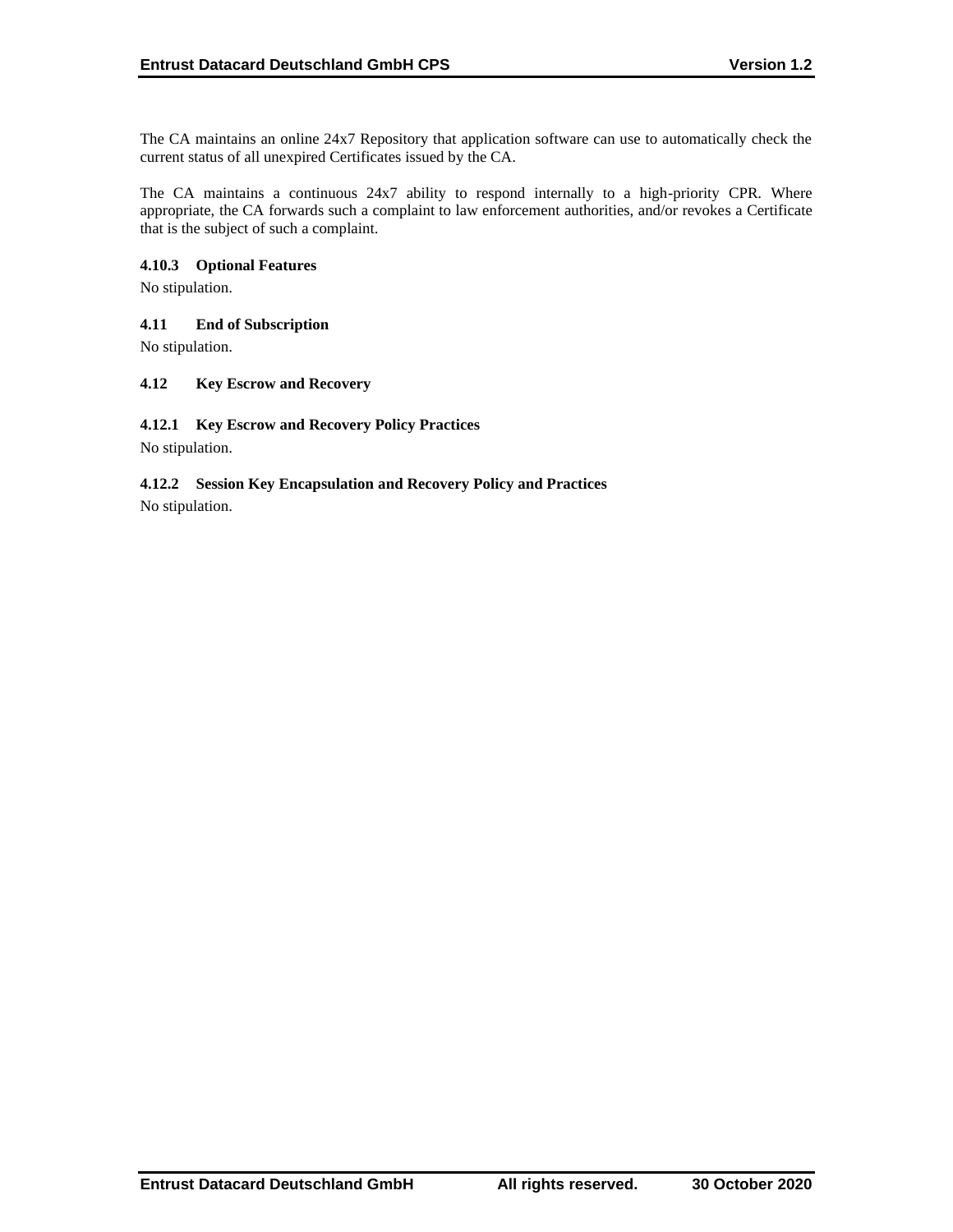The CA maintains an online 24x7 Repository that application software can use to automatically check the current status of all unexpired Certificates issued by the CA.

The CA maintains a continuous 24x7 ability to respond internally to a high-priority CPR. Where appropriate, the CA forwards such a complaint to law enforcement authorities, and/or revokes a Certificate that is the subject of such a complaint.

#### 4.10.3 Optional Features

No stipulation.

### 4.11 End of Subscription

No stipulation.

### 4.12 Key Escrow and Recovery

#### 4.12.1 Key Escrow and Recovery Policy Practices

No stipulation.

#### 4.12.2 Session Key Encapsulation and Recovery Policy and Practices

No stipulation.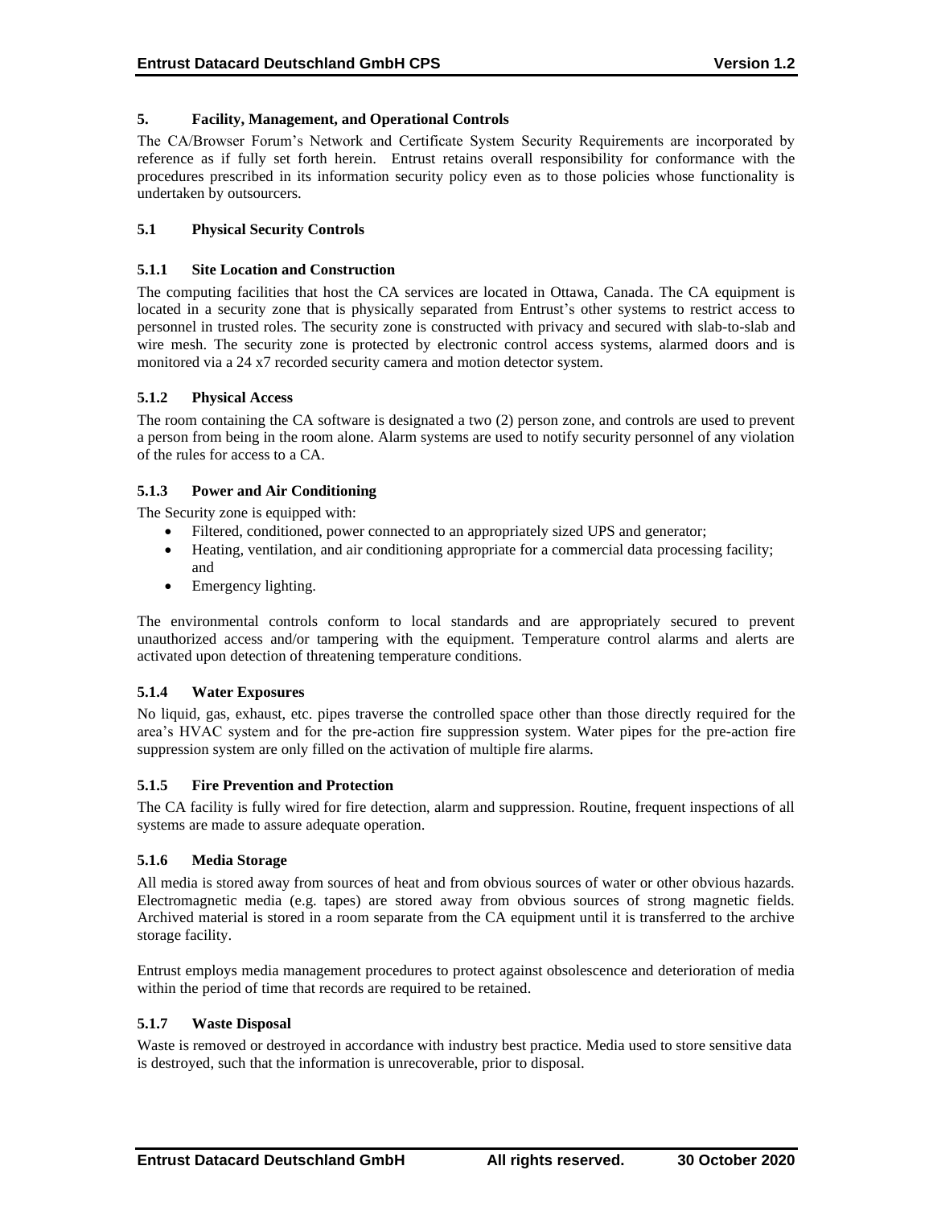## 5. Facility, Management, and Operational Controls

The CA/Browser Forum's Network and Certificate System Security Requirements are incorporated by reference as if fully set forth herein. Entrust retains overall responsibility for conformance with the procedures prescribed in its information security policy even as to those policies whose functionality is undertaken by outsourcers.

### 5.1 Physical Security Controls

#### 5.1.1 Site Location and Construction

The computing facilities that host the CA services are located in Ottawa, Canada. The CA equipment is located in a security zone that is physically separated from Entrust's other systems to restrict access to personnel in trusted roles. The security zone is constructed with privacy and secured with slab-to-slab and wire mesh. The security zone is protected by electronic control access systems, alarmed doors and is monitored via a 24 x7 recorded security camera and motion detector system.

#### 5.1.2 Physical Access

The room containing the CA software is designated a two (2) person zone, and controls are used to prevent a person from being in the room alone. Alarm systems are used to notify security personnel of any violation of the rules for access to a CA.

#### 5.1.3 Power and Air Conditioning

The Security zone is equipped with:

- Filtered, conditioned, power connected to an appropriately sized UPS and generator;
- Heating, ventilation, and air conditioning appropriate for a commercial data processing facility; and
- Emergency lighting.

The environmental controls conform to local standards and are appropriately secured to prevent unauthorized access and/or tampering with the equipment. Temperature control alarms and alerts are activated upon detection of threatening temperature conditions.

#### 5.1.4 Water Exposures

No liquid, gas, exhaust, etc. pipes traverse the controlled space other than those directly required for the area's HVAC system and for the pre-action fire suppression system. Water pipes for the pre-action fire suppression system are only filled on the activation of multiple fire alarms.

#### 5.1.5 Fire Prevention and Protection

The CA facility is fully wired for fire detection, alarm and suppression. Routine, frequent inspections of all systems are made to assure adequate operation.

#### 5.1.6 Media Storage

All media is stored away from sources of heat and from obvious sources of water or other obvious hazards. Electromagnetic media (e.g. tapes) are stored away from obvious sources of strong magnetic fields. Archived material is stored in a room separate from the CA equipment until it is transferred to the archive storage facility.

Entrust employs media management procedures to protect against obsolescence and deterioration of media within the period of time that records are required to be retained.

#### 5.1.7 Waste Disposal

Waste is removed or destroyed in accordance with industry best practice. Media used to store sensitive data is destroyed, such that the information is unrecoverable, prior to disposal.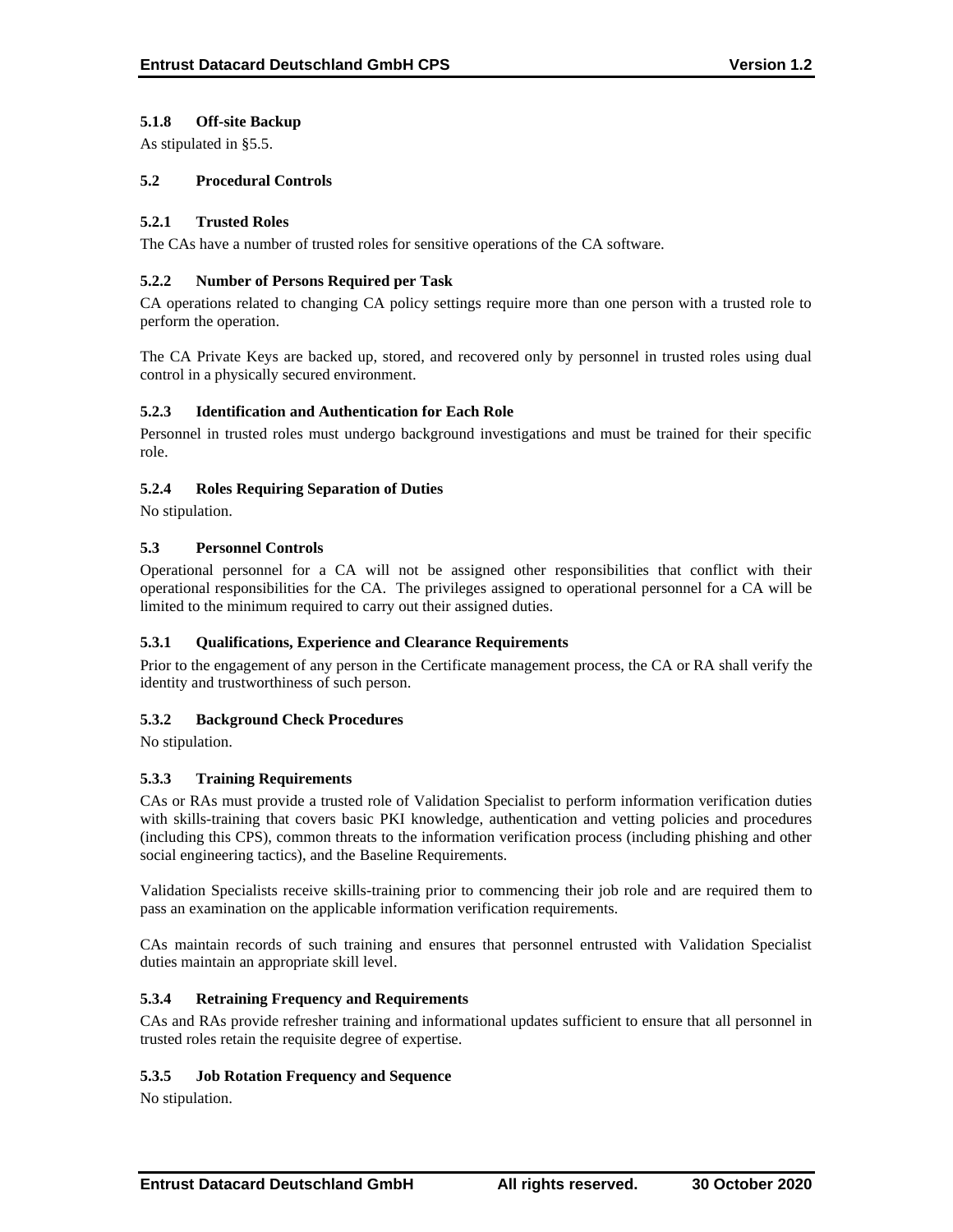#### 5.1.8 Off-site Backup

As stipulated in §5.5.

### 5.2 Procedural Controls

#### 5.2.1 Trusted Roles

The CAs have a number of trusted roles for sensitive operations of the CA software.

#### 5.2.2 Number of Persons Required per Task

CA operations related to changing CA policy settings require more than one person with a trusted role to perform the operation.

The CA Private Keys are backed up, stored, and recovered only by personnel in trusted roles using dual control in a physically secured environment.

#### 5.2.3 Identification and Authentication for Each Role

Personnel in trusted roles must undergo background investigations and must be trained for their specific role.

#### 5.2.4 Roles Requiring Separation of Duties

No stipulation.

### 5.3 Personnel Controls

Operational personnel for a CA will not be assigned other responsibilities that conflict with their operational responsibilities for the CA. The privileges assigned to operational personnel for a CA will be limited to the minimum required to carry out their assigned duties.

#### 5.3.1 Qualifications, Experience and Clearance Requirements

Prior to the engagement of any person in the Certificate management process, the CA or RA shall verify the identity and trustworthiness of such person.

#### 5.3.2 Background Check Procedures

No stipulation.

#### 5.3.3 Training Requirements

CAs or RAs must provide a trusted role of Validation Specialist to perform information verification duties with skills-training that covers basic PKI knowledge, authentication and vetting policies and procedures (including this CPS), common threats to the information verification process (including phishing and other social engineering tactics), and the Baseline Requirements.

Validation Specialists receive skills-training prior to commencing their job role and are required them to pass an examination on the applicable information verification requirements.

CAs maintain records of such training and ensures that personnel entrusted with Validation Specialist duties maintain an appropriate skill level.

#### 5.3.4 Retraining Frequency and Requirements

CAs and RAs provide refresher training and informational updates sufficient to ensure that all personnel in trusted roles retain the requisite degree of expertise.

#### 5.3.5 Job Rotation Frequency and Sequence

No stipulation.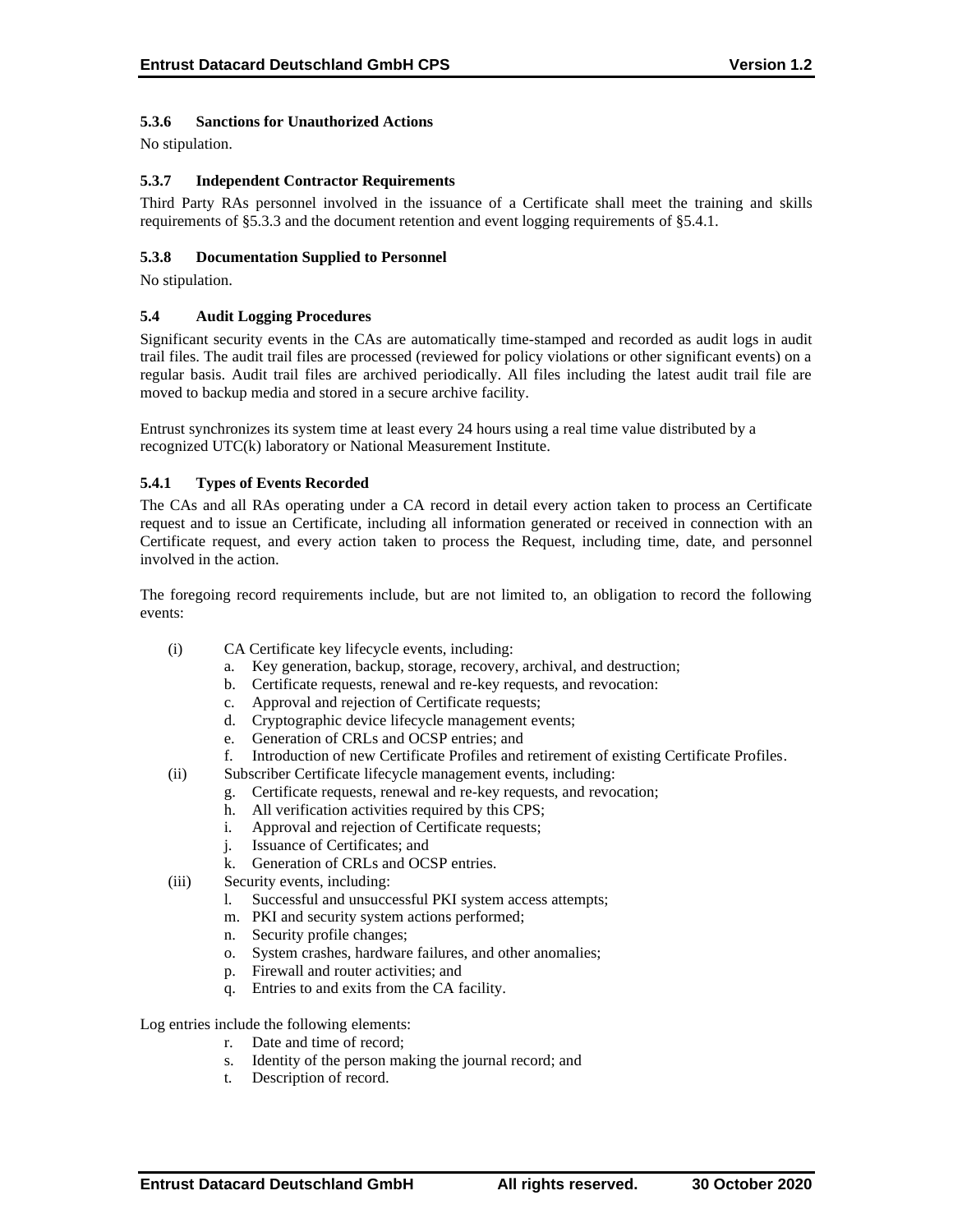#### 5.3.6 Sanctions for Unauthorized Actions

No stipulation.

#### 5.3.7 Independent Contractor Requirements

Third Party RAs personnel involved in the issuance of a Certificate shall meet the training and skills requirements of §5.3.3 and the document retention and event logging requirements of §5.4.1.

#### 5.3.8 Documentation Supplied to Personnel

No stipulation.

### 5.4 Audit Logging Procedures

Significant security events in the CAs are automatically time-stamped and recorded as audit logs in audit trail files. The audit trail files are processed (reviewed for policy violations or other significant events) on a regular basis. Audit trail files are archived periodically. All files including the latest audit trail file are moved to backup media and stored in a secure archive facility.

Entrust synchronizes its system time at least every 24 hours using a real time value distributed by a recognized UTC(k) laboratory or National Measurement Institute.

#### 5.4.1 Types of Events Recorded

The CAs and all RAs operating under a CA record in detail every action taken to process an Certificate request and to issue an Certificate, including all information generated or received in connection with an Certificate request, and every action taken to process the Request, including time, date, and personnel involved in the action.

The foregoing record requirements include, but are not limited to, an obligation to record the following events:

(i) CA Certificate key lifecycle events, including:

a. Key generation, backup, storage, recovery, archival, and destruction;
b. Certificate requests, renewal and re-key requests, and revocation:
c. Approval and rejection of Certificate requests;
d. Cryptographic device lifecycle management events;
e. Generation of CRLs and OCSP entries; and
f. Introduction of new Certificate Profiles and retirement of existing Certificate Profiles.

(ii) Subscriber Certificate lifecycle management events, including:

g. Certificate requests, renewal and re-key requests, and revocation;
h. All verification activities required by this CPS;
i. Approval and rejection of Certificate requests;
j. Issuance of Certificates; and
k. Generation of CRLs and OCSP entries.

(iii) Security events, including:

l. Successful and unsuccessful PKI system access attempts;
m. PKI and security system actions performed;
n. Security profile changes;
o. System crashes, hardware failures, and other anomalies;
p. Firewall and router activities; and
q. Entries to and exits from the CA facility.

Log entries include the following elements:

r. Date and time of record;
s. Identity of the person making the journal record; and
t. Description of record.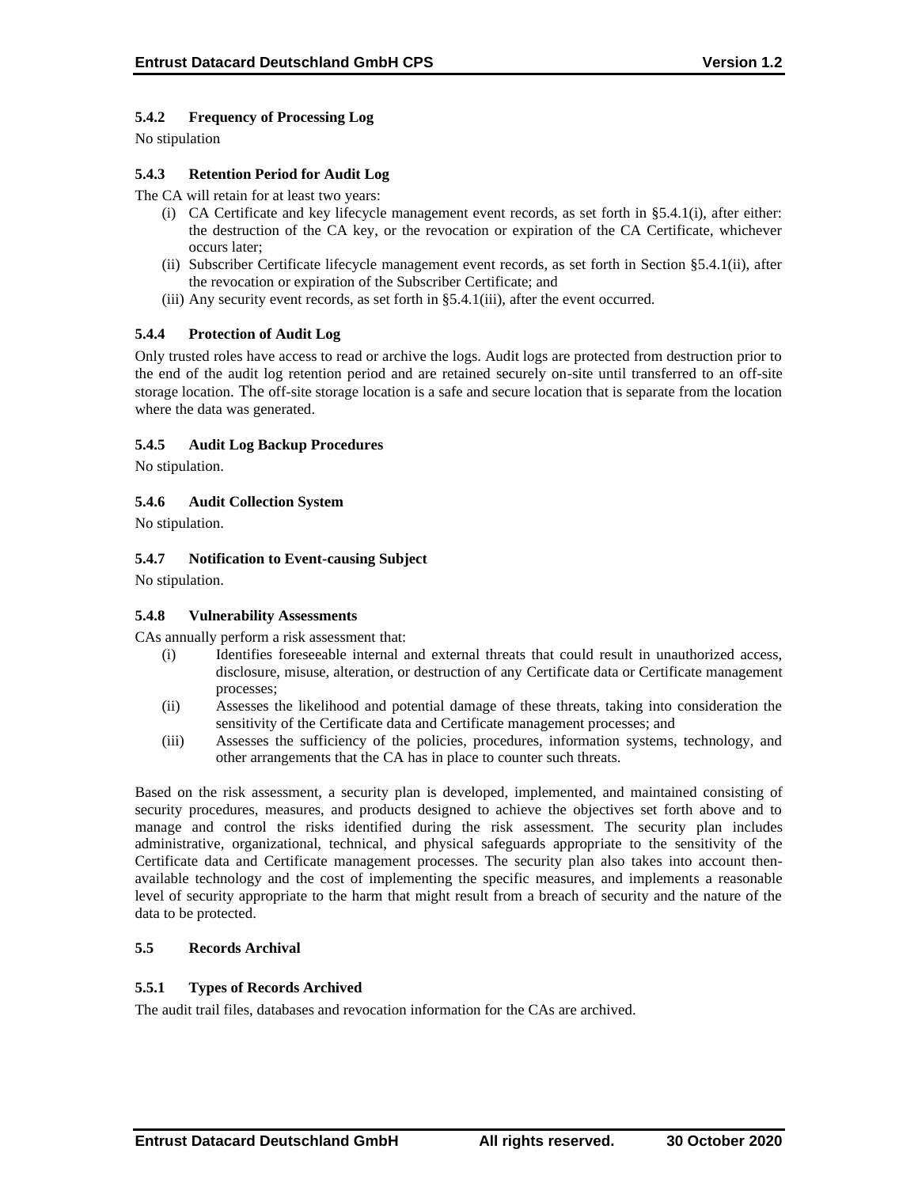### 5.4.2 Frequency of Processing Log

No stipulation

### 5.4.3 Retention Period for Audit Log

The CA will retain for at least two years:

(i) CA Certificate and key lifecycle management event records, as set forth in §5.4.1(i), after either: the destruction of the CA key, or the revocation or expiration of the CA Certificate, whichever occurs later;
(ii) Subscriber Certificate lifecycle management event records, as set forth in Section §5.4.1(ii), after the revocation or expiration of the Subscriber Certificate; and
(iii) Any security event records, as set forth in §5.4.1(iii), after the event occurred.

### 5.4.4 Protection of Audit Log

Only trusted roles have access to read or archive the logs. Audit logs are protected from destruction prior to the end of the audit log retention period and are retained securely on-site until transferred to an off-site storage location. The off-site storage location is a safe and secure location that is separate from the location where the data was generated.

### 5.4.5 Audit Log Backup Procedures

No stipulation.

### 5.4.6 Audit Collection System

No stipulation.

### 5.4.7 Notification to Event-causing Subject

No stipulation.

### 5.4.8 Vulnerability Assessments

CAs annually perform a risk assessment that:

(i) Identifies foreseeable internal and external threats that could result in unauthorized access, disclosure, misuse, alteration, or destruction of any Certificate data or Certificate management processes;
(ii) Assesses the likelihood and potential damage of these threats, taking into consideration the sensitivity of the Certificate data and Certificate management processes; and
(iii) Assesses the sufficiency of the policies, procedures, information systems, technology, and other arrangements that the CA has in place to counter such threats.

Based on the risk assessment, a security plan is developed, implemented, and maintained consisting of security procedures, measures, and products designed to achieve the objectives set forth above and to manage and control the risks identified during the risk assessment. The security plan includes administrative, organizational, technical, and physical safeguards appropriate to the sensitivity of the Certificate data and Certificate management processes. The security plan also takes into account then-available technology and the cost of implementing the specific measures, and implements a reasonable level of security appropriate to the harm that might result from a breach of security and the nature of the data to be protected.

## 5.5 Records Archival

### 5.5.1 Types of Records Archived

The audit trail files, databases and revocation information for the CAs are archived.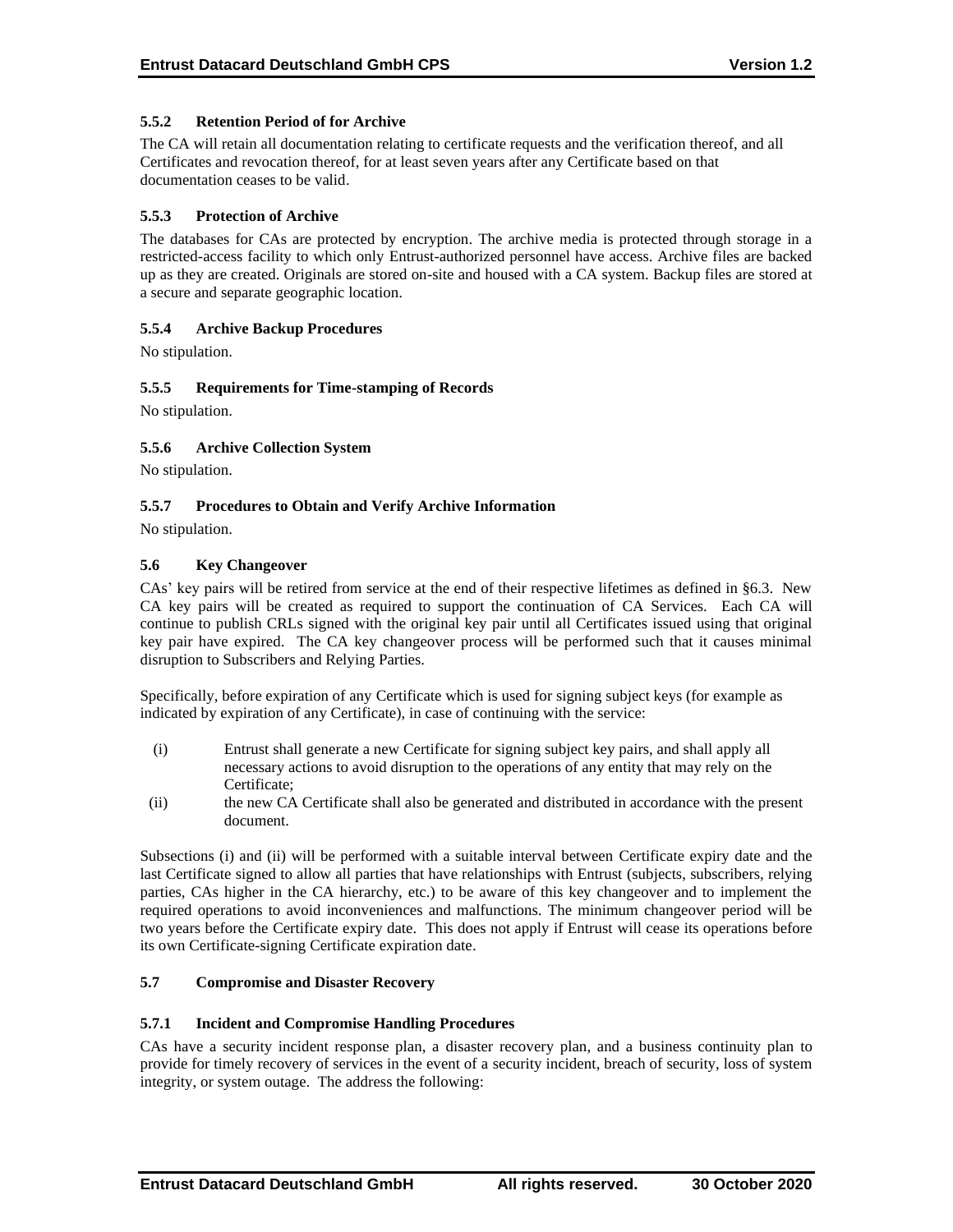### 5.5.2 Retention Period of for Archive

The CA will retain all documentation relating to certificate requests and the verification thereof, and all Certificates and revocation thereof, for at least seven years after any Certificate based on that documentation ceases to be valid.

### 5.5.3 Protection of Archive

The databases for CAs are protected by encryption. The archive media is protected through storage in a restricted-access facility to which only Entrust-authorized personnel have access. Archive files are backed up as they are created. Originals are stored on-site and housed with a CA system. Backup files are stored at a secure and separate geographic location.

### 5.5.4 Archive Backup Procedures

No stipulation.

### 5.5.5 Requirements for Time-stamping of Records

No stipulation.

### 5.5.6 Archive Collection System

No stipulation.

### 5.5.7 Procedures to Obtain and Verify Archive Information

No stipulation.

## 5.6 Key Changeover

CAs' key pairs will be retired from service at the end of their respective lifetimes as defined in §6.3. New CA key pairs will be created as required to support the continuation of CA Services. Each CA will continue to publish CRLs signed with the original key pair until all Certificates issued using that original key pair have expired. The CA key changeover process will be performed such that it causes minimal disruption to Subscribers and Relying Parties.

Specifically, before expiration of any Certificate which is used for signing subject keys (for example as indicated by expiration of any Certificate), in case of continuing with the service:

(i) Entrust shall generate a new Certificate for signing subject key pairs, and shall apply all necessary actions to avoid disruption to the operations of any entity that may rely on the Certificate;

(ii) the new CA Certificate shall also be generated and distributed in accordance with the present document.

Subsections (i) and (ii) will be performed with a suitable interval between Certificate expiry date and the last Certificate signed to allow all parties that have relationships with Entrust (subjects, subscribers, relying parties, CAs higher in the CA hierarchy, etc.) to be aware of this key changeover and to implement the required operations to avoid inconveniences and malfunctions. The minimum changeover period will be two years before the Certificate expiry date. This does not apply if Entrust will cease its operations before its own Certificate-signing Certificate expiration date.

## 5.7 Compromise and Disaster Recovery

### 5.7.1 Incident and Compromise Handling Procedures

CAs have a security incident response plan, a disaster recovery plan, and a business continuity plan to provide for timely recovery of services in the event of a security incident, breach of security, loss of system integrity, or system outage. The address the following: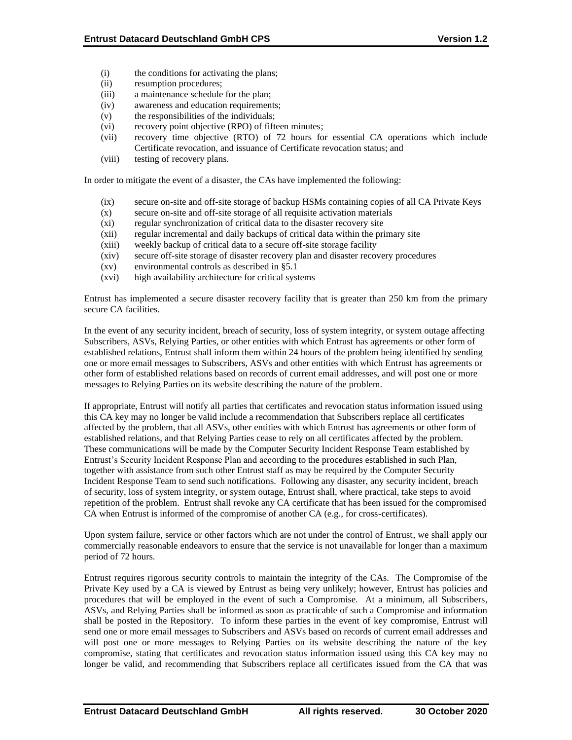(i) the conditions for activating the plans;
(ii) resumption procedures;
(iii) a maintenance schedule for the plan;
(iv) awareness and education requirements;
(v) the responsibilities of the individuals;
(vi) recovery point objective (RPO) of fifteen minutes;
(vii) recovery time objective (RTO) of 72 hours for essential CA operations which include Certificate revocation, and issuance of Certificate revocation status; and
(viii) testing of recovery plans.

In order to mitigate the event of a disaster, the CAs have implemented the following:

(ix) secure on-site and off-site storage of backup HSMs containing copies of all CA Private Keys
(x) secure on-site and off-site storage of all requisite activation materials
(xi) regular synchronization of critical data to the disaster recovery site
(xii) regular incremental and daily backups of critical data within the primary site
(xiii) weekly backup of critical data to a secure off-site storage facility
(xiv) secure off-site storage of disaster recovery plan and disaster recovery procedures
(xv) environmental controls as described in §5.1
(xvi) high availability architecture for critical systems

Entrust has implemented a secure disaster recovery facility that is greater than 250 km from the primary secure CA facilities.

In the event of any security incident, breach of security, loss of system integrity, or system outage affecting Subscribers, ASVs, Relying Parties, or other entities with which Entrust has agreements or other form of established relations, Entrust shall inform them within 24 hours of the problem being identified by sending one or more email messages to Subscribers, ASVs and other entities with which Entrust has agreements or other form of established relations based on records of current email addresses, and will post one or more messages to Relying Parties on its website describing the nature of the problem.

If appropriate, Entrust will notify all parties that certificates and revocation status information issued using this CA key may no longer be valid include a recommendation that Subscribers replace all certificates affected by the problem, that all ASVs, other entities with which Entrust has agreements or other form of established relations, and that Relying Parties cease to rely on all certificates affected by the problem. These communications will be made by the Computer Security Incident Response Team established by Entrust's Security Incident Response Plan and according to the procedures established in such Plan, together with assistance from such other Entrust staff as may be required by the Computer Security Incident Response Team to send such notifications. Following any disaster, any security incident, breach of security, loss of system integrity, or system outage, Entrust shall, where practical, take steps to avoid repetition of the problem. Entrust shall revoke any CA certificate that has been issued for the compromised CA when Entrust is informed of the compromise of another CA (e.g., for cross-certificates).

Upon system failure, service or other factors which are not under the control of Entrust, we shall apply our commercially reasonable endeavors to ensure that the service is not unavailable for longer than a maximum period of 72 hours.

Entrust requires rigorous security controls to maintain the integrity of the CAs. The Compromise of the Private Key used by a CA is viewed by Entrust as being very unlikely; however, Entrust has policies and procedures that will be employed in the event of such a Compromise. At a minimum, all Subscribers, ASVs, and Relying Parties shall be informed as soon as practicable of such a Compromise and information shall be posted in the Repository. To inform these parties in the event of key compromise, Entrust will send one or more email messages to Subscribers and ASVs based on records of current email addresses and will post one or more messages to Relying Parties on its website describing the nature of the key compromise, stating that certificates and revocation status information issued using this CA key may no longer be valid, and recommending that Subscribers replace all certificates issued from the CA that was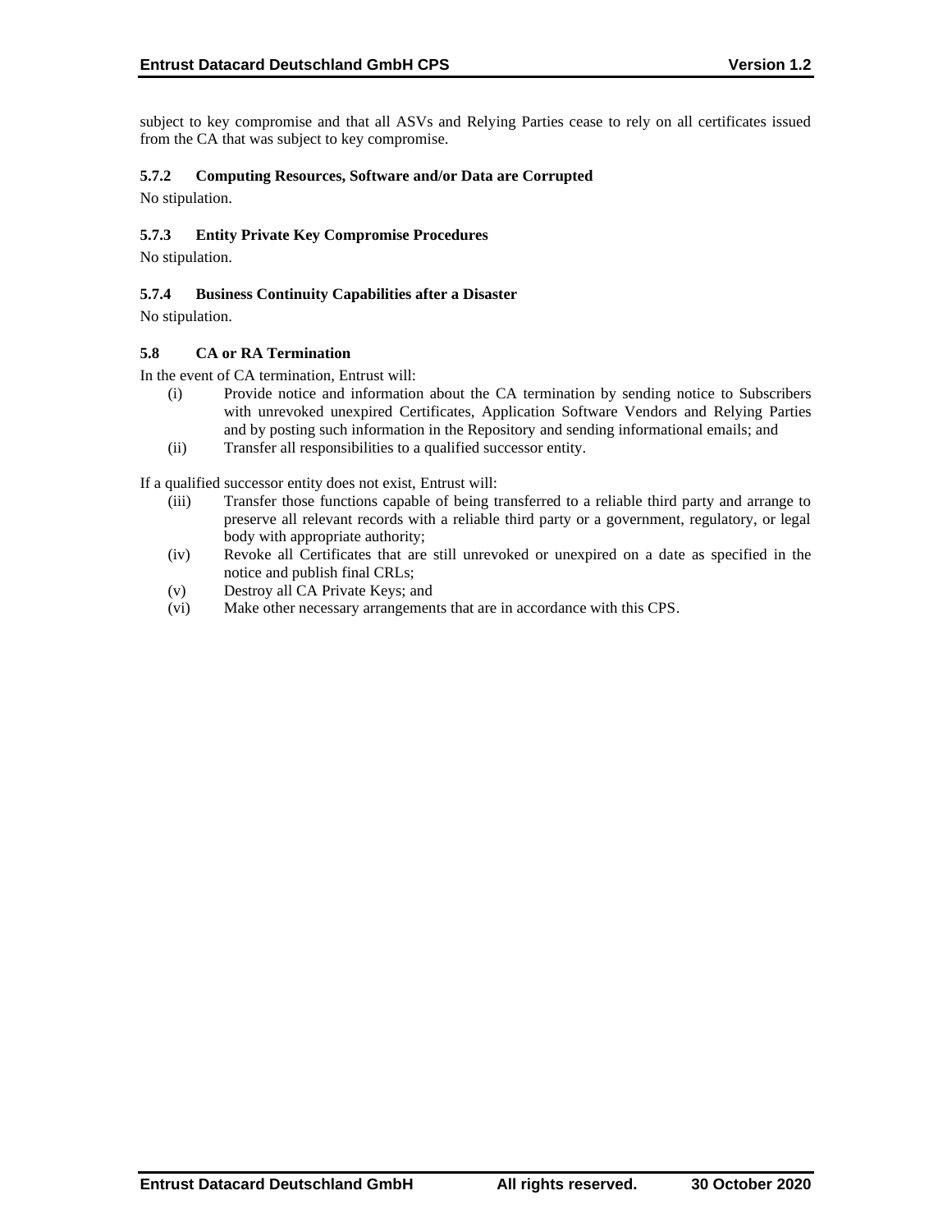subject to key compromise and that all ASVs and Relying Parties cease to rely on all certificates issued from the CA that was subject to key compromise.

### 5.7.2 Computing Resources, Software and/or Data are Corrupted

No stipulation.

### 5.7.3 Entity Private Key Compromise Procedures

No stipulation.

### 5.7.4 Business Continuity Capabilities after a Disaster

No stipulation.

## 5.8 CA or RA Termination

In the event of CA termination, Entrust will:

(i) Provide notice and information about the CA termination by sending notice to Subscribers with unrevoked unexpired Certificates, Application Software Vendors and Relying Parties and by posting such information in the Repository and sending informational emails; and
(ii) Transfer all responsibilities to a qualified successor entity.

If a qualified successor entity does not exist, Entrust will:

(iii) Transfer those functions capable of being transferred to a reliable third party and arrange to preserve all relevant records with a reliable third party or a government, regulatory, or legal body with appropriate authority;
(iv) Revoke all Certificates that are still unrevoked or unexpired on a date as specified in the notice and publish final CRLs;
(v) Destroy all CA Private Keys; and
(vi) Make other necessary arrangements that are in accordance with this CPS.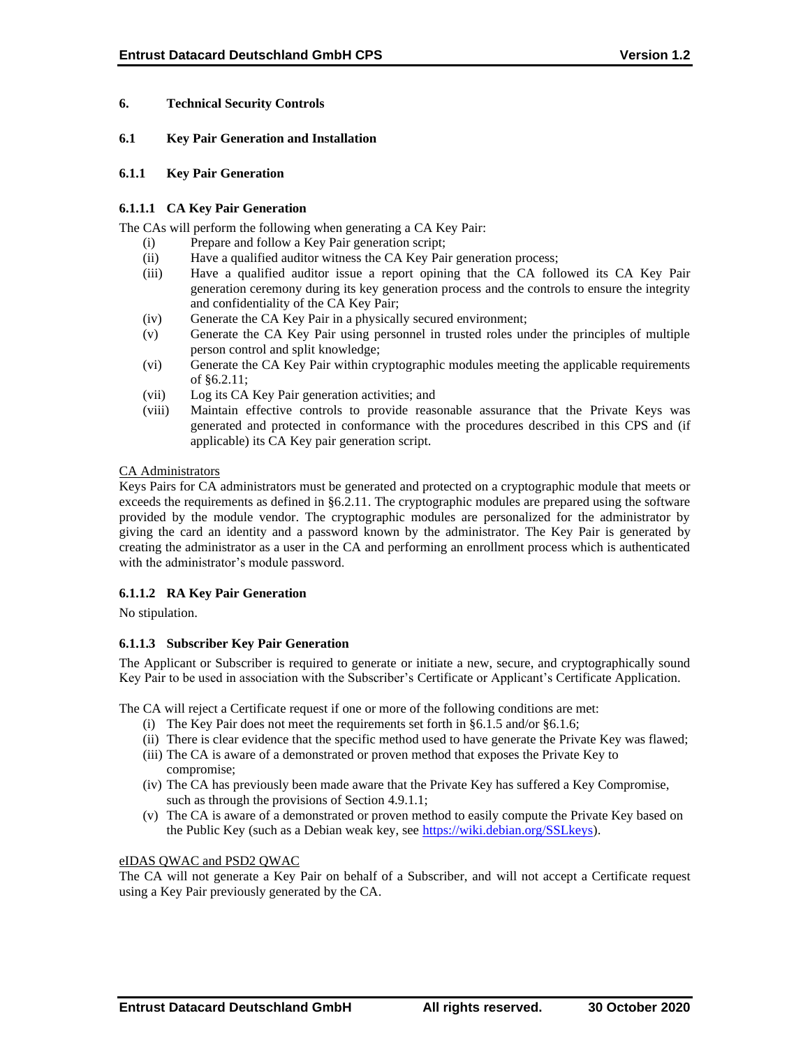# 6. Technical Security Controls

## 6.1 Key Pair Generation and Installation

### 6.1.1 Key Pair Generation

#### 6.1.1.1 CA Key Pair Generation

The CAs will perform the following when generating a CA Key Pair:

(i) Prepare and follow a Key Pair generation script;
(ii) Have a qualified auditor witness the CA Key Pair generation process;
(iii) Have a qualified auditor issue a report opining that the CA followed its CA Key Pair generation ceremony during its key generation process and the controls to ensure the integrity and confidentiality of the CA Key Pair;
(iv) Generate the CA Key Pair in a physically secured environment;
(v) Generate the CA Key Pair using personnel in trusted roles under the principles of multiple person control and split knowledge;
(vi) Generate the CA Key Pair within cryptographic modules meeting the applicable requirements of §6.2.11;
(vii) Log its CA Key Pair generation activities; and
(viii) Maintain effective controls to provide reasonable assurance that the Private Keys was generated and protected in conformance with the procedures described in this CPS and (if applicable) its CA Key pair generation script.

<u>CA Administrators</u>

Keys Pairs for CA administrators must be generated and protected on a cryptographic module that meets or exceeds the requirements as defined in §6.2.11. The cryptographic modules are prepared using the software provided by the module vendor. The cryptographic modules are personalized for the administrator by giving the card an identity and a password known by the administrator. The Key Pair is generated by creating the administrator as a user in the CA and performing an enrollment process which is authenticated with the administrator's module password.

#### 6.1.1.2 RA Key Pair Generation

No stipulation.

#### 6.1.1.3 Subscriber Key Pair Generation

The Applicant or Subscriber is required to generate or initiate a new, secure, and cryptographically sound Key Pair to be used in association with the Subscriber's Certificate or Applicant's Certificate Application.

The CA will reject a Certificate request if one or more of the following conditions are met:

(i) The Key Pair does not meet the requirements set forth in §6.1.5 and/or §6.1.6;
(ii) There is clear evidence that the specific method used to have generate the Private Key was flawed;
(iii) The CA is aware of a demonstrated or proven method that exposes the Private Key to compromise;
(iv) The CA has previously been made aware that the Private Key has suffered a Key Compromise, such as through the provisions of Section 4.9.1.1;
(v) The CA is aware of a demonstrated or proven method to easily compute the Private Key based on the Public Key (such as a Debian weak key, see https://wiki.debian.org/SSLkeys).

<u>eIDAS QWAC and PSD2 QWAC</u>

The CA will not generate a Key Pair on behalf of a Subscriber, and will not accept a Certificate request using a Key Pair previously generated by the CA.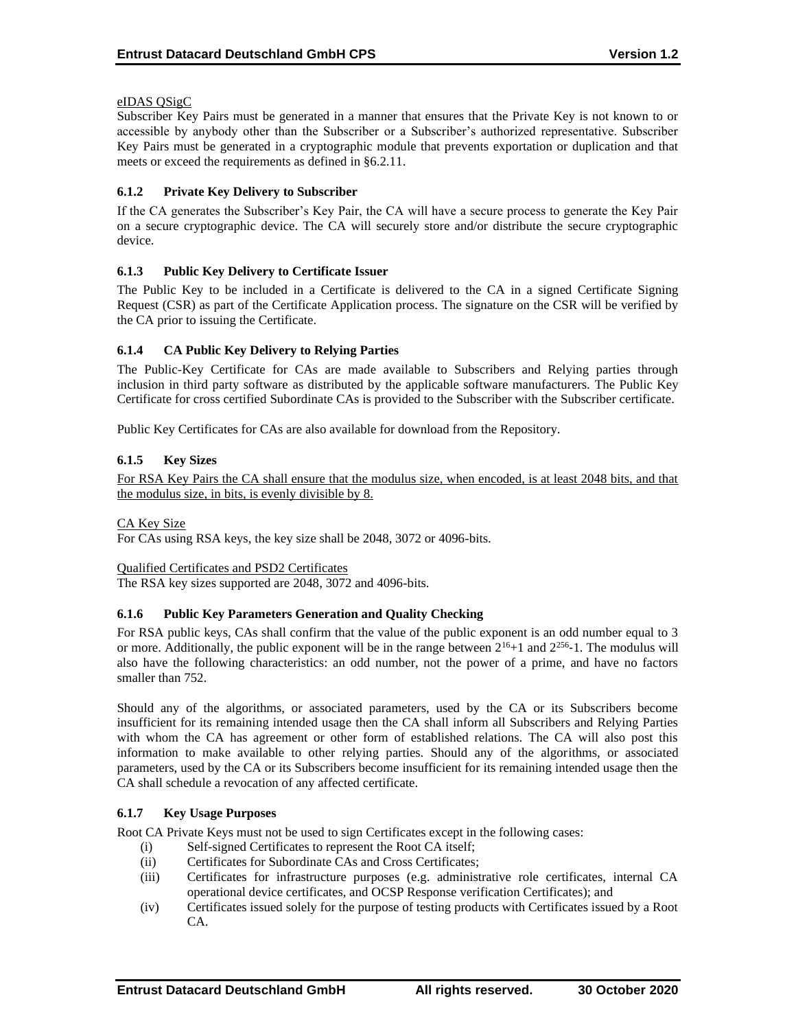eIDAS QSigC

Subscriber Key Pairs must be generated in a manner that ensures that the Private Key is not known to or accessible by anybody other than the Subscriber or a Subscriber's authorized representative. Subscriber Key Pairs must be generated in a cryptographic module that prevents exportation or duplication and that meets or exceed the requirements as defined in §6.2.11.

### 6.1.2 Private Key Delivery to Subscriber

If the CA generates the Subscriber's Key Pair, the CA will have a secure process to generate the Key Pair on a secure cryptographic device. The CA will securely store and/or distribute the secure cryptographic device.

### 6.1.3 Public Key Delivery to Certificate Issuer

The Public Key to be included in a Certificate is delivered to the CA in a signed Certificate Signing Request (CSR) as part of the Certificate Application process. The signature on the CSR will be verified by the CA prior to issuing the Certificate.

### 6.1.4 CA Public Key Delivery to Relying Parties

The Public-Key Certificate for CAs are made available to Subscribers and Relying parties through inclusion in third party software as distributed by the applicable software manufacturers. The Public Key Certificate for cross certified Subordinate CAs is provided to the Subscriber with the Subscriber certificate.

Public Key Certificates for CAs are also available for download from the Repository.

### 6.1.5 Key Sizes

For RSA Key Pairs the CA shall ensure that the modulus size, when encoded, is at least 2048 bits, and that the modulus size, in bits, is evenly divisible by 8.

CA Key Size

For CAs using RSA keys, the key size shall be 2048, 3072 or 4096-bits.

Qualified Certificates and PSD2 Certificates

The RSA key sizes supported are 2048, 3072 and 4096-bits.

### 6.1.6 Public Key Parameters Generation and Quality Checking

For RSA public keys, CAs shall confirm that the value of the public exponent is an odd number equal to 3 or more. Additionally, the public exponent will be in the range between $2^{16}+1$ and $2^{256}-1$. The modulus will also have the following characteristics: an odd number, not the power of a prime, and have no factors smaller than 752.

Should any of the algorithms, or associated parameters, used by the CA or its Subscribers become insufficient for its remaining intended usage then the CA shall inform all Subscribers and Relying Parties with whom the CA has agreement or other form of established relations. The CA will also post this information to make available to other relying parties. Should any of the algorithms, or associated parameters, used by the CA or its Subscribers become insufficient for its remaining intended usage then the CA shall schedule a revocation of any affected certificate.

### 6.1.7 Key Usage Purposes

Root CA Private Keys must not be used to sign Certificates except in the following cases:

(i) Self-signed Certificates to represent the Root CA itself;
(ii) Certificates for Subordinate CAs and Cross Certificates;
(iii) Certificates for infrastructure purposes (e.g. administrative role certificates, internal CA operational device certificates, and OCSP Response verification Certificates); and
(iv) Certificates issued solely for the purpose of testing products with Certificates issued by a Root CA.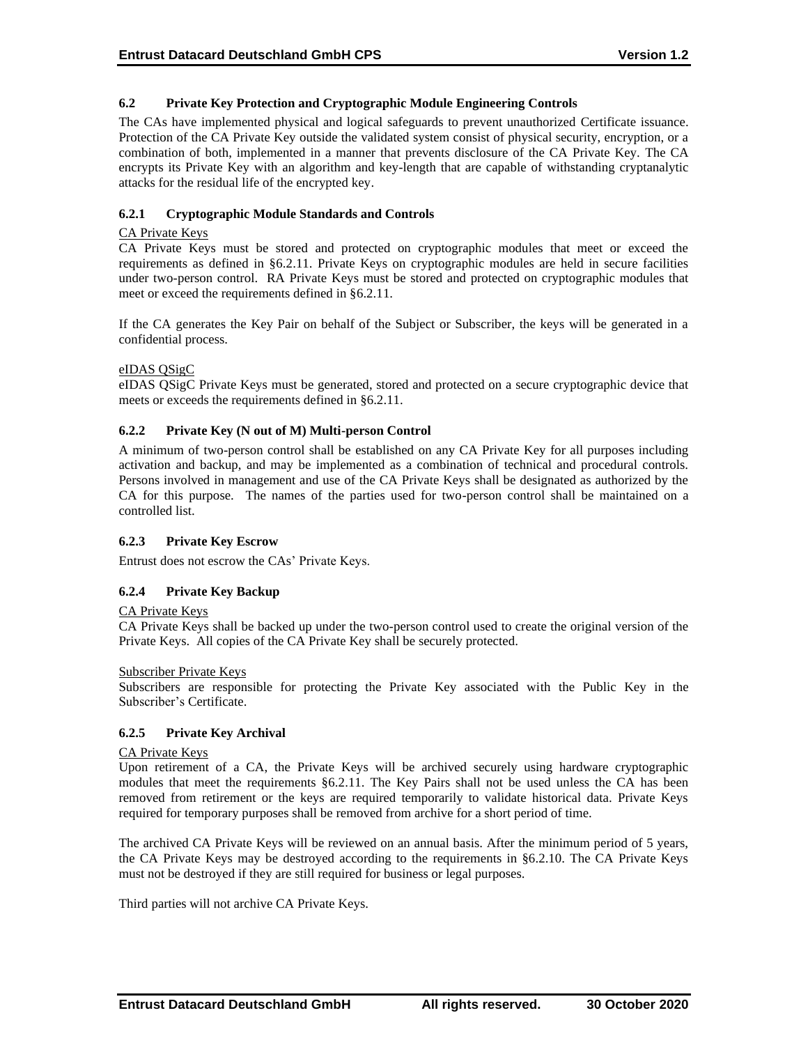### 6.2 Private Key Protection and Cryptographic Module Engineering Controls

The CAs have implemented physical and logical safeguards to prevent unauthorized Certificate issuance. Protection of the CA Private Key outside the validated system consist of physical security, encryption, or a combination of both, implemented in a manner that prevents disclosure of the CA Private Key. The CA encrypts its Private Key with an algorithm and key-length that are capable of withstanding cryptanalytic attacks for the residual life of the encrypted key.

#### 6.2.1 Cryptographic Module Standards and Controls

CA Private Keys

CA Private Keys must be stored and protected on cryptographic modules that meet or exceed the requirements as defined in §6.2.11. Private Keys on cryptographic modules are held in secure facilities under two-person control. RA Private Keys must be stored and protected on cryptographic modules that meet or exceed the requirements defined in §6.2.11.

If the CA generates the Key Pair on behalf of the Subject or Subscriber, the keys will be generated in a confidential process.

eIDAS QSigC

eIDAS QSigC Private Keys must be generated, stored and protected on a secure cryptographic device that meets or exceeds the requirements defined in §6.2.11.

#### 6.2.2 Private Key (N out of M) Multi-person Control

A minimum of two-person control shall be established on any CA Private Key for all purposes including activation and backup, and may be implemented as a combination of technical and procedural controls. Persons involved in management and use of the CA Private Keys shall be designated as authorized by the CA for this purpose. The names of the parties used for two-person control shall be maintained on a controlled list.

#### 6.2.3 Private Key Escrow

Entrust does not escrow the CAs' Private Keys.

#### 6.2.4 Private Key Backup

CA Private Keys

CA Private Keys shall be backed up under the two-person control used to create the original version of the Private Keys. All copies of the CA Private Key shall be securely protected.

Subscriber Private Keys

Subscribers are responsible for protecting the Private Key associated with the Public Key in the Subscriber's Certificate.

#### 6.2.5 Private Key Archival

CA Private Keys

Upon retirement of a CA, the Private Keys will be archived securely using hardware cryptographic modules that meet the requirements §6.2.11. The Key Pairs shall not be used unless the CA has been removed from retirement or the keys are required temporarily to validate historical data. Private Keys required for temporary purposes shall be removed from archive for a short period of time.

The archived CA Private Keys will be reviewed on an annual basis. After the minimum period of 5 years, the CA Private Keys may be destroyed according to the requirements in §6.2.10. The CA Private Keys must not be destroyed if they are still required for business or legal purposes.

Third parties will not archive CA Private Keys.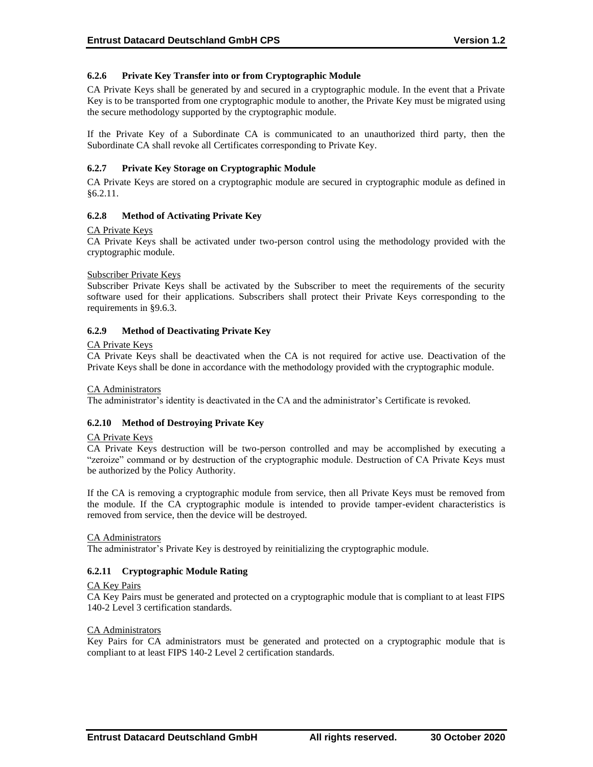### 6.2.6 Private Key Transfer into or from Cryptographic Module

CA Private Keys shall be generated by and secured in a cryptographic module. In the event that a Private Key is to be transported from one cryptographic module to another, the Private Key must be migrated using the secure methodology supported by the cryptographic module.

If the Private Key of a Subordinate CA is communicated to an unauthorized third party, then the Subordinate CA shall revoke all Certificates corresponding to Private Key.

### 6.2.7 Private Key Storage on Cryptographic Module

CA Private Keys are stored on a cryptographic module are secured in cryptographic module as defined in §6.2.11.

### 6.2.8 Method of Activating Private Key

<u>CA Private Keys</u>
CA Private Keys shall be activated under two-person control using the methodology provided with the cryptographic module.

<u>Subscriber Private Keys</u>
Subscriber Private Keys shall be activated by the Subscriber to meet the requirements of the security software used for their applications. Subscribers shall protect their Private Keys corresponding to the requirements in §9.6.3.

### 6.2.9 Method of Deactivating Private Key

<u>CA Private Keys</u>
CA Private Keys shall be deactivated when the CA is not required for active use. Deactivation of the Private Keys shall be done in accordance with the methodology provided with the cryptographic module.

<u>CA Administrators</u>
The administrator's identity is deactivated in the CA and the administrator's Certificate is revoked.

### 6.2.10 Method of Destroying Private Key

<u>CA Private Keys</u>
CA Private Keys destruction will be two-person controlled and may be accomplished by executing a "zeroize" command or by destruction of the cryptographic module. Destruction of CA Private Keys must be authorized by the Policy Authority.

If the CA is removing a cryptographic module from service, then all Private Keys must be removed from the module. If the CA cryptographic module is intended to provide tamper-evident characteristics is removed from service, then the device will be destroyed.

<u>CA Administrators</u>
The administrator's Private Key is destroyed by reinitializing the cryptographic module.

### 6.2.11 Cryptographic Module Rating

<u>CA Key Pairs</u>
CA Key Pairs must be generated and protected on a cryptographic module that is compliant to at least FIPS 140-2 Level 3 certification standards.

<u>CA Administrators</u>
Key Pairs for CA administrators must be generated and protected on a cryptographic module that is compliant to at least FIPS 140-2 Level 2 certification standards.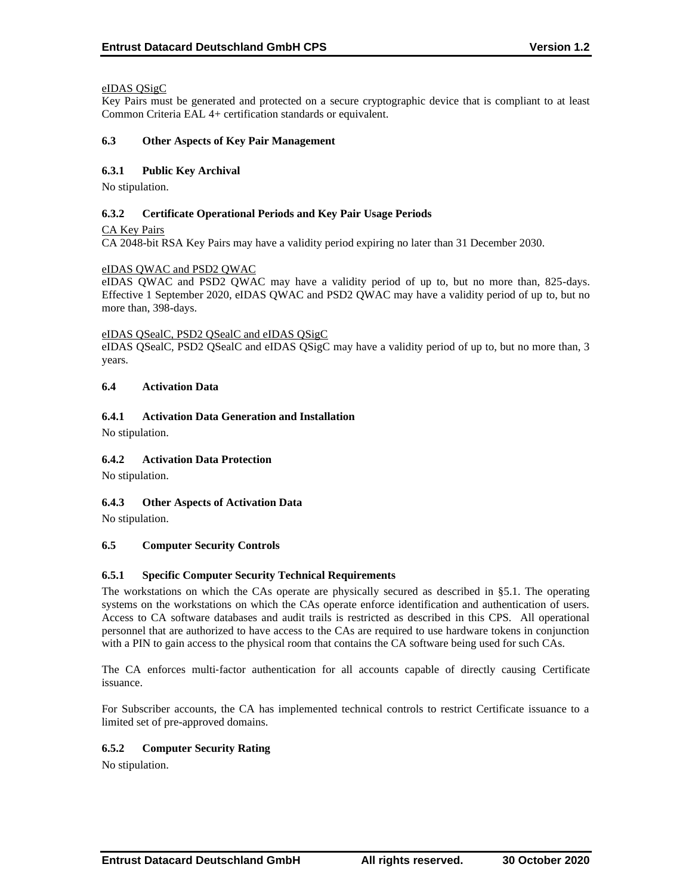eIDAS QSigC

Key Pairs must be generated and protected on a secure cryptographic device that is compliant to at least Common Criteria EAL 4+ certification standards or equivalent.

### 6.3 Other Aspects of Key Pair Management

#### 6.3.1 Public Key Archival

No stipulation.

#### 6.3.2 Certificate Operational Periods and Key Pair Usage Periods

CA Key Pairs

CA 2048-bit RSA Key Pairs may have a validity period expiring no later than 31 December 2030.

eIDAS QWAC and PSD2 QWAC

eIDAS QWAC and PSD2 QWAC may have a validity period of up to, but no more than, 825-days. Effective 1 September 2020, eIDAS QWAC and PSD2 QWAC may have a validity period of up to, but no more than, 398-days.

eIDAS QSealC, PSD2 QSealC and eIDAS QSigC

eIDAS QSealC, PSD2 QSealC and eIDAS QSigC may have a validity period of up to, but no more than, 3 years.

### 6.4 Activation Data

#### 6.4.1 Activation Data Generation and Installation

No stipulation.

#### 6.4.2 Activation Data Protection

No stipulation.

#### 6.4.3 Other Aspects of Activation Data

No stipulation.

### 6.5 Computer Security Controls

#### 6.5.1 Specific Computer Security Technical Requirements

The workstations on which the CAs operate are physically secured as described in §5.1. The operating systems on the workstations on which the CAs operate enforce identification and authentication of users. Access to CA software databases and audit trails is restricted as described in this CPS. All operational personnel that are authorized to have access to the CAs are required to use hardware tokens in conjunction with a PIN to gain access to the physical room that contains the CA software being used for such CAs.

The CA enforces multi-factor authentication for all accounts capable of directly causing Certificate issuance.

For Subscriber accounts, the CA has implemented technical controls to restrict Certificate issuance to a limited set of pre-approved domains.

#### 6.5.2 Computer Security Rating

No stipulation.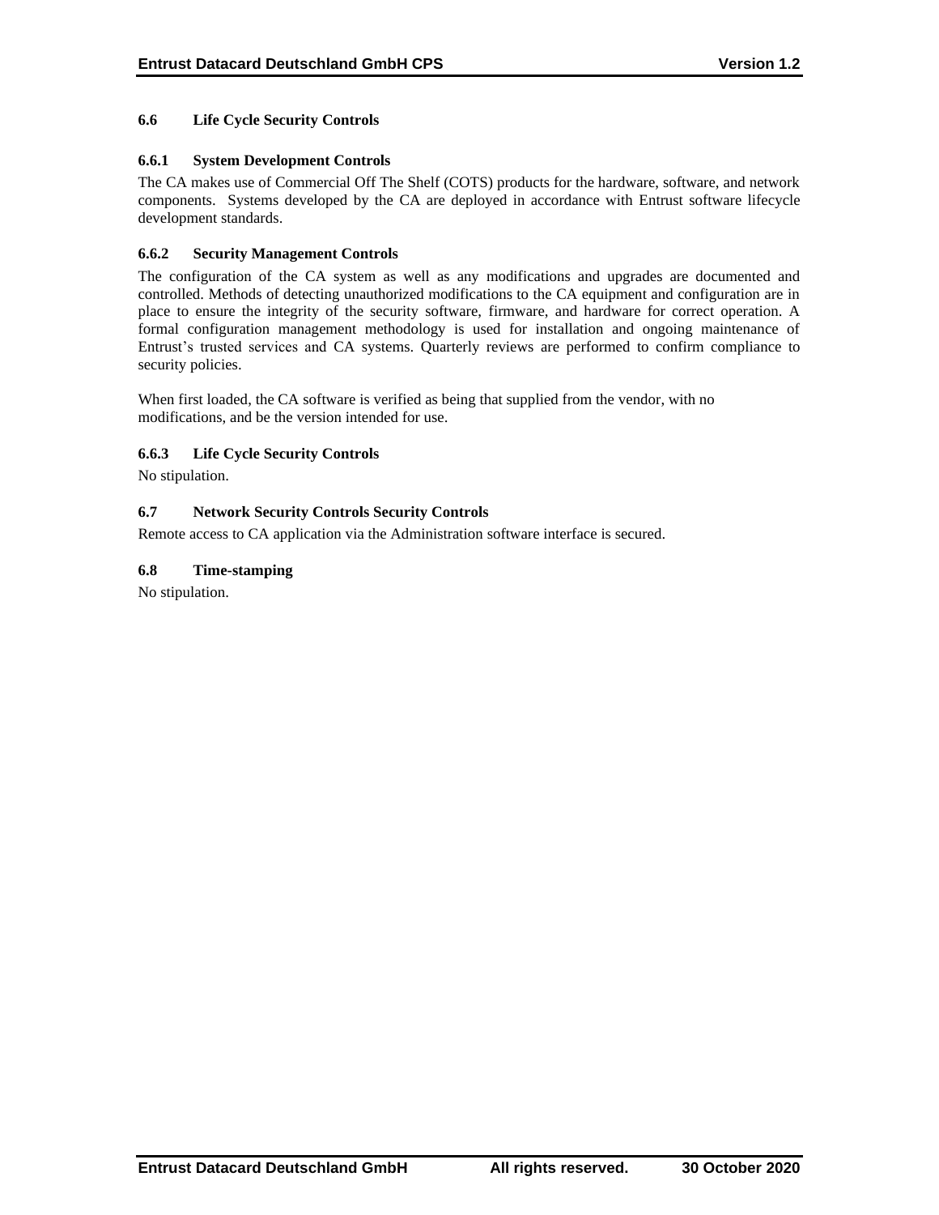### 6.6 Life Cycle Security Controls

#### 6.6.1 System Development Controls

The CA makes use of Commercial Off The Shelf (COTS) products for the hardware, software, and network components. Systems developed by the CA are deployed in accordance with Entrust software lifecycle development standards.

#### 6.6.2 Security Management Controls

The configuration of the CA system as well as any modifications and upgrades are documented and controlled. Methods of detecting unauthorized modifications to the CA equipment and configuration are in place to ensure the integrity of the security software, firmware, and hardware for correct operation. A formal configuration management methodology is used for installation and ongoing maintenance of Entrust's trusted services and CA systems. Quarterly reviews are performed to confirm compliance to security policies.

When first loaded, the CA software is verified as being that supplied from the vendor, with no modifications, and be the version intended for use.

#### 6.6.3 Life Cycle Security Controls

No stipulation.

### 6.7 Network Security Controls Security Controls

Remote access to CA application via the Administration software interface is secured.

### 6.8 Time-stamping

No stipulation.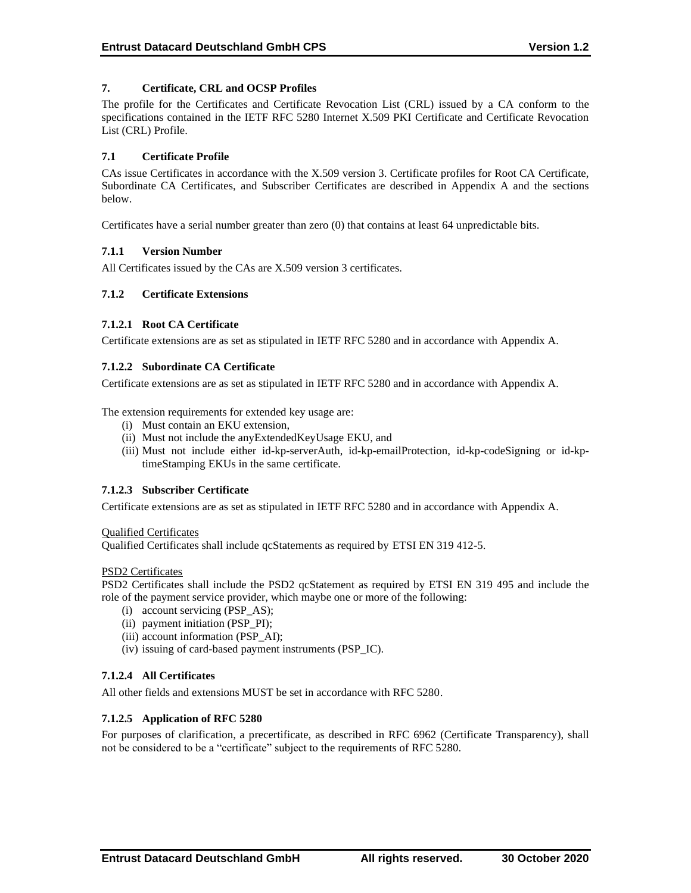# 7. Certificate, CRL and OCSP Profiles

The profile for the Certificates and Certificate Revocation List (CRL) issued by a CA conform to the specifications contained in the IETF RFC 5280 Internet X.509 PKI Certificate and Certificate Revocation List (CRL) Profile.

## 7.1 Certificate Profile

CAs issue Certificates in accordance with the X.509 version 3. Certificate profiles for Root CA Certificate, Subordinate CA Certificates, and Subscriber Certificates are described in Appendix A and the sections below.

Certificates have a serial number greater than zero (0) that contains at least 64 unpredictable bits.

### 7.1.1 Version Number

All Certificates issued by the CAs are X.509 version 3 certificates.

### 7.1.2 Certificate Extensions

#### 7.1.2.1 Root CA Certificate

Certificate extensions are as set as stipulated in IETF RFC 5280 and in accordance with Appendix A.

#### 7.1.2.2 Subordinate CA Certificate

Certificate extensions are as set as stipulated in IETF RFC 5280 and in accordance with Appendix A.

The extension requirements for extended key usage are:

(i) Must contain an EKU extension,
(ii) Must not include the anyExtendedKeyUsage EKU, and
(iii) Must not include either id-kp-serverAuth, id-kp-emailProtection, id-kp-codeSigning or id-kp-timeStamping EKUs in the same certificate.

#### 7.1.2.3 Subscriber Certificate

Certificate extensions are as set as stipulated in IETF RFC 5280 and in accordance with Appendix A.

<u>Qualified Certificates</u>
Qualified Certificates shall include qcStatements as required by ETSI EN 319 412-5.

<u>PSD2 Certificates</u>
PSD2 Certificates shall include the PSD2 qcStatement as required by ETSI EN 319 495 and include the role of the payment service provider, which maybe one or more of the following:

(i) account servicing (PSP_AS);
(ii) payment initiation (PSP_PI);
(iii) account information (PSP_AI);
(iv) issuing of card-based payment instruments (PSP_IC).

#### 7.1.2.4 All Certificates

All other fields and extensions MUST be set in accordance with RFC 5280.

#### 7.1.2.5 Application of RFC 5280

For purposes of clarification, a precertificate, as described in RFC 6962 (Certificate Transparency), shall not be considered to be a "certificate" subject to the requirements of RFC 5280.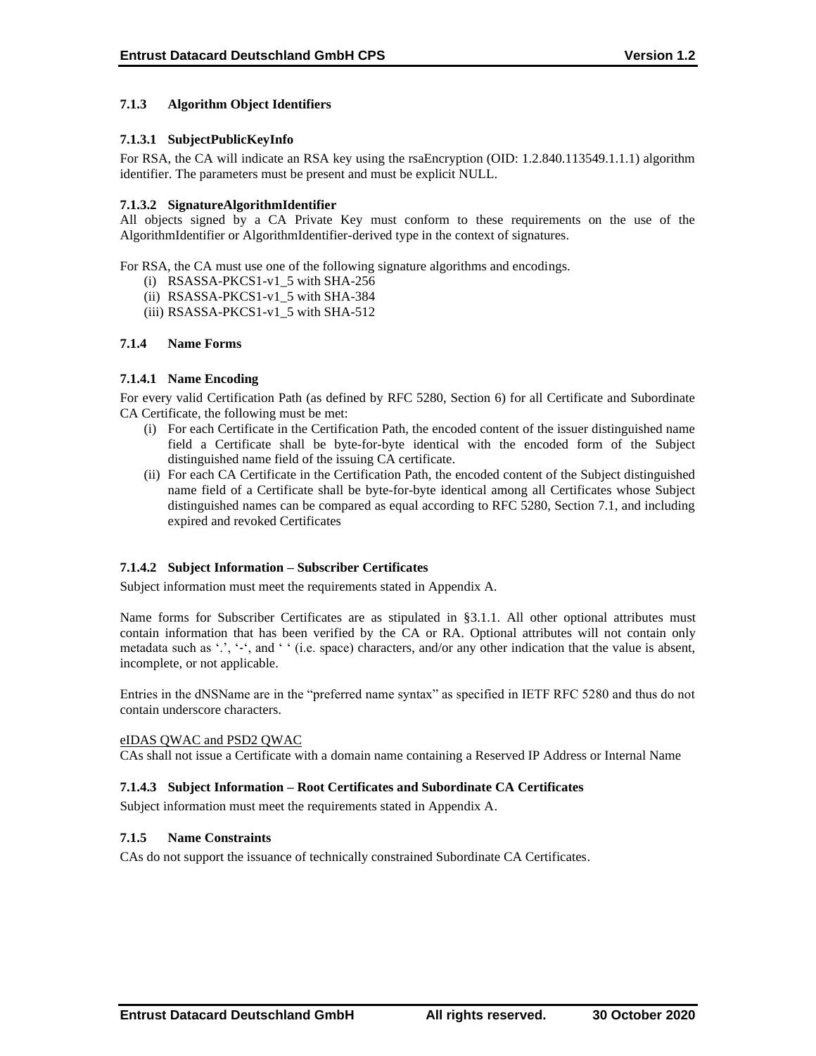### 7.1.3 Algorithm Object Identifiers

#### 7.1.3.1 SubjectPublicKeyInfo

For RSA, the CA will indicate an RSA key using the rsaEncryption (OID: 1.2.840.113549.1.1.1) algorithm identifier. The parameters must be present and must be explicit NULL.

#### 7.1.3.2 SignatureAlgorithmIdentifier

All objects signed by a CA Private Key must conform to these requirements on the use of the AlgorithmIdentifier or AlgorithmIdentifier-derived type in the context of signatures.

For RSA, the CA must use one of the following signature algorithms and encodings.

(i) RSASSA-PKCS1-v1_5 with SHA-256
(ii) RSASSA-PKCS1-v1_5 with SHA-384
(iii) RSASSA-PKCS1-v1_5 with SHA-512

### 7.1.4 Name Forms

#### 7.1.4.1 Name Encoding

For every valid Certification Path (as defined by RFC 5280, Section 6) for all Certificate and Subordinate CA Certificate, the following must be met:

(i) For each Certificate in the Certification Path, the encoded content of the issuer distinguished name field a Certificate shall be byte-for-byte identical with the encoded form of the Subject distinguished name field of the issuing CA certificate.
(ii) For each CA Certificate in the Certification Path, the encoded content of the Subject distinguished name field of a Certificate shall be byte-for-byte identical among all Certificates whose Subject distinguished names can be compared as equal according to RFC 5280, Section 7.1, and including expired and revoked Certificates

#### 7.1.4.2 Subject Information – Subscriber Certificates

Subject information must meet the requirements stated in Appendix A.

Name forms for Subscriber Certificates are as stipulated in §3.1.1. All other optional attributes must contain information that has been verified by the CA or RA. Optional attributes will not contain only metadata such as '.', '-', and ' ' (i.e. space) characters, and/or any other indication that the value is absent, incomplete, or not applicable.

Entries in the dNSName are in the "preferred name syntax" as specified in IETF RFC 5280 and thus do not contain underscore characters.

eIDAS QWAC and PSD2 QWAC

CAs shall not issue a Certificate with a domain name containing a Reserved IP Address or Internal Name

#### 7.1.4.3 Subject Information – Root Certificates and Subordinate CA Certificates

Subject information must meet the requirements stated in Appendix A.

### 7.1.5 Name Constraints

CAs do not support the issuance of technically constrained Subordinate CA Certificates.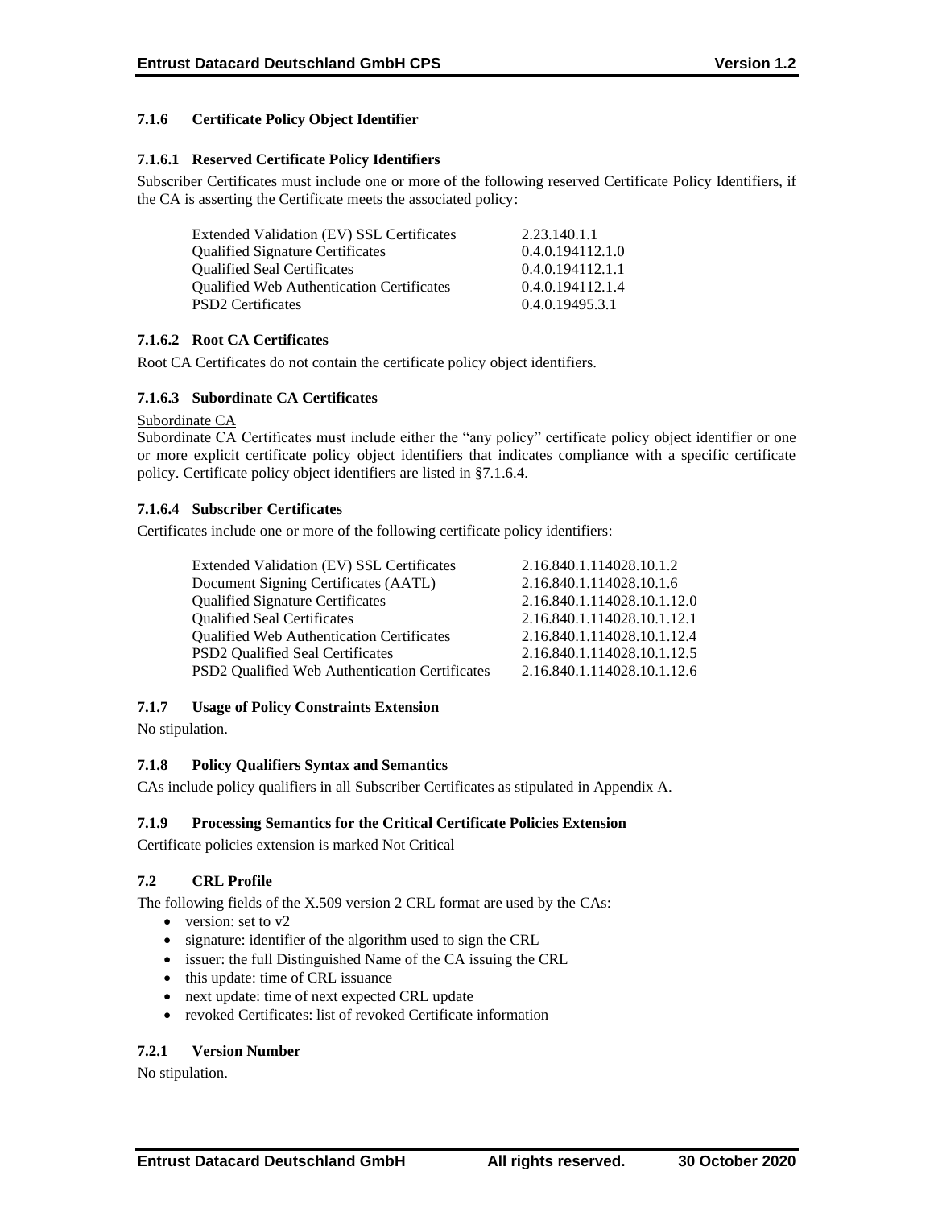### 7.1.6 Certificate Policy Object Identifier

#### 7.1.6.1 Reserved Certificate Policy Identifiers

Subscriber Certificates must include one or more of the following reserved Certificate Policy Identifiers, if the CA is asserting the Certificate meets the associated policy:

| | |
|---|---|
| Extended Validation (EV) SSL Certificates | 2.23.140.1.1 |
| Qualified Signature Certificates | 0.4.0.194112.1.0 |
| Qualified Seal Certificates | 0.4.0.194112.1.1 |
| Qualified Web Authentication Certificates | 0.4.0.194112.1.4 |
| PSD2 Certificates | 0.4.0.19495.3.1 |

#### 7.1.6.2 Root CA Certificates

Root CA Certificates do not contain the certificate policy object identifiers.

#### 7.1.6.3 Subordinate CA Certificates

Subordinate CA

Subordinate CA Certificates must include either the "any policy" certificate policy object identifier or one or more explicit certificate policy object identifiers that indicates compliance with a specific certificate policy. Certificate policy object identifiers are listed in §7.1.6.4.

#### 7.1.6.4 Subscriber Certificates

Certificates include one or more of the following certificate policy identifiers:

| | |
|---|---|
| Extended Validation (EV) SSL Certificates | 2.16.840.1.114028.10.1.2 |
| Document Signing Certificates (AATL) | 2.16.840.1.114028.10.1.6 |
| Qualified Signature Certificates | 2.16.840.1.114028.10.1.12.0 |
| Qualified Seal Certificates | 2.16.840.1.114028.10.1.12.1 |
| Qualified Web Authentication Certificates | 2.16.840.1.114028.10.1.12.4 |
| PSD2 Qualified Seal Certificates | 2.16.840.1.114028.10.1.12.5 |
| PSD2 Qualified Web Authentication Certificates | 2.16.840.1.114028.10.1.12.6 |

### 7.1.7 Usage of Policy Constraints Extension

No stipulation.

### 7.1.8 Policy Qualifiers Syntax and Semantics

CAs include policy qualifiers in all Subscriber Certificates as stipulated in Appendix A.

### 7.1.9 Processing Semantics for the Critical Certificate Policies Extension

Certificate policies extension is marked Not Critical

## 7.2 CRL Profile

The following fields of the X.509 version 2 CRL format are used by the CAs:

- version: set to v2
- signature: identifier of the algorithm used to sign the CRL
- issuer: the full Distinguished Name of the CA issuing the CRL
- this update: time of CRL issuance
- next update: time of next expected CRL update
- revoked Certificates: list of revoked Certificate information

### 7.2.1 Version Number

No stipulation.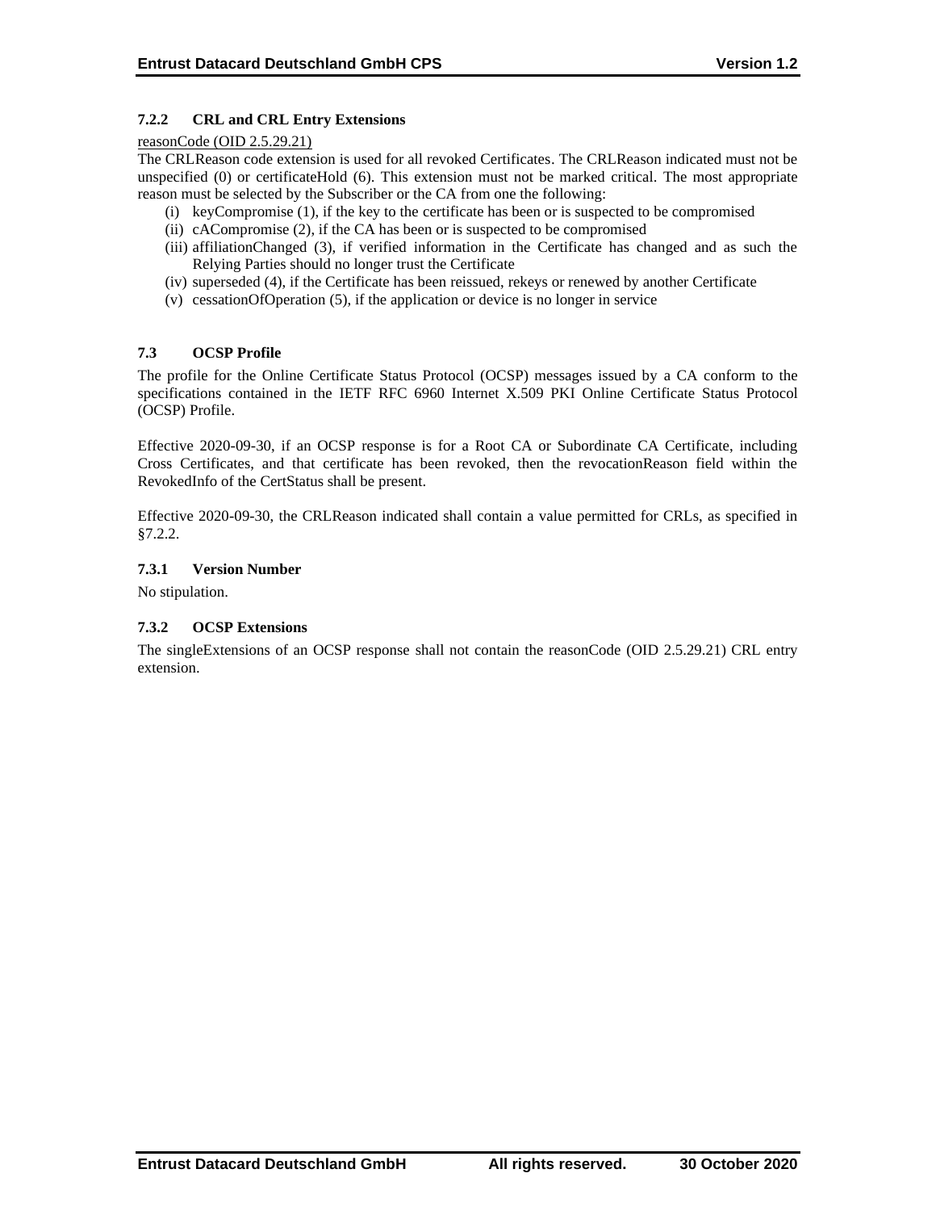### 7.2.2 CRL and CRL Entry Extensions

reasonCode (OID 2.5.29.21)

The CRLReason code extension is used for all revoked Certificates. The CRLReason indicated must not be unspecified (0) or certificateHold (6). This extension must not be marked critical. The most appropriate reason must be selected by the Subscriber or the CA from one the following:

(i) keyCompromise (1), if the key to the certificate has been or is suspected to be compromised
(ii) cACompromise (2), if the CA has been or is suspected to be compromised
(iii) affiliationChanged (3), if verified information in the Certificate has changed and as such the Relying Parties should no longer trust the Certificate
(iv) superseded (4), if the Certificate has been reissued, rekeys or renewed by another Certificate
(v) cessationOfOperation (5), if the application or device is no longer in service

## 7.3 OCSP Profile

The profile for the Online Certificate Status Protocol (OCSP) messages issued by a CA conform to the specifications contained in the IETF RFC 6960 Internet X.509 PKI Online Certificate Status Protocol (OCSP) Profile.

Effective 2020-09-30, if an OCSP response is for a Root CA or Subordinate CA Certificate, including Cross Certificates, and that certificate has been revoked, then the revocationReason field within the RevokedInfo of the CertStatus shall be present.

Effective 2020-09-30, the CRLReason indicated shall contain a value permitted for CRLs, as specified in §7.2.2.

### 7.3.1 Version Number

No stipulation.

### 7.3.2 OCSP Extensions

The singleExtensions of an OCSP response shall not contain the reasonCode (OID 2.5.29.21) CRL entry extension.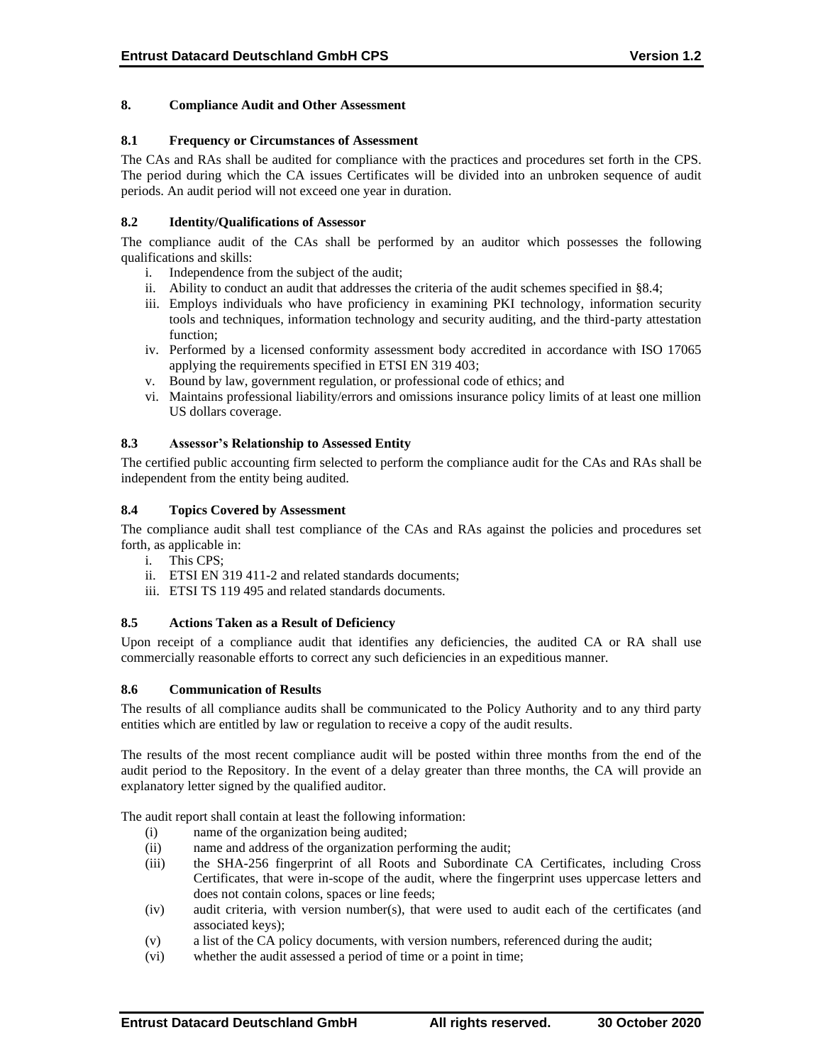## 8. Compliance Audit and Other Assessment

### 8.1 Frequency or Circumstances of Assessment

The CAs and RAs shall be audited for compliance with the practices and procedures set forth in the CPS. The period during which the CA issues Certificates will be divided into an unbroken sequence of audit periods. An audit period will not exceed one year in duration.

### 8.2 Identity/Qualifications of Assessor

The compliance audit of the CAs shall be performed by an auditor which possesses the following qualifications and skills:

i. Independence from the subject of the audit;
ii. Ability to conduct an audit that addresses the criteria of the audit schemes specified in §8.4;
iii. Employs individuals who have proficiency in examining PKI technology, information security tools and techniques, information technology and security auditing, and the third-party attestation function;
iv. Performed by a licensed conformity assessment body accredited in accordance with ISO 17065 applying the requirements specified in ETSI EN 319 403;
v. Bound by law, government regulation, or professional code of ethics; and
vi. Maintains professional liability/errors and omissions insurance policy limits of at least one million US dollars coverage.

### 8.3 Assessor's Relationship to Assessed Entity

The certified public accounting firm selected to perform the compliance audit for the CAs and RAs shall be independent from the entity being audited.

### 8.4 Topics Covered by Assessment

The compliance audit shall test compliance of the CAs and RAs against the policies and procedures set forth, as applicable in:

i. This CPS;
ii. ETSI EN 319 411-2 and related standards documents;
iii. ETSI TS 119 495 and related standards documents.

### 8.5 Actions Taken as a Result of Deficiency

Upon receipt of a compliance audit that identifies any deficiencies, the audited CA or RA shall use commercially reasonable efforts to correct any such deficiencies in an expeditious manner.

### 8.6 Communication of Results

The results of all compliance audits shall be communicated to the Policy Authority and to any third party entities which are entitled by law or regulation to receive a copy of the audit results.

The results of the most recent compliance audit will be posted within three months from the end of the audit period to the Repository. In the event of a delay greater than three months, the CA will provide an explanatory letter signed by the qualified auditor.

The audit report shall contain at least the following information:

(i) name of the organization being audited;
(ii) name and address of the organization performing the audit;
(iii) the SHA-256 fingerprint of all Roots and Subordinate CA Certificates, including Cross Certificates, that were in-scope of the audit, where the fingerprint uses uppercase letters and does not contain colons, spaces or line feeds;
(iv) audit criteria, with version number(s), that were used to audit each of the certificates (and associated keys);
(v) a list of the CA policy documents, with version numbers, referenced during the audit;
(vi) whether the audit assessed a period of time or a point in time;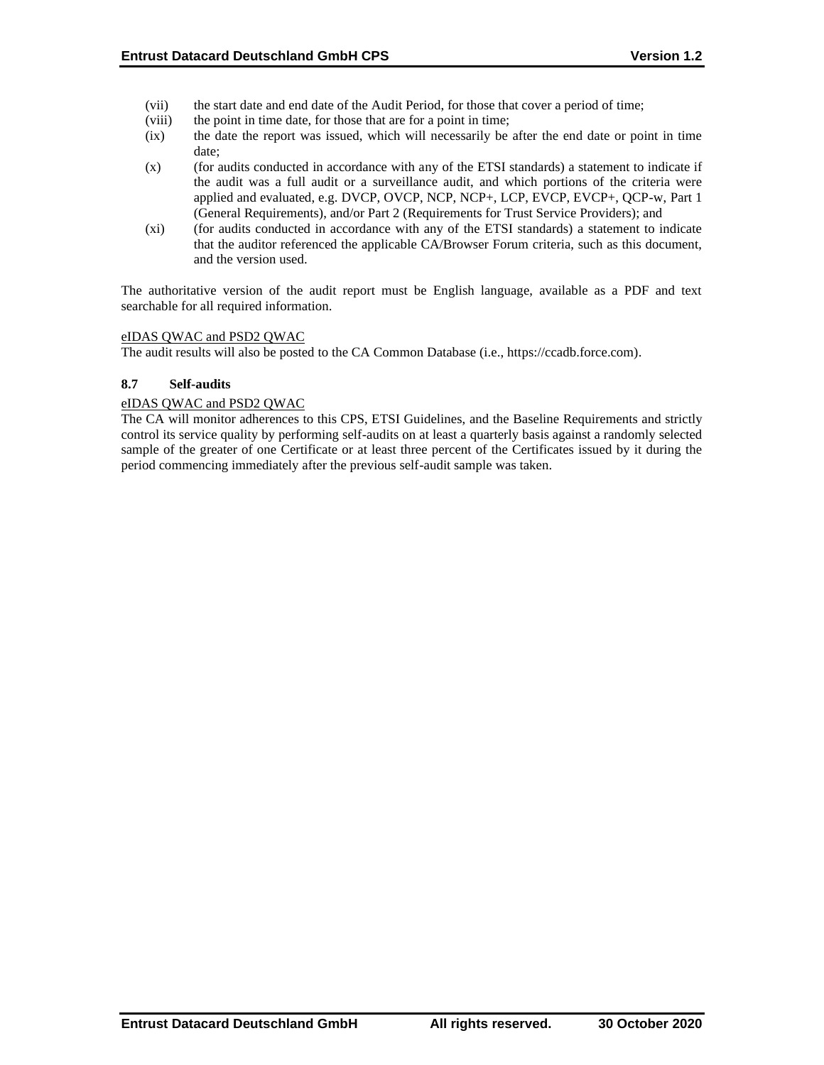(vii) the start date and end date of the Audit Period, for those that cover a period of time;

(viii) the point in time date, for those that are for a point in time;

(ix) the date the report was issued, which will necessarily be after the end date or point in time date;

(x) (for audits conducted in accordance with any of the ETSI standards) a statement to indicate if the audit was a full audit or a surveillance audit, and which portions of the criteria were applied and evaluated, e.g. DVCP, OVCP, NCP, NCP+, LCP, EVCP, EVCP+, QCP-w, Part 1 (General Requirements), and/or Part 2 (Requirements for Trust Service Providers); and

(xi) (for audits conducted in accordance with any of the ETSI standards) a statement to indicate that the auditor referenced the applicable CA/Browser Forum criteria, such as this document, and the version used.

The authoritative version of the audit report must be English language, available as a PDF and text searchable for all required information.

eIDAS QWAC and PSD2 QWAC

The audit results will also be posted to the CA Common Database (i.e., https://ccadb.force.com).

### 8.7 Self-audits

eIDAS QWAC and PSD2 QWAC

The CA will monitor adherences to this CPS, ETSI Guidelines, and the Baseline Requirements and strictly control its service quality by performing self-audits on at least a quarterly basis against a randomly selected sample of the greater of one Certificate or at least three percent of the Certificates issued by it during the period commencing immediately after the previous self-audit sample was taken.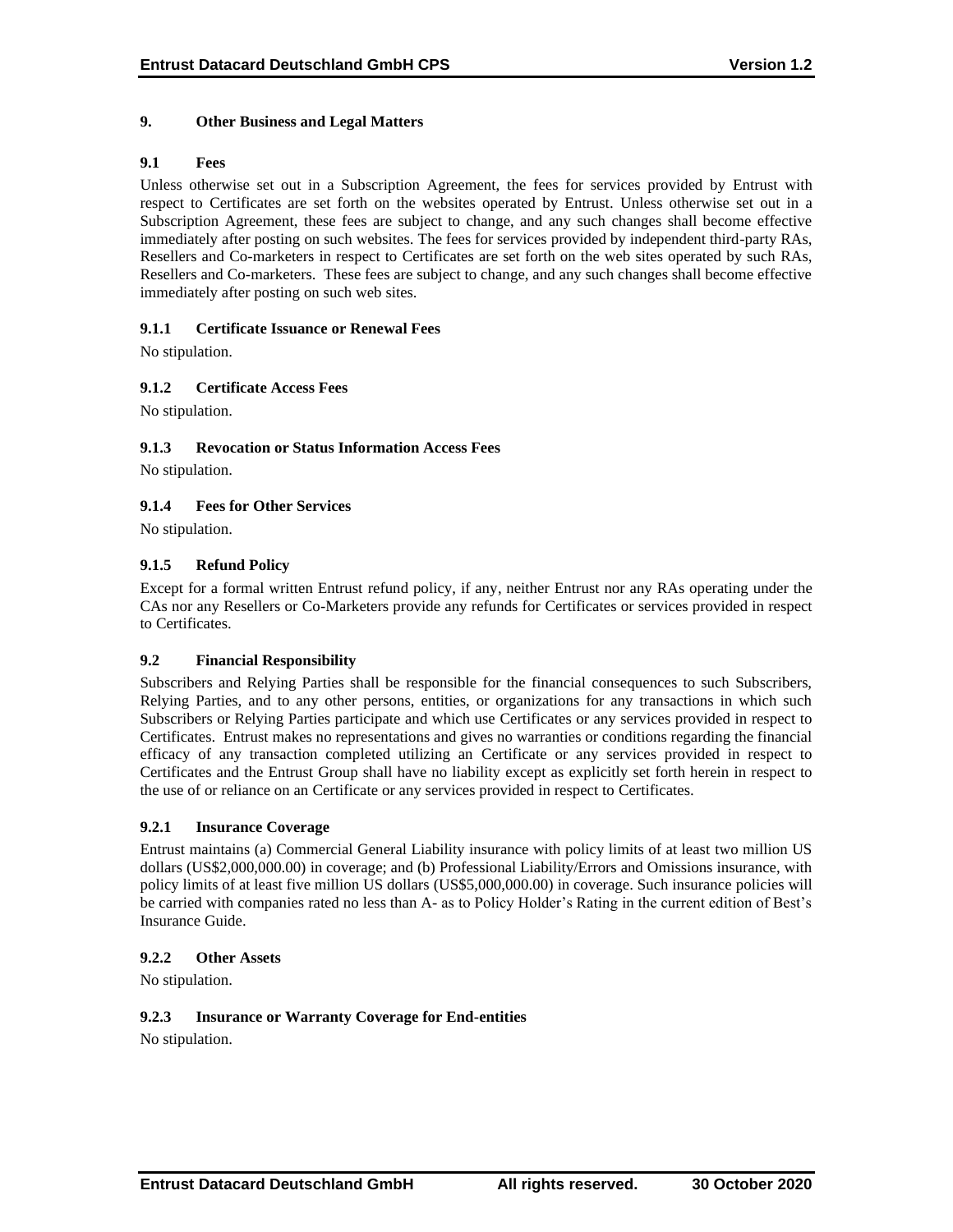## 9. Other Business and Legal Matters

### 9.1 Fees

Unless otherwise set out in a Subscription Agreement, the fees for services provided by Entrust with respect to Certificates are set forth on the websites operated by Entrust. Unless otherwise set out in a Subscription Agreement, these fees are subject to change, and any such changes shall become effective immediately after posting on such websites. The fees for services provided by independent third-party RAs, Resellers and Co-marketers in respect to Certificates are set forth on the web sites operated by such RAs, Resellers and Co-marketers. These fees are subject to change, and any such changes shall become effective immediately after posting on such web sites.

#### 9.1.1 Certificate Issuance or Renewal Fees

No stipulation.

#### 9.1.2 Certificate Access Fees

No stipulation.

#### 9.1.3 Revocation or Status Information Access Fees

No stipulation.

#### 9.1.4 Fees for Other Services

No stipulation.

#### 9.1.5 Refund Policy

Except for a formal written Entrust refund policy, if any, neither Entrust nor any RAs operating under the CAs nor any Resellers or Co-Marketers provide any refunds for Certificates or services provided in respect to Certificates.

### 9.2 Financial Responsibility

Subscribers and Relying Parties shall be responsible for the financial consequences to such Subscribers, Relying Parties, and to any other persons, entities, or organizations for any transactions in which such Subscribers or Relying Parties participate and which use Certificates or any services provided in respect to Certificates. Entrust makes no representations and gives no warranties or conditions regarding the financial efficacy of any transaction completed utilizing an Certificate or any services provided in respect to Certificates and the Entrust Group shall have no liability except as explicitly set forth herein in respect to the use of or reliance on an Certificate or any services provided in respect to Certificates.

#### 9.2.1 Insurance Coverage

Entrust maintains (a) Commercial General Liability insurance with policy limits of at least two million US dollars (US$2,000,000.00) in coverage; and (b) Professional Liability/Errors and Omissions insurance, with policy limits of at least five million US dollars (US$5,000,000.00) in coverage. Such insurance policies will be carried with companies rated no less than A- as to Policy Holder's Rating in the current edition of Best's Insurance Guide.

#### 9.2.2 Other Assets

No stipulation.

#### 9.2.3 Insurance or Warranty Coverage for End-entities

No stipulation.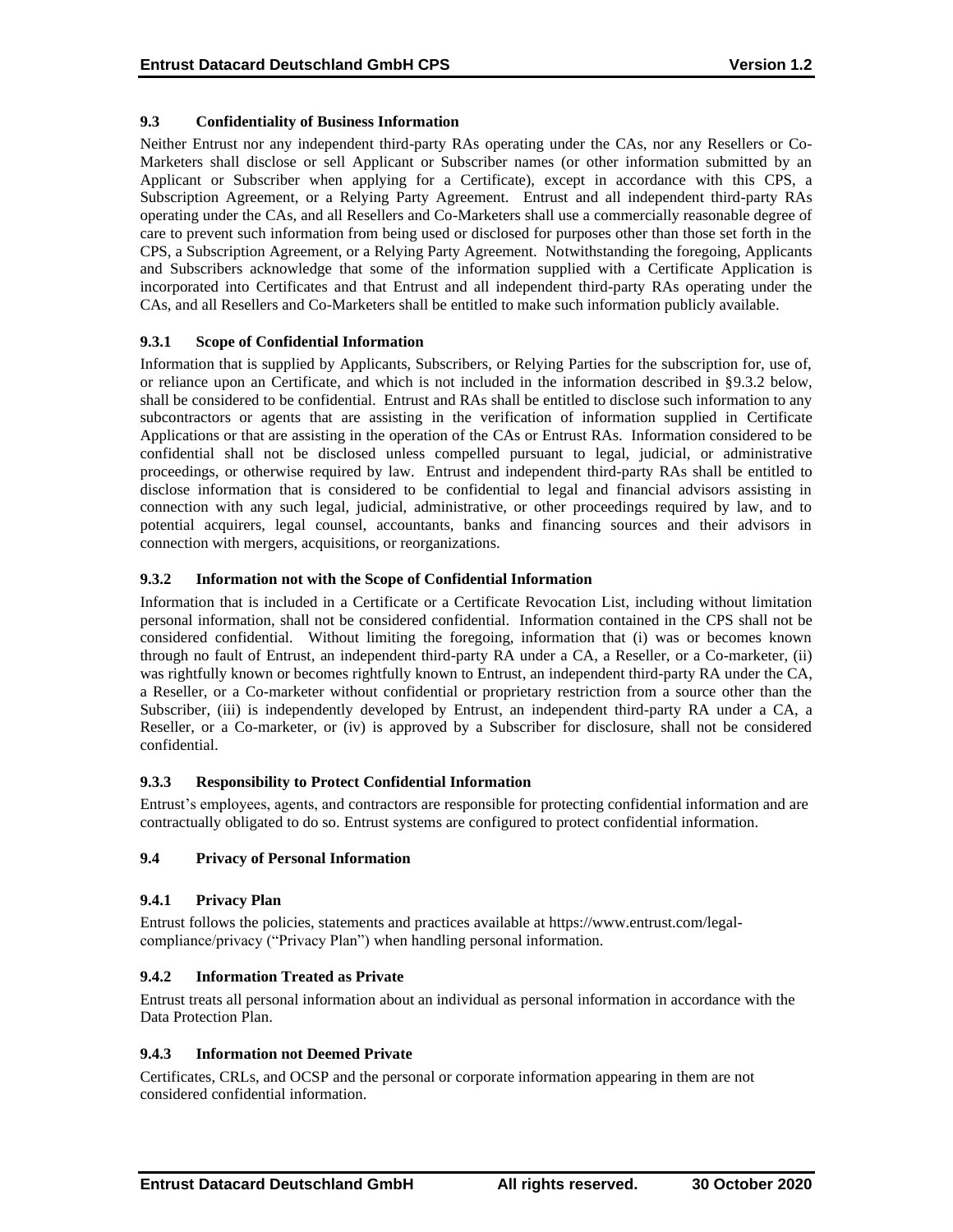### 9.3 Confidentiality of Business Information

Neither Entrust nor any independent third-party RAs operating under the CAs, nor any Resellers or Co-Marketers shall disclose or sell Applicant or Subscriber names (or other information submitted by an Applicant or Subscriber when applying for a Certificate), except in accordance with this CPS, a Subscription Agreement, or a Relying Party Agreement. Entrust and all independent third-party RAs operating under the CAs, and all Resellers and Co-Marketers shall use a commercially reasonable degree of care to prevent such information from being used or disclosed for purposes other than those set forth in the CPS, a Subscription Agreement, or a Relying Party Agreement. Notwithstanding the foregoing, Applicants and Subscribers acknowledge that some of the information supplied with a Certificate Application is incorporated into Certificates and that Entrust and all independent third-party RAs operating under the CAs, and all Resellers and Co-Marketers shall be entitled to make such information publicly available.

#### 9.3.1 Scope of Confidential Information

Information that is supplied by Applicants, Subscribers, or Relying Parties for the subscription for, use of, or reliance upon an Certificate, and which is not included in the information described in §9.3.2 below, shall be considered to be confidential. Entrust and RAs shall be entitled to disclose such information to any subcontractors or agents that are assisting in the verification of information supplied in Certificate Applications or that are assisting in the operation of the CAs or Entrust RAs. Information considered to be confidential shall not be disclosed unless compelled pursuant to legal, judicial, or administrative proceedings, or otherwise required by law. Entrust and independent third-party RAs shall be entitled to disclose information that is considered to be confidential to legal and financial advisors assisting in connection with any such legal, judicial, administrative, or other proceedings required by law, and to potential acquirers, legal counsel, accountants, banks and financing sources and their advisors in connection with mergers, acquisitions, or reorganizations.

#### 9.3.2 Information not with the Scope of Confidential Information

Information that is included in a Certificate or a Certificate Revocation List, including without limitation personal information, shall not be considered confidential. Information contained in the CPS shall not be considered confidential. Without limiting the foregoing, information that (i) was or becomes known through no fault of Entrust, an independent third-party RA under a CA, a Reseller, or a Co-marketer, (ii) was rightfully known or becomes rightfully known to Entrust, an independent third-party RA under the CA, a Reseller, or a Co-marketer without confidential or proprietary restriction from a source other than the Subscriber, (iii) is independently developed by Entrust, an independent third-party RA under a CA, a Reseller, or a Co-marketer, or (iv) is approved by a Subscriber for disclosure, shall not be considered confidential.

#### 9.3.3 Responsibility to Protect Confidential Information

Entrust's employees, agents, and contractors are responsible for protecting confidential information and are contractually obligated to do so. Entrust systems are configured to protect confidential information.

### 9.4 Privacy of Personal Information

#### 9.4.1 Privacy Plan

Entrust follows the policies, statements and practices available at https://www.entrust.com/legal-compliance/privacy ("Privacy Plan") when handling personal information.

#### 9.4.2 Information Treated as Private

Entrust treats all personal information about an individual as personal information in accordance with the Data Protection Plan.

#### 9.4.3 Information not Deemed Private

Certificates, CRLs, and OCSP and the personal or corporate information appearing in them are not considered confidential information.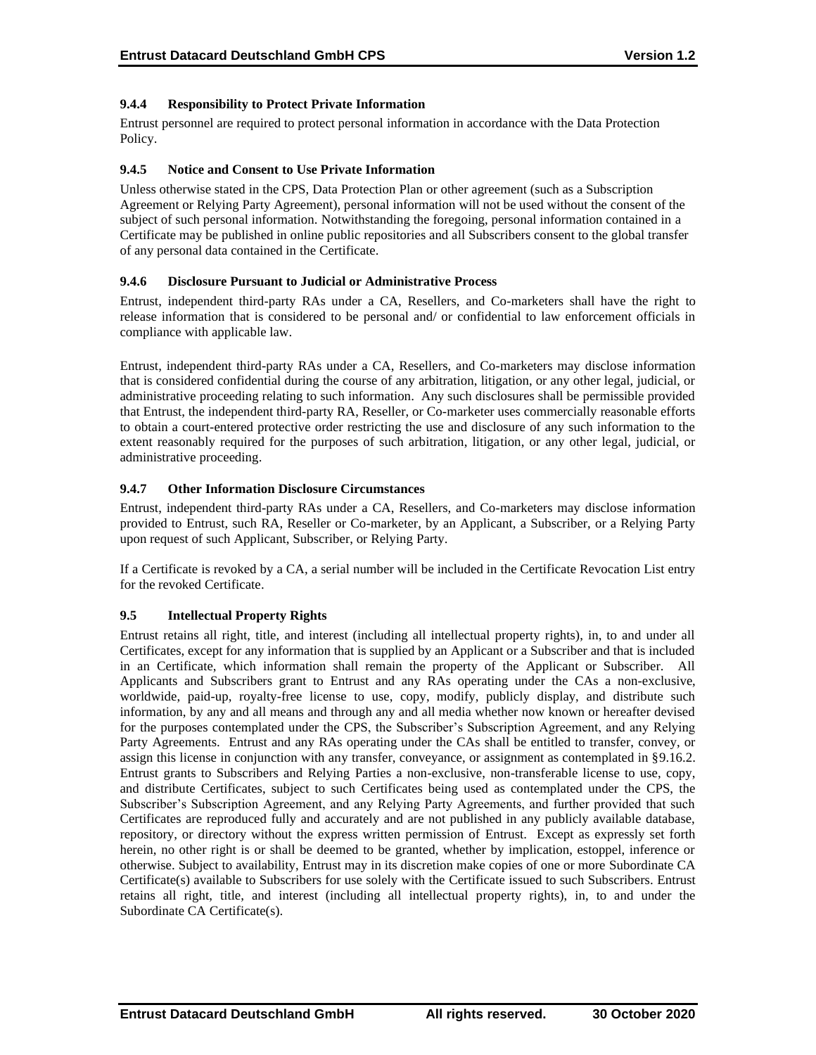### 9.4.4 Responsibility to Protect Private Information

Entrust personnel are required to protect personal information in accordance with the Data Protection Policy.

### 9.4.5 Notice and Consent to Use Private Information

Unless otherwise stated in the CPS, Data Protection Plan or other agreement (such as a Subscription Agreement or Relying Party Agreement), personal information will not be used without the consent of the subject of such personal information. Notwithstanding the foregoing, personal information contained in a Certificate may be published in online public repositories and all Subscribers consent to the global transfer of any personal data contained in the Certificate.

### 9.4.6 Disclosure Pursuant to Judicial or Administrative Process

Entrust, independent third-party RAs under a CA, Resellers, and Co-marketers shall have the right to release information that is considered to be personal and/ or confidential to law enforcement officials in compliance with applicable law.

Entrust, independent third-party RAs under a CA, Resellers, and Co-marketers may disclose information that is considered confidential during the course of any arbitration, litigation, or any other legal, judicial, or administrative proceeding relating to such information. Any such disclosures shall be permissible provided that Entrust, the independent third-party RA, Reseller, or Co-marketer uses commercially reasonable efforts to obtain a court-entered protective order restricting the use and disclosure of any such information to the extent reasonably required for the purposes of such arbitration, litigation, or any other legal, judicial, or administrative proceeding.

### 9.4.7 Other Information Disclosure Circumstances

Entrust, independent third-party RAs under a CA, Resellers, and Co-marketers may disclose information provided to Entrust, such RA, Reseller or Co-marketer, by an Applicant, a Subscriber, or a Relying Party upon request of such Applicant, Subscriber, or Relying Party.

If a Certificate is revoked by a CA, a serial number will be included in the Certificate Revocation List entry for the revoked Certificate.

## 9.5 Intellectual Property Rights

Entrust retains all right, title, and interest (including all intellectual property rights), in, to and under all Certificates, except for any information that is supplied by an Applicant or a Subscriber and that is included in an Certificate, which information shall remain the property of the Applicant or Subscriber. All Applicants and Subscribers grant to Entrust and any RAs operating under the CAs a non-exclusive, worldwide, paid-up, royalty-free license to use, copy, modify, publicly display, and distribute such information, by any and all means and through any and all media whether now known or hereafter devised for the purposes contemplated under the CPS, the Subscriber's Subscription Agreement, and any Relying Party Agreements. Entrust and any RAs operating under the CAs shall be entitled to transfer, convey, or assign this license in conjunction with any transfer, conveyance, or assignment as contemplated in §9.16.2. Entrust grants to Subscribers and Relying Parties a non-exclusive, non-transferable license to use, copy, and distribute Certificates, subject to such Certificates being used as contemplated under the CPS, the Subscriber's Subscription Agreement, and any Relying Party Agreements, and further provided that such Certificates are reproduced fully and accurately and are not published in any publicly available database, repository, or directory without the express written permission of Entrust. Except as expressly set forth herein, no other right is or shall be deemed to be granted, whether by implication, estoppel, inference or otherwise. Subject to availability, Entrust may in its discretion make copies of one or more Subordinate CA Certificate(s) available to Subscribers for use solely with the Certificate issued to such Subscribers. Entrust retains all right, title, and interest (including all intellectual property rights), in, to and under the Subordinate CA Certificate(s).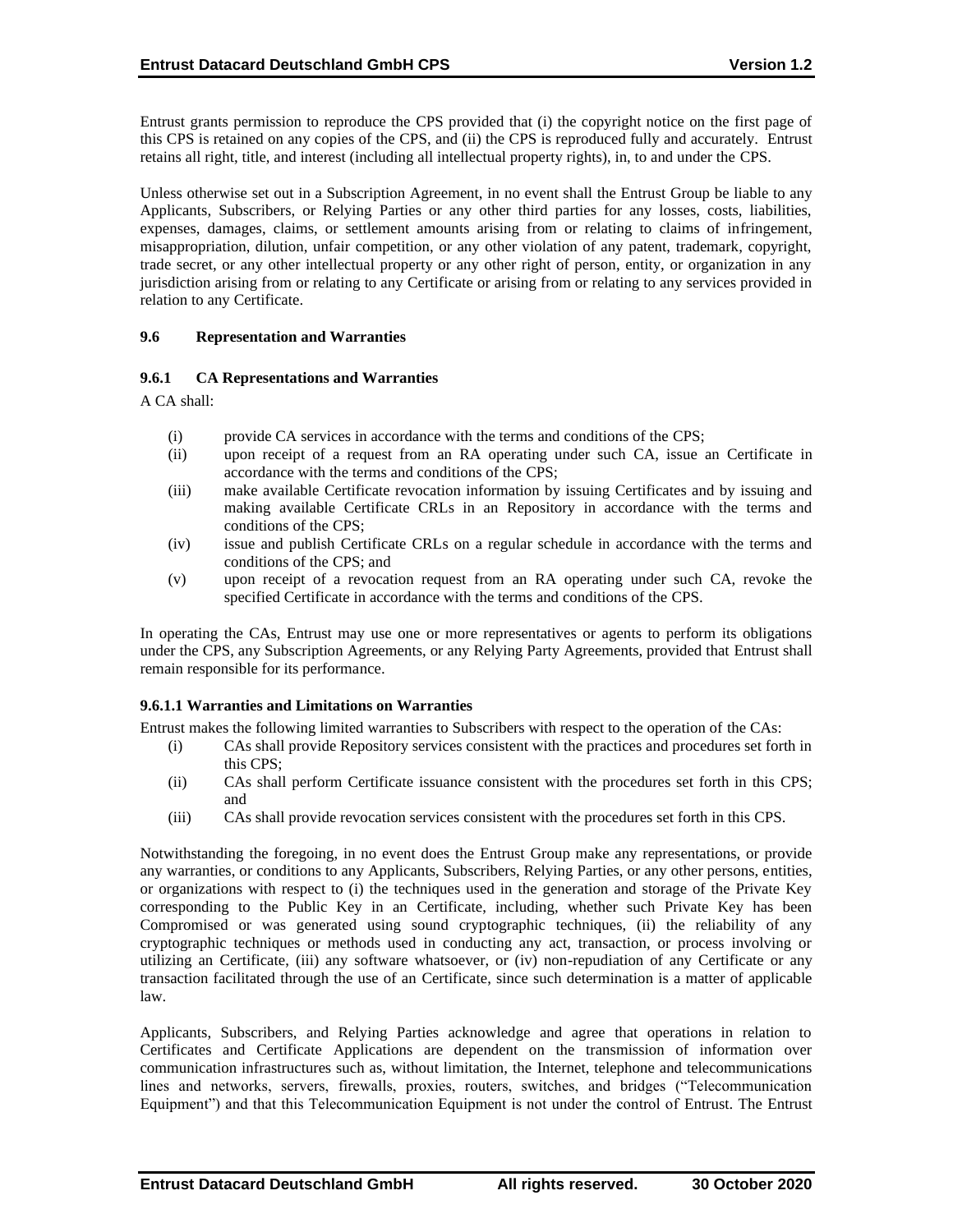Entrust grants permission to reproduce the CPS provided that (i) the copyright notice on the first page of this CPS is retained on any copies of the CPS, and (ii) the CPS is reproduced fully and accurately. Entrust retains all right, title, and interest (including all intellectual property rights), in, to and under the CPS.

Unless otherwise set out in a Subscription Agreement, in no event shall the Entrust Group be liable to any Applicants, Subscribers, or Relying Parties or any other third parties for any losses, costs, liabilities, expenses, damages, claims, or settlement amounts arising from or relating to claims of infringement, misappropriation, dilution, unfair competition, or any other violation of any patent, trademark, copyright, trade secret, or any other intellectual property or any other right of person, entity, or organization in any jurisdiction arising from or relating to any Certificate or arising from or relating to any services provided in relation to any Certificate.

### 9.6 Representation and Warranties

#### 9.6.1 CA Representations and Warranties

A CA shall:

(i) provide CA services in accordance with the terms and conditions of the CPS;

(ii) upon receipt of a request from an RA operating under such CA, issue an Certificate in accordance with the terms and conditions of the CPS;

(iii) make available Certificate revocation information by issuing Certificates and by issuing and making available Certificate CRLs in an Repository in accordance with the terms and conditions of the CPS;

(iv) issue and publish Certificate CRLs on a regular schedule in accordance with the terms and conditions of the CPS; and

(v) upon receipt of a revocation request from an RA operating under such CA, revoke the specified Certificate in accordance with the terms and conditions of the CPS.

In operating the CAs, Entrust may use one or more representatives or agents to perform its obligations under the CPS, any Subscription Agreements, or any Relying Party Agreements, provided that Entrust shall remain responsible for its performance.

#### 9.6.1.1 Warranties and Limitations on Warranties

Entrust makes the following limited warranties to Subscribers with respect to the operation of the CAs:

(i) CAs shall provide Repository services consistent with the practices and procedures set forth in this CPS;

(ii) CAs shall perform Certificate issuance consistent with the procedures set forth in this CPS; and

(iii) CAs shall provide revocation services consistent with the procedures set forth in this CPS.

Notwithstanding the foregoing, in no event does the Entrust Group make any representations, or provide any warranties, or conditions to any Applicants, Subscribers, Relying Parties, or any other persons, entities, or organizations with respect to (i) the techniques used in the generation and storage of the Private Key corresponding to the Public Key in an Certificate, including, whether such Private Key has been Compromised or was generated using sound cryptographic techniques, (ii) the reliability of any cryptographic techniques or methods used in conducting any act, transaction, or process involving or utilizing an Certificate, (iii) any software whatsoever, or (iv) non-repudiation of any Certificate or any transaction facilitated through the use of an Certificate, since such determination is a matter of applicable law.

Applicants, Subscribers, and Relying Parties acknowledge and agree that operations in relation to Certificates and Certificate Applications are dependent on the transmission of information over communication infrastructures such as, without limitation, the Internet, telephone and telecommunications lines and networks, servers, firewalls, proxies, routers, switches, and bridges ("Telecommunication Equipment") and that this Telecommunication Equipment is not under the control of Entrust. The Entrust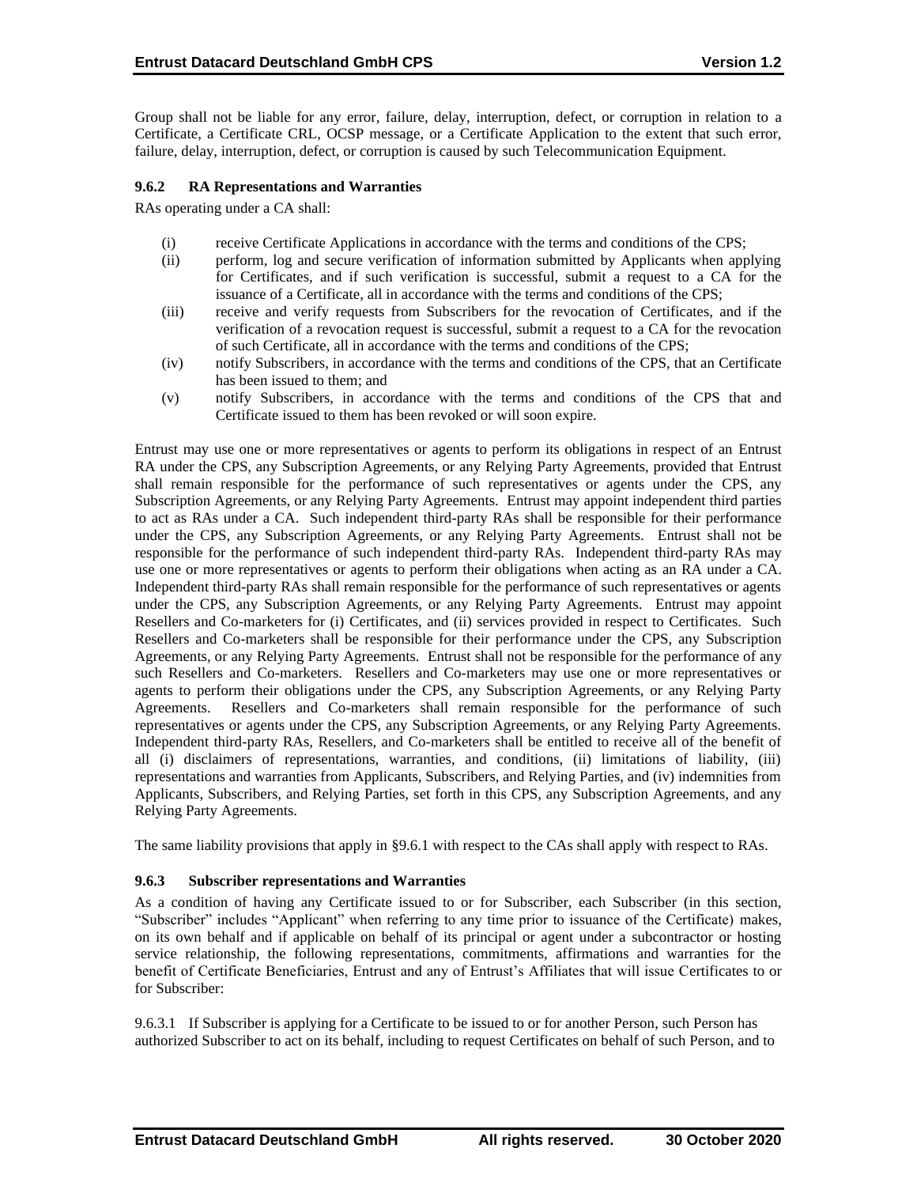Group shall not be liable for any error, failure, delay, interruption, defect, or corruption in relation to a Certificate, a Certificate CRL, OCSP message, or a Certificate Application to the extent that such error, failure, delay, interruption, defect, or corruption is caused by such Telecommunication Equipment.

### 9.6.2 RA Representations and Warranties

RAs operating under a CA shall:

(i) receive Certificate Applications in accordance with the terms and conditions of the CPS;

(ii) perform, log and secure verification of information submitted by Applicants when applying for Certificates, and if such verification is successful, submit a request to a CA for the issuance of a Certificate, all in accordance with the terms and conditions of the CPS;

(iii) receive and verify requests from Subscribers for the revocation of Certificates, and if the verification of a revocation request is successful, submit a request to a CA for the revocation of such Certificate, all in accordance with the terms and conditions of the CPS;

(iv) notify Subscribers, in accordance with the terms and conditions of the CPS, that an Certificate has been issued to them; and

(v) notify Subscribers, in accordance with the terms and conditions of the CPS that and Certificate issued to them has been revoked or will soon expire.

Entrust may use one or more representatives or agents to perform its obligations in respect of an Entrust RA under the CPS, any Subscription Agreements, or any Relying Party Agreements, provided that Entrust shall remain responsible for the performance of such representatives or agents under the CPS, any Subscription Agreements, or any Relying Party Agreements. Entrust may appoint independent third parties to act as RAs under a CA. Such independent third-party RAs shall be responsible for their performance under the CPS, any Subscription Agreements, or any Relying Party Agreements. Entrust shall not be responsible for the performance of such independent third-party RAs. Independent third-party RAs may use one or more representatives or agents to perform their obligations when acting as an RA under a CA. Independent third-party RAs shall remain responsible for the performance of such representatives or agents under the CPS, any Subscription Agreements, or any Relying Party Agreements. Entrust may appoint Resellers and Co-marketers for (i) Certificates, and (ii) services provided in respect to Certificates. Such Resellers and Co-marketers shall be responsible for their performance under the CPS, any Subscription Agreements, or any Relying Party Agreements. Entrust shall not be responsible for the performance of any such Resellers and Co-marketers. Resellers and Co-marketers may use one or more representatives or agents to perform their obligations under the CPS, any Subscription Agreements, or any Relying Party Agreements. Resellers and Co-marketers shall remain responsible for the performance of such representatives or agents under the CPS, any Subscription Agreements, or any Relying Party Agreements. Independent third-party RAs, Resellers, and Co-marketers shall be entitled to receive all of the benefit of all (i) disclaimers of representations, warranties, and conditions, (ii) limitations of liability, (iii) representations and warranties from Applicants, Subscribers, and Relying Parties, and (iv) indemnities from Applicants, Subscribers, and Relying Parties, set forth in this CPS, any Subscription Agreements, and any Relying Party Agreements.

The same liability provisions that apply in §9.6.1 with respect to the CAs shall apply with respect to RAs.

### 9.6.3 Subscriber representations and Warranties

As a condition of having any Certificate issued to or for Subscriber, each Subscriber (in this section, "Subscriber" includes "Applicant" when referring to any time prior to issuance of the Certificate) makes, on its own behalf and if applicable on behalf of its principal or agent under a subcontractor or hosting service relationship, the following representations, commitments, affirmations and warranties for the benefit of Certificate Beneficiaries, Entrust and any of Entrust's Affiliates that will issue Certificates to or for Subscriber:

9.6.3.1 If Subscriber is applying for a Certificate to be issued to or for another Person, such Person has authorized Subscriber to act on its behalf, including to request Certificates on behalf of such Person, and to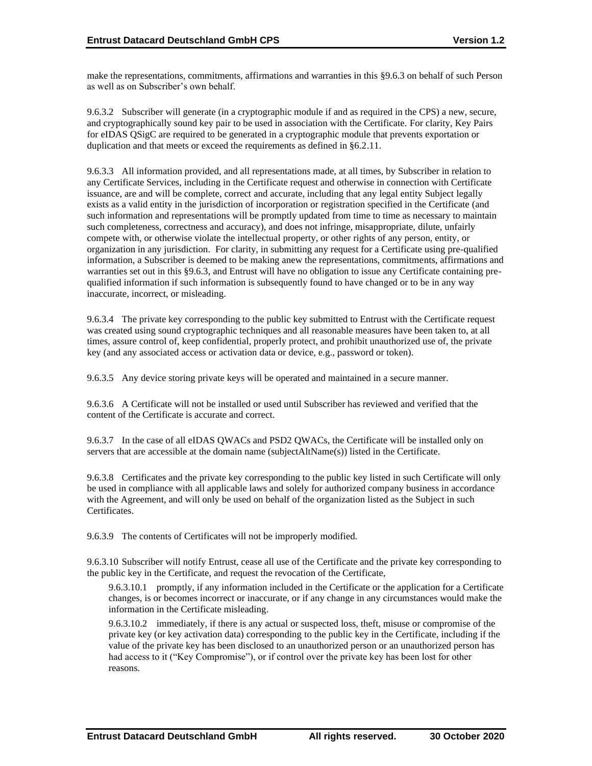make the representations, commitments, affirmations and warranties in this §9.6.3 on behalf of such Person as well as on Subscriber's own behalf.

9.6.3.2 Subscriber will generate (in a cryptographic module if and as required in the CPS) a new, secure, and cryptographically sound key pair to be used in association with the Certificate. For clarity, Key Pairs for eIDAS QSigC are required to be generated in a cryptographic module that prevents exportation or duplication and that meets or exceed the requirements as defined in §6.2.11.

9.6.3.3 All information provided, and all representations made, at all times, by Subscriber in relation to any Certificate Services, including in the Certificate request and otherwise in connection with Certificate issuance, are and will be complete, correct and accurate, including that any legal entity Subject legally exists as a valid entity in the jurisdiction of incorporation or registration specified in the Certificate (and such information and representations will be promptly updated from time to time as necessary to maintain such completeness, correctness and accuracy), and does not infringe, misappropriate, dilute, unfairly compete with, or otherwise violate the intellectual property, or other rights of any person, entity, or organization in any jurisdiction. For clarity, in submitting any request for a Certificate using pre-qualified information, a Subscriber is deemed to be making anew the representations, commitments, affirmations and warranties set out in this §9.6.3, and Entrust will have no obligation to issue any Certificate containing pre-qualified information if such information is subsequently found to have changed or to be in any way inaccurate, incorrect, or misleading.

9.6.3.4 The private key corresponding to the public key submitted to Entrust with the Certificate request was created using sound cryptographic techniques and all reasonable measures have been taken to, at all times, assure control of, keep confidential, properly protect, and prohibit unauthorized use of, the private key (and any associated access or activation data or device, e.g., password or token).

9.6.3.5 Any device storing private keys will be operated and maintained in a secure manner.

9.6.3.6 A Certificate will not be installed or used until Subscriber has reviewed and verified that the content of the Certificate is accurate and correct.

9.6.3.7 In the case of all eIDAS QWACs and PSD2 QWACs, the Certificate will be installed only on servers that are accessible at the domain name (subjectAltName(s)) listed in the Certificate.

9.6.3.8 Certificates and the private key corresponding to the public key listed in such Certificate will only be used in compliance with all applicable laws and solely for authorized company business in accordance with the Agreement, and will only be used on behalf of the organization listed as the Subject in such Certificates.

9.6.3.9 The contents of Certificates will not be improperly modified.

9.6.3.10 Subscriber will notify Entrust, cease all use of the Certificate and the private key corresponding to the public key in the Certificate, and request the revocation of the Certificate,

9.6.3.10.1 promptly, if any information included in the Certificate or the application for a Certificate changes, is or becomes incorrect or inaccurate, or if any change in any circumstances would make the information in the Certificate misleading.

9.6.3.10.2 immediately, if there is any actual or suspected loss, theft, misuse or compromise of the private key (or key activation data) corresponding to the public key in the Certificate, including if the value of the private key has been disclosed to an unauthorized person or an unauthorized person has had access to it ("Key Compromise"), or if control over the private key has been lost for other reasons.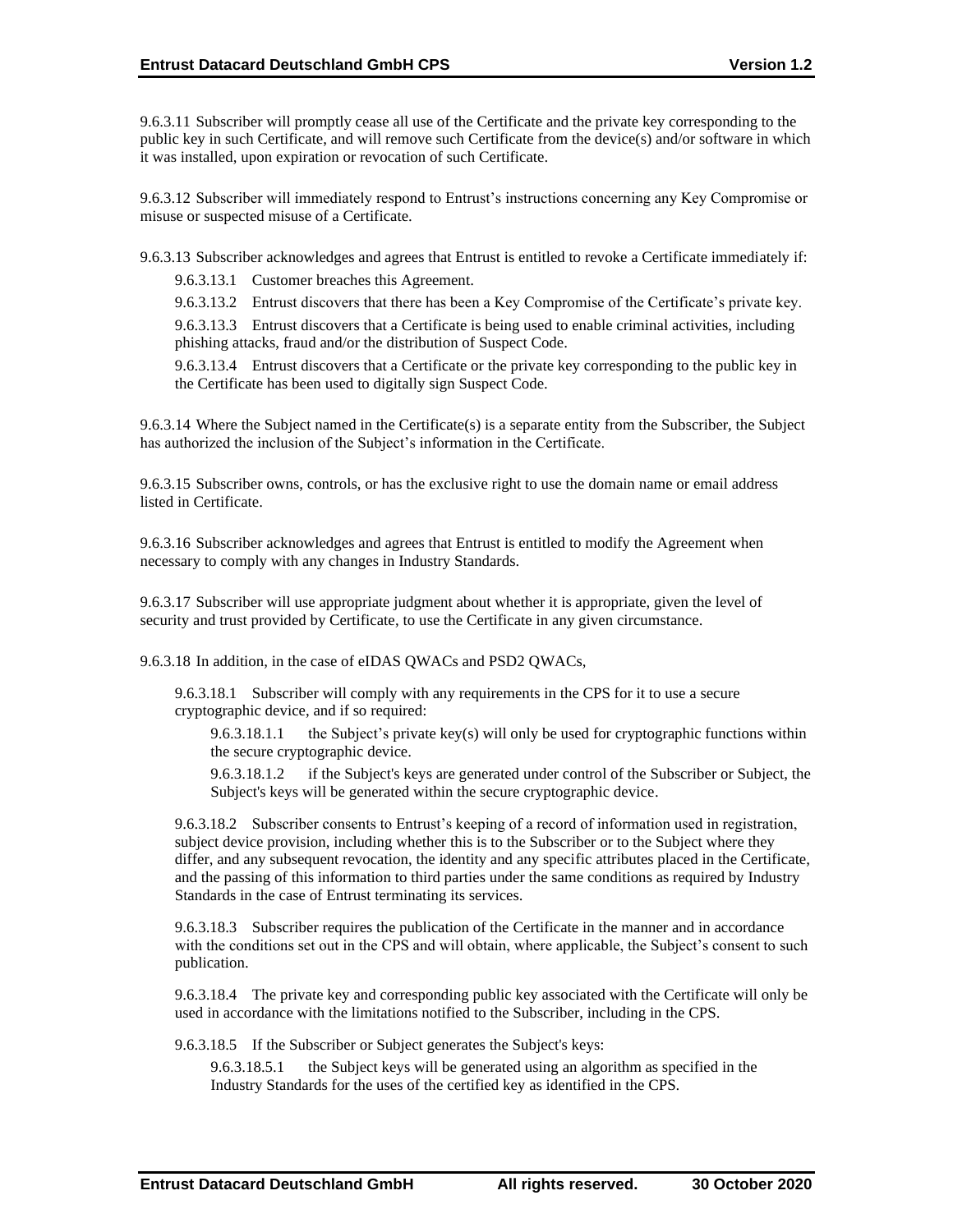9.6.3.11 Subscriber will promptly cease all use of the Certificate and the private key corresponding to the public key in such Certificate, and will remove such Certificate from the device(s) and/or software in which it was installed, upon expiration or revocation of such Certificate.

9.6.3.12 Subscriber will immediately respond to Entrust's instructions concerning any Key Compromise or misuse or suspected misuse of a Certificate.

9.6.3.13 Subscriber acknowledges and agrees that Entrust is entitled to revoke a Certificate immediately if:

9.6.3.13.1 Customer breaches this Agreement.

9.6.3.13.2 Entrust discovers that there has been a Key Compromise of the Certificate's private key.

9.6.3.13.3 Entrust discovers that a Certificate is being used to enable criminal activities, including phishing attacks, fraud and/or the distribution of Suspect Code.

9.6.3.13.4 Entrust discovers that a Certificate or the private key corresponding to the public key in the Certificate has been used to digitally sign Suspect Code.

9.6.3.14 Where the Subject named in the Certificate(s) is a separate entity from the Subscriber, the Subject has authorized the inclusion of the Subject's information in the Certificate.

9.6.3.15 Subscriber owns, controls, or has the exclusive right to use the domain name or email address listed in Certificate.

9.6.3.16 Subscriber acknowledges and agrees that Entrust is entitled to modify the Agreement when necessary to comply with any changes in Industry Standards.

9.6.3.17 Subscriber will use appropriate judgment about whether it is appropriate, given the level of security and trust provided by Certificate, to use the Certificate in any given circumstance.

9.6.3.18 In addition, in the case of eIDAS QWACs and PSD2 QWACs,

9.6.3.18.1 Subscriber will comply with any requirements in the CPS for it to use a secure cryptographic device, and if so required:

9.6.3.18.1.1 the Subject's private key(s) will only be used for cryptographic functions within the secure cryptographic device.

9.6.3.18.1.2 if the Subject's keys are generated under control of the Subscriber or Subject, the Subject's keys will be generated within the secure cryptographic device.

9.6.3.18.2 Subscriber consents to Entrust's keeping of a record of information used in registration, subject device provision, including whether this is to the Subscriber or to the Subject where they differ, and any subsequent revocation, the identity and any specific attributes placed in the Certificate, and the passing of this information to third parties under the same conditions as required by Industry Standards in the case of Entrust terminating its services.

9.6.3.18.3 Subscriber requires the publication of the Certificate in the manner and in accordance with the conditions set out in the CPS and will obtain, where applicable, the Subject's consent to such publication.

9.6.3.18.4 The private key and corresponding public key associated with the Certificate will only be used in accordance with the limitations notified to the Subscriber, including in the CPS.

9.6.3.18.5 If the Subscriber or Subject generates the Subject's keys:

9.6.3.18.5.1 the Subject keys will be generated using an algorithm as specified in the Industry Standards for the uses of the certified key as identified in the CPS.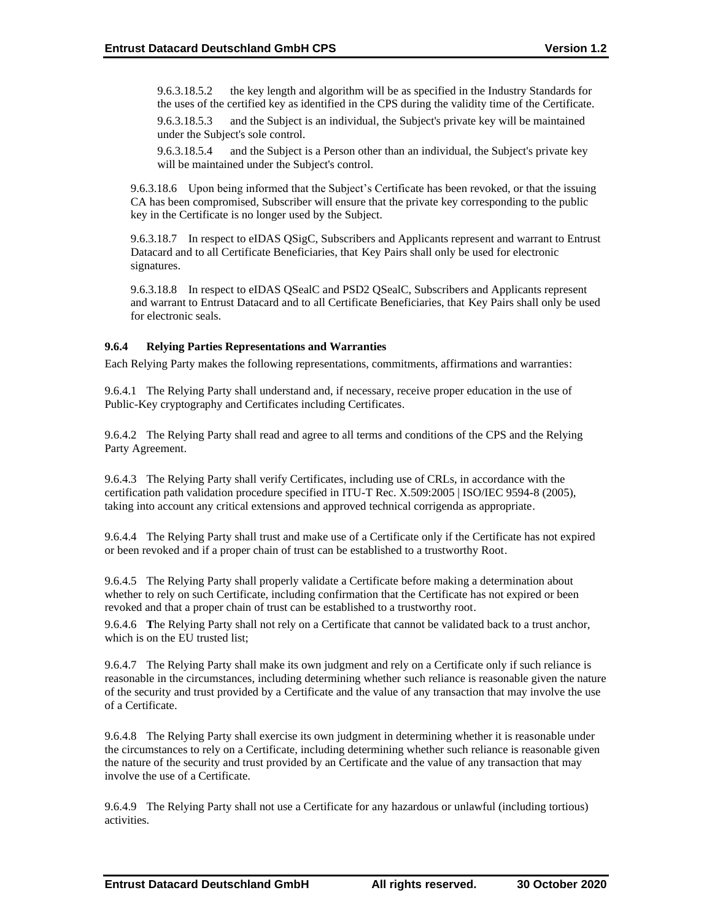9.6.3.18.5.2 the key length and algorithm will be as specified in the Industry Standards for the uses of the certified key as identified in the CPS during the validity time of the Certificate.

9.6.3.18.5.3 and the Subject is an individual, the Subject's private key will be maintained under the Subject's sole control.

9.6.3.18.5.4 and the Subject is a Person other than an individual, the Subject's private key will be maintained under the Subject's control.

9.6.3.18.6 Upon being informed that the Subject's Certificate has been revoked, or that the issuing CA has been compromised, Subscriber will ensure that the private key corresponding to the public key in the Certificate is no longer used by the Subject.

9.6.3.18.7 In respect to eIDAS QSigC, Subscribers and Applicants represent and warrant to Entrust Datacard and to all Certificate Beneficiaries, that Key Pairs shall only be used for electronic signatures.

9.6.3.18.8 In respect to eIDAS QSealC and PSD2 QSealC, Subscribers and Applicants represent and warrant to Entrust Datacard and to all Certificate Beneficiaries, that Key Pairs shall only be used for electronic seals.

### 9.6.4 Relying Parties Representations and Warranties

Each Relying Party makes the following representations, commitments, affirmations and warranties:

9.6.4.1 The Relying Party shall understand and, if necessary, receive proper education in the use of Public-Key cryptography and Certificates including Certificates.

9.6.4.2 The Relying Party shall read and agree to all terms and conditions of the CPS and the Relying Party Agreement.

9.6.4.3 The Relying Party shall verify Certificates, including use of CRLs, in accordance with the certification path validation procedure specified in ITU-T Rec. X.509:2005 | ISO/IEC 9594-8 (2005), taking into account any critical extensions and approved technical corrigenda as appropriate.

9.6.4.4 The Relying Party shall trust and make use of a Certificate only if the Certificate has not expired or been revoked and if a proper chain of trust can be established to a trustworthy Root.

9.6.4.5 The Relying Party shall properly validate a Certificate before making a determination about whether to rely on such Certificate, including confirmation that the Certificate has not expired or been revoked and that a proper chain of trust can be established to a trustworthy root.

9.6.4.6 **T**he Relying Party shall not rely on a Certificate that cannot be validated back to a trust anchor, which is on the EU trusted list;

9.6.4.7 The Relying Party shall make its own judgment and rely on a Certificate only if such reliance is reasonable in the circumstances, including determining whether such reliance is reasonable given the nature of the security and trust provided by a Certificate and the value of any transaction that may involve the use of a Certificate.

9.6.4.8 The Relying Party shall exercise its own judgment in determining whether it is reasonable under the circumstances to rely on a Certificate, including determining whether such reliance is reasonable given the nature of the security and trust provided by an Certificate and the value of any transaction that may involve the use of a Certificate.

9.6.4.9 The Relying Party shall not use a Certificate for any hazardous or unlawful (including tortious) activities.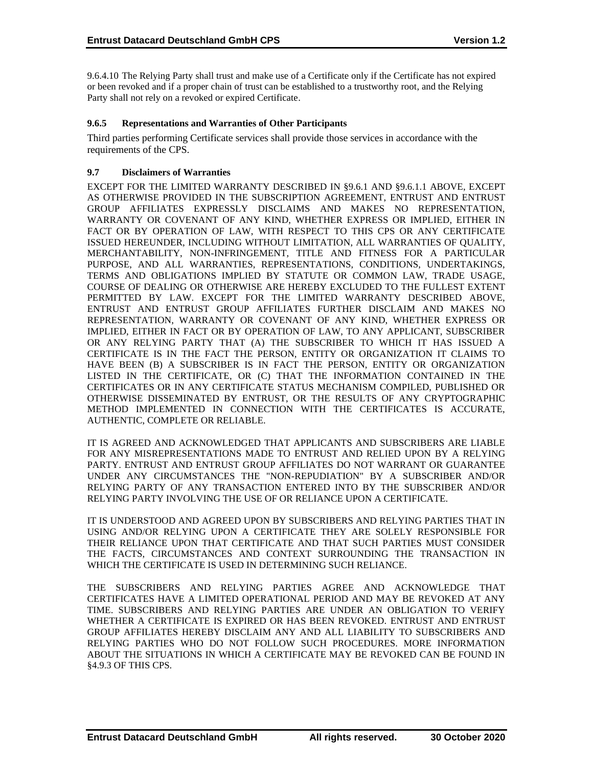9.6.4.10 The Relying Party shall trust and make use of a Certificate only if the Certificate has not expired or been revoked and if a proper chain of trust can be established to a trustworthy root, and the Relying Party shall not rely on a revoked or expired Certificate.

### 9.6.5 Representations and Warranties of Other Participants

Third parties performing Certificate services shall provide those services in accordance with the requirements of the CPS.

## 9.7 Disclaimers of Warranties

EXCEPT FOR THE LIMITED WARRANTY DESCRIBED IN §9.6.1 AND §9.6.1.1 ABOVE, EXCEPT AS OTHERWISE PROVIDED IN THE SUBSCRIPTION AGREEMENT, ENTRUST AND ENTRUST GROUP AFFILIATES EXPRESSLY DISCLAIMS AND MAKES NO REPRESENTATION, WARRANTY OR COVENANT OF ANY KIND, WHETHER EXPRESS OR IMPLIED, EITHER IN FACT OR BY OPERATION OF LAW, WITH RESPECT TO THIS CPS OR ANY CERTIFICATE ISSUED HEREUNDER, INCLUDING WITHOUT LIMITATION, ALL WARRANTIES OF QUALITY, MERCHANTABILITY, NON-INFRINGEMENT, TITLE AND FITNESS FOR A PARTICULAR PURPOSE, AND ALL WARRANTIES, REPRESENTATIONS, CONDITIONS, UNDERTAKINGS, TERMS AND OBLIGATIONS IMPLIED BY STATUTE OR COMMON LAW, TRADE USAGE, COURSE OF DEALING OR OTHERWISE ARE HEREBY EXCLUDED TO THE FULLEST EXTENT PERMITTED BY LAW. EXCEPT FOR THE LIMITED WARRANTY DESCRIBED ABOVE, ENTRUST AND ENTRUST GROUP AFFILIATES FURTHER DISCLAIM AND MAKES NO REPRESENTATION, WARRANTY OR COVENANT OF ANY KIND, WHETHER EXPRESS OR IMPLIED, EITHER IN FACT OR BY OPERATION OF LAW, TO ANY APPLICANT, SUBSCRIBER OR ANY RELYING PARTY THAT (A) THE SUBSCRIBER TO WHICH IT HAS ISSUED A CERTIFICATE IS IN THE FACT THE PERSON, ENTITY OR ORGANIZATION IT CLAIMS TO HAVE BEEN (B) A SUBSCRIBER IS IN FACT THE PERSON, ENTITY OR ORGANIZATION LISTED IN THE CERTIFICATE, OR (C) THAT THE INFORMATION CONTAINED IN THE CERTIFICATES OR IN ANY CERTIFICATE STATUS MECHANISM COMPILED, PUBLISHED OR OTHERWISE DISSEMINATED BY ENTRUST, OR THE RESULTS OF ANY CRYPTOGRAPHIC METHOD IMPLEMENTED IN CONNECTION WITH THE CERTIFICATES IS ACCURATE, AUTHENTIC, COMPLETE OR RELIABLE.

IT IS AGREED AND ACKNOWLEDGED THAT APPLICANTS AND SUBSCRIBERS ARE LIABLE FOR ANY MISREPRESENTATIONS MADE TO ENTRUST AND RELIED UPON BY A RELYING PARTY. ENTRUST AND ENTRUST GROUP AFFILIATES DO NOT WARRANT OR GUARANTEE UNDER ANY CIRCUMSTANCES THE "NON-REPUDIATION" BY A SUBSCRIBER AND/OR RELYING PARTY OF ANY TRANSACTION ENTERED INTO BY THE SUBSCRIBER AND/OR RELYING PARTY INVOLVING THE USE OF OR RELIANCE UPON A CERTIFICATE.

IT IS UNDERSTOOD AND AGREED UPON BY SUBSCRIBERS AND RELYING PARTIES THAT IN USING AND/OR RELYING UPON A CERTIFICATE THEY ARE SOLELY RESPONSIBLE FOR THEIR RELIANCE UPON THAT CERTIFICATE AND THAT SUCH PARTIES MUST CONSIDER THE FACTS, CIRCUMSTANCES AND CONTEXT SURROUNDING THE TRANSACTION IN WHICH THE CERTIFICATE IS USED IN DETERMINING SUCH RELIANCE.

THE SUBSCRIBERS AND RELYING PARTIES AGREE AND ACKNOWLEDGE THAT CERTIFICATES HAVE A LIMITED OPERATIONAL PERIOD AND MAY BE REVOKED AT ANY TIME. SUBSCRIBERS AND RELYING PARTIES ARE UNDER AN OBLIGATION TO VERIFY WHETHER A CERTIFICATE IS EXPIRED OR HAS BEEN REVOKED. ENTRUST AND ENTRUST GROUP AFFILIATES HEREBY DISCLAIM ANY AND ALL LIABILITY TO SUBSCRIBERS AND RELYING PARTIES WHO DO NOT FOLLOW SUCH PROCEDURES. MORE INFORMATION ABOUT THE SITUATIONS IN WHICH A CERTIFICATE MAY BE REVOKED CAN BE FOUND IN §4.9.3 OF THIS CPS.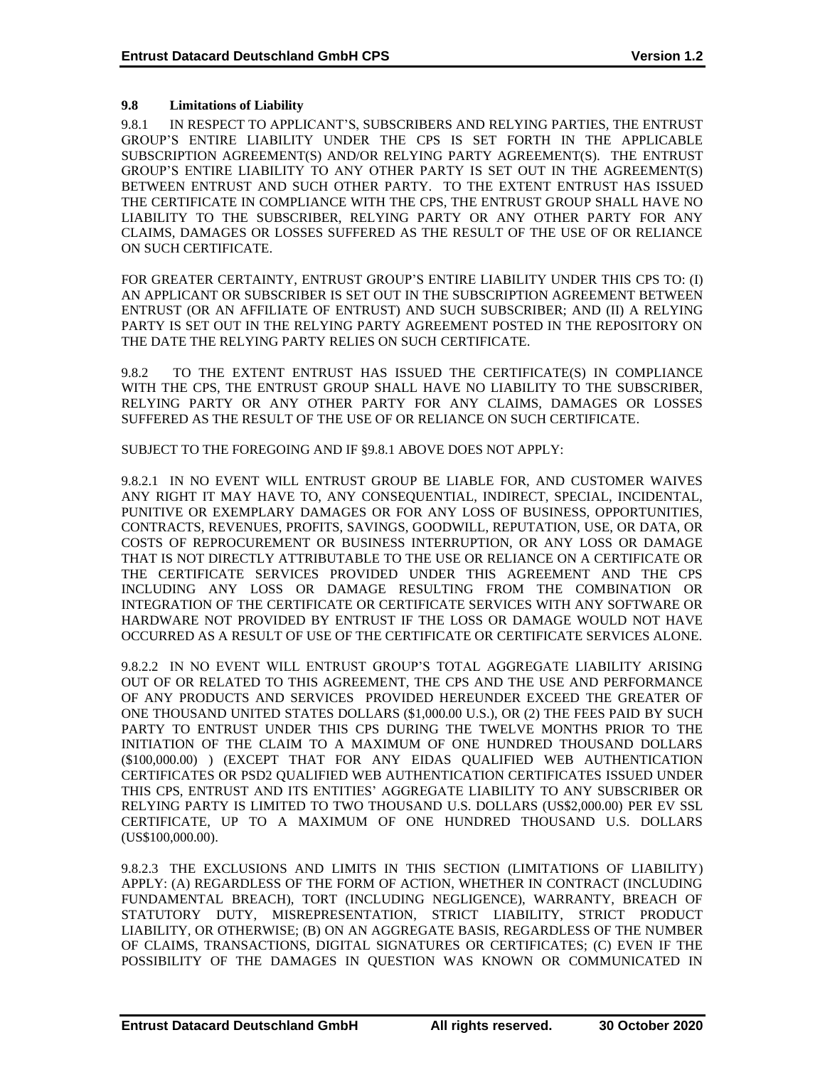### 9.8 Limitations of Liability

9.8.1 IN RESPECT TO APPLICANT'S, SUBSCRIBERS AND RELYING PARTIES, THE ENTRUST GROUP'S ENTIRE LIABILITY UNDER THE CPS IS SET FORTH IN THE APPLICABLE SUBSCRIPTION AGREEMENT(S) AND/OR RELYING PARTY AGREEMENT(S). THE ENTRUST GROUP'S ENTIRE LIABILITY TO ANY OTHER PARTY IS SET OUT IN THE AGREEMENT(S) BETWEEN ENTRUST AND SUCH OTHER PARTY. TO THE EXTENT ENTRUST HAS ISSUED THE CERTIFICATE IN COMPLIANCE WITH THE CPS, THE ENTRUST GROUP SHALL HAVE NO LIABILITY TO THE SUBSCRIBER, RELYING PARTY OR ANY OTHER PARTY FOR ANY CLAIMS, DAMAGES OR LOSSES SUFFERED AS THE RESULT OF THE USE OF OR RELIANCE ON SUCH CERTIFICATE.

FOR GREATER CERTAINTY, ENTRUST GROUP'S ENTIRE LIABILITY UNDER THIS CPS TO: (I) AN APPLICANT OR SUBSCRIBER IS SET OUT IN THE SUBSCRIPTION AGREEMENT BETWEEN ENTRUST (OR AN AFFILIATE OF ENTRUST) AND SUCH SUBSCRIBER; AND (II) A RELYING PARTY IS SET OUT IN THE RELYING PARTY AGREEMENT POSTED IN THE REPOSITORY ON THE DATE THE RELYING PARTY RELIES ON SUCH CERTIFICATE.

9.8.2 TO THE EXTENT ENTRUST HAS ISSUED THE CERTIFICATE(S) IN COMPLIANCE WITH THE CPS, THE ENTRUST GROUP SHALL HAVE NO LIABILITY TO THE SUBSCRIBER, RELYING PARTY OR ANY OTHER PARTY FOR ANY CLAIMS, DAMAGES OR LOSSES SUFFERED AS THE RESULT OF THE USE OF OR RELIANCE ON SUCH CERTIFICATE.

SUBJECT TO THE FOREGOING AND IF §9.8.1 ABOVE DOES NOT APPLY:

9.8.2.1 IN NO EVENT WILL ENTRUST GROUP BE LIABLE FOR, AND CUSTOMER WAIVES ANY RIGHT IT MAY HAVE TO, ANY CONSEQUENTIAL, INDIRECT, SPECIAL, INCIDENTAL, PUNITIVE OR EXEMPLARY DAMAGES OR FOR ANY LOSS OF BUSINESS, OPPORTUNITIES, CONTRACTS, REVENUES, PROFITS, SAVINGS, GOODWILL, REPUTATION, USE, OR DATA, OR COSTS OF REPROCUREMENT OR BUSINESS INTERRUPTION, OR ANY LOSS OR DAMAGE THAT IS NOT DIRECTLY ATTRIBUTABLE TO THE USE OR RELIANCE ON A CERTIFICATE OR THE CERTIFICATE SERVICES PROVIDED UNDER THIS AGREEMENT AND THE CPS INCLUDING ANY LOSS OR DAMAGE RESULTING FROM THE COMBINATION OR INTEGRATION OF THE CERTIFICATE OR CERTIFICATE SERVICES WITH ANY SOFTWARE OR HARDWARE NOT PROVIDED BY ENTRUST IF THE LOSS OR DAMAGE WOULD NOT HAVE OCCURRED AS A RESULT OF USE OF THE CERTIFICATE OR CERTIFICATE SERVICES ALONE.

9.8.2.2 IN NO EVENT WILL ENTRUST GROUP'S TOTAL AGGREGATE LIABILITY ARISING OUT OF OR RELATED TO THIS AGREEMENT, THE CPS AND THE USE AND PERFORMANCE OF ANY PRODUCTS AND SERVICES PROVIDED HEREUNDER EXCEED THE GREATER OF ONE THOUSAND UNITED STATES DOLLARS ($1,000.00 U.S.), OR (2) THE FEES PAID BY SUCH PARTY TO ENTRUST UNDER THIS CPS DURING THE TWELVE MONTHS PRIOR TO THE INITIATION OF THE CLAIM TO A MAXIMUM OF ONE HUNDRED THOUSAND DOLLARS ($100,000.00) ) (EXCEPT THAT FOR ANY EIDAS QUALIFIED WEB AUTHENTICATION CERTIFICATES OR PSD2 QUALIFIED WEB AUTHENTICATION CERTIFICATES ISSUED UNDER THIS CPS, ENTRUST AND ITS ENTITIES' AGGREGATE LIABILITY TO ANY SUBSCRIBER OR RELYING PARTY IS LIMITED TO TWO THOUSAND U.S. DOLLARS (US$2,000.00) PER EV SSL CERTIFICATE, UP TO A MAXIMUM OF ONE HUNDRED THOUSAND U.S. DOLLARS (US$100,000.00).

9.8.2.3 THE EXCLUSIONS AND LIMITS IN THIS SECTION (LIMITATIONS OF LIABILITY) APPLY: (A) REGARDLESS OF THE FORM OF ACTION, WHETHER IN CONTRACT (INCLUDING FUNDAMENTAL BREACH), TORT (INCLUDING NEGLIGENCE), WARRANTY, BREACH OF STATUTORY DUTY, MISREPRESENTATION, STRICT LIABILITY, STRICT PRODUCT LIABILITY, OR OTHERWISE; (B) ON AN AGGREGATE BASIS, REGARDLESS OF THE NUMBER OF CLAIMS, TRANSACTIONS, DIGITAL SIGNATURES OR CERTIFICATES; (C) EVEN IF THE POSSIBILITY OF THE DAMAGES IN QUESTION WAS KNOWN OR COMMUNICATED IN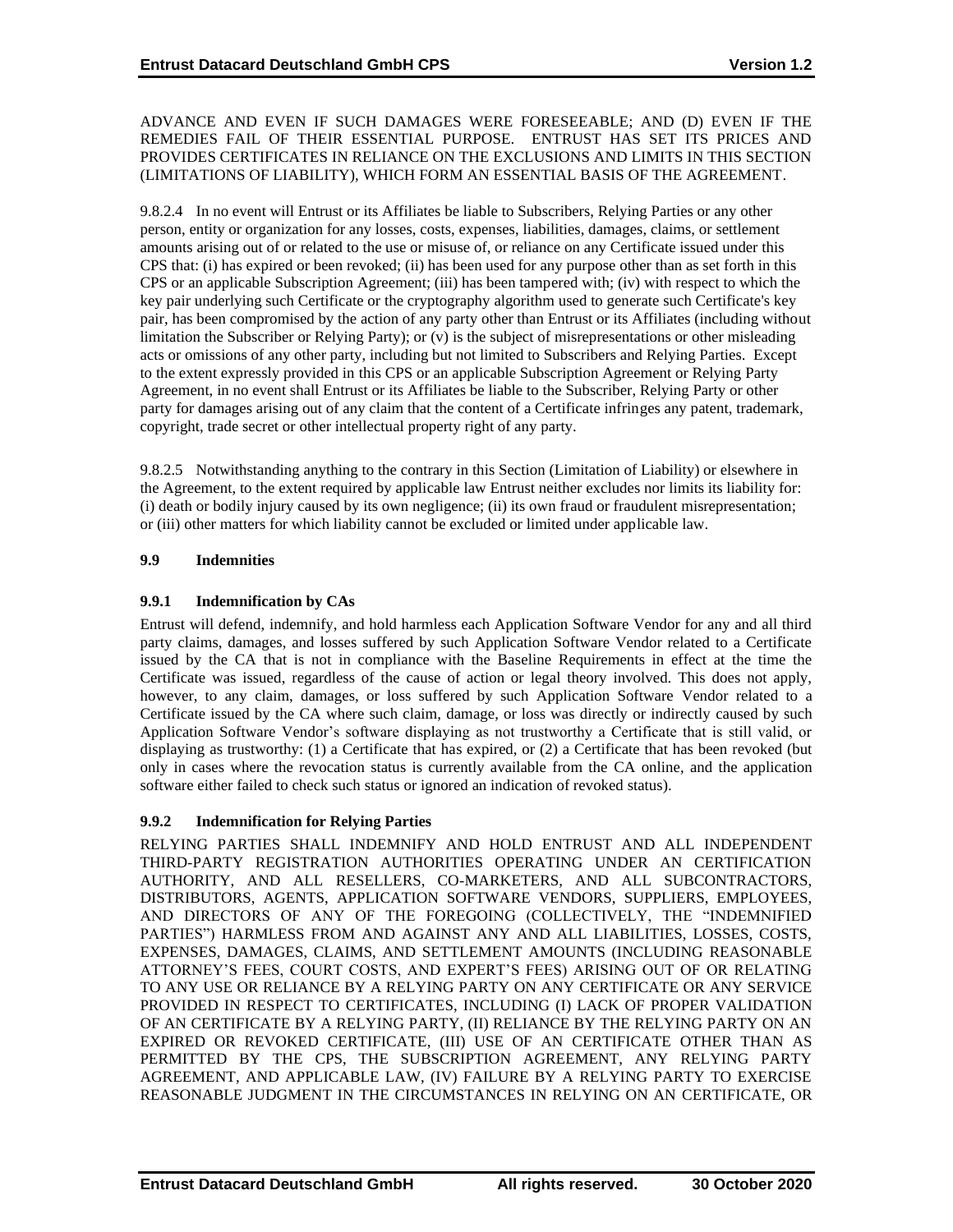ADVANCE AND EVEN IF SUCH DAMAGES WERE FORESEEABLE; AND (D) EVEN IF THE REMEDIES FAIL OF THEIR ESSENTIAL PURPOSE. ENTRUST HAS SET ITS PRICES AND PROVIDES CERTIFICATES IN RELIANCE ON THE EXCLUSIONS AND LIMITS IN THIS SECTION (LIMITATIONS OF LIABILITY), WHICH FORM AN ESSENTIAL BASIS OF THE AGREEMENT.

9.8.2.4 In no event will Entrust or its Affiliates be liable to Subscribers, Relying Parties or any other person, entity or organization for any losses, costs, expenses, liabilities, damages, claims, or settlement amounts arising out of or related to the use or misuse of, or reliance on any Certificate issued under this CPS that: (i) has expired or been revoked; (ii) has been used for any purpose other than as set forth in this CPS or an applicable Subscription Agreement; (iii) has been tampered with; (iv) with respect to which the key pair underlying such Certificate or the cryptography algorithm used to generate such Certificate's key pair, has been compromised by the action of any party other than Entrust or its Affiliates (including without limitation the Subscriber or Relying Party); or (v) is the subject of misrepresentations or other misleading acts or omissions of any other party, including but not limited to Subscribers and Relying Parties. Except to the extent expressly provided in this CPS or an applicable Subscription Agreement or Relying Party Agreement, in no event shall Entrust or its Affiliates be liable to the Subscriber, Relying Party or other party for damages arising out of any claim that the content of a Certificate infringes any patent, trademark, copyright, trade secret or other intellectual property right of any party.

9.8.2.5 Notwithstanding anything to the contrary in this Section (Limitation of Liability) or elsewhere in the Agreement, to the extent required by applicable law Entrust neither excludes nor limits its liability for: (i) death or bodily injury caused by its own negligence; (ii) its own fraud or fraudulent misrepresentation; or (iii) other matters for which liability cannot be excluded or limited under applicable law.

## 9.9 Indemnities

### 9.9.1 Indemnification by CAs

Entrust will defend, indemnify, and hold harmless each Application Software Vendor for any and all third party claims, damages, and losses suffered by such Application Software Vendor related to a Certificate issued by the CA that is not in compliance with the Baseline Requirements in effect at the time the Certificate was issued, regardless of the cause of action or legal theory involved. This does not apply, however, to any claim, damages, or loss suffered by such Application Software Vendor related to a Certificate issued by the CA where such claim, damage, or loss was directly or indirectly caused by such Application Software Vendor's software displaying as not trustworthy a Certificate that is still valid, or displaying as trustworthy: (1) a Certificate that has expired, or (2) a Certificate that has been revoked (but only in cases where the revocation status is currently available from the CA online, and the application software either failed to check such status or ignored an indication of revoked status).

### 9.9.2 Indemnification for Relying Parties

RELYING PARTIES SHALL INDEMNIFY AND HOLD ENTRUST AND ALL INDEPENDENT THIRD-PARTY REGISTRATION AUTHORITIES OPERATING UNDER AN CERTIFICATION AUTHORITY, AND ALL RESELLERS, CO-MARKETERS, AND ALL SUBCONTRACTORS, DISTRIBUTORS, AGENTS, APPLICATION SOFTWARE VENDORS, SUPPLIERS, EMPLOYEES, AND DIRECTORS OF ANY OF THE FOREGOING (COLLECTIVELY, THE "INDEMNIFIED PARTIES") HARMLESS FROM AND AGAINST ANY AND ALL LIABILITIES, LOSSES, COSTS, EXPENSES, DAMAGES, CLAIMS, AND SETTLEMENT AMOUNTS (INCLUDING REASONABLE ATTORNEY'S FEES, COURT COSTS, AND EXPERT'S FEES) ARISING OUT OF OR RELATING TO ANY USE OR RELIANCE BY A RELYING PARTY ON ANY CERTIFICATE OR ANY SERVICE PROVIDED IN RESPECT TO CERTIFICATES, INCLUDING (I) LACK OF PROPER VALIDATION OF AN CERTIFICATE BY A RELYING PARTY, (II) RELIANCE BY THE RELYING PARTY ON AN EXPIRED OR REVOKED CERTIFICATE, (III) USE OF AN CERTIFICATE OTHER THAN AS PERMITTED BY THE CPS, THE SUBSCRIPTION AGREEMENT, ANY RELYING PARTY AGREEMENT, AND APPLICABLE LAW, (IV) FAILURE BY A RELYING PARTY TO EXERCISE REASONABLE JUDGMENT IN THE CIRCUMSTANCES IN RELYING ON AN CERTIFICATE, OR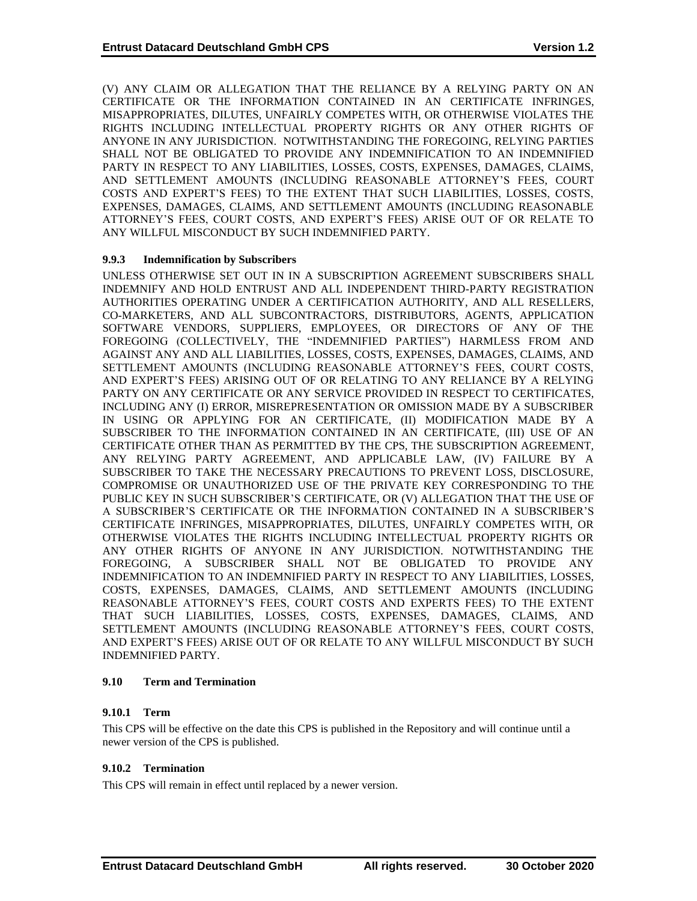(V) ANY CLAIM OR ALLEGATION THAT THE RELIANCE BY A RELYING PARTY ON AN CERTIFICATE OR THE INFORMATION CONTAINED IN AN CERTIFICATE INFRINGES, MISAPPROPRIATES, DILUTES, UNFAIRLY COMPETES WITH, OR OTHERWISE VIOLATES THE RIGHTS INCLUDING INTELLECTUAL PROPERTY RIGHTS OR ANY OTHER RIGHTS OF ANYONE IN ANY JURISDICTION. NOTWITHSTANDING THE FOREGOING, RELYING PARTIES SHALL NOT BE OBLIGATED TO PROVIDE ANY INDEMNIFICATION TO AN INDEMNIFIED PARTY IN RESPECT TO ANY LIABILITIES, LOSSES, COSTS, EXPENSES, DAMAGES, CLAIMS, AND SETTLEMENT AMOUNTS (INCLUDING REASONABLE ATTORNEY'S FEES, COURT COSTS AND EXPERT'S FEES) TO THE EXTENT THAT SUCH LIABILITIES, LOSSES, COSTS, EXPENSES, DAMAGES, CLAIMS, AND SETTLEMENT AMOUNTS (INCLUDING REASONABLE ATTORNEY'S FEES, COURT COSTS, AND EXPERT'S FEES) ARISE OUT OF OR RELATE TO ANY WILLFUL MISCONDUCT BY SUCH INDEMNIFIED PARTY.

### 9.9.3 Indemnification by Subscribers

UNLESS OTHERWISE SET OUT IN IN A SUBSCRIPTION AGREEMENT SUBSCRIBERS SHALL INDEMNIFY AND HOLD ENTRUST AND ALL INDEPENDENT THIRD-PARTY REGISTRATION AUTHORITIES OPERATING UNDER A CERTIFICATION AUTHORITY, AND ALL RESELLERS, CO-MARKETERS, AND ALL SUBCONTRACTORS, DISTRIBUTORS, AGENTS, APPLICATION SOFTWARE VENDORS, SUPPLIERS, EMPLOYEES, OR DIRECTORS OF ANY OF THE FOREGOING (COLLECTIVELY, THE "INDEMNIFIED PARTIES") HARMLESS FROM AND AGAINST ANY AND ALL LIABILITIES, LOSSES, COSTS, EXPENSES, DAMAGES, CLAIMS, AND SETTLEMENT AMOUNTS (INCLUDING REASONABLE ATTORNEY'S FEES, COURT COSTS, AND EXPERT'S FEES) ARISING OUT OF OR RELATING TO ANY RELIANCE BY A RELYING PARTY ON ANY CERTIFICATE OR ANY SERVICE PROVIDED IN RESPECT TO CERTIFICATES, INCLUDING ANY (I) ERROR, MISREPRESENTATION OR OMISSION MADE BY A SUBSCRIBER IN USING OR APPLYING FOR AN CERTIFICATE, (II) MODIFICATION MADE BY A SUBSCRIBER TO THE INFORMATION CONTAINED IN AN CERTIFICATE, (III) USE OF AN CERTIFICATE OTHER THAN AS PERMITTED BY THE CPS, THE SUBSCRIPTION AGREEMENT, ANY RELYING PARTY AGREEMENT, AND APPLICABLE LAW, (IV) FAILURE BY A SUBSCRIBER TO TAKE THE NECESSARY PRECAUTIONS TO PREVENT LOSS, DISCLOSURE, COMPROMISE OR UNAUTHORIZED USE OF THE PRIVATE KEY CORRESPONDING TO THE PUBLIC KEY IN SUCH SUBSCRIBER'S CERTIFICATE, OR (V) ALLEGATION THAT THE USE OF A SUBSCRIBER'S CERTIFICATE OR THE INFORMATION CONTAINED IN A SUBSCRIBER'S CERTIFICATE INFRINGES, MISAPPROPRIATES, DILUTES, UNFAIRLY COMPETES WITH, OR OTHERWISE VIOLATES THE RIGHTS INCLUDING INTELLECTUAL PROPERTY RIGHTS OR ANY OTHER RIGHTS OF ANYONE IN ANY JURISDICTION. NOTWITHSTANDING THE FOREGOING, A SUBSCRIBER SHALL NOT BE OBLIGATED TO PROVIDE ANY INDEMNIFICATION TO AN INDEMNIFIED PARTY IN RESPECT TO ANY LIABILITIES, LOSSES, COSTS, EXPENSES, DAMAGES, CLAIMS, AND SETTLEMENT AMOUNTS (INCLUDING REASONABLE ATTORNEY'S FEES, COURT COSTS AND EXPERTS FEES) TO THE EXTENT THAT SUCH LIABILITIES, LOSSES, COSTS, EXPENSES, DAMAGES, CLAIMS, AND SETTLEMENT AMOUNTS (INCLUDING REASONABLE ATTORNEY'S FEES, COURT COSTS, AND EXPERT'S FEES) ARISE OUT OF OR RELATE TO ANY WILLFUL MISCONDUCT BY SUCH INDEMNIFIED PARTY.

## 9.10 Term and Termination

### 9.10.1 Term

This CPS will be effective on the date this CPS is published in the Repository and will continue until a newer version of the CPS is published.

### 9.10.2 Termination

This CPS will remain in effect until replaced by a newer version.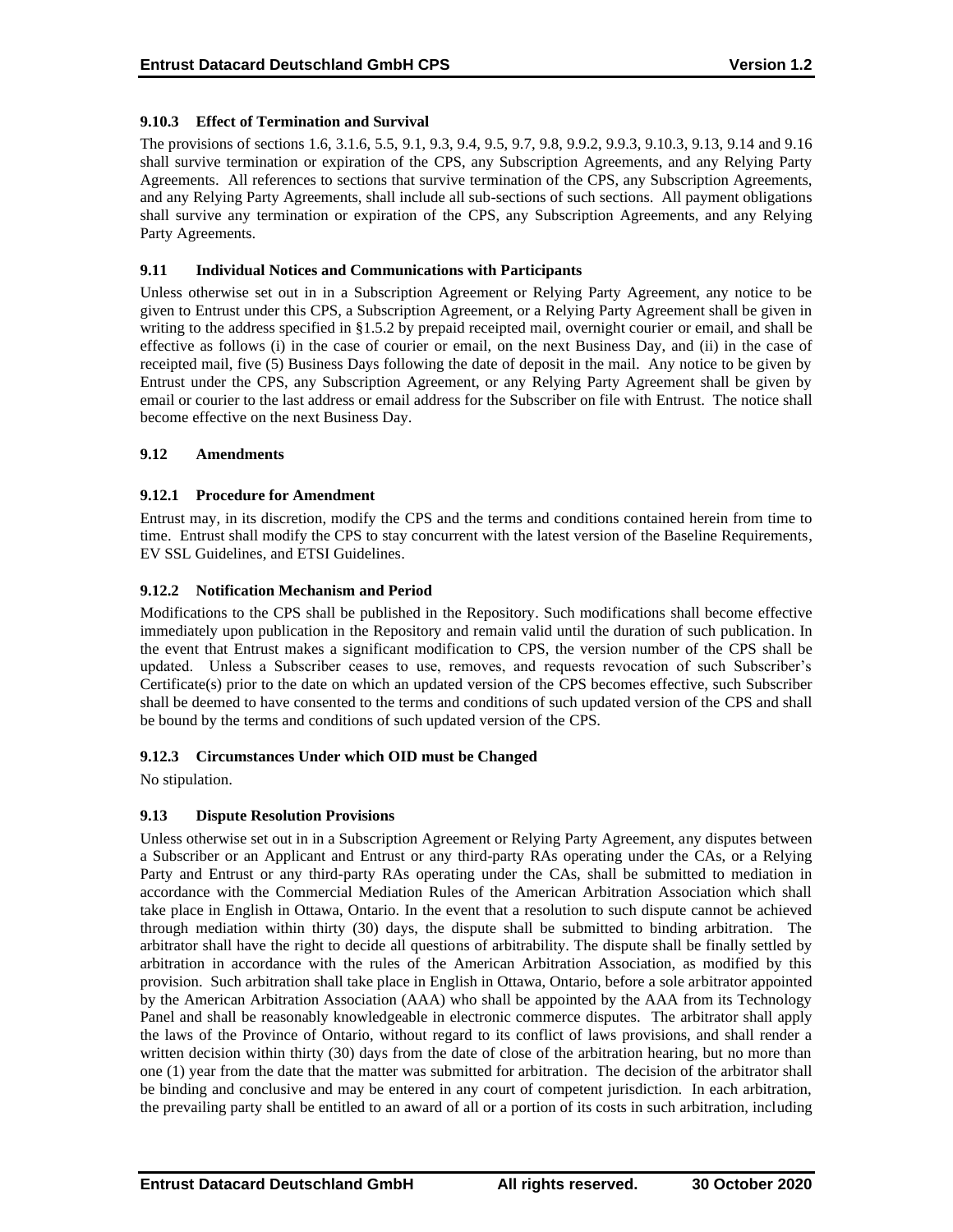### 9.10.3 Effect of Termination and Survival

The provisions of sections 1.6, 3.1.6, 5.5, 9.1, 9.3, 9.4, 9.5, 9.7, 9.8, 9.9.2, 9.9.3, 9.10.3, 9.13, 9.14 and 9.16 shall survive termination or expiration of the CPS, any Subscription Agreements, and any Relying Party Agreements. All references to sections that survive termination of the CPS, any Subscription Agreements, and any Relying Party Agreements, shall include all sub-sections of such sections. All payment obligations shall survive any termination or expiration of the CPS, any Subscription Agreements, and any Relying Party Agreements.

## 9.11 Individual Notices and Communications with Participants

Unless otherwise set out in in a Subscription Agreement or Relying Party Agreement, any notice to be given to Entrust under this CPS, a Subscription Agreement, or a Relying Party Agreement shall be given in writing to the address specified in §1.5.2 by prepaid receipted mail, overnight courier or email, and shall be effective as follows (i) in the case of courier or email, on the next Business Day, and (ii) in the case of receipted mail, five (5) Business Days following the date of deposit in the mail. Any notice to be given by Entrust under the CPS, any Subscription Agreement, or any Relying Party Agreement shall be given by email or courier to the last address or email address for the Subscriber on file with Entrust. The notice shall become effective on the next Business Day.

## 9.12 Amendments

### 9.12.1 Procedure for Amendment

Entrust may, in its discretion, modify the CPS and the terms and conditions contained herein from time to time. Entrust shall modify the CPS to stay concurrent with the latest version of the Baseline Requirements, EV SSL Guidelines, and ETSI Guidelines.

### 9.12.2 Notification Mechanism and Period

Modifications to the CPS shall be published in the Repository. Such modifications shall become effective immediately upon publication in the Repository and remain valid until the duration of such publication. In the event that Entrust makes a significant modification to CPS, the version number of the CPS shall be updated. Unless a Subscriber ceases to use, removes, and requests revocation of such Subscriber's Certificate(s) prior to the date on which an updated version of the CPS becomes effective, such Subscriber shall be deemed to have consented to the terms and conditions of such updated version of the CPS and shall be bound by the terms and conditions of such updated version of the CPS.

### 9.12.3 Circumstances Under which OID must be Changed

No stipulation.

## 9.13 Dispute Resolution Provisions

Unless otherwise set out in in a Subscription Agreement or Relying Party Agreement, any disputes between a Subscriber or an Applicant and Entrust or any third-party RAs operating under the CAs, or a Relying Party and Entrust or any third-party RAs operating under the CAs, shall be submitted to mediation in accordance with the Commercial Mediation Rules of the American Arbitration Association which shall take place in English in Ottawa, Ontario. In the event that a resolution to such dispute cannot be achieved through mediation within thirty (30) days, the dispute shall be submitted to binding arbitration. The arbitrator shall have the right to decide all questions of arbitrability. The dispute shall be finally settled by arbitration in accordance with the rules of the American Arbitration Association, as modified by this provision. Such arbitration shall take place in English in Ottawa, Ontario, before a sole arbitrator appointed by the American Arbitration Association (AAA) who shall be appointed by the AAA from its Technology Panel and shall be reasonably knowledgeable in electronic commerce disputes. The arbitrator shall apply the laws of the Province of Ontario, without regard to its conflict of laws provisions, and shall render a written decision within thirty (30) days from the date of close of the arbitration hearing, but no more than one (1) year from the date that the matter was submitted for arbitration. The decision of the arbitrator shall be binding and conclusive and may be entered in any court of competent jurisdiction. In each arbitration, the prevailing party shall be entitled to an award of all or a portion of its costs in such arbitration, including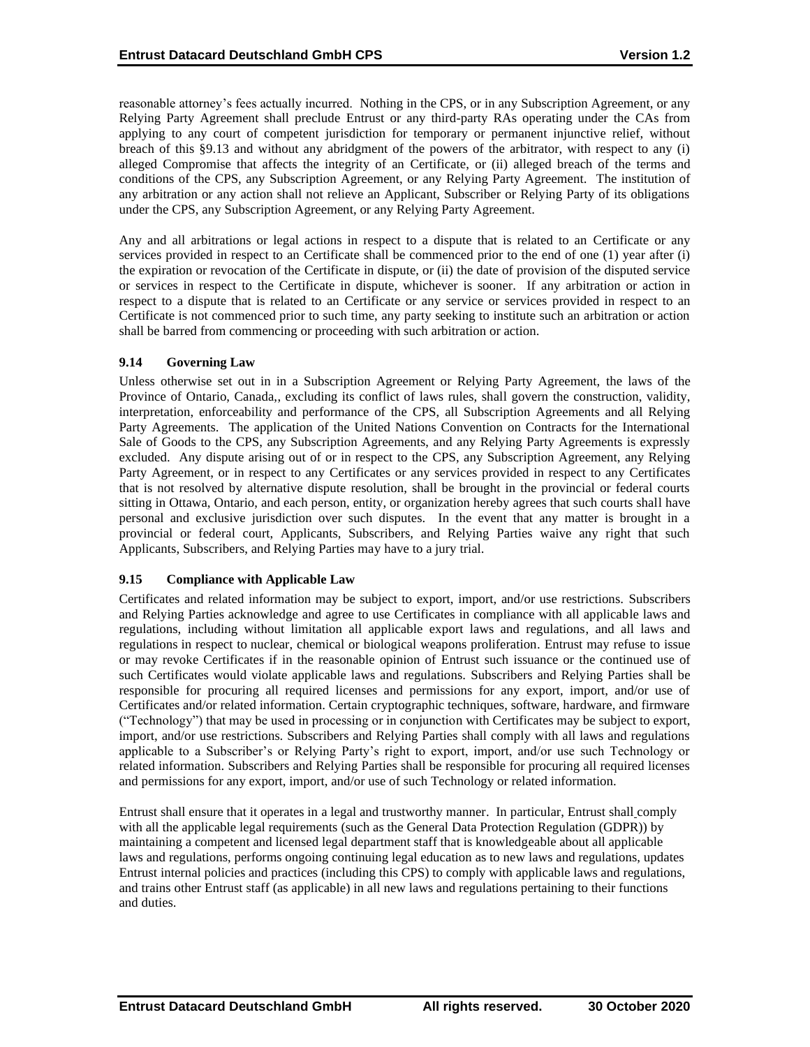reasonable attorney's fees actually incurred. Nothing in the CPS, or in any Subscription Agreement, or any Relying Party Agreement shall preclude Entrust or any third-party RAs operating under the CAs from applying to any court of competent jurisdiction for temporary or permanent injunctive relief, without breach of this §9.13 and without any abridgment of the powers of the arbitrator, with respect to any (i) alleged Compromise that affects the integrity of an Certificate, or (ii) alleged breach of the terms and conditions of the CPS, any Subscription Agreement, or any Relying Party Agreement. The institution of any arbitration or any action shall not relieve an Applicant, Subscriber or Relying Party of its obligations under the CPS, any Subscription Agreement, or any Relying Party Agreement.

Any and all arbitrations or legal actions in respect to a dispute that is related to an Certificate or any services provided in respect to an Certificate shall be commenced prior to the end of one (1) year after (i) the expiration or revocation of the Certificate in dispute, or (ii) the date of provision of the disputed service or services in respect to the Certificate in dispute, whichever is sooner. If any arbitration or action in respect to a dispute that is related to an Certificate or any service or services provided in respect to an Certificate is not commenced prior to such time, any party seeking to institute such an arbitration or action shall be barred from commencing or proceeding with such arbitration or action.

### 9.14 Governing Law

Unless otherwise set out in in a Subscription Agreement or Relying Party Agreement, the laws of the Province of Ontario, Canada,, excluding its conflict of laws rules, shall govern the construction, validity, interpretation, enforceability and performance of the CPS, all Subscription Agreements and all Relying Party Agreements. The application of the United Nations Convention on Contracts for the International Sale of Goods to the CPS, any Subscription Agreements, and any Relying Party Agreements is expressly excluded. Any dispute arising out of or in respect to the CPS, any Subscription Agreement, any Relying Party Agreement, or in respect to any Certificates or any services provided in respect to any Certificates that is not resolved by alternative dispute resolution, shall be brought in the provincial or federal courts sitting in Ottawa, Ontario, and each person, entity, or organization hereby agrees that such courts shall have personal and exclusive jurisdiction over such disputes. In the event that any matter is brought in a provincial or federal court, Applicants, Subscribers, and Relying Parties waive any right that such Applicants, Subscribers, and Relying Parties may have to a jury trial.

### 9.15 Compliance with Applicable Law

Certificates and related information may be subject to export, import, and/or use restrictions. Subscribers and Relying Parties acknowledge and agree to use Certificates in compliance with all applicable laws and regulations, including without limitation all applicable export laws and regulations, and all laws and regulations in respect to nuclear, chemical or biological weapons proliferation. Entrust may refuse to issue or may revoke Certificates if in the reasonable opinion of Entrust such issuance or the continued use of such Certificates would violate applicable laws and regulations. Subscribers and Relying Parties shall be responsible for procuring all required licenses and permissions for any export, import, and/or use of Certificates and/or related information. Certain cryptographic techniques, software, hardware, and firmware ("Technology") that may be used in processing or in conjunction with Certificates may be subject to export, import, and/or use restrictions. Subscribers and Relying Parties shall comply with all laws and regulations applicable to a Subscriber's or Relying Party's right to export, import, and/or use such Technology or related information. Subscribers and Relying Parties shall be responsible for procuring all required licenses and permissions for any export, import, and/or use of such Technology or related information.

Entrust shall ensure that it operates in a legal and trustworthy manner. In particular, Entrust shall comply with all the applicable legal requirements (such as the General Data Protection Regulation (GDPR)) by maintaining a competent and licensed legal department staff that is knowledgeable about all applicable laws and regulations, performs ongoing continuing legal education as to new laws and regulations, updates Entrust internal policies and practices (including this CPS) to comply with applicable laws and regulations, and trains other Entrust staff (as applicable) in all new laws and regulations pertaining to their functions and duties.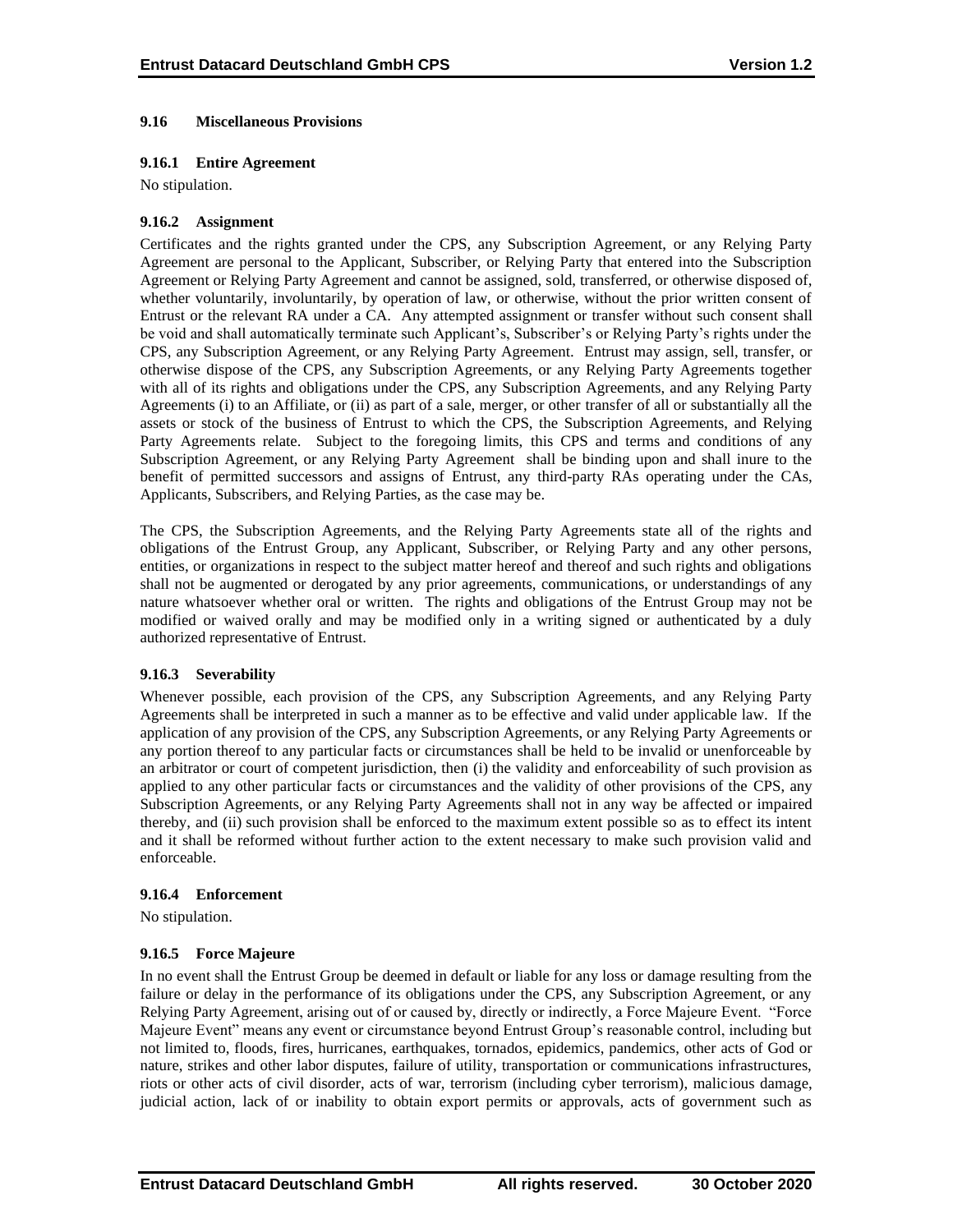### 9.16 Miscellaneous Provisions

#### 9.16.1 Entire Agreement

No stipulation.

#### 9.16.2 Assignment

Certificates and the rights granted under the CPS, any Subscription Agreement, or any Relying Party Agreement are personal to the Applicant, Subscriber, or Relying Party that entered into the Subscription Agreement or Relying Party Agreement and cannot be assigned, sold, transferred, or otherwise disposed of, whether voluntarily, involuntarily, by operation of law, or otherwise, without the prior written consent of Entrust or the relevant RA under a CA. Any attempted assignment or transfer without such consent shall be void and shall automatically terminate such Applicant's, Subscriber's or Relying Party's rights under the CPS, any Subscription Agreement, or any Relying Party Agreement. Entrust may assign, sell, transfer, or otherwise dispose of the CPS, any Subscription Agreements, or any Relying Party Agreements together with all of its rights and obligations under the CPS, any Subscription Agreements, and any Relying Party Agreements (i) to an Affiliate, or (ii) as part of a sale, merger, or other transfer of all or substantially all the assets or stock of the business of Entrust to which the CPS, the Subscription Agreements, and Relying Party Agreements relate. Subject to the foregoing limits, this CPS and terms and conditions of any Subscription Agreement, or any Relying Party Agreement shall be binding upon and shall inure to the benefit of permitted successors and assigns of Entrust, any third-party RAs operating under the CAs, Applicants, Subscribers, and Relying Parties, as the case may be.

The CPS, the Subscription Agreements, and the Relying Party Agreements state all of the rights and obligations of the Entrust Group, any Applicant, Subscriber, or Relying Party and any other persons, entities, or organizations in respect to the subject matter hereof and thereof and such rights and obligations shall not be augmented or derogated by any prior agreements, communications, or understandings of any nature whatsoever whether oral or written. The rights and obligations of the Entrust Group may not be modified or waived orally and may be modified only in a writing signed or authenticated by a duly authorized representative of Entrust.

#### 9.16.3 Severability

Whenever possible, each provision of the CPS, any Subscription Agreements, and any Relying Party Agreements shall be interpreted in such a manner as to be effective and valid under applicable law. If the application of any provision of the CPS, any Subscription Agreements, or any Relying Party Agreements or any portion thereof to any particular facts or circumstances shall be held to be invalid or unenforceable by an arbitrator or court of competent jurisdiction, then (i) the validity and enforceability of such provision as applied to any other particular facts or circumstances and the validity of other provisions of the CPS, any Subscription Agreements, or any Relying Party Agreements shall not in any way be affected or impaired thereby, and (ii) such provision shall be enforced to the maximum extent possible so as to effect its intent and it shall be reformed without further action to the extent necessary to make such provision valid and enforceable.

#### 9.16.4 Enforcement

No stipulation.

#### 9.16.5 Force Majeure

In no event shall the Entrust Group be deemed in default or liable for any loss or damage resulting from the failure or delay in the performance of its obligations under the CPS, any Subscription Agreement, or any Relying Party Agreement, arising out of or caused by, directly or indirectly, a Force Majeure Event. "Force Majeure Event" means any event or circumstance beyond Entrust Group's reasonable control, including but not limited to, floods, fires, hurricanes, earthquakes, tornados, epidemics, pandemics, other acts of God or nature, strikes and other labor disputes, failure of utility, transportation or communications infrastructures, riots or other acts of civil disorder, acts of war, terrorism (including cyber terrorism), malicious damage, judicial action, lack of or inability to obtain export permits or approvals, acts of government such as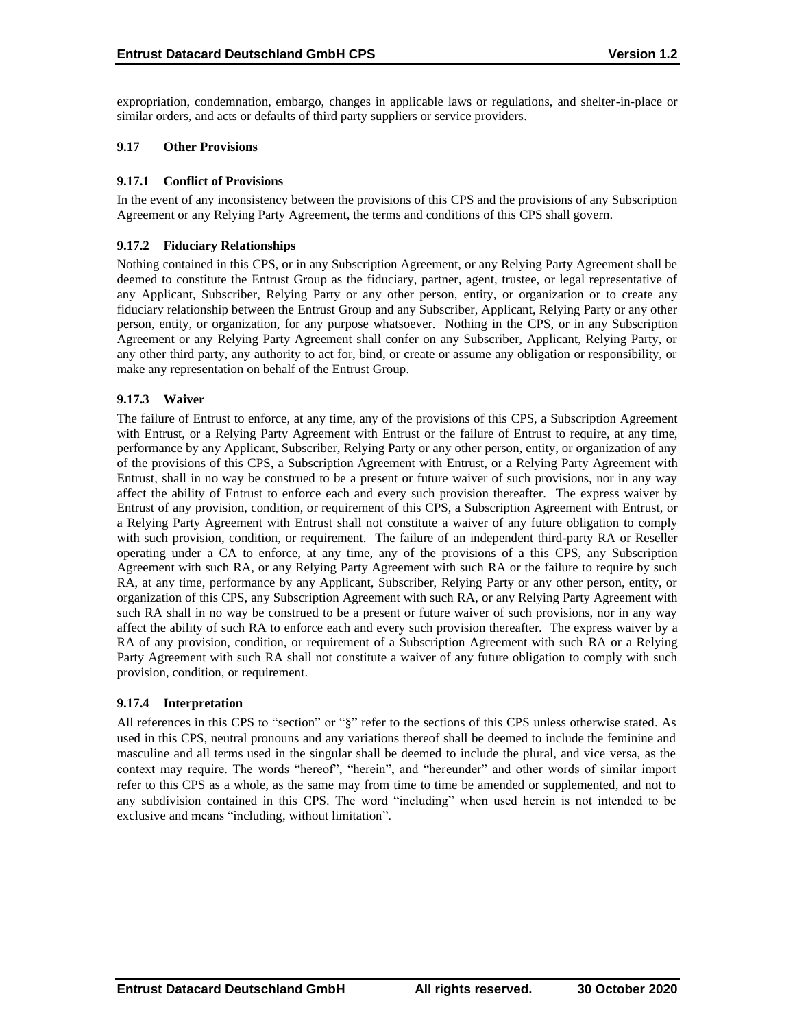expropriation, condemnation, embargo, changes in applicable laws or regulations, and shelter-in-place or similar orders, and acts or defaults of third party suppliers or service providers.

### 9.17 Other Provisions

#### 9.17.1 Conflict of Provisions

In the event of any inconsistency between the provisions of this CPS and the provisions of any Subscription Agreement or any Relying Party Agreement, the terms and conditions of this CPS shall govern.

#### 9.17.2 Fiduciary Relationships

Nothing contained in this CPS, or in any Subscription Agreement, or any Relying Party Agreement shall be deemed to constitute the Entrust Group as the fiduciary, partner, agent, trustee, or legal representative of any Applicant, Subscriber, Relying Party or any other person, entity, or organization or to create any fiduciary relationship between the Entrust Group and any Subscriber, Applicant, Relying Party or any other person, entity, or organization, for any purpose whatsoever. Nothing in the CPS, or in any Subscription Agreement or any Relying Party Agreement shall confer on any Subscriber, Applicant, Relying Party, or any other third party, any authority to act for, bind, or create or assume any obligation or responsibility, or make any representation on behalf of the Entrust Group.

#### 9.17.3 Waiver

The failure of Entrust to enforce, at any time, any of the provisions of this CPS, a Subscription Agreement with Entrust, or a Relying Party Agreement with Entrust or the failure of Entrust to require, at any time, performance by any Applicant, Subscriber, Relying Party or any other person, entity, or organization of any of the provisions of this CPS, a Subscription Agreement with Entrust, or a Relying Party Agreement with Entrust, shall in no way be construed to be a present or future waiver of such provisions, nor in any way affect the ability of Entrust to enforce each and every such provision thereafter. The express waiver by Entrust of any provision, condition, or requirement of this CPS, a Subscription Agreement with Entrust, or a Relying Party Agreement with Entrust shall not constitute a waiver of any future obligation to comply with such provision, condition, or requirement. The failure of an independent third-party RA or Reseller operating under a CA to enforce, at any time, any of the provisions of a this CPS, any Subscription Agreement with such RA, or any Relying Party Agreement with such RA or the failure to require by such RA, at any time, performance by any Applicant, Subscriber, Relying Party or any other person, entity, or organization of this CPS, any Subscription Agreement with such RA, or any Relying Party Agreement with such RA shall in no way be construed to be a present or future waiver of such provisions, nor in any way affect the ability of such RA to enforce each and every such provision thereafter. The express waiver by a RA of any provision, condition, or requirement of a Subscription Agreement with such RA or a Relying Party Agreement with such RA shall not constitute a waiver of any future obligation to comply with such provision, condition, or requirement.

#### 9.17.4 Interpretation

All references in this CPS to "section" or "§" refer to the sections of this CPS unless otherwise stated. As used in this CPS, neutral pronouns and any variations thereof shall be deemed to include the feminine and masculine and all terms used in the singular shall be deemed to include the plural, and vice versa, as the context may require. The words "hereof", "herein", and "hereunder" and other words of similar import refer to this CPS as a whole, as the same may from time to time be amended or supplemented, and not to any subdivision contained in this CPS. The word "including" when used herein is not intended to be exclusive and means "including, without limitation".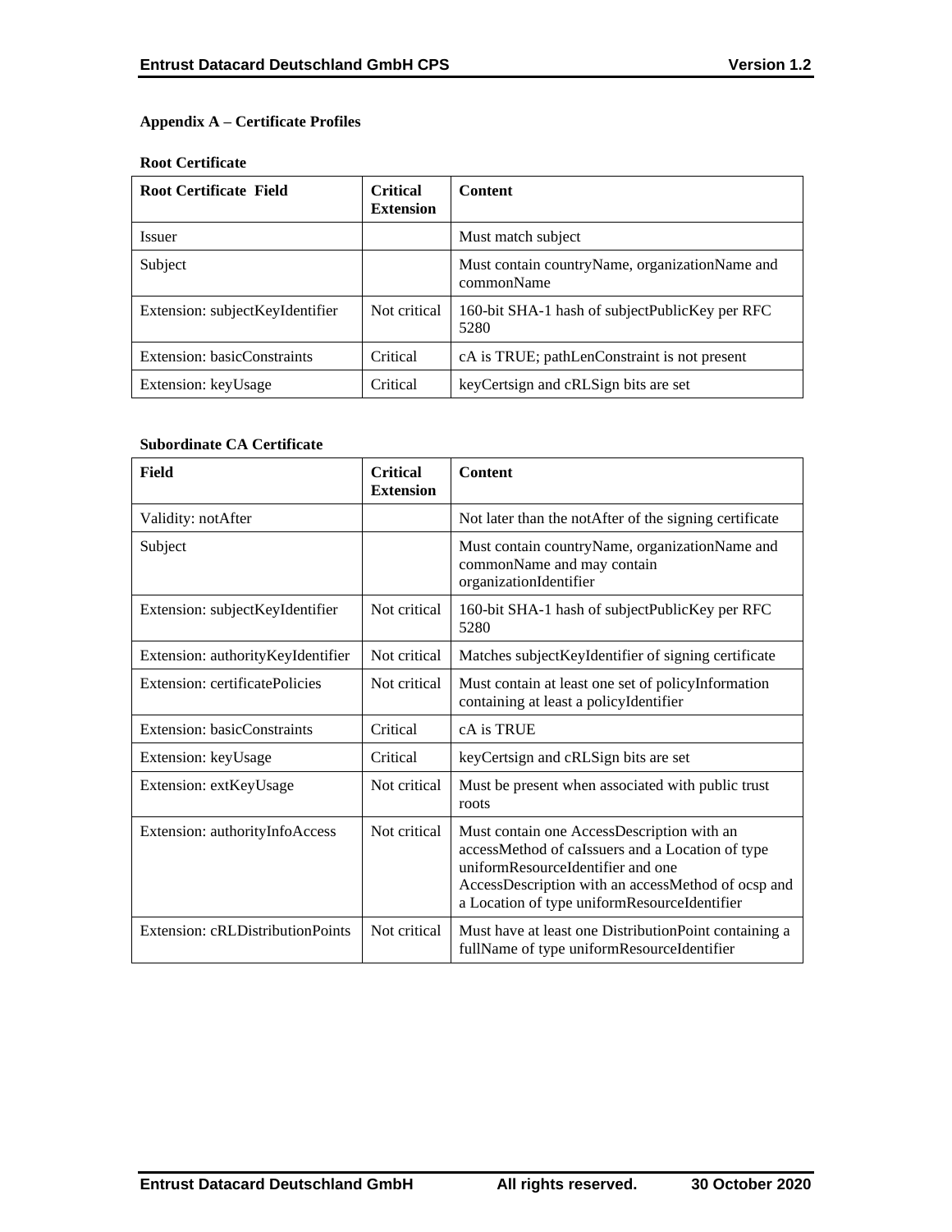### Appendix A – Certificate Profiles

**Root Certificate**

| Root Certificate Field | Critical Extension | Content |
|---|---|---|
| Issuer | | Must match subject |
| Subject | | Must contain countryName, organizationName and commonName |
| Extension: subjectKeyIdentifier | Not critical | 160-bit SHA-1 hash of subjectPublicKey per RFC 5280 |
| Extension: basicConstraints | Critical | cA is TRUE; pathLenConstraint is not present |
| Extension: keyUsage | Critical | keyCertsign and cRLSign bits are set |

**Subordinate CA Certificate**

| Field | Critical Extension | Content |
|---|---|---|
| Validity: notAfter | | Not later than the notAfter of the signing certificate |
| Subject | | Must contain countryName, organizationName and commonName and may contain organizationIdentifier |
| Extension: subjectKeyIdentifier | Not critical | 160-bit SHA-1 hash of subjectPublicKey per RFC 5280 |
| Extension: authorityKeyIdentifier | Not critical | Matches subjectKeyIdentifier of signing certificate |
| Extension: certificatePolicies | Not critical | Must contain at least one set of policyInformation containing at least a policyIdentifier |
| Extension: basicConstraints | Critical | cA is TRUE |
| Extension: keyUsage | Critical | keyCertsign and cRLSign bits are set |
| Extension: extKeyUsage | Not critical | Must be present when associated with public trust roots |
| Extension: authorityInfoAccess | Not critical | Must contain one AccessDescription with an accessMethod of caIssuers and a Location of type uniformResourceIdentifier and one AccessDescription with an accessMethod of ocsp and a Location of type uniformResourceIdentifier |
| Extension: cRLDistributionPoints | Not critical | Must have at least one DistributionPoint containing a fullName of type uniformResourceIdentifier |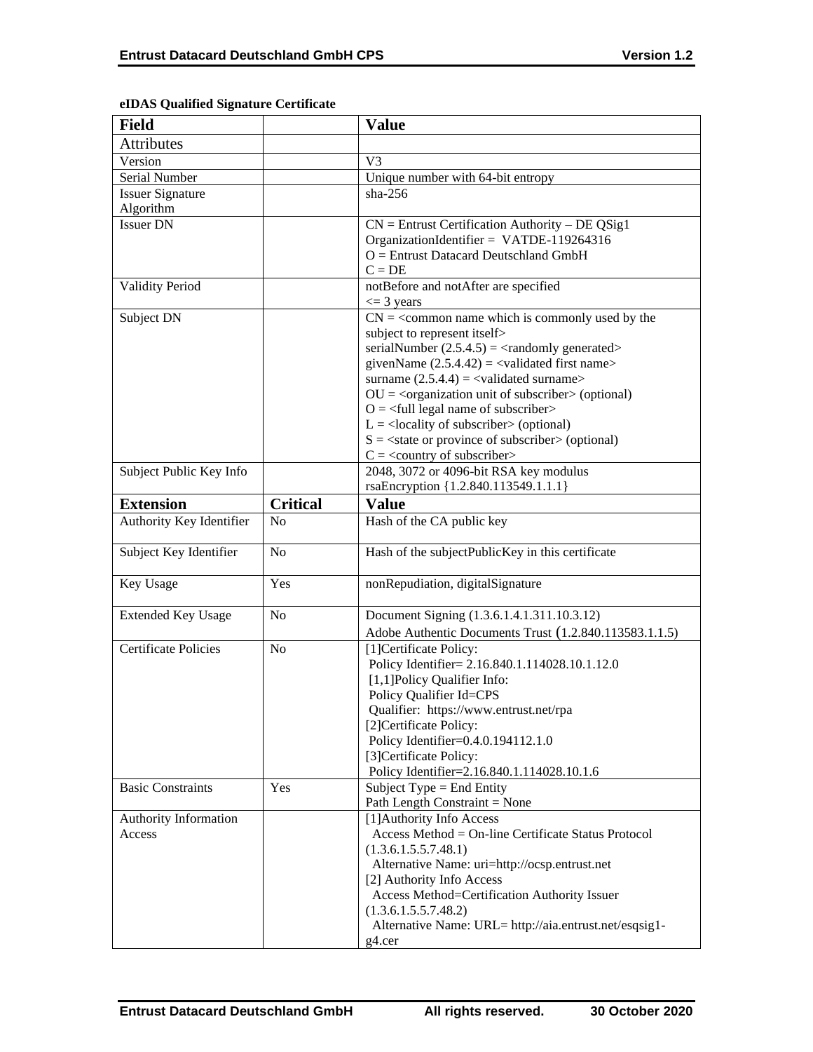**eIDAS Qualified Signature Certificate**

| Field | | Value |
|---|---|---|
| Attributes | | |
| Version | | V3 |
| Serial Number | | Unique number with 64-bit entropy |
| Issuer Signature Algorithm | | sha-256 |
| Issuer DN | | CN = Entrust Certification Authority – DE QSig1<br>OrganizationIdentifier = VATDE-119264316<br>O = Entrust Datacard Deutschland GmbH<br>C = DE |
| Validity Period | | notBefore and notAfter are specified<br><= 3 years |
| Subject DN | | CN = <common name which is commonly used by the subject to represent itself><br>serialNumber (2.5.4.5) = <randomly generated><br>givenName (2.5.4.42) = <validated first name><br>surname (2.5.4.4) = <validated surname><br>OU = <organization unit of subscriber> (optional)<br>O = <full legal name of subscriber><br>L = <locality of subscriber> (optional)<br>S = <state or province of subscriber> (optional)<br>C = <country of subscriber> |
| Subject Public Key Info | | 2048, 3072 or 4096-bit RSA key modulus<br>rsaEncryption {1.2.840.113549.1.1.1} |
| **Extension** | **Critical** | **Value** |
| Authority Key Identifier | No | Hash of the CA public key |
| Subject Key Identifier | No | Hash of the subjectPublicKey in this certificate |
| Key Usage | Yes | nonRepudiation, digitalSignature |
| Extended Key Usage | No | Document Signing (1.3.6.1.4.1.311.10.3.12)<br>Adobe Authentic Documents Trust (1.2.840.113583.1.1.5) |
| Certificate Policies | No | [1]Certificate Policy:<br>Policy Identifier= 2.16.840.1.114028.10.1.12.0<br>[1,1]Policy Qualifier Info:<br>Policy Qualifier Id=CPS<br>Qualifier: https://www.entrust.net/rpa<br>[2]Certificate Policy:<br>Policy Identifier=0.4.0.194112.1.0<br>[3]Certificate Policy:<br>Policy Identifier=2.16.840.1.114028.10.1.6 |
| Basic Constraints | Yes | Subject Type = End Entity<br>Path Length Constraint = None |
| Authority Information Access | | [1]Authority Info Access<br>Access Method = On-line Certificate Status Protocol (1.3.6.1.5.5.7.48.1)<br>Alternative Name: uri=http://ocsp.entrust.net<br>[2] Authority Info Access<br>Access Method=Certification Authority Issuer (1.3.6.1.5.5.7.48.2)<br>Alternative Name: URL= http://aia.entrust.net/esqsig1-g4.cer |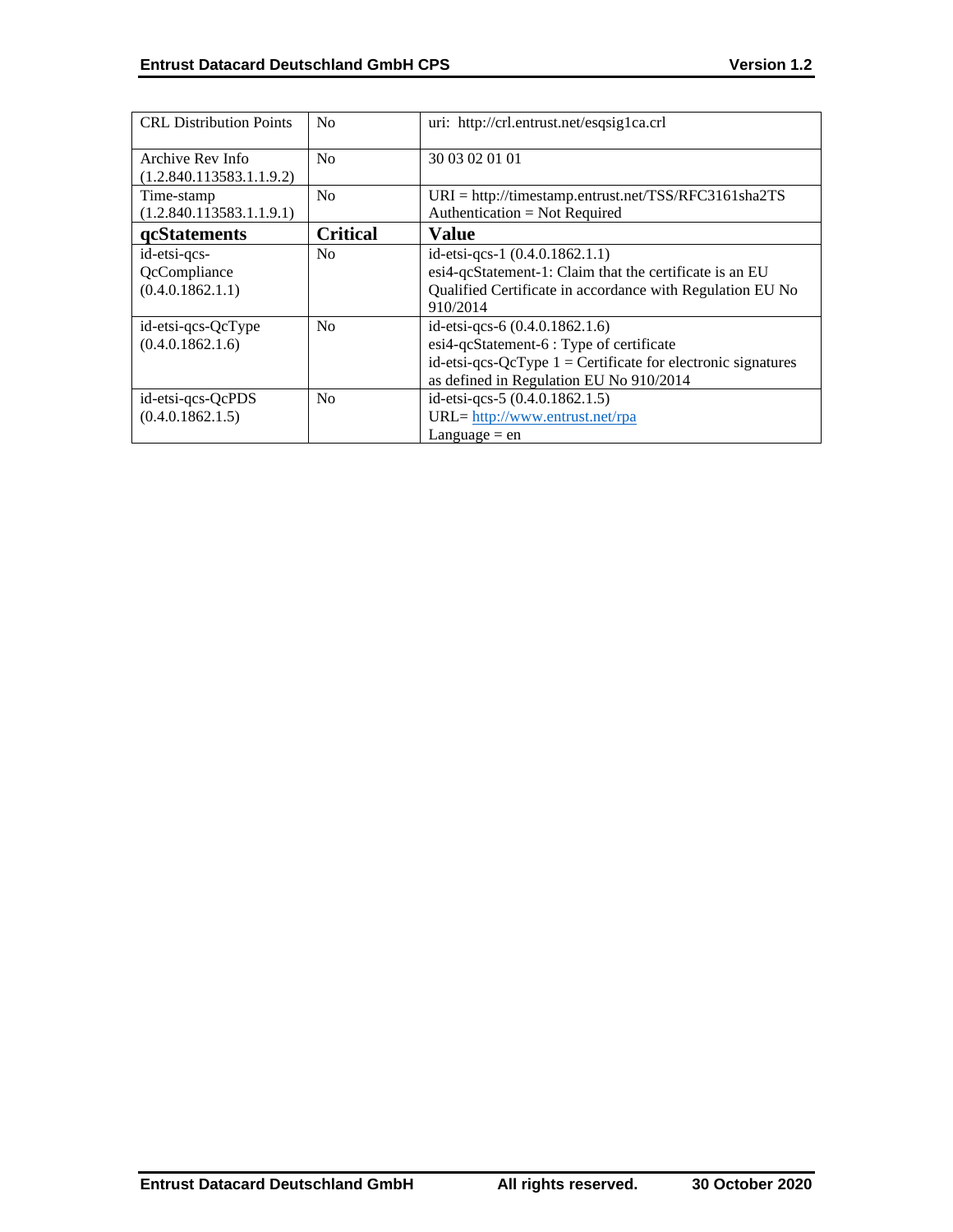| CRL Distribution Points | No | uri: http://crl.entrust.net/esqsig1ca.crl |
|---|---|---|
| Archive Rev Info (1.2.840.113583.1.1.9.2) | No | 30 03 02 01 01 |
| Time-stamp (1.2.840.113583.1.1.9.1) | No | URI = http://timestamp.entrust.net/TSS/RFC3161sha2TS<br>Authentication = Not Required |
| **qcStatements** | **Critical** | **Value** |
| id-etsi-qcs-QcCompliance (0.4.0.1862.1.1) | No | id-etsi-qcs-1 (0.4.0.1862.1.1)<br>esi4-qcStatement-1: Claim that the certificate is an EU Qualified Certificate in accordance with Regulation EU No 910/2014 |
| id-etsi-qcs-QcType (0.4.0.1862.1.6) | No | id-etsi-qcs-6 (0.4.0.1862.1.6)<br>esi4-qcStatement-6 : Type of certificate<br>id-etsi-qcs-QcType 1 = Certificate for electronic signatures as defined in Regulation EU No 910/2014 |
| id-etsi-qcs-QcPDS (0.4.0.1862.1.5) | No | id-etsi-qcs-5 (0.4.0.1862.1.5)<br>URL= http://www.entrust.net/rpa<br>Language = en |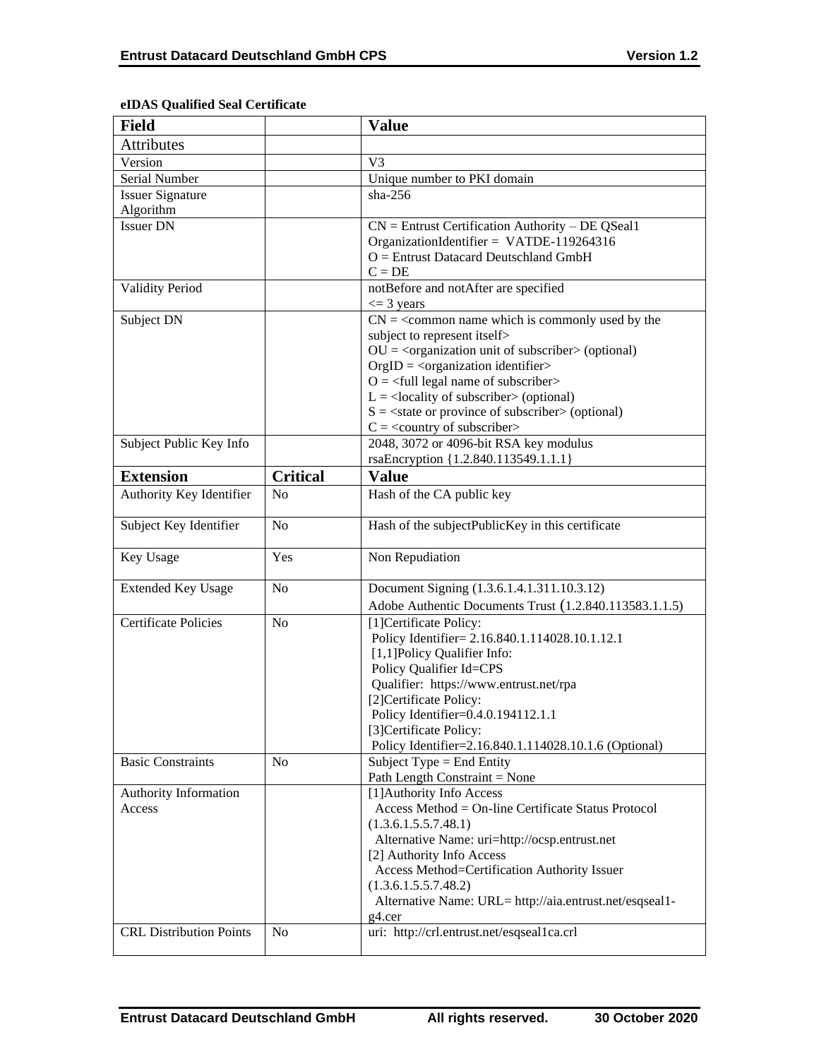**eIDAS Qualified Seal Certificate**

| Field | | Value |
|---|---|---|
| Attributes | | |
| Version | | V3 |
| Serial Number | | Unique number to PKI domain |
| Issuer Signature Algorithm | | sha-256 |
| Issuer DN | | CN = Entrust Certification Authority – DE QSeal1<br>OrganizationIdentifier = VATDE-119264316<br>O = Entrust Datacard Deutschland GmbH<br>C = DE |
| Validity Period | | notBefore and notAfter are specified<br><= 3 years |
| Subject DN | | CN = <common name which is commonly used by the subject to represent itself><br>OU = <organization unit of subscriber> (optional)<br>OrgID = <organization identifier><br>O = <full legal name of subscriber><br>L = <locality of subscriber> (optional)<br>S = <state or province of subscriber> (optional)<br>C = <country of subscriber> |
| Subject Public Key Info | | 2048, 3072 or 4096-bit RSA key modulus<br>rsaEncryption {1.2.840.113549.1.1.1} |
| **Extension** | **Critical** | **Value** |
| Authority Key Identifier | No | Hash of the CA public key |
| Subject Key Identifier | No | Hash of the subjectPublicKey in this certificate |
| Key Usage | Yes | Non Repudiation |
| Extended Key Usage | No | Document Signing (1.3.6.1.4.1.311.10.3.12)<br>Adobe Authentic Documents Trust (1.2.840.113583.1.1.5) |
| Certificate Policies | No | [1]Certificate Policy:<br>Policy Identifier= 2.16.840.1.114028.10.1.12.1<br>[1,1]Policy Qualifier Info:<br>Policy Qualifier Id=CPS<br>Qualifier: https://www.entrust.net/rpa<br>[2]Certificate Policy:<br>Policy Identifier=0.4.0.194112.1.1<br>[3]Certificate Policy:<br>Policy Identifier=2.16.840.1.114028.10.1.6 (Optional) |
| Basic Constraints | No | Subject Type = End Entity<br>Path Length Constraint = None |
| Authority Information Access | | [1]Authority Info Access<br>Access Method = On-line Certificate Status Protocol (1.3.6.1.5.5.7.48.1)<br>Alternative Name: uri=http://ocsp.entrust.net<br>[2] Authority Info Access<br>Access Method=Certification Authority Issuer (1.3.6.1.5.5.7.48.2)<br>Alternative Name: URL= http://aia.entrust.net/esqseal1-g4.cer |
| CRL Distribution Points | No | uri: http://crl.entrust.net/esqseal1ca.crl |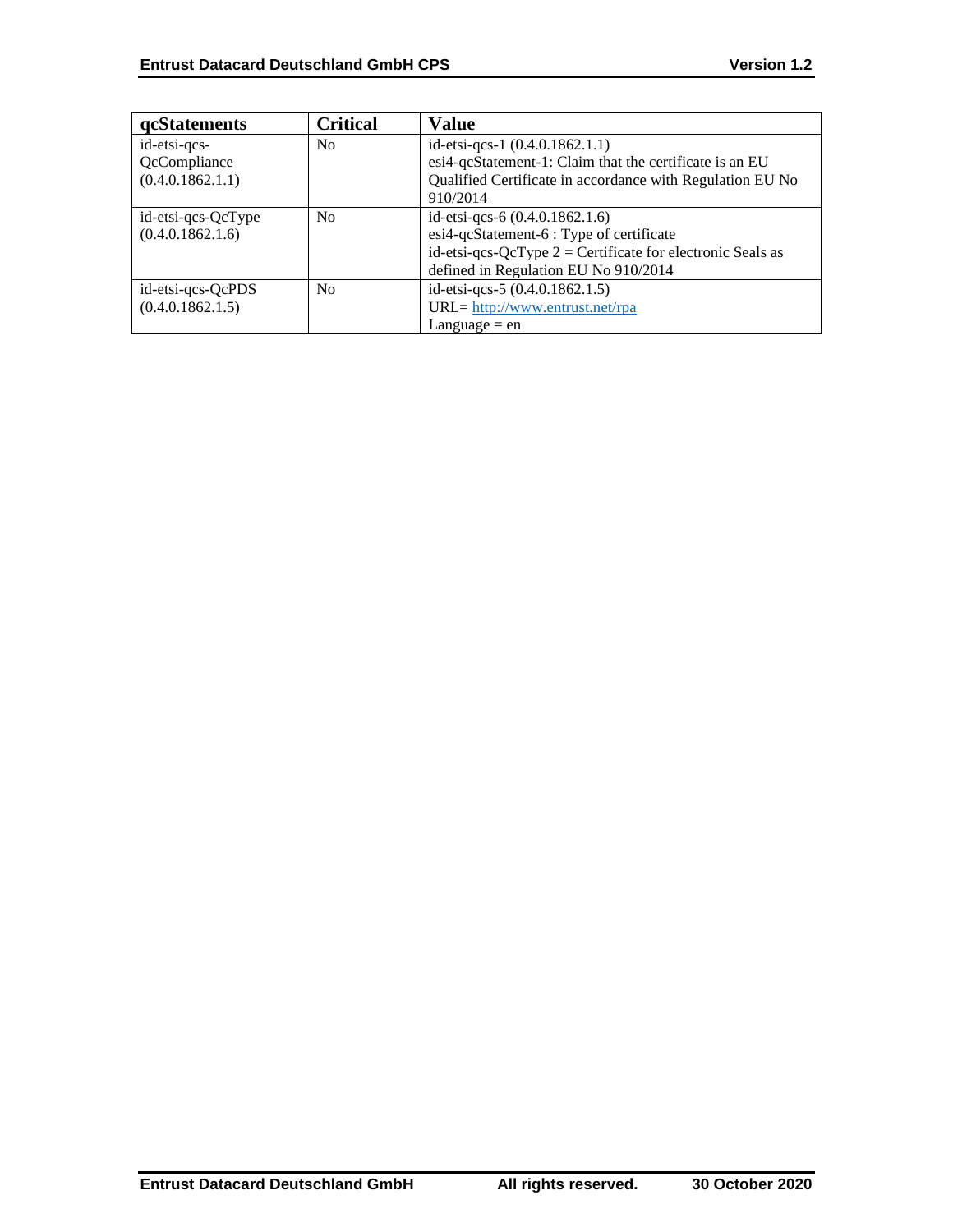| qcStatements | Critical | Value |
|---|---|---|
| id-etsi-qcs-QcCompliance (0.4.0.1862.1.1) | No | id-etsi-qcs-1 (0.4.0.1862.1.1)<br>esi4-qcStatement-1: Claim that the certificate is an EU Qualified Certificate in accordance with Regulation EU No 910/2014 |
| id-etsi-qcs-QcType (0.4.0.1862.1.6) | No | id-etsi-qcs-6 (0.4.0.1862.1.6)<br>esi4-qcStatement-6 : Type of certificate<br>id-etsi-qcs-QcType 2 = Certificate for electronic Seals as defined in Regulation EU No 910/2014 |
| id-etsi-qcs-QcPDS (0.4.0.1862.1.5) | No | id-etsi-qcs-5 (0.4.0.1862.1.5)<br>URL= http://www.entrust.net/rpa<br>Language = en |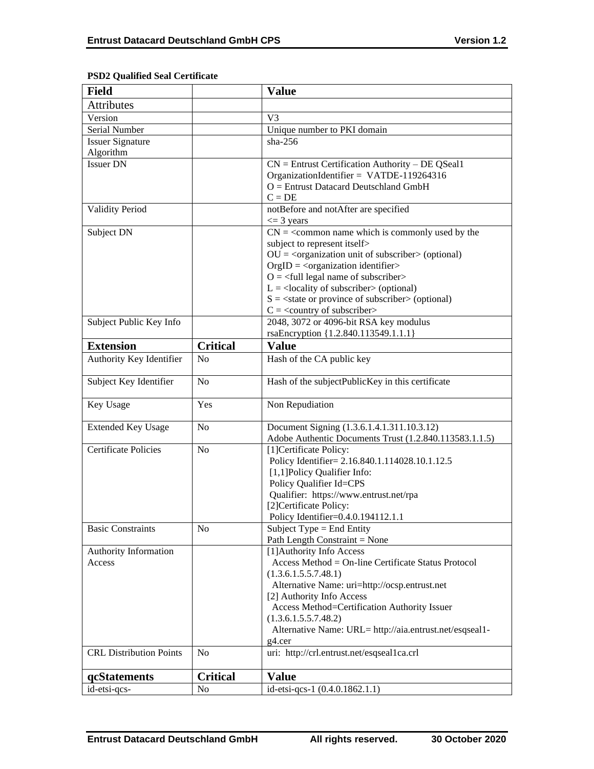**PSD2 Qualified Seal Certificate**

| Field | | Value |
|---|---|---|
| Attributes | | |
| Version | | V3 |
| Serial Number | | Unique number to PKI domain |
| Issuer Signature Algorithm | | sha-256 |
| Issuer DN | | CN = Entrust Certification Authority – DE QSeal1<br>OrganizationIdentifier = VATDE-119264316<br>O = Entrust Datacard Deutschland GmbH<br>C = DE |
| Validity Period | | notBefore and notAfter are specified<br><= 3 years |
| Subject DN | | CN = <common name which is commonly used by the subject to represent itself><br>OU = <organization unit of subscriber> (optional)<br>OrgID = <organization identifier><br>O = <full legal name of subscriber><br>L = <locality of subscriber> (optional)<br>S = <state or province of subscriber> (optional)<br>C = <country of subscriber> |
| Subject Public Key Info | | 2048, 3072 or 4096-bit RSA key modulus<br>rsaEncryption {1.2.840.113549.1.1.1} |
| **Extension** | **Critical** | **Value** |
| Authority Key Identifier | No | Hash of the CA public key |
| Subject Key Identifier | No | Hash of the subjectPublicKey in this certificate |
| Key Usage | Yes | Non Repudiation |
| Extended Key Usage | No | Document Signing (1.3.6.1.4.1.311.10.3.12)<br>Adobe Authentic Documents Trust (1.2.840.113583.1.1.5) |
| Certificate Policies | No | [1]Certificate Policy:<br>Policy Identifier= 2.16.840.1.114028.10.1.12.5<br>[1,1]Policy Qualifier Info:<br>Policy Qualifier Id=CPS<br>Qualifier: https://www.entrust.net/rpa<br>[2]Certificate Policy:<br>Policy Identifier=0.4.0.194112.1.1 |
| Basic Constraints | No | Subject Type = End Entity<br>Path Length Constraint = None |
| Authority Information Access | | [1]Authority Info Access<br>Access Method = On-line Certificate Status Protocol (1.3.6.1.5.5.7.48.1)<br>Alternative Name: uri=http://ocsp.entrust.net<br>[2] Authority Info Access<br>Access Method=Certification Authority Issuer (1.3.6.1.5.5.7.48.2)<br>Alternative Name: URL= http://aia.entrust.net/esqseal1-g4.cer |
| CRL Distribution Points | No | uri: http://crl.entrust.net/esqseal1ca.crl |
| **qcStatements** | **Critical** | **Value** |
| id-etsi-qcs- | No | id-etsi-qcs-1 (0.4.0.1862.1.1) |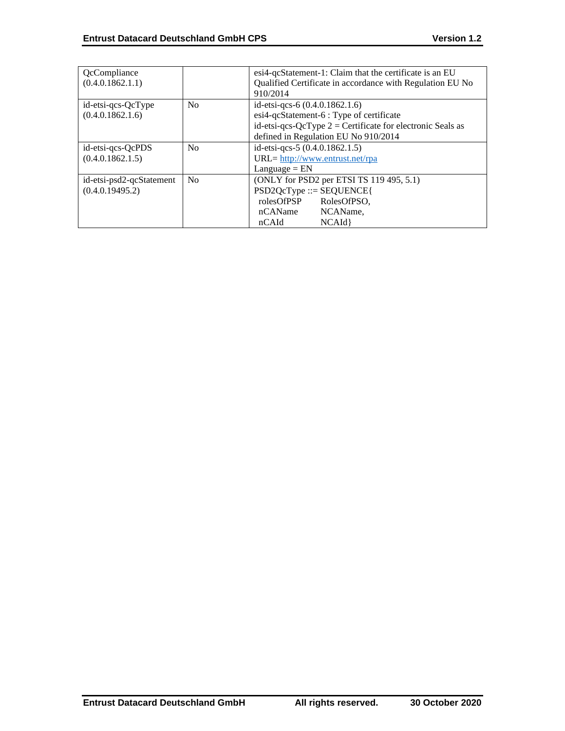| | | |
|---|---|---|
| QcCompliance (0.4.0.1862.1.1) | | esi4-qcStatement-1: Claim that the certificate is an EU Qualified Certificate in accordance with Regulation EU No 910/2014 |
| id-etsi-qcs-QcType (0.4.0.1862.1.6) | No | id-etsi-qcs-6 (0.4.0.1862.1.6)<br>esi4-qcStatement-6 : Type of certificate<br>id-etsi-qcs-QcType 2 = Certificate for electronic Seals as defined in Regulation EU No 910/2014 |
| id-etsi-qcs-QcPDS (0.4.0.1862.1.5) | No | id-etsi-qcs-5 (0.4.0.1862.1.5)<br>URL= http://www.entrust.net/rpa<br>Language = EN |
| id-etsi-psd2-qcStatement (0.4.0.19495.2) | No | (ONLY for PSD2 per ETSI TS 119 495, 5.1)<br>PSD2QcType ::= SEQUENCE{<br>rolesOfPSP RolesOfPSO,<br>nCAName NCAName,<br>nCAId NCAId} |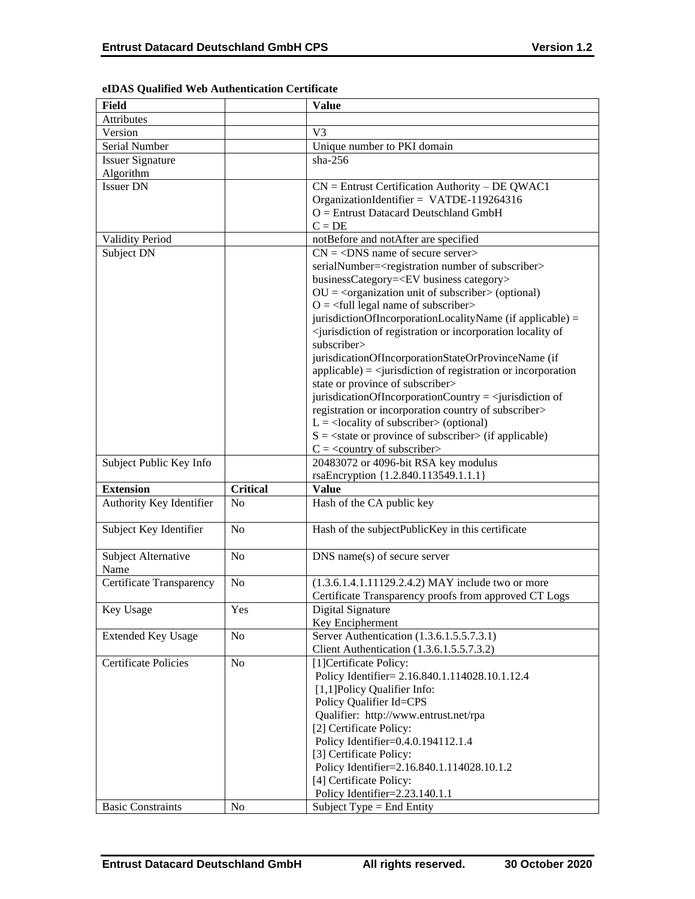**eIDAS Qualified Web Authentication Certificate**

| Field | | Value |
|---|---|---|
| Attributes | | |
| Version | | V3 |
| Serial Number | | Unique number to PKI domain |
| Issuer Signature Algorithm | | sha-256 |
| Issuer DN | | CN = Entrust Certification Authority – DE QWAC1<br>OrganizationIdentifier = VATDE-119264316<br>O = Entrust Datacard Deutschland GmbH<br>C = DE |
| Validity Period | | notBefore and notAfter are specified |
| Subject DN | | CN = <DNS name of secure server><br>serialNumber=<registration number of subscriber><br>businessCategory=<EV business category><br>OU = <organization unit of subscriber> (optional)<br>O = <full legal name of subscriber><br>jurisdictionOfIncorporationLocalityName (if applicable) = <jurisdiction of registration or incorporation locality of subscriber><br>jurisdicationOfIncorporationStateOrProvinceName (if applicable) = <jurisdiction of registration or incorporation state or province of subscriber><br>jurisdicationOfIncorporationCountry = <jurisdiction of registration or incorporation country of subscriber><br>L = <locality of subscriber> (optional)<br>S = <state or province of subscriber> (if applicable)<br>C = <country of subscriber> |
| Subject Public Key Info | | 20483072 or 4096-bit RSA key modulus<br>rsaEncryption {1.2.840.113549.1.1.1} |
| **Extension** | **Critical** | **Value** |
| Authority Key Identifier | No | Hash of the CA public key |
| Subject Key Identifier | No | Hash of the subjectPublicKey in this certificate |
| Subject Alternative Name | No | DNS name(s) of secure server |
| Certificate Transparency | No | (1.3.6.1.4.1.11129.2.4.2) MAY include two or more Certificate Transparency proofs from approved CT Logs |
| Key Usage | Yes | Digital Signature<br>Key Encipherment |
| Extended Key Usage | No | Server Authentication (1.3.6.1.5.5.7.3.1)<br>Client Authentication (1.3.6.1.5.5.7.3.2) |
| Certificate Policies | No | [1]Certificate Policy:<br>Policy Identifier= 2.16.840.1.114028.10.1.12.4<br>[1,1]Policy Qualifier Info:<br>Policy Qualifier Id=CPS<br>Qualifier: http://www.entrust.net/rpa<br>[2] Certificate Policy:<br>Policy Identifier=0.4.0.194112.1.4<br>[3] Certificate Policy:<br>Policy Identifier=2.16.840.1.114028.10.1.2<br>[4] Certificate Policy:<br>Policy Identifier=2.23.140.1.1 |
| Basic Constraints | No | Subject Type = End Entity |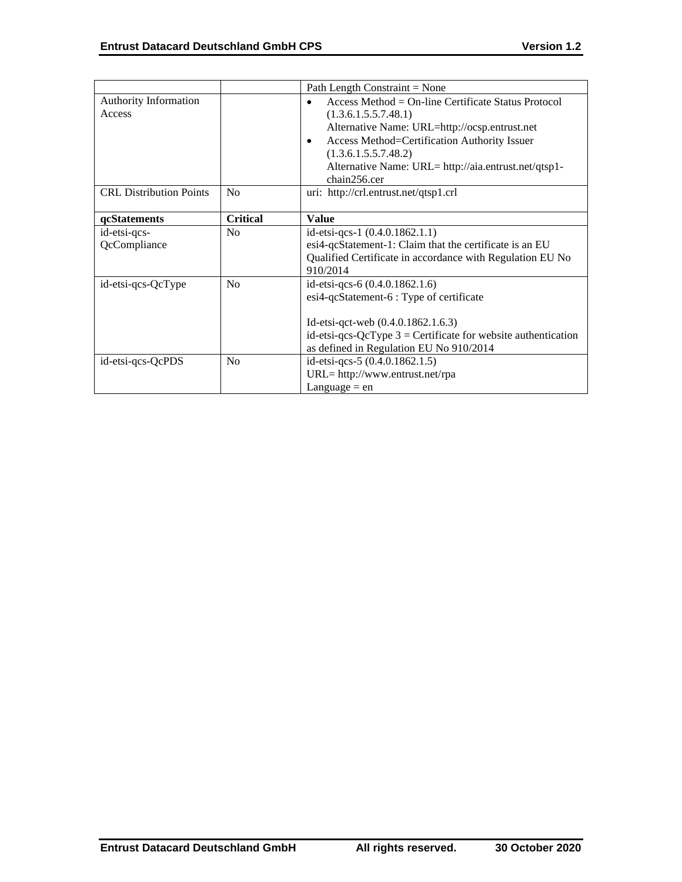| | | |
|---|---|---|
| | | Path Length Constraint = None |
| Authority Information Access | | • Access Method = On-line Certificate Status Protocol (1.3.6.1.5.5.7.48.1) Alternative Name: URL=http://ocsp.entrust.net <br>• Access Method=Certification Authority Issuer (1.3.6.1.5.5.7.48.2) Alternative Name: URL= http://aia.entrust.net/qtsp1-chain256.cer |
| CRL Distribution Points | No | uri: http://crl.entrust.net/qtsp1.crl |
| **qcStatements** | **Critical** | **Value** |
| id-etsi-qcs-QcCompliance | No | id-etsi-qcs-1 (0.4.0.1862.1.1) esi4-qcStatement-1: Claim that the certificate is an EU Qualified Certificate in accordance with Regulation EU No 910/2014 |
| id-etsi-qcs-QcType | No | id-etsi-qcs-6 (0.4.0.1862.1.6) esi4-qcStatement-6 : Type of certificate <br><br>Id-etsi-qct-web (0.4.0.1862.1.6.3) id-etsi-qcs-QcType 3 = Certificate for website authentication as defined in Regulation EU No 910/2014 |
| id-etsi-qcs-QcPDS | No | id-etsi-qcs-5 (0.4.0.1862.1.5) URL= http://www.entrust.net/rpa Language = en |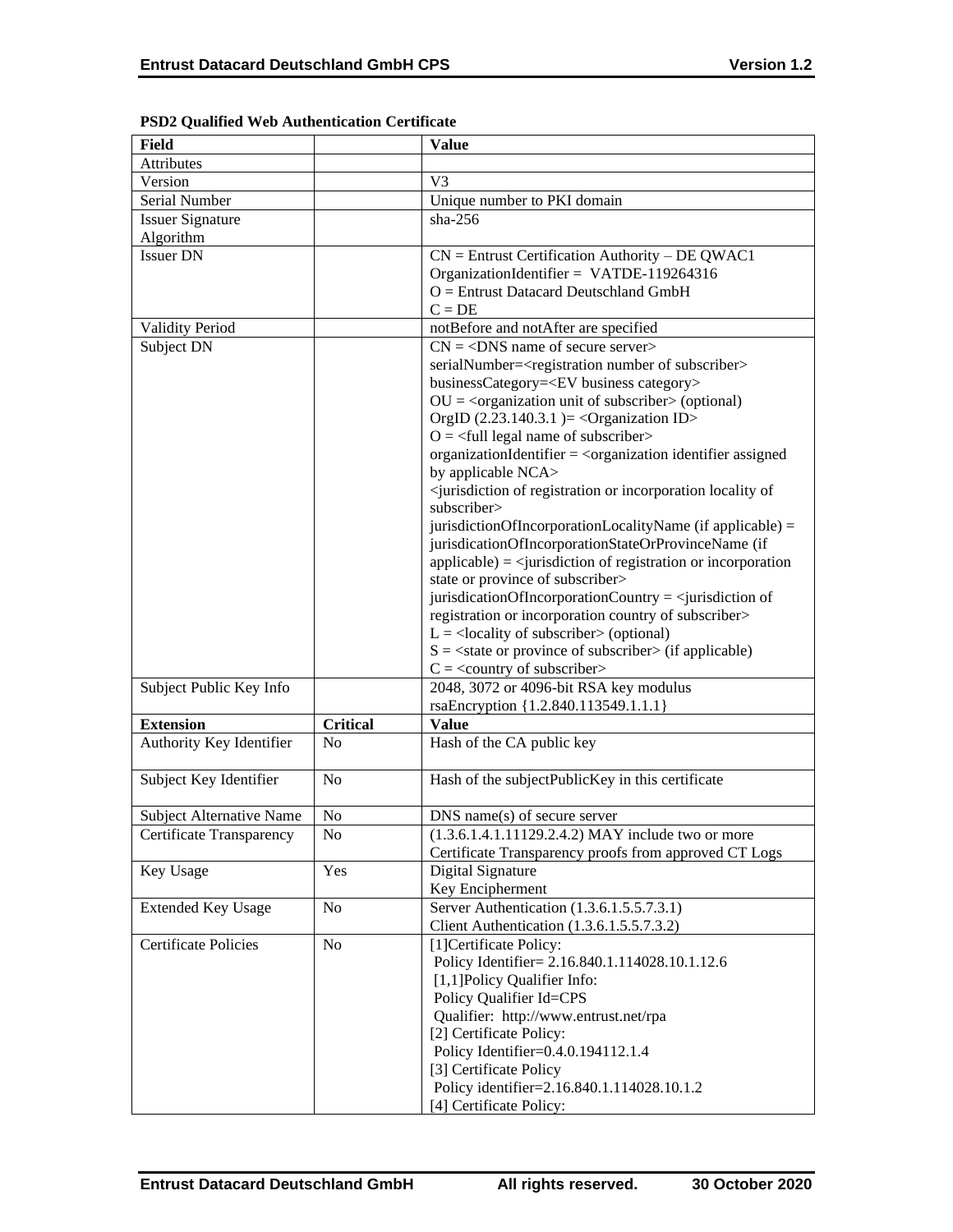**PSD2 Qualified Web Authentication Certificate**

| Field | | Value |
|---|---|---|
| Attributes | | |
| Version | | V3 |
| Serial Number | | Unique number to PKI domain |
| Issuer Signature Algorithm | | sha-256 |
| Issuer DN | | CN = Entrust Certification Authority – DE QWAC1<br>OrganizationIdentifier = VATDE-119264316<br>O = Entrust Datacard Deutschland GmbH<br>C = DE |
| Validity Period | | notBefore and notAfter are specified |
| Subject DN | | CN = <DNS name of secure server><br>serialNumber=<registration number of subscriber><br>businessCategory=<EV business category><br>OU = <organization unit of subscriber> (optional)<br>OrgID (2.23.140.3.1 )= <Organization ID><br>O = <full legal name of subscriber><br>organizationIdentifier = <organization identifier assigned by applicable NCA><br><jurisdiction of registration or incorporation locality of subscriber><br>jurisdictionOfIncorporationLocalityName (if applicable) =<br>jurisdicationOfIncorporationStateOrProvinceName (if applicable) = <jurisdiction of registration or incorporation state or province of subscriber><br>jurisdicationOfIncorporationCountry = <jurisdiction of registration or incorporation country of subscriber><br>L = <locality of subscriber> (optional)<br>S = <state or province of subscriber> (if applicable)<br>C = <country of subscriber> |
| Subject Public Key Info | | 2048, 3072 or 4096-bit RSA key modulus<br>rsaEncryption {1.2.840.113549.1.1.1} |
| **Extension** | **Critical** | **Value** |
| Authority Key Identifier | No | Hash of the CA public key |
| Subject Key Identifier | No | Hash of the subjectPublicKey in this certificate |
| Subject Alternative Name | No | DNS name(s) of secure server |
| Certificate Transparency | No | (1.3.6.1.4.1.11129.2.4.2) MAY include two or more Certificate Transparency proofs from approved CT Logs |
| Key Usage | Yes | Digital Signature<br>Key Encipherment |
| Extended Key Usage | No | Server Authentication (1.3.6.1.5.5.7.3.1)<br>Client Authentication (1.3.6.1.5.5.7.3.2) |
| Certificate Policies | No | [1]Certificate Policy:<br>Policy Identifier= 2.16.840.1.114028.10.1.12.6<br>[1,1]Policy Qualifier Info:<br>Policy Qualifier Id=CPS<br>Qualifier: http://www.entrust.net/rpa<br>[2] Certificate Policy:<br>Policy Identifier=0.4.0.194112.1.4<br>[3] Certificate Policy<br>Policy identifier=2.16.840.1.114028.10.1.2<br>[4] Certificate Policy: |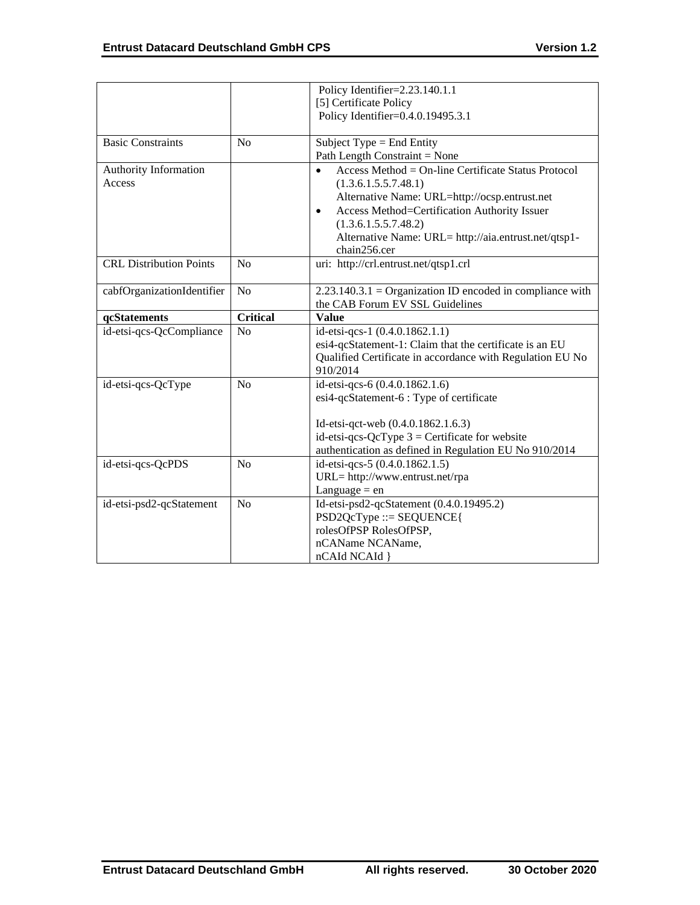|  |  | Policy Identifier=2.23.140.1.1<br>[5] Certificate Policy<br>Policy Identifier=0.4.0.19495.3.1 |
|---|---|---|
| Basic Constraints | No | Subject Type = End Entity<br>Path Length Constraint = None |
| Authority Information Access |  | • Access Method = On-line Certificate Status Protocol (1.3.6.1.5.5.7.48.1)<br>Alternative Name: URL=http://ocsp.entrust.net<br>• Access Method=Certification Authority Issuer (1.3.6.1.5.5.7.48.2)<br>Alternative Name: URL= http://aia.entrust.net/qtsp1-chain256.cer |
| CRL Distribution Points | No | uri: http://crl.entrust.net/qtsp1.crl |
| cabfOrganizationIdentifier | No | 2.23.140.3.1 = Organization ID encoded in compliance with the CAB Forum EV SSL Guidelines |
| **qcStatements** | **Critical** | **Value** |
| id-etsi-qcs-QcCompliance | No | id-etsi-qcs-1 (0.4.0.1862.1.1)<br>esi4-qcStatement-1: Claim that the certificate is an EU Qualified Certificate in accordance with Regulation EU No 910/2014 |
| id-etsi-qcs-QcType | No | id-etsi-qcs-6 (0.4.0.1862.1.6)<br>esi4-qcStatement-6 : Type of certificate<br><br>Id-etsi-qct-web (0.4.0.1862.1.6.3)<br>id-etsi-qcs-QcType 3 = Certificate for website authentication as defined in Regulation EU No 910/2014 |
| id-etsi-qcs-QcPDS | No | id-etsi-qcs-5 (0.4.0.1862.1.5)<br>URL= http://www.entrust.net/rpa<br>Language = en |
| id-etsi-psd2-qcStatement | No | Id-etsi-psd2-qcStatement (0.4.0.19495.2)<br>PSD2QcType ::= SEQUENCE{<br>rolesOfPSP RolesOfPSP,<br>nCAName NCAName,<br>nCAId NCAId } |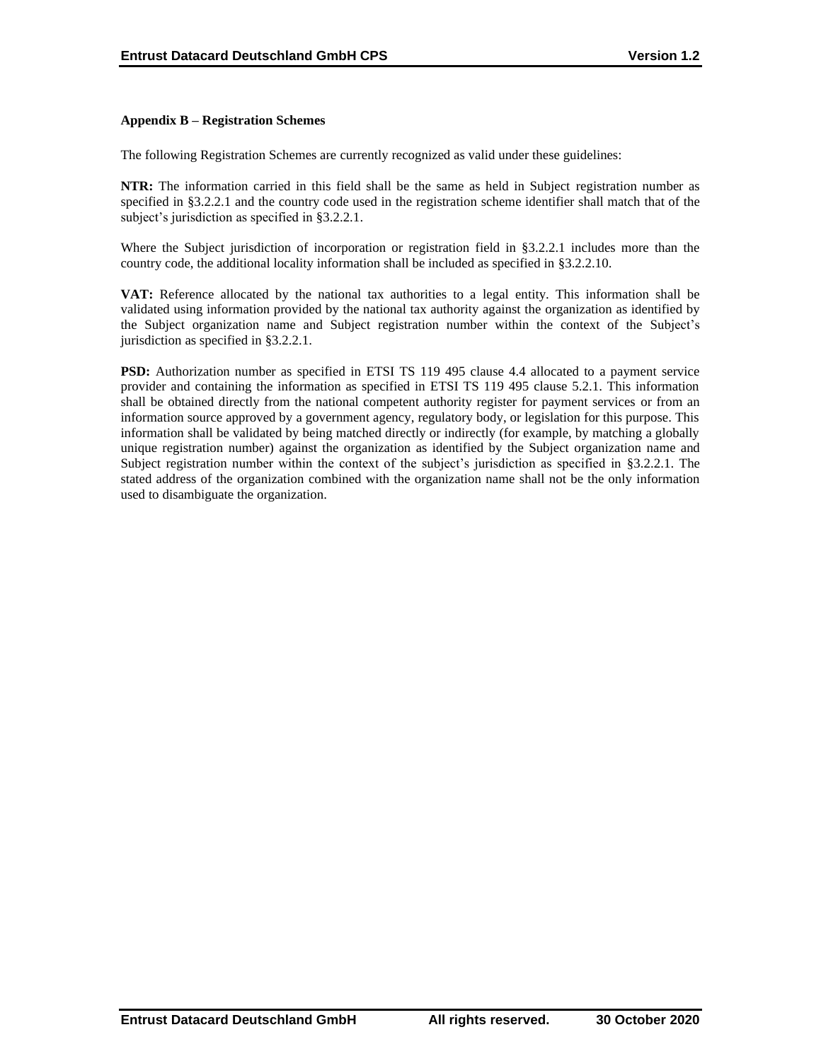## Appendix B – Registration Schemes

The following Registration Schemes are currently recognized as valid under these guidelines:

**NTR:** The information carried in this field shall be the same as held in Subject registration number as specified in §3.2.2.1 and the country code used in the registration scheme identifier shall match that of the subject's jurisdiction as specified in §3.2.2.1.

Where the Subject jurisdiction of incorporation or registration field in §3.2.2.1 includes more than the country code, the additional locality information shall be included as specified in §3.2.2.10.

**VAT:** Reference allocated by the national tax authorities to a legal entity. This information shall be validated using information provided by the national tax authority against the organization as identified by the Subject organization name and Subject registration number within the context of the Subject's jurisdiction as specified in §3.2.2.1.

**PSD:** Authorization number as specified in ETSI TS 119 495 clause 4.4 allocated to a payment service provider and containing the information as specified in ETSI TS 119 495 clause 5.2.1. This information shall be obtained directly from the national competent authority register for payment services or from an information source approved by a government agency, regulatory body, or legislation for this purpose. This information shall be validated by being matched directly or indirectly (for example, by matching a globally unique registration number) against the organization as identified by the Subject organization name and Subject registration number within the context of the subject's jurisdiction as specified in §3.2.2.1. The stated address of the organization combined with the organization name shall not be the only information used to disambiguate the organization.